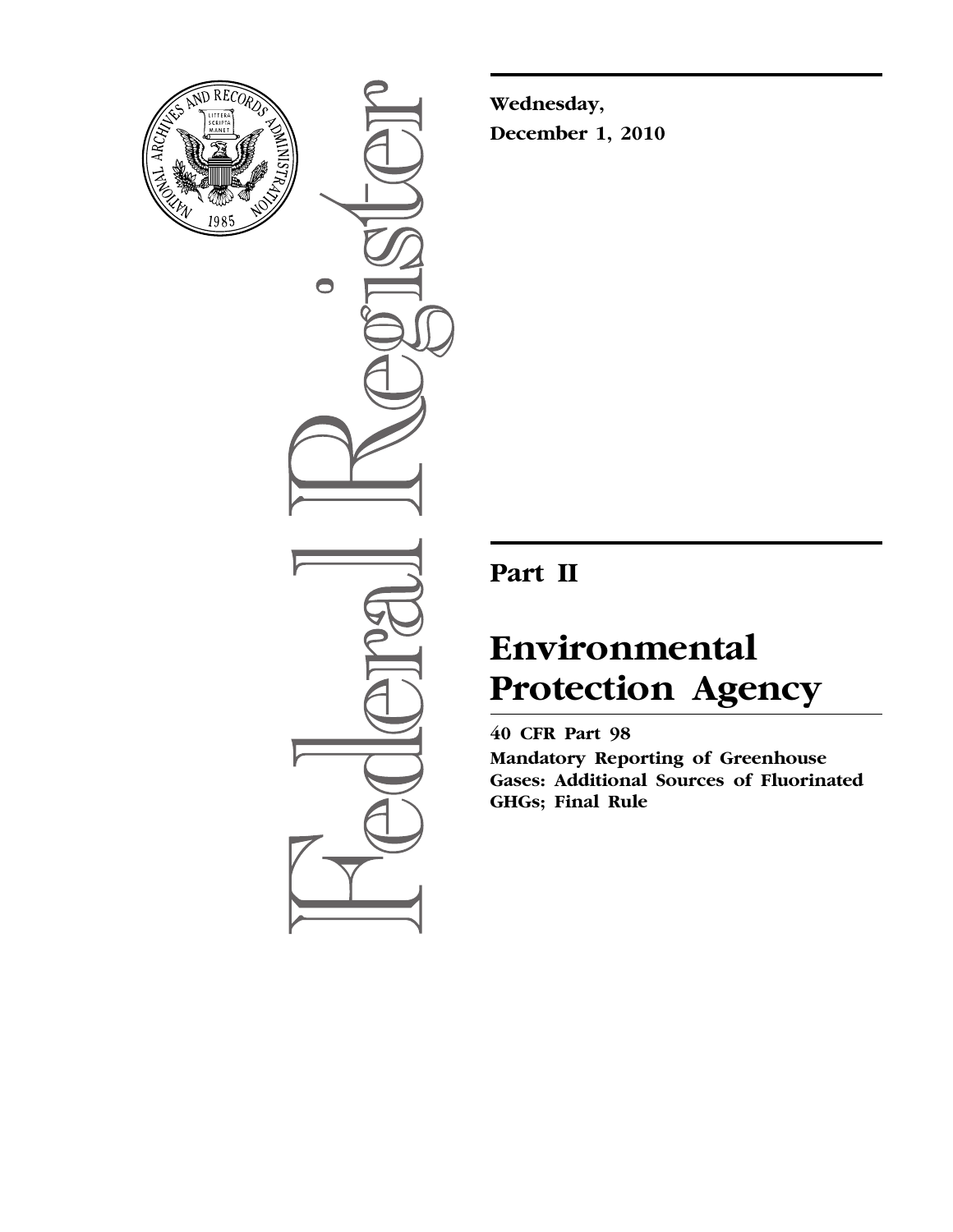**Wednesday,**
**December 1, 2010**

## Part II

# Environmental Protection Agency

**40 CFR Part 98**

**Mandatory Reporting of Greenhouse Gases: Additional Sources of Fluorinated GHGs; Final Rule**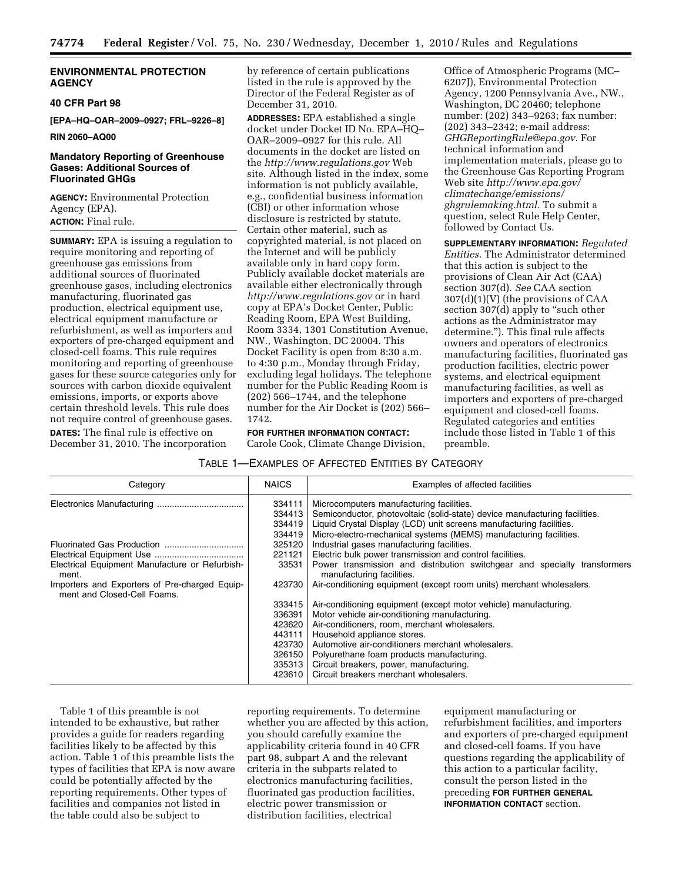**ENVIRONMENTAL PROTECTION AGENCY**

**40 CFR Part 98**

**[EPA–HQ–OAR–2009–0927; FRL–9226–8]**

**RIN 2060–AQ00**

## Mandatory Reporting of Greenhouse Gases: Additional Sources of Fluorinated GHGs

**AGENCY:** Environmental Protection Agency (EPA).

**ACTION:** Final rule.

**SUMMARY:** EPA is issuing a regulation to require monitoring and reporting of greenhouse gas emissions from additional sources of fluorinated greenhouse gases, including electronics manufacturing, fluorinated gas production, electrical equipment use, electrical equipment manufacture or refurbishment, as well as importers and exporters of pre-charged equipment and closed-cell foams. This rule requires monitoring and reporting of greenhouse gases for these source categories only for sources with carbon dioxide equivalent emissions, imports, or exports above certain threshold levels. This rule does not require control of greenhouse gases.

**DATES:** The final rule is effective on December 31, 2010. The incorporation by reference of certain publications listed in the rule is approved by the Director of the Federal Register as of December 31, 2010.

**ADDRESSES:** EPA established a single docket under Docket ID No. EPA–HQ–OAR–2009–0927 for this rule. All documents in the docket are listed on the *http://www.regulations.gov* Web site. Although listed in the index, some information is not publicly available, e.g., confidential business information (CBI) or other information whose disclosure is restricted by statute. Certain other material, such as copyrighted material, is not placed on the Internet and will be publicly available only in hard copy form. Publicly available docket materials are available either electronically through *http://www.regulations.gov* or in hard copy at EPA's Docket Center, Public Reading Room, EPA West Building, Room 3334, 1301 Constitution Avenue, NW., Washington, DC 20004. This Docket Facility is open from 8:30 a.m. to 4:30 p.m., Monday through Friday, excluding legal holidays. The telephone number for the Public Reading Room is (202) 566–1744, and the telephone number for the Air Docket is (202) 566–1742.

**FOR FURTHER INFORMATION CONTACT:** Carole Cook, Climate Change Division, Office of Atmospheric Programs (MC–6207J), Environmental Protection Agency, 1200 Pennsylvania Ave., NW., Washington, DC 20460; telephone number: (202) 343–9263; fax number: (202) 343–2342; e-mail address: *GHGReportingRule@epa.gov.* For technical information and implementation materials, please go to the Greenhouse Gas Reporting Program Web site *http://www.epa.gov/climatechange/emissions/ghgrulemaking.html.* To submit a question, select Rule Help Center, followed by Contact Us.

**SUPPLEMENTARY INFORMATION:** *Regulated Entities.* The Administrator determined that this action is subject to the provisions of Clean Air Act (CAA) section 307(d). *See* CAA section 307(d)(1)(V) (the provisions of CAA section 307(d) apply to "such other actions as the Administrator may determine."). This final rule affects owners and operators of electronics manufacturing facilities, fluorinated gas production facilities, electric power systems, and electrical equipment manufacturing facilities, as well as importers and exporters of pre-charged equipment and closed-cell foams. Regulated categories and entities include those listed in Table 1 of this preamble.

TABLE 1—EXAMPLES OF AFFECTED ENTITIES BY CATEGORY

| Category | NAICS | Examples of affected facilities |
|---|---|---|
| Electronics Manufacturing | 334111 | Microcomputers manufacturing facilities. |
| | 334413 | Semiconductor, photovoltaic (solid-state) device manufacturing facilities. |
| | 334419 | Liquid Crystal Display (LCD) unit screens manufacturing facilities. |
| | 334419 | Micro-electro-mechanical systems (MEMS) manufacturing facilities. |
| Fluorinated Gas Production | 325120 | Industrial gases manufacturing facilities. |
| Electrical Equipment Use | 221121 | Electric bulk power transmission and control facilities. |
| Electrical Equipment Manufacture or Refurbishment. | 33531 | Power transmission and distribution switchgear and specialty transformers manufacturing facilities. |
| Importers and Exporters of Pre-charged Equipment and Closed-Cell Foams. | 423730 | Air-conditioning equipment (except room units) merchant wholesalers. |
| | 333415 | Air-conditioning equipment (except motor vehicle) manufacturing. |
| | 336391 | Motor vehicle air-conditioning manufacturing. |
| | 423620 | Air-conditioners, room, merchant wholesalers. |
| | 443111 | Household appliance stores. |
| | 423730 | Automotive air-conditioners merchant wholesalers. |
| | 326150 | Polyurethane foam products manufacturing. |
| | 335313 | Circuit breakers, power, manufacturing. |
| | 423610 | Circuit breakers merchant wholesalers. |

Table 1 of this preamble is not intended to be exhaustive, but rather provides a guide for readers regarding facilities likely to be affected by this action. Table 1 of this preamble lists the types of facilities that EPA is now aware could be potentially affected by the reporting requirements. Other types of facilities and companies not listed in the table could also be subject to reporting requirements. To determine whether you are affected by this action, you should carefully examine the applicability criteria found in 40 CFR part 98, subpart A and the relevant criteria in the subparts related to electronics manufacturing facilities, fluorinated gas production facilities, electric power transmission or distribution facilities, electrical equipment manufacturing or refurbishment facilities, and importers and exporters of pre-charged equipment and closed-cell foams. If you have questions regarding the applicability of this action to a particular facility, consult the person listed in the preceding **FOR FURTHER GENERAL INFORMATION CONTACT** section.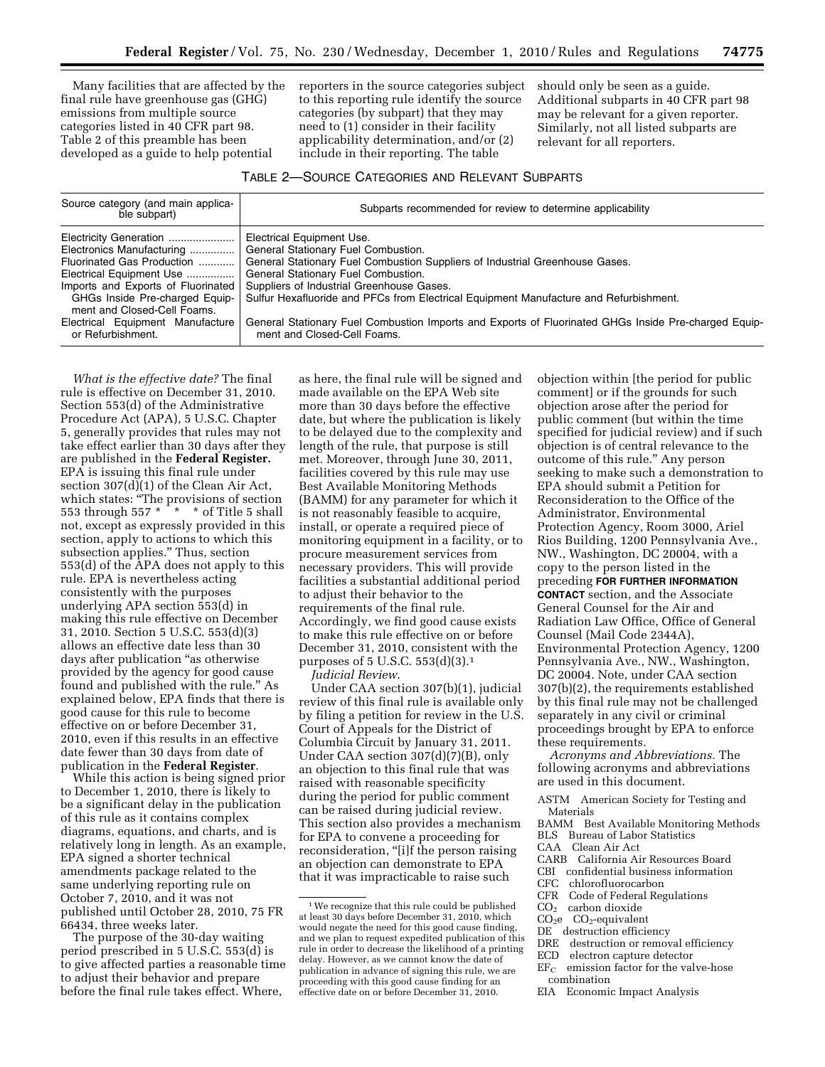Many facilities that are affected by the final rule have greenhouse gas (GHG) emissions from multiple source categories listed in 40 CFR part 98. Table 2 of this preamble has been developed as a guide to help potential reporters in the source categories subject to this reporting rule identify the source categories (by subpart) that they may need to (1) consider in their facility applicability determination, and/or (2) include in their reporting. The table should only be seen as a guide. Additional subparts in 40 CFR part 98 may be relevant for a given reporter. Similarly, not all listed subparts are relevant for all reporters.

TABLE 2—SOURCE CATEGORIES AND RELEVANT SUBPARTS

| Source category (and main applicable subpart) | Subparts recommended for review to determine applicability |
|---|---|
| Electricity Generation | Electrical Equipment Use. |
| Electronics Manufacturing | General Stationary Fuel Combustion. |
| Fluorinated Gas Production | General Stationary Fuel Combustion Suppliers of Industrial Greenhouse Gases. |
| Electrical Equipment Use | General Stationary Fuel Combustion. |
| Imports and Exports of Fluorinated GHGs Inside Pre-charged Equipment and Closed-Cell Foams. | Suppliers of Industrial Greenhouse Gases. Sulfur Hexafluoride and PFCs from Electrical Equipment Manufacture and Refurbishment. |
| Electrical Equipment Manufacture or Refurbishment. | General Stationary Fuel Combustion Imports and Exports of Fluorinated GHGs Inside Pre-charged Equipment and Closed-Cell Foams. |

*What is the effective date?* The final rule is effective on December 31, 2010. Section 553(d) of the Administrative Procedure Act (APA), 5 U.S.C. Chapter 5, generally provides that rules may not take effect earlier than 30 days after they are published in the **Federal Register.** EPA is issuing this final rule under section 307(d)(1) of the Clean Air Act, which states: "The provisions of section 553 through 557 * * * of Title 5 shall not, except as expressly provided in this section, apply to actions to which this subsection applies." Thus, section 553(d) of the APA does not apply to this rule. EPA is nevertheless acting consistently with the purposes underlying APA section 553(d) in making this rule effective on December 31, 2010. Section 5 U.S.C. 553(d)(3) allows an effective date less than 30 days after publication "as otherwise provided by the agency for good cause found and published with the rule." As explained below, EPA finds that there is good cause for this rule to become effective on or before December 31, 2010, even if this results in an effective date fewer than 30 days from date of publication in the **Federal Register**.

While this action is being signed prior to December 1, 2010, there is likely to be a significant delay in the publication of this rule as it contains complex diagrams, equations, and charts, and is relatively long in length. As an example, EPA signed a shorter technical amendments package related to the same underlying reporting rule on October 7, 2010, and it was not published until October 28, 2010, 75 FR 66434, three weeks later.

The purpose of the 30-day waiting period prescribed in 5 U.S.C. 553(d) is to give affected parties a reasonable time to adjust their behavior and prepare before the final rule takes effect. Where, as here, the final rule will be signed and made available on the EPA Web site more than 30 days before the effective date, but where the publication is likely to be delayed due to the complexity and length of the rule, that purpose is still met. Moreover, through June 30, 2011, facilities covered by this rule may use Best Available Monitoring Methods (BAMM) for any parameter for which it is not reasonably feasible to acquire, install, or operate a required piece of monitoring equipment in a facility, or to procure measurement services from necessary providers. This will provide facilities a substantial additional period to adjust their behavior to the requirements of the final rule. Accordingly, we find good cause exists to make this rule effective on or before December 31, 2010, consistent with the purposes of 5 U.S.C. 553(d)(3).[1]

*Judicial Review.*

Under CAA section 307(b)(1), judicial review of this final rule is available only by filing a petition for review in the U.S. Court of Appeals for the District of Columbia Circuit by January 31, 2011. Under CAA section 307(d)(7)(B), only an objection to this final rule that was raised with reasonable specificity during the period for public comment can be raised during judicial review. This section also provides a mechanism for EPA to convene a proceeding for reconsideration, "[i]f the person raising an objection can demonstrate to EPA that it was impracticable to raise such objection within [the period for public comment] or if the grounds for such objection arose after the period for public comment (but within the time specified for judicial review) and if such objection is of central relevance to the outcome of this rule." Any person seeking to make such a demonstration to EPA should submit a Petition for Reconsideration to the Office of the Administrator, Environmental Protection Agency, Room 3000, Ariel Rios Building, 1200 Pennsylvania Ave., NW., Washington, DC 20004, with a copy to the person listed in the preceding **FOR FURTHER INFORMATION CONTACT** section, and the Associate General Counsel for the Air and Radiation Law Office, Office of General Counsel (Mail Code 2344A), Environmental Protection Agency, 1200 Pennsylvania Ave., NW., Washington, DC 20004. Note, under CAA section 307(b)(2), the requirements established by this final rule may not be challenged separately in any civil or criminal proceedings brought by EPA to enforce these requirements.

*Acronyms and Abbreviations.* The following acronyms and abbreviations are used in this document.

ASTM American Society for Testing and Materials
BAMM Best Available Monitoring Methods
BLS Bureau of Labor Statistics
CAA Clean Air Act
CARB California Air Resources Board
CBI confidential business information
CFC chlorofluorocarbon
CFR Code of Federal Regulations
$CO_2$ carbon dioxide
$CO_2e$ $CO_2$-equivalent
DE destruction efficiency
DRE destruction or removal efficiency
ECD electron capture detector
$EF_C$ emission factor for the valve-hose combination
EIA Economic Impact Analysis

[1] We recognize that this rule could be published at least 30 days before December 31, 2010, which would negate the need for this good cause finding, and we plan to request expedited publication of this rule in order to decrease the likelihood of a printing delay. However, as we cannot know the date of publication in advance of signing this rule, we are proceeding with this good cause finding for an effective date on or before December 31, 2010.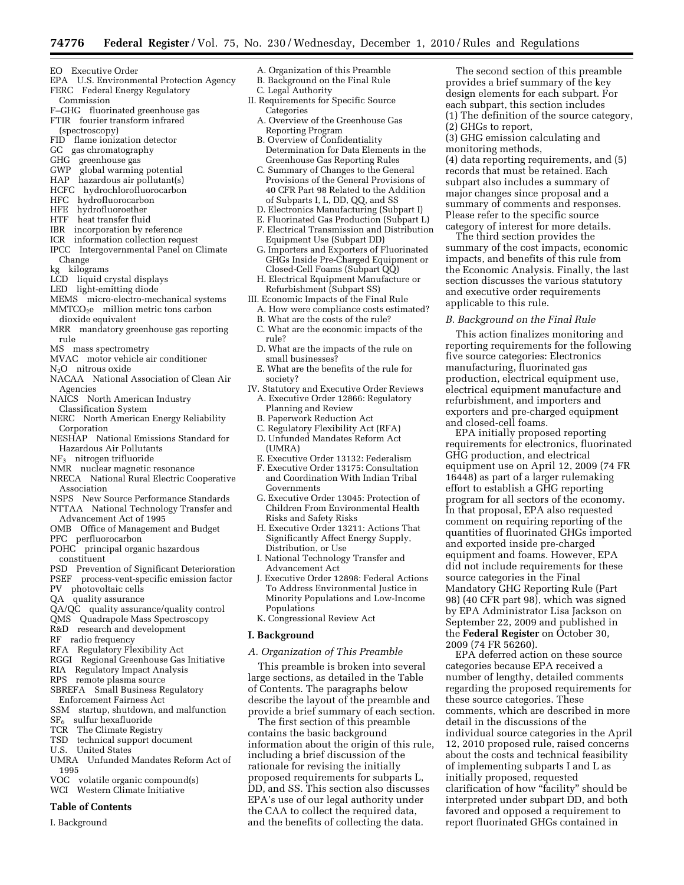EO Executive Order
EPA U.S. Environmental Protection Agency
FERC Federal Energy Regulatory Commission
F–GHG fluorinated greenhouse gas
FTIR fourier transform infrared (spectroscopy)
FID flame ionization detector
GC gas chromatography
GHG greenhouse gas
GWP global warming potential
HAP hazardous air pollutant(s)
HCFC hydrochlorofluorocarbon
HFC hydrofluorocarbon
HFE hydrofluoroether
HTF heat transfer fluid
IBR incorporation by reference
ICR information collection request
IPCC Intergovernmental Panel on Climate Change
kg kilograms
LCD liquid crystal displays
LED light-emitting diode
MEMS micro-electro-mechanical systems
$MMTCO_2e$ million metric tons carbon dioxide equivalent
MRR mandatory greenhouse gas reporting rule
MS mass spectrometry
MVAC motor vehicle air conditioner
$N_2O$ nitrous oxide
NACAA National Association of Clean Air Agencies
NAICS North American Industry Classification System
NERC North American Energy Reliability Corporation
NESHAP National Emissions Standard for Hazardous Air Pollutants
$NF_3$ nitrogen trifluoride
NMR nuclear magnetic resonance
NRECA National Rural Electric Cooperative Association
NSPS New Source Performance Standards
NTTAA National Technology Transfer and Advancement Act of 1995
OMB Office of Management and Budget
PFC perfluorocarbon
POHC principal organic hazardous constituent
PSD Prevention of Significant Deterioration
PSEF process-vent-specific emission factor
PV photovoltaic cells
QA quality assurance
QA/QC quality assurance/quality control
QMS Quadrapole Mass Spectroscopy
R&D research and development
RF radio frequency
RFA Regulatory Flexibility Act
RGGI Regional Greenhouse Gas Initiative
RIA Regulatory Impact Analysis
RPS remote plasma source
SBREFA Small Business Regulatory Enforcement Fairness Act
SSM startup, shutdown, and malfunction
$SF_6$ sulfur hexafluoride
TCR The Climate Registry
TSD technical support document
U.S. United States
UMRA Unfunded Mandates Reform Act of 1995
VOC volatile organic compound(s)
WCI Western Climate Initiative

**Table of Contents**

I. Background
- A. Organization of this Preamble
- B. Background on the Final Rule
- C. Legal Authority

II. Requirements for Specific Source Categories
- A. Overview of the Greenhouse Gas Reporting Program
- B. Overview of Confidentiality Determination for Data Elements in the Greenhouse Gas Reporting Rules
- C. Summary of Changes to the General Provisions of the General Provisions of 40 CFR Part 98 Related to the Addition of Subparts I, L, DD, QQ, and SS
- D. Electronics Manufacturing (Subpart I)
- E. Fluorinated Gas Production (Subpart L)
- F. Electrical Transmission and Distribution Equipment Use (Subpart DD)
- G. Importers and Exporters of Fluorinated GHGs Inside Pre-Charged Equipment or Closed-Cell Foams (Subpart QQ)
- H. Electrical Equipment Manufacture or Refurbishment (Subpart SS)

III. Economic Impacts of the Final Rule
- A. How were compliance costs estimated?
- B. What are the costs of the rule?
- C. What are the economic impacts of the rule?
- D. What are the impacts of the rule on small businesses?
- E. What are the benefits of the rule for society?

IV. Statutory and Executive Order Reviews
- A. Executive Order 12866: Regulatory Planning and Review
- B. Paperwork Reduction Act
- C. Regulatory Flexibility Act (RFA)
- D. Unfunded Mandates Reform Act (UMRA)
- E. Executive Order 13132: Federalism
- F. Executive Order 13175: Consultation and Coordination With Indian Tribal Governments
- G. Executive Order 13045: Protection of Children From Environmental Health Risks and Safety Risks
- H. Executive Order 13211: Actions That Significantly Affect Energy Supply, Distribution, or Use
- I. National Technology Transfer and Advancement Act
- J. Executive Order 12898: Federal Actions To Address Environmental Justice in Minority Populations and Low-Income Populations
- K. Congressional Review Act

## I. Background

### A. Organization of This Preamble

This preamble is broken into several large sections, as detailed in the Table of Contents. The paragraphs below describe the layout of the preamble and provide a brief summary of each section.

The first section of this preamble contains the basic background information about the origin of this rule, including a brief discussion of the rationale for revising the initially proposed requirements for subparts L, DD, and SS. This section also discusses EPA's use of our legal authority under the CAA to collect the required data, and the benefits of collecting the data.

The second section of this preamble provides a brief summary of the key design elements for each subpart. For each subpart, this section includes (1) The definition of the source category, (2) GHGs to report, (3) GHG emission calculating and monitoring methods, (4) data reporting requirements, and (5) records that must be retained. Each subpart also includes a summary of major changes since proposal and a summary of comments and responses. Please refer to the specific source category of interest for more details.

The third section provides the summary of the cost impacts, economic impacts, and benefits of this rule from the Economic Analysis. Finally, the last section discusses the various statutory and executive order requirements applicable to this rule.

### B. Background on the Final Rule

This action finalizes monitoring and reporting requirements for the following five source categories: Electronics manufacturing, fluorinated gas production, electrical equipment use, electrical equipment manufacture and refurbishment, and importers and exporters and pre-charged equipment and closed-cell foams.

EPA initially proposed reporting requirements for electronics, fluorinated GHG production, and electrical equipment use on April 12, 2009 (74 FR 16448) as part of a larger rulemaking effort to establish a GHG reporting program for all sectors of the economy. In that proposal, EPA also requested comment on requiring reporting of the quantities of fluorinated GHGs imported and exported inside pre-charged equipment and foams. However, EPA did not include requirements for these source categories in the Final Mandatory GHG Reporting Rule (Part 98) (40 CFR part 98), which was signed by EPA Administrator Lisa Jackson on September 22, 2009 and published in the **Federal Register** on October 30, 2009 (74 FR 56260).

EPA deferred action on these source categories because EPA received a number of lengthy, detailed comments regarding the proposed requirements for these source categories. These comments, which are described in more detail in the discussions of the individual source categories in the April 12, 2010 proposed rule, raised concerns about the costs and technical feasibility of implementing subparts I and L as initially proposed, requested clarification of how "facility" should be interpreted under subpart DD, and both favored and opposed a requirement to report fluorinated GHGs contained in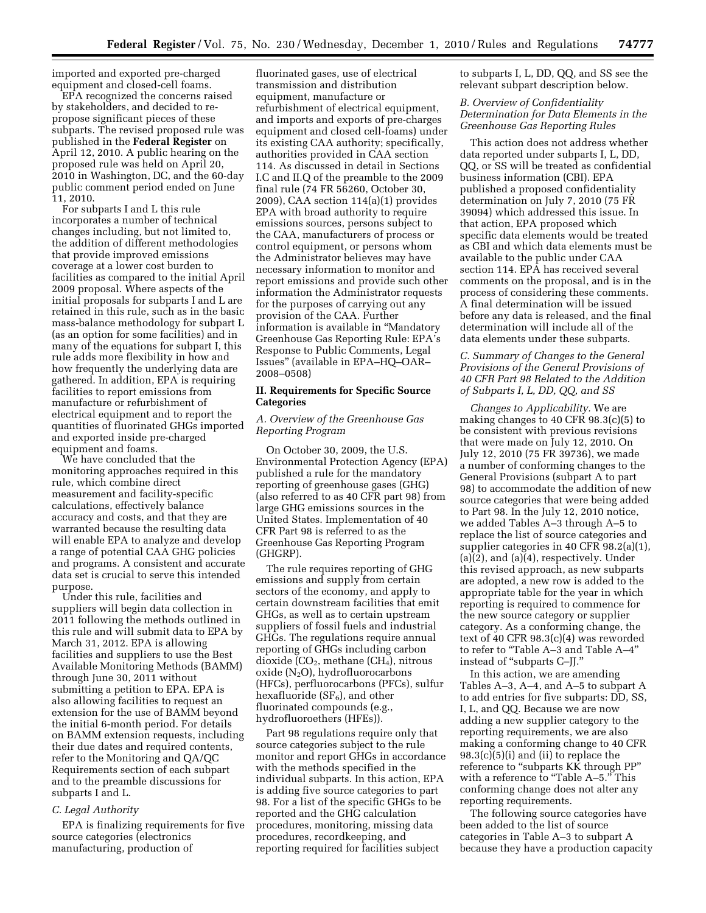imported and exported pre-charged equipment and closed-cell foams.

EPA recognized the concerns raised by stakeholders, and decided to re-propose significant pieces of these subparts. The revised proposed rule was published in the **Federal Register** on April 12, 2010. A public hearing on the proposed rule was held on April 20, 2010 in Washington, DC, and the 60-day public comment period ended on June 11, 2010.

For subparts I and L this rule incorporates a number of technical changes including, but not limited to, the addition of different methodologies that provide improved emissions coverage at a lower cost burden to facilities as compared to the initial April 2009 proposal. Where aspects of the initial proposals for subparts I and L are retained in this rule, such as in the basic mass-balance methodology for subpart L (as an option for some facilities) and in many of the equations for subpart I, this rule adds more flexibility in how and how frequently the underlying data are gathered. In addition, EPA is requiring facilities to report emissions from manufacture or refurbishment of electrical equipment and to report the quantities of fluorinated GHGs imported and exported inside pre-charged equipment and foams.

We have concluded that the monitoring approaches required in this rule, which combine direct measurement and facility-specific calculations, effectively balance accuracy and costs, and that they are warranted because the resulting data will enable EPA to analyze and develop a range of potential CAA GHG policies and programs. A consistent and accurate data set is crucial to serve this intended purpose.

Under this rule, facilities and suppliers will begin data collection in 2011 following the methods outlined in this rule and will submit data to EPA by March 31, 2012. EPA is allowing facilities and suppliers to use the Best Available Monitoring Methods (BAMM) through June 30, 2011 without submitting a petition to EPA. EPA is also allowing facilities to request an extension for the use of BAMM beyond the initial 6-month period. For details on BAMM extension requests, including their due dates and required contents, refer to the Monitoring and QA/QC Requirements section of each subpart and to the preamble discussions for subparts I and L.

*C. Legal Authority*

EPA is finalizing requirements for five source categories (electronics manufacturing, production of fluorinated gases, use of electrical transmission and distribution equipment, manufacture or refurbishment of electrical equipment, and imports and exports of pre-charges equipment and closed cell-foams) under its existing CAA authority; specifically, authorities provided in CAA section 114. As discussed in detail in Sections I.C and II.Q of the preamble to the 2009 final rule (74 FR 56260, October 30, 2009), CAA section 114(a)(1) provides EPA with broad authority to require emissions sources, persons subject to the CAA, manufacturers of process or control equipment, or persons whom the Administrator believes may have necessary information to monitor and report emissions and provide such other information the Administrator requests for the purposes of carrying out any provision of the CAA. Further information is available in "Mandatory Greenhouse Gas Reporting Rule: EPA's Response to Public Comments, Legal Issues" (available in EPA–HQ–OAR–2008–0508)

**II. Requirements for Specific Source Categories**

*A. Overview of the Greenhouse Gas Reporting Program*

On October 30, 2009, the U.S. Environmental Protection Agency (EPA) published a rule for the mandatory reporting of greenhouse gases (GHG) (also referred to as 40 CFR part 98) from large GHG emissions sources in the United States. Implementation of 40 CFR Part 98 is referred to as the Greenhouse Gas Reporting Program (GHGRP).

The rule requires reporting of GHG emissions and supply from certain sectors of the economy, and apply to certain downstream facilities that emit GHGs, as well as to certain upstream suppliers of fossil fuels and industrial GHGs. The regulations require annual reporting of GHGs including carbon dioxide ($CO_2$), methane ($CH_4$), nitrous oxide ($N_2O$), hydrofluorocarbons (HFCs), perfluorocarbons (PFCs), sulfur hexafluoride ($SF_6$), and other fluorinated compounds (e.g., hydrofluoroethers (HFEs)).

Part 98 regulations require only that source categories subject to the rule monitor and report GHGs in accordance with the methods specified in the individual subparts. In this action, EPA is adding five source categories to part 98. For a list of the specific GHGs to be reported and the GHG calculation procedures, monitoring, missing data procedures, recordkeeping, and reporting required for facilities subject to subparts I, L, DD, QQ, and SS see the relevant subpart description below.

*B. Overview of Confidentiality Determination for Data Elements in the Greenhouse Gas Reporting Rules*

This action does not address whether data reported under subparts I, L, DD, QQ, or SS will be treated as confidential business information (CBI). EPA published a proposed confidentiality determination on July 7, 2010 (75 FR 39094) which addressed this issue. In that action, EPA proposed which specific data elements would be treated as CBI and which data elements must be available to the public under CAA section 114. EPA has received several comments on the proposal, and is in the process of considering these comments. A final determination will be issued before any data is released, and the final determination will include all of the data elements under these subparts.

*C. Summary of Changes to the General Provisions of the General Provisions of 40 CFR Part 98 Related to the Addition of Subparts I, L, DD, QQ, and SS*

*Changes to Applicability.* We are making changes to 40 CFR 98.3(c)(5) to be consistent with previous revisions that were made on July 12, 2010. On July 12, 2010 (75 FR 39736), we made a number of conforming changes to the General Provisions (subpart A to part 98) to accommodate the addition of new source categories that were being added to Part 98. In the July 12, 2010 notice, we added Tables A–3 through A–5 to replace the list of source categories and supplier categories in 40 CFR 98.2(a)(1), (a)(2), and (a)(4), respectively. Under this revised approach, as new subparts are adopted, a new row is added to the appropriate table for the year in which reporting is required to commence for the new source category or supplier category. As a conforming change, the text of 40 CFR 98.3(c)(4) was reworded to refer to "Table A–3 and Table A–4" instead of "subparts C–JJ."

In this action, we are amending Tables A–3, A–4, and A–5 to subpart A to add entries for five subparts: DD, SS, I, L, and QQ. Because we are now adding a new supplier category to the reporting requirements, we are also making a conforming change to 40 CFR 98.3(c)(5)(i) and (ii) to replace the reference to "subparts KK through PP" with a reference to "Table A–5." This conforming change does not alter any reporting requirements.

The following source categories have been added to the list of source categories in Table A–3 to subpart A because they have a production capacity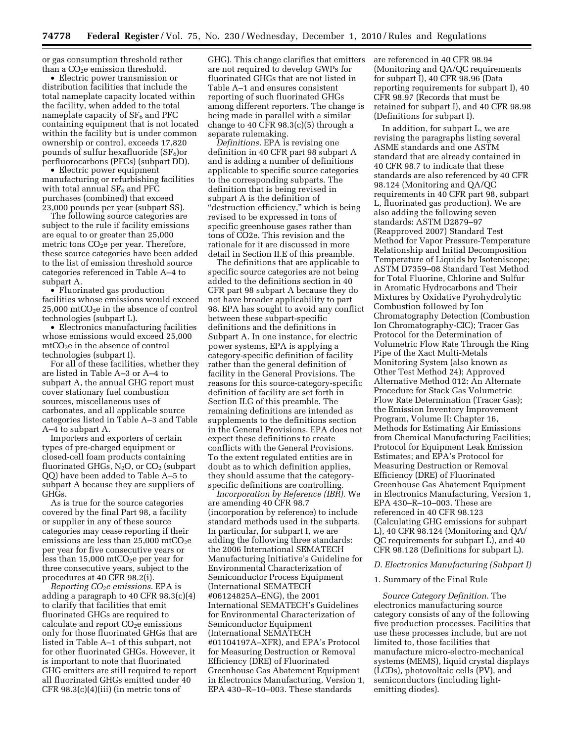or gas consumption threshold rather than a $CO_2e$ emission threshold.

- Electric power transmission or distribution facilities that include the total nameplate capacity located within the facility, when added to the total nameplate capacity of $SF_6$ and PFC containing equipment that is not located within the facility but is under common ownership or control, exceeds 17,820 pounds of sulfur hexafluoride ($SF_6$)or perfluorocarbons (PFCs) (subpart DD).
- Electric power equipment manufacturing or refurbishing facilities with total annual $SF_6$ and PFC purchases (combined) that exceed 23,000 pounds per year (subpart SS).

The following source categories are subject to the rule if facility emissions are equal to or greater than 25,000 metric tons $CO_2e$ per year. Therefore, these source categories have been added to the list of emission threshold source categories referenced in Table A–4 to subpart A.

- Fluorinated gas production facilities whose emissions would exceed 25,000 $mtCO_2e$ in the absence of control technologies (subpart L).
- Electronics manufacturing facilities whose emissions would exceed 25,000 $mtCO_2e$ in the absence of control technologies (subpart I).

For all of these facilities, whether they are listed in Table A–3 or A–4 to subpart A, the annual GHG report must cover stationary fuel combustion sources, miscellaneous uses of carbonates, and all applicable source categories listed in Table A–3 and Table A–4 to subpart A.

Importers and exporters of certain types of pre-charged equipment or closed-cell foam products containing fluorinated GHGs, $N_2O$, or $CO_2$ (subpart QQ) have been added to Table A–5 to subpart A because they are suppliers of GHGs.

As is true for the source categories covered by the final Part 98, a facility or supplier in any of these source categories may cease reporting if their emissions are less than 25,000 $mtCO_2e$ per year for five consecutive years or less than 15,000 $mtCO_2e$ per year for three consecutive years, subject to the procedures at 40 CFR 98.2(i).

*Reporting $CO_2e$ emissions.* EPA is adding a paragraph to 40 CFR 98.3(c)(4) to clarify that facilities that emit fluorinated GHGs are required to calculate and report $CO_2e$ emissions only for those fluorinated GHGs that are listed in Table A–1 of this subpart, not for other fluorinated GHGs. However, it is important to note that fluorinated GHG emitters are still required to report all fluorinated GHGs emitted under 40 CFR 98.3(c)(4)(iii) (in metric tons of GHG). This change clarifies that emitters are not required to develop GWPs for fluorinated GHGs that are not listed in Table A–1 and ensures consistent reporting of such fluorinated GHGs among different reporters. The change is being made in parallel with a similar change to 40 CFR 98.3(c)(5) through a separate rulemaking.

*Definitions.* EPA is revising one definition in 40 CFR part 98 subpart A and is adding a number of definitions applicable to specific source categories to the corresponding subparts. The definition that is being revised in subpart A is the definition of "destruction efficiency," which is being revised to be expressed in tons of specific greenhouse gases rather than tons of CO2e. This revision and the rationale for it are discussed in more detail in Section II.E of this preamble.

The definitions that are applicable to specific source categories are not being added to the definitions section in 40 CFR part 98 subpart A because they do not have broader applicability to part 98. EPA has sought to avoid any conflict between these subpart-specific definitions and the definitions in Subpart A. In one instance, for electric power systems, EPA is applying a category-specific definition of facility rather than the general definition of facility in the General Provisions. The reasons for this source-category-specific definition of facility are set forth in Section II.G of this preamble. The remaining definitions are intended as supplements to the definitions section in the General Provisions. EPA does not expect these definitions to create conflicts with the General Provisions. To the extent regulated entities are in doubt as to which definition applies, they should assume that the category-specific definitions are controlling.

*Incorporation by Reference (IBR).* We are amending 40 CFR 98.7 (incorporation by reference) to include standard methods used in the subparts. In particular, for subpart I, we are adding the following three standards: the 2006 International SEMATECH Manufacturing Initiative's Guideline for Environmental Characterization of Semiconductor Process Equipment (International SEMATECH #06124825A–ENG), the 2001 International SEMATECH's Guidelines for Environmental Characterization of Semiconductor Equipment (International SEMATECH #01104197A–XFR), and EPA's Protocol for Measuring Destruction or Removal Efficiency (DRE) of Fluorinated Greenhouse Gas Abatement Equipment in Electronics Manufacturing, Version 1, EPA 430–R–10–003. These standards are referenced in 40 CFR 98.94 (Monitoring and QA/QC requirements for subpart I), 40 CFR 98.96 (Data reporting requirements for subpart I), 40 CFR 98.97 (Records that must be retained for subpart I), and 40 CFR 98.98 (Definitions for subpart I).

In addition, for subpart L, we are revising the paragraphs listing several ASME standards and one ASTM standard that are already contained in 40 CFR 98.7 to indicate that these standards are also referenced by 40 CFR 98.124 (Monitoring and QA/QC requirements in 40 CFR part 98, subpart L, fluorinated gas production). We are also adding the following seven standards: ASTM D2879–97 (Reapproved 2007) Standard Test Method for Vapor Pressure-Temperature Relationship and Initial Decomposition Temperature of Liquids by Isoteniscope; ASTM D7359–08 Standard Test Method for Total Fluorine, Chlorine and Sulfur in Aromatic Hydrocarbons and Their Mixtures by Oxidative Pyrohydrolytic Combustion followed by Ion Chromatography Detection (Combustion Ion Chromatography-CIC); Tracer Gas Protocol for the Determination of Volumetric Flow Rate Through the Ring Pipe of the Xact Multi-Metals Monitoring System (also known as Other Test Method 24); Approved Alternative Method 012: An Alternate Procedure for Stack Gas Volumetric Flow Rate Determination (Tracer Gas); the Emission Inventory Improvement Program, Volume II: Chapter 16, Methods for Estimating Air Emissions from Chemical Manufacturing Facilities; Protocol for Equipment Leak Emission Estimates; and EPA's Protocol for Measuring Destruction or Removal Efficiency (DRE) of Fluorinated Greenhouse Gas Abatement Equipment in Electronics Manufacturing, Version 1, EPA 430–R–10–003. These are referenced in 40 CFR 98.123 (Calculating GHG emissions for subpart L), 40 CFR 98.124 (Monitoring and QA/QC requirements for subpart L), and 40 CFR 98.128 (Definitions for subpart L).

### D. Electronics Manufacturing (Subpart I)

#### 1. Summary of the Final Rule

*Source Category Definition.* The electronics manufacturing source category consists of any of the following five production processes. Facilities that use these processes include, but are not limited to, those facilities that manufacture micro-electro-mechanical systems (MEMS), liquid crystal displays (LCDs), photovoltaic cells (PV), and semiconductors (including light-emitting diodes).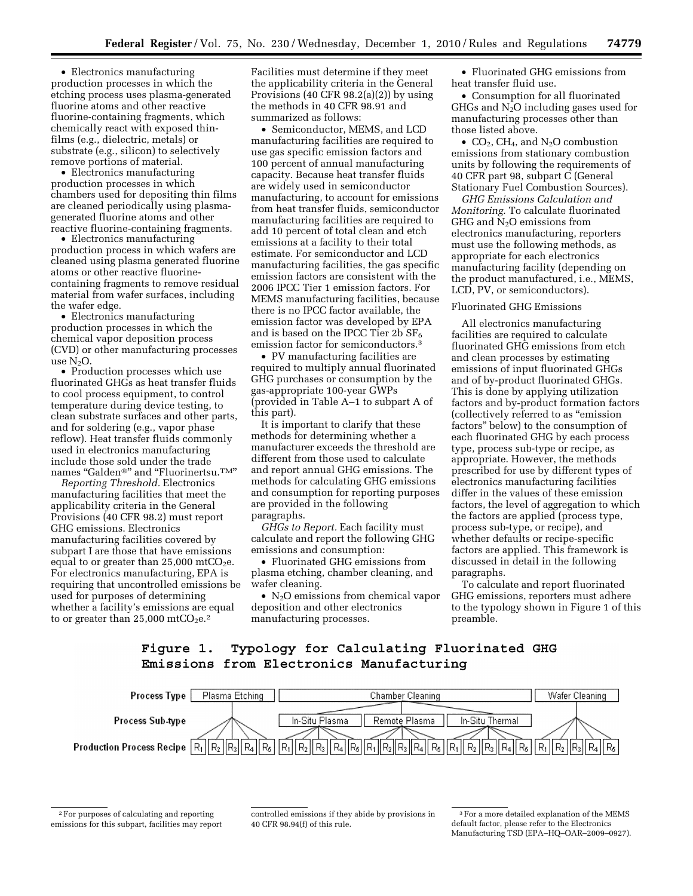- Electronics manufacturing production processes in which the etching process uses plasma-generated fluorine atoms and other reactive fluorine-containing fragments, which chemically react with exposed thin-films (e.g., dielectric, metals) or substrate (e.g., silicon) to selectively remove portions of material.
- Electronics manufacturing production processes in which chambers used for depositing thin films are cleaned periodically using plasma-generated fluorine atoms and other reactive fluorine-containing fragments.
- Electronics manufacturing production process in which wafers are cleaned using plasma generated fluorine atoms or other reactive fluorine-containing fragments to remove residual material from wafer surfaces, including the wafer edge.
- Electronics manufacturing production processes in which the chemical vapor deposition process (CVD) or other manufacturing processes use $N_2O$.
- Production processes which use fluorinated GHGs as heat transfer fluids to cool process equipment, to control temperature during device testing, to clean substrate surfaces and other parts, and for soldering (e.g., vapor phase reflow). Heat transfer fluids commonly used in electronics manufacturing include those sold under the trade names "Galden®" and "Fluorinertsu.TM"

*Reporting Threshold.* Electronics manufacturing facilities that meet the applicability criteria in the General Provisions (40 CFR 98.2) must report GHG emissions. Electronics manufacturing facilities covered by subpart I are those that have emissions equal to or greater than 25,000 $mtCO_2e$. For electronics manufacturing, EPA is requiring that uncontrolled emissions be used for purposes of determining whether a facility's emissions are equal to or greater than 25,000 $mtCO_2e$.[2] Facilities must determine if they meet the applicability criteria in the General Provisions (40 CFR 98.2(a)(2)) by using the methods in 40 CFR 98.91 and summarized as follows:

- Semiconductor, MEMS, and LCD manufacturing facilities are required to use gas specific emission factors and 100 percent of annual manufacturing capacity. Because heat transfer fluids are widely used in semiconductor manufacturing, to account for emissions from heat transfer fluids, semiconductor manufacturing facilities are required to add 10 percent of total clean and etch emissions at a facility to their total estimate. For semiconductor and LCD manufacturing facilities, the gas specific emission factors are consistent with the 2006 IPCC Tier 1 emission factors. For MEMS manufacturing facilities, because there is no IPCC factor available, the emission factor was developed by EPA and is based on the IPCC Tier 2b $SF_6$ emission factor for semiconductors.[3]
- PV manufacturing facilities are required to multiply annual fluorinated GHG purchases or consumption by the gas-appropriate 100-year GWPs (provided in Table A–1 to subpart A of this part).

It is important to clarify that these methods for determining whether a manufacturer exceeds the threshold are different from those used to calculate and report annual GHG emissions. The methods for calculating GHG emissions and consumption for reporting purposes are provided in the following paragraphs.

*GHGs to Report.* Each facility must calculate and report the following GHG emissions and consumption:

- Fluorinated GHG emissions from plasma etching, chamber cleaning, and wafer cleaning.
- $N_2O$ emissions from chemical vapor deposition and other electronics manufacturing processes.
- Fluorinated GHG emissions from heat transfer fluid use.
- Consumption for all fluorinated GHGs and $N_2O$ including gases used for manufacturing processes other than those listed above.
- $CO_2$, $CH_4$, and $N_2O$ combustion emissions from stationary combustion units by following the requirements of 40 CFR part 98, subpart C (General Stationary Fuel Combustion Sources).

*GHG Emissions Calculation and Monitoring.* To calculate fluorinated GHG and $N_2O$ emissions from electronics manufacturing, reporters must use the following methods, as appropriate for each electronics manufacturing facility (depending on the product manufactured, i.e., MEMS, LCD, PV, or semiconductors).

Fluorinated GHG Emissions

All electronics manufacturing facilities are required to calculate fluorinated GHG emissions from etch and clean processes by estimating emissions of input fluorinated GHGs and of by-product fluorinated GHGs. This is done by applying utilization factors and by-product formation factors (collectively referred to as "emission factors" below) to the consumption of each fluorinated GHG by each process type, process sub-type or recipe, as appropriate. However, the methods prescribed for use by different types of electronics manufacturing facilities differ in the values of these emission factors, the level of aggregation to which the factors are applied (process type, process sub-type, or recipe), and whether defaults or recipe-specific factors are applied. This framework is discussed in detail in the following paragraphs.

To calculate and report fluorinated GHG emissions, reporters must adhere to the typology shown in Figure 1 of this preamble.

**Figure 1. Typology for Calculating Fluorinated GHG Emissions from Electronics Manufacturing**

| Process Type | Plasma Etching | Chamber Cleaning | | | Wafer Cleaning |
|---|---|---|---|---|---|
| Process Sub-type | | In-Situ Plasma | Remote Plasma | In-Situ Thermal | |
| Production Process Recipe | $R_1$ $R_2$ $R_3$ $R_4$ $R_5$ | $R_1$ $R_2$ $R_3$ $R_4$ $R_5$ | $R_1$ $R_2$ $R_3$ $R_4$ $R_5$ | $R_1$ $R_2$ $R_3$ $R_4$ $R_5$ | $R_1$ $R_2$ $R_3$ $R_4$ $R_5$ |

---

[2] For purposes of calculating and reporting emissions for this subpart, facilities may report controlled emissions if they abide by provisions in 40 CFR 98.94(f) of this rule.

[3] For a more detailed explanation of the MEMS default factor, please refer to the Electronics Manufacturing TSD (EPA–HQ–OAR–2009–0927).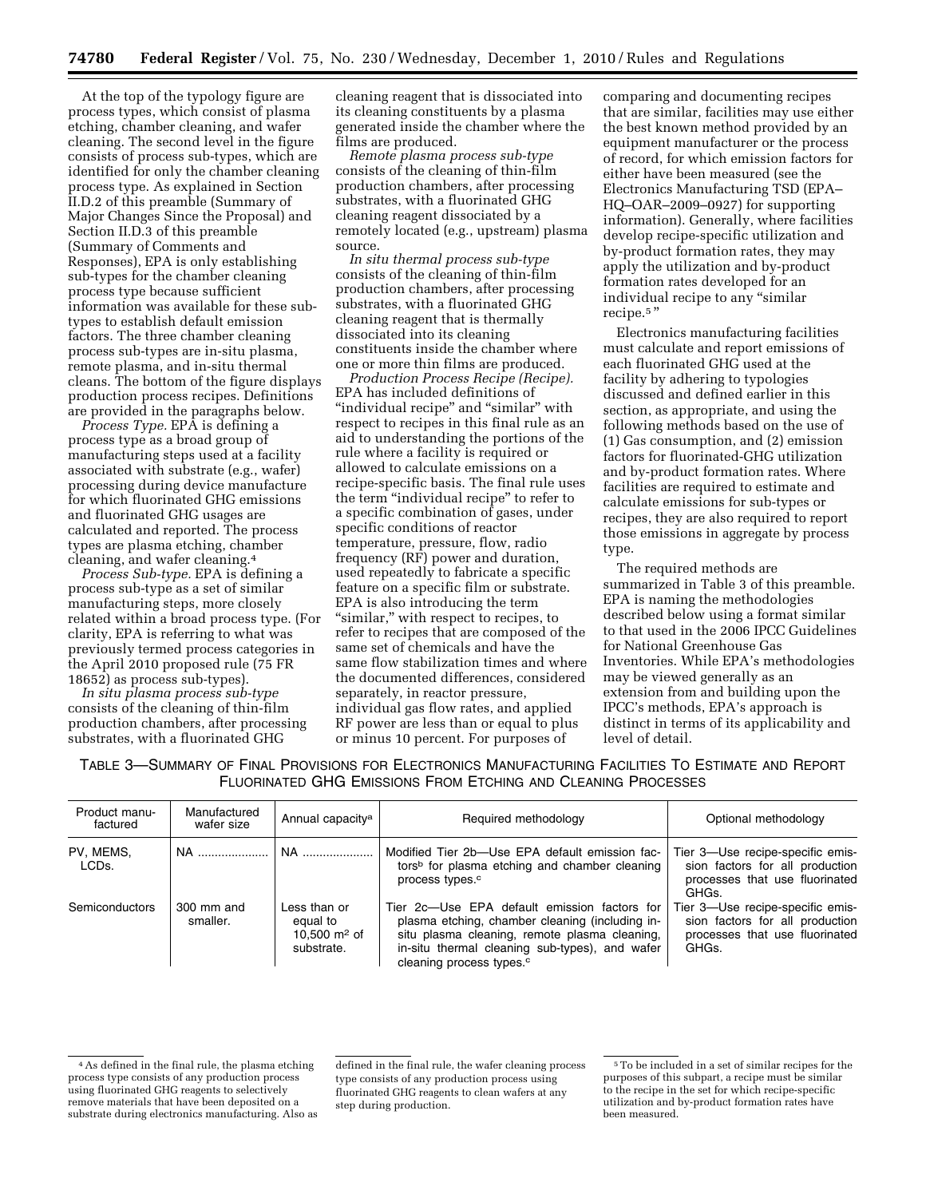At the top of the typology figure are process types, which consist of plasma etching, chamber cleaning, and wafer cleaning. The second level in the figure consists of process sub-types, which are identified for only the chamber cleaning process type. As explained in Section II.D.2 of this preamble (Summary of Major Changes Since the Proposal) and Section II.D.3 of this preamble (Summary of Comments and Responses), EPA is only establishing sub-types for the chamber cleaning process type because sufficient information was available for these sub-types to establish default emission factors. The three chamber cleaning process sub-types are in-situ plasma, remote plasma, and in-situ thermal cleans. The bottom of the figure displays production process recipes. Definitions are provided in the paragraphs below.

*Process Type.* EPA is defining a process type as a broad group of manufacturing steps used at a facility associated with substrate (e.g., wafer) processing during device manufacture for which fluorinated GHG emissions and fluorinated GHG usages are calculated and reported. The process types are plasma etching, chamber cleaning, and wafer cleaning.[4]

*Process Sub-type.* EPA is defining a process sub-type as a set of similar manufacturing steps, more closely related within a broad process type. (For clarity, EPA is referring to what was previously termed process categories in the April 2010 proposed rule (75 FR 18652) as process sub-types).

*In situ plasma process sub-type* consists of the cleaning of thin-film production chambers, after processing substrates, with a fluorinated GHG cleaning reagent that is dissociated into its cleaning constituents by a plasma generated inside the chamber where the films are produced.

*Remote plasma process sub-type* consists of the cleaning of thin-film production chambers, after processing substrates, with a fluorinated GHG cleaning reagent dissociated by a remotely located (e.g., upstream) plasma source.

*In situ thermal process sub-type* consists of the cleaning of thin-film production chambers, after processing substrates, with a fluorinated GHG cleaning reagent that is thermally dissociated into its cleaning constituents inside the chamber where one or more thin films are produced.

*Production Process Recipe (Recipe).* EPA has included definitions of "individual recipe" and "similar" with respect to recipes in this final rule as an aid to understanding the portions of the rule where a facility is required or allowed to calculate emissions on a recipe-specific basis. The final rule uses the term "individual recipe" to refer to a specific combination of gases, under specific conditions of reactor temperature, pressure, flow, radio frequency (RF) power and duration, used repeatedly to fabricate a specific feature on a specific film or substrate. EPA is also introducing the term "similar," with respect to recipes, to refer to recipes that are composed of the same set of chemicals and have the same flow stabilization times and where the documented differences, considered separately, in reactor pressure, individual gas flow rates, and applied RF power are less than or equal to plus or minus 10 percent. For purposes of comparing and documenting recipes that are similar, facilities may use either the best known method provided by an equipment manufacturer or the process of record, for which emission factors for either have been measured (see the Electronics Manufacturing TSD (EPA–HQ–OAR–2009–0927) for supporting information). Generally, where facilities develop recipe-specific utilization and by-product formation rates, they may apply the utilization and by-product formation rates developed for an individual recipe to any "similar recipe.[5]"

Electronics manufacturing facilities must calculate and report emissions of each fluorinated GHG used at the facility by adhering to typologies discussed and defined earlier in this section, as appropriate, and using the following methods based on the use of (1) Gas consumption, and (2) emission factors for fluorinated-GHG utilization and by-product formation rates. Where facilities are required to estimate and calculate emissions for sub-types or recipes, they are also required to report those emissions in aggregate by process type.

The required methods are summarized in Table 3 of this preamble. EPA is naming the methodologies described below using a format similar to that used in the 2006 IPCC Guidelines for National Greenhouse Gas Inventories. While EPA's methodologies may be viewed generally as an extension from and building upon the IPCC's methods, EPA's approach is distinct in terms of its applicability and level of detail.

TABLE 3—SUMMARY OF FINAL PROVISIONS FOR ELECTRONICS MANUFACTURING FACILITIES TO ESTIMATE AND REPORT FLUORINATED GHG EMISSIONS FROM ETCHING AND CLEANING PROCESSES

| Product manufactured | Manufactured wafer size | Annual capacity[a] | Required methodology | Optional methodology |
|---|---|---|---|---|
| PV, MEMS, LCDs. | NA | NA | Modified Tier 2b—Use EPA default emission factors[b] for plasma etching and chamber cleaning process types.[c] | Tier 3—Use recipe-specific emission factors for all production processes that use fluorinated GHGs. |
| Semiconductors | 300 mm and smaller. | Less than or equal to 10,500 $m^2$ of substrate. | Tier 2c—Use EPA default emission factors for plasma etching, chamber cleaning (including in-situ plasma cleaning, remote plasma cleaning, in-situ thermal cleaning sub-types), and wafer cleaning process types.[c] | Tier 3—Use recipe-specific emission factors for all production processes that use fluorinated GHGs. |

[4] As defined in the final rule, the plasma etching process type consists of any production process using fluorinated GHG reagents to selectively remove materials that have been deposited on a substrate during electronics manufacturing. Also as defined in the final rule, the wafer cleaning process type consists of any production process using fluorinated GHG reagents to clean wafers at any step during production.

[5] To be included in a set of similar recipes for the purposes of this subpart, a recipe must be similar to the recipe in the set for which recipe-specific utilization and by-product formation rates have been measured.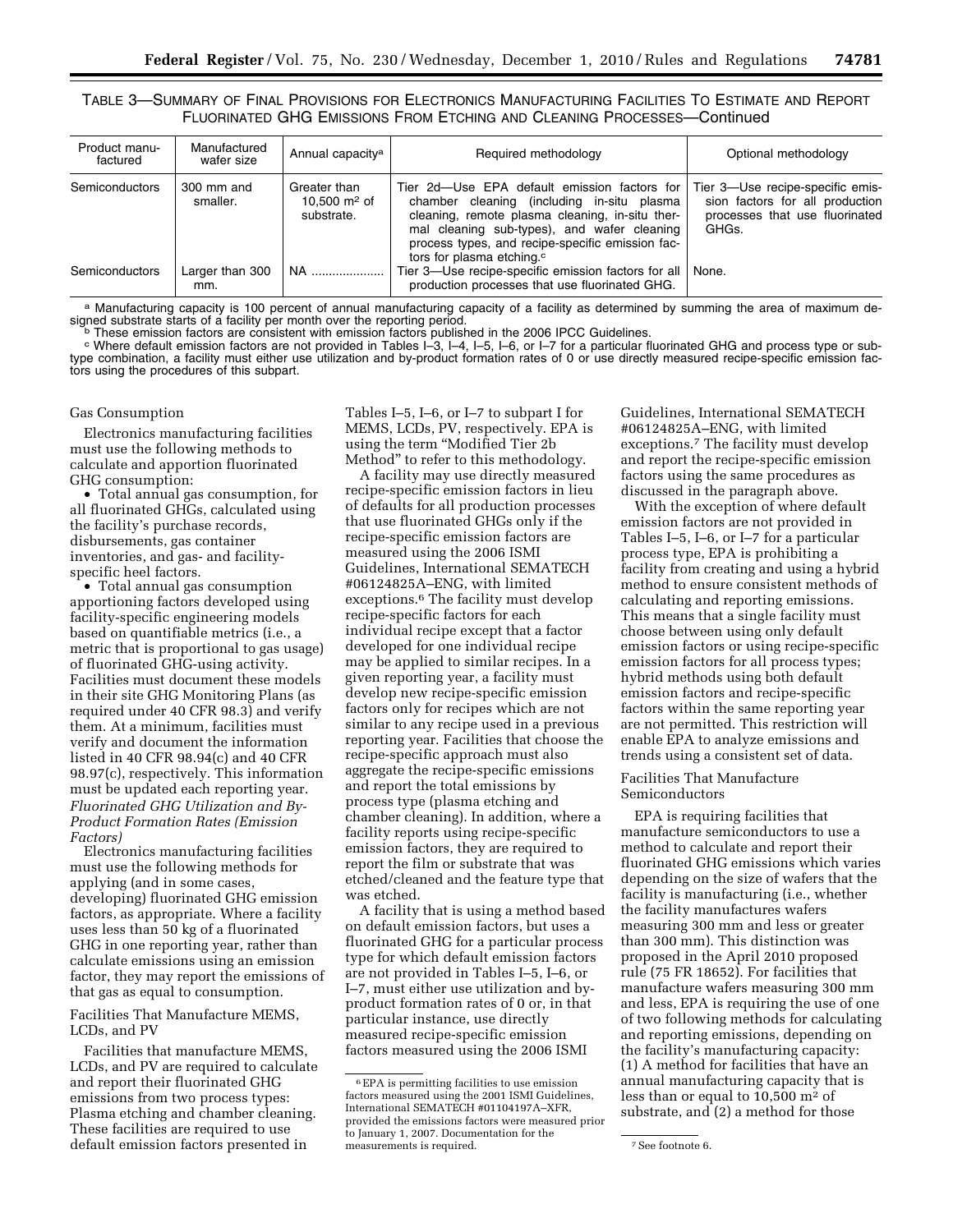TABLE 3—SUMMARY OF FINAL PROVISIONS FOR ELECTRONICS MANUFACTURING FACILITIES TO ESTIMATE AND REPORT FLUORINATED GHG EMISSIONS FROM ETCHING AND CLEANING PROCESSES—Continued

| Product manufactured | Manufactured wafer size | Annual capacity[a] | Required methodology | Optional methodology |
|---|---|---|---|---|
| Semiconductors | 300 mm and smaller. | Greater than 10,500 $m^2$ of substrate. | Tier 2d—Use EPA default emission factors for chamber cleaning (including in-situ plasma cleaning, remote plasma cleaning, in-situ thermal cleaning sub-types), and wafer cleaning process types, and recipe-specific emission factors for plasma etching.[c] | Tier 3—Use recipe-specific emission factors for all production processes that use fluorinated GHGs. |
| Semiconductors | Larger than 300 mm. | NA | Tier 3—Use recipe-specific emission factors for all production processes that use fluorinated GHG. | None. |

[a] Manufacturing capacity is 100 percent of annual manufacturing capacity of a facility as determined by summing the area of maximum designed substrate starts of a facility per month over the reporting period.

[b] These emission factors are consistent with emission factors published in the 2006 IPCC Guidelines.

[c] Where default emission factors are not provided in Tables I–3, I–4, I–5, I–6, or I–7 for a particular fluorinated GHG and process type or sub-type combination, a facility must either use utilization and by-product formation rates of 0 or use directly measured recipe-specific emission factors using the procedures of this subpart.

Gas Consumption

Electronics manufacturing facilities must use the following methods to calculate and apportion fluorinated GHG consumption:

- Total annual gas consumption, for all fluorinated GHGs, calculated using the facility's purchase records, disbursements, gas container inventories, and gas- and facility-specific heel factors.
- Total annual gas consumption apportioning factors developed using facility-specific engineering models based on quantifiable metrics (i.e., a metric that is proportional to gas usage) of fluorinated GHG-using activity. Facilities must document these models in their site GHG Monitoring Plans (as required under 40 CFR 98.3) and verify them. At a minimum, facilities must verify and document the information listed in 40 CFR 98.94(c) and 40 CFR 98.97(c), respectively. This information must be updated each reporting year.

*Fluorinated GHG Utilization and By-Product Formation Rates (Emission Factors)*

Electronics manufacturing facilities must use the following methods for applying (and in some cases, developing) fluorinated GHG emission factors, as appropriate. Where a facility uses less than 50 kg of a fluorinated GHG in one reporting year, rather than calculate emissions using an emission factor, they may report the emissions of that gas as equal to consumption.

Facilities That Manufacture MEMS, LCDs, and PV

Facilities that manufacture MEMS, LCDs, and PV are required to calculate and report their fluorinated GHG emissions from two process types: Plasma etching and chamber cleaning. These facilities are required to use default emission factors presented in Tables I–5, I–6, or I–7 to subpart I for MEMS, LCDs, PV, respectively. EPA is using the term "Modified Tier 2b Method" to refer to this methodology.

A facility may use directly measured recipe-specific emission factors in lieu of defaults for all production processes that use fluorinated GHGs only if the recipe-specific emission factors are measured using the 2006 ISMI Guidelines, International SEMATECH #06124825A–ENG, with limited exceptions.[6] The facility must develop recipe-specific factors for each individual recipe except that a factor developed for one individual recipe may be applied to similar recipes. In a given reporting year, a facility must develop new recipe-specific emission factors only for recipes which are not similar to any recipe used in a previous reporting year. Facilities that choose the recipe-specific approach must also aggregate the recipe-specific emissions and report the total emissions by process type (plasma etching and chamber cleaning). In addition, where a facility reports using recipe-specific emission factors, they are required to report the film or substrate that was etched/cleaned and the feature type that was etched.

A facility that is using a method based on default emission factors, but uses a fluorinated GHG for a particular process type for which default emission factors are not provided in Tables I–5, I–6, or I–7, must either use utilization and by-product formation rates of 0 or, in that particular instance, use directly measured recipe-specific emission factors measured using the 2006 ISMI Guidelines, International SEMATECH #06124825A–ENG, with limited exceptions.[7] The facility must develop and report the recipe-specific emission factors using the same procedures as discussed in the paragraph above.

With the exception of where default emission factors are not provided in Tables I–5, I–6, or I–7 for a particular process type, EPA is prohibiting a facility from creating and using a hybrid method to ensure consistent methods of calculating and reporting emissions. This means that a single facility must choose between using only default emission factors or using recipe-specific emission factors for all process types; hybrid methods using both default emission factors and recipe-specific factors within the same reporting year are not permitted. This restriction will enable EPA to analyze emissions and trends using a consistent set of data.

Facilities That Manufacture Semiconductors

EPA is requiring facilities that manufacture semiconductors to use a method to calculate and report their fluorinated GHG emissions which varies depending on the size of wafers that the facility is manufacturing (i.e., whether the facility manufactures wafers measuring 300 mm and less or greater than 300 mm). This distinction was proposed in the April 2010 proposed rule (75 FR 18652). For facilities that manufacture wafers measuring 300 mm and less, EPA is requiring the use of one of two following methods for calculating and reporting emissions, depending on the facility's manufacturing capacity: (1) A method for facilities that have an annual manufacturing capacity that is less than or equal to 10,500 $m^2$ of substrate, and (2) a method for those

[6] EPA is permitting facilities to use emission factors measured using the 2001 ISMI Guidelines, International SEMATECH #01104197A–XFR, provided the emissions factors were measured prior to January 1, 2007. Documentation for the measurements is required.

[7] See footnote 6.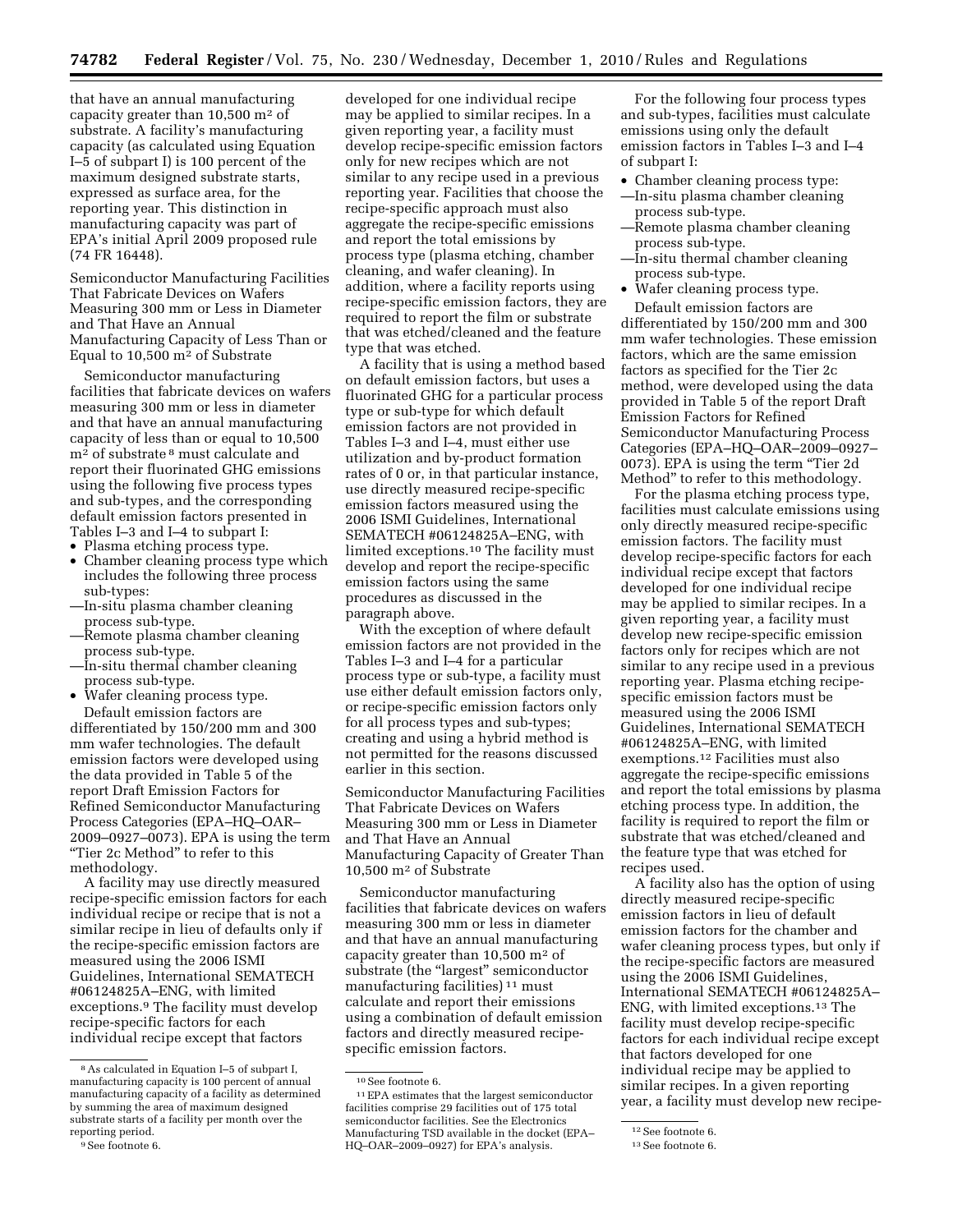that have an annual manufacturing capacity greater than 10,500 $m^2$ of substrate. A facility's manufacturing capacity (as calculated using Equation I–5 of subpart I) is 100 percent of the maximum designed substrate starts, expressed as surface area, for the reporting year. This distinction in manufacturing capacity was part of EPA's initial April 2009 proposed rule (74 FR 16448).

### Semiconductor Manufacturing Facilities That Fabricate Devices on Wafers Measuring 300 mm or Less in Diameter and That Have an Annual Manufacturing Capacity of Less Than or Equal to 10,500 $m^2$ of Substrate

Semiconductor manufacturing facilities that fabricate devices on wafers measuring 300 mm or less in diameter and that have an annual manufacturing capacity of less than or equal to 10,500 $m^2$ of substrate [8] must calculate and report their fluorinated GHG emissions using the following five process types and sub-types, and the corresponding default emission factors presented in Tables I–3 and I–4 to subpart I:

- Plasma etching process type.
- Chamber cleaning process type which includes the following three process sub-types:
  - —In-situ plasma chamber cleaning process sub-type.
  - —Remote plasma chamber cleaning process sub-type.
  - —In-situ thermal chamber cleaning process sub-type.
- Wafer cleaning process type.

Default emission factors are differentiated by 150/200 mm and 300 mm wafer technologies. The default emission factors were developed using the data provided in Table 5 of the report Draft Emission Factors for Refined Semiconductor Manufacturing Process Categories (EPA–HQ–OAR–2009–0927–0073). EPA is using the term "Tier 2c Method" to refer to this methodology.

A facility may use directly measured recipe-specific emission factors for each individual recipe or recipe that is not a similar recipe in lieu of defaults only if the recipe-specific emission factors are measured using the 2006 ISMI Guidelines, International SEMATECH #06124825A–ENG, with limited exceptions.[9] The facility must develop recipe-specific factors for each individual recipe except that factors developed for one individual recipe may be applied to similar recipes. In a given reporting year, a facility must develop recipe-specific emission factors only for new recipes which are not similar to any recipe used in a previous reporting year. Facilities that choose the recipe-specific approach must also aggregate the recipe-specific emissions and report the total emissions by process type (plasma etching, chamber cleaning, and wafer cleaning). In addition, where a facility reports using recipe-specific emission factors, they are required to report the film or substrate that was etched/cleaned and the feature type that was etched.

A facility that is using a method based on default emission factors, but uses a fluorinated GHG for a particular process type or sub-type for which default emission factors are not provided in Tables I–3 and I–4, must either use utilization and by-product formation rates of 0 or, in that particular instance, use directly measured recipe-specific emission factors measured using the 2006 ISMI Guidelines, International SEMATECH #06124825A–ENG, with limited exceptions.[10] The facility must develop and report the recipe-specific emission factors using the same procedures as discussed in the paragraph above.

With the exception of where default emission factors are not provided in the Tables I–3 and I–4 for a particular process type or sub-type, a facility must use either default emission factors only, or recipe-specific emission factors only for all process types and sub-types; creating and using a hybrid method is not permitted for the reasons discussed earlier in this section.

### Semiconductor Manufacturing Facilities That Fabricate Devices on Wafers Measuring 300 mm or Less in Diameter and That Have an Annual Manufacturing Capacity of Greater Than 10,500 $m^2$ of Substrate

Semiconductor manufacturing facilities that fabricate devices on wafers measuring 300 mm or less in diameter and that have an annual manufacturing capacity greater than 10,500 $m^2$ of substrate (the "largest" semiconductor manufacturing facilities) [11] must calculate and report their emissions using a combination of default emission factors and directly measured recipe-specific emission factors.

For the following four process types and sub-types, facilities must calculate emissions using only the default emission factors in Tables I–3 and I–4 of subpart I:

- Chamber cleaning process type:
  - —In-situ plasma chamber cleaning process sub-type.
  - —Remote plasma chamber cleaning process sub-type.
  - —In-situ thermal chamber cleaning process sub-type.
- Wafer cleaning process type.

Default emission factors are differentiated by 150/200 mm and 300 mm wafer technologies. These emission factors, which are the same emission factors as specified for the Tier 2c method, were developed using the data provided in Table 5 of the report Draft Emission Factors for Refined Semiconductor Manufacturing Process Categories (EPA–HQ–OAR–2009–0927–0073). EPA is using the term "Tier 2d Method" to refer to this methodology.

For the plasma etching process type, facilities must calculate emissions using only directly measured recipe-specific emission factors. The facility must develop recipe-specific factors for each individual recipe except that factors developed for one individual recipe may be applied to similar recipes. In a given reporting year, a facility must develop new recipe-specific emission factors only for recipes which are not similar to any recipe used in a previous reporting year. Plasma etching recipe-specific emission factors must be measured using the 2006 ISMI Guidelines, International SEMATECH #06124825A–ENG, with limited exemptions.[12] Facilities must also aggregate the recipe-specific emissions and report the total emissions by plasma etching process type. In addition, the facility is required to report the film or substrate that was etched/cleaned and the feature type that was etched for recipes used.

A facility also has the option of using directly measured recipe-specific emission factors in lieu of default emission factors for the chamber and wafer cleaning process types, but only if the recipe-specific factors are measured using the 2006 ISMI Guidelines, International SEMATECH #06124825A–ENG, with limited exceptions.[13] The facility must develop recipe-specific factors for each individual recipe except that factors developed for one individual recipe may be applied to similar recipes. In a given reporting year, a facility must develop new recipe-

---

[8] As calculated in Equation I–5 of subpart I, manufacturing capacity is 100 percent of annual manufacturing capacity of a facility as determined by summing the area of maximum designed substrate starts of a facility per month over the reporting period.

[9] See footnote 6.

[10] See footnote 6.

[11] EPA estimates that the largest semiconductor facilities comprise 29 facilities out of 175 total semiconductor facilities. See the Electronics Manufacturing TSD available in the docket (EPA–HQ–OAR–2009–0927) for EPA's analysis.

[12] See footnote 6.

[13] See footnote 6.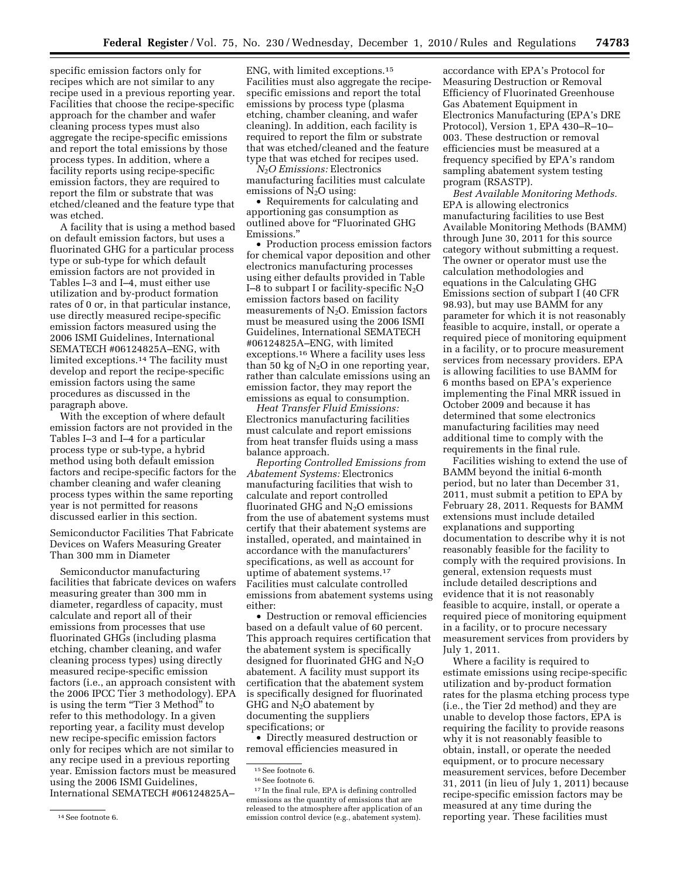specific emission factors only for recipes which are not similar to any recipe used in a previous reporting year. Facilities that choose the recipe-specific approach for the chamber and wafer cleaning process types must also aggregate the recipe-specific emissions and report the total emissions by those process types. In addition, where a facility reports using recipe-specific emission factors, they are required to report the film or substrate that was etched/cleaned and the feature type that was etched.

A facility that is using a method based on default emission factors, but uses a fluorinated GHG for a particular process type or sub-type for which default emission factors are not provided in Tables I–3 and I–4, must either use utilization and by-product formation rates of 0 or, in that particular instance, use directly measured recipe-specific emission factors measured using the 2006 ISMI Guidelines, International SEMATECH #06124825A–ENG, with limited exceptions.[14] The facility must develop and report the recipe-specific emission factors using the same procedures as discussed in the paragraph above.

With the exception of where default emission factors are not provided in the Tables I–3 and I–4 for a particular process type or sub-type, a hybrid method using both default emission factors and recipe-specific factors for the chamber cleaning and wafer cleaning process types within the same reporting year is not permitted for reasons discussed earlier in this section.

Semiconductor Facilities That Fabricate Devices on Wafers Measuring Greater Than 300 mm in Diameter

Semiconductor manufacturing facilities that fabricate devices on wafers measuring greater than 300 mm in diameter, regardless of capacity, must calculate and report all of their emissions from processes that use fluorinated GHGs (including plasma etching, chamber cleaning, and wafer cleaning process types) using directly measured recipe-specific emission factors (i.e., an approach consistent with the 2006 IPCC Tier 3 methodology). EPA is using the term "Tier 3 Method" to refer to this methodology. In a given reporting year, a facility must develop new recipe-specific emission factors only for recipes which are not similar to any recipe used in a previous reporting year. Emission factors must be measured using the 2006 ISMI Guidelines, International SEMATECH #06124825A–ENG, with limited exceptions.[15] Facilities must also aggregate the recipe-specific emissions and report the total emissions by process type (plasma etching, chamber cleaning, and wafer cleaning). In addition, each facility is required to report the film or substrate that was etched/cleaned and the feature type that was etched for recipes used.

*$N_2O$ Emissions:* Electronics manufacturing facilities must calculate emissions of $N_2O$ using:

- Requirements for calculating and apportioning gas consumption as outlined above for "Fluorinated GHG Emissions."
- Production process emission factors for chemical vapor deposition and other electronics manufacturing processes using either defaults provided in Table I–8 to subpart I or facility-specific $N_2O$ emission factors based on facility measurements of $N_2O$. Emission factors must be measured using the 2006 ISMI Guidelines, International SEMATECH #06124825A–ENG, with limited exceptions.[16] Where a facility uses less than 50 kg of $N_2O$ in one reporting year, rather than calculate emissions using an emission factor, they may report the emissions as equal to consumption.

*Heat Transfer Fluid Emissions:* Electronics manufacturing facilities must calculate and report emissions from heat transfer fluids using a mass balance approach.

*Reporting Controlled Emissions from Abatement Systems:* Electronics manufacturing facilities that wish to calculate and report controlled fluorinated GHG and $N_2O$ emissions from the use of abatement systems must certify that their abatement systems are installed, operated, and maintained in accordance with the manufacturers' specifications, as well as account for uptime of abatement systems.[17] Facilities must calculate controlled emissions from abatement systems using either:

- Destruction or removal efficiencies based on a default value of 60 percent. This approach requires certification that the abatement system is specifically designed for fluorinated GHG and $N_2O$ abatement. A facility must support its certification that the abatement system is specifically designed for fluorinated GHG and $N_2O$ abatement by documenting the suppliers specifications; or
- Directly measured destruction or removal efficiencies measured in accordance with EPA's Protocol for Measuring Destruction or Removal Efficiency of Fluorinated Greenhouse Gas Abatement Equipment in Electronics Manufacturing (EPA's DRE Protocol), Version 1, EPA 430–R–10–003. These destruction or removal efficiencies must be measured at a frequency specified by EPA's random sampling abatement system testing program (RSASTP).

*Best Available Monitoring Methods.* EPA is allowing electronics manufacturing facilities to use Best Available Monitoring Methods (BAMM) through June 30, 2011 for this source category without submitting a request. The owner or operator must use the calculation methodologies and equations in the Calculating GHG Emissions section of subpart I (40 CFR 98.93), but may use BAMM for any parameter for which it is not reasonably feasible to acquire, install, or operate a required piece of monitoring equipment in a facility, or to procure measurement services from necessary providers. EPA is allowing facilities to use BAMM for 6 months based on EPA's experience implementing the Final MRR issued in October 2009 and because it has determined that some electronics manufacturing facilities may need additional time to comply with the requirements in the final rule.

Facilities wishing to extend the use of BAMM beyond the initial 6-month period, but no later than December 31, 2011, must submit a petition to EPA by February 28, 2011. Requests for BAMM extensions must include detailed explanations and supporting documentation to describe why it is not reasonably feasible for the facility to comply with the required provisions. In general, extension requests must include detailed descriptions and evidence that it is not reasonably feasible to acquire, install, or operate a required piece of monitoring equipment in a facility, or to procure necessary measurement services from providers by July 1, 2011.

Where a facility is required to estimate emissions using recipe-specific utilization and by-product formation rates for the plasma etching process type (i.e., the Tier 2d method) and they are unable to develop those factors, EPA is requiring the facility to provide reasons why it is not reasonably feasible to obtain, install, or operate the needed equipment, or to procure necessary measurement services, before December 31, 2011 (in lieu of July 1, 2011) because recipe-specific emission factors may be measured at any time during the reporting year. These facilities must

[14] See footnote 6.

[15] See footnote 6.

[16] See footnote 6.

[17] In the final rule, EPA is defining controlled emissions as the quantity of emissions that are released to the atmosphere after application of an emission control device (e.g., abatement system).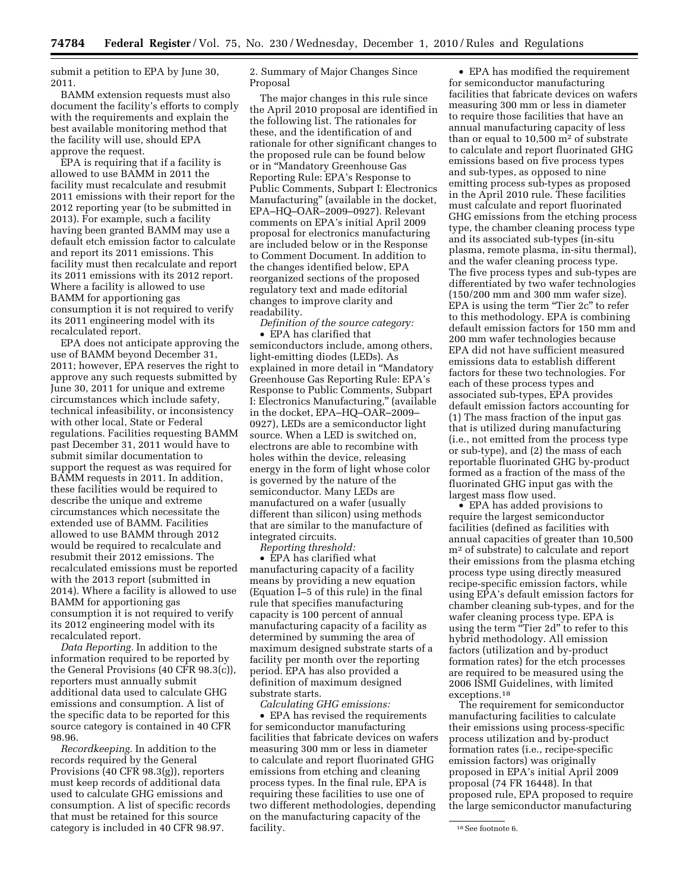submit a petition to EPA by June 30, 2011.

BAMM extension requests must also document the facility's efforts to comply with the requirements and explain the best available monitoring method that the facility will use, should EPA approve the request.

EPA is requiring that if a facility is allowed to use BAMM in 2011 the facility must recalculate and resubmit 2011 emissions with their report for the 2012 reporting year (to be submitted in 2013). For example, such a facility having been granted BAMM may use a default etch emission factor to calculate and report its 2011 emissions. This facility must then recalculate and report its 2011 emissions with its 2012 report. Where a facility is allowed to use BAMM for apportioning gas consumption it is not required to verify its 2011 engineering model with its recalculated report.

EPA does not anticipate approving the use of BAMM beyond December 31, 2011; however, EPA reserves the right to approve any such requests submitted by June 30, 2011 for unique and extreme circumstances which include safety, technical infeasibility, or inconsistency with other local, State or Federal regulations. Facilities requesting BAMM past December 31, 2011 would have to submit similar documentation to support the request as was required for BAMM requests in 2011. In addition, these facilities would be required to describe the unique and extreme circumstances which necessitate the extended use of BAMM. Facilities allowed to use BAMM through 2012 would be required to recalculate and resubmit their 2012 emissions. The recalculated emissions must be reported with the 2013 report (submitted in 2014). Where a facility is allowed to use BAMM for apportioning gas consumption it is not required to verify its 2012 engineering model with its recalculated report.

*Data Reporting.* In addition to the information required to be reported by the General Provisions (40 CFR 98.3(c)), reporters must annually submit additional data used to calculate GHG emissions and consumption. A list of the specific data to be reported for this source category is contained in 40 CFR 98.96.

*Recordkeeping.* In addition to the records required by the General Provisions (40 CFR 98.3(g)), reporters must keep records of additional data used to calculate GHG emissions and consumption. A list of specific records that must be retained for this source category is included in 40 CFR 98.97.

2. Summary of Major Changes Since Proposal

The major changes in this rule since the April 2010 proposal are identified in the following list. The rationales for these, and the identification of and rationale for other significant changes to the proposed rule can be found below or in "Mandatory Greenhouse Gas Reporting Rule: EPA's Response to Public Comments, Subpart I: Electronics Manufacturing" (available in the docket, EPA–HQ–OAR–2009–0927). Relevant comments on EPA's initial April 2009 proposal for electronics manufacturing are included below or in the Response to Comment Document. In addition to the changes identified below, EPA reorganized sections of the proposed regulatory text and made editorial changes to improve clarity and readability.

*Definition of the source category:*

- EPA has clarified that semiconductors include, among others, light-emitting diodes (LEDs). As explained in more detail in "Mandatory Greenhouse Gas Reporting Rule: EPA's Response to Public Comments, Subpart I: Electronics Manufacturing," (available in the docket, EPA–HQ–OAR–2009–0927), LEDs are a semiconductor light source. When a LED is switched on, electrons are able to recombine with holes within the device, releasing energy in the form of light whose color is governed by the nature of the semiconductor. Many LEDs are manufactured on a wafer (usually different than silicon) using methods that are similar to the manufacture of integrated circuits.

*Reporting threshold:*

- EPA has clarified what manufacturing capacity of a facility means by providing a new equation (Equation I–5 of this rule) in the final rule that specifies manufacturing capacity is 100 percent of annual manufacturing capacity of a facility as determined by summing the area of maximum designed substrate starts of a facility per month over the reporting period. EPA has also provided a definition of maximum designed substrate starts.

*Calculating GHG emissions:*

- EPA has revised the requirements for semiconductor manufacturing facilities that fabricate devices on wafers measuring 300 mm or less in diameter to calculate and report fluorinated GHG emissions from etching and cleaning process types. In the final rule, EPA is requiring these facilities to use one of two different methodologies, depending on the manufacturing capacity of the facility.
- EPA has modified the requirement for semiconductor manufacturing facilities that fabricate devices on wafers measuring 300 mm or less in diameter to require those facilities that have an annual manufacturing capacity of less than or equal to 10,500 $m^2$ of substrate to calculate and report fluorinated GHG emissions based on five process types and sub-types, as opposed to nine emitting process sub-types as proposed in the April 2010 rule. These facilities must calculate and report fluorinated GHG emissions from the etching process type, the chamber cleaning process type and its associated sub-types (in-situ plasma, remote plasma, in-situ thermal), and the wafer cleaning process type. The five process types and sub-types are differentiated by two wafer technologies (150/200 mm and 300 mm wafer size). EPA is using the term "Tier 2c" to refer to this methodology. EPA is combining default emission factors for 150 mm and 200 mm wafer technologies because EPA did not have sufficient measured emissions data to establish different factors for these two technologies. For each of these process types and associated sub-types, EPA provides default emission factors accounting for (1) The mass fraction of the input gas that is utilized during manufacturing (i.e., not emitted from the process type or sub-type), and (2) the mass of each reportable fluorinated GHG by-product formed as a fraction of the mass of the fluorinated GHG input gas with the largest mass flow used.
- EPA has added provisions to require the largest semiconductor facilities (defined as facilities with annual capacities of greater than 10,500 $m^2$ of substrate) to calculate and report their emissions from the plasma etching process type using directly measured recipe-specific emission factors, while using EPA's default emission factors for chamber cleaning sub-types, and for the wafer cleaning process type. EPA is using the term "Tier 2d" to refer to this hybrid methodology. All emission factors (utilization and by-product formation rates) for the etch processes are required to be measured using the 2006 ISMI Guidelines, with limited exceptions.[18]

The requirement for semiconductor manufacturing facilities to calculate their emissions using process-specific process utilization and by-product formation rates (i.e., recipe-specific emission factors) was originally proposed in EPA's initial April 2009 proposal (74 FR 16448). In that proposed rule, EPA proposed to require the large semiconductor manufacturing

[18] See footnote 6.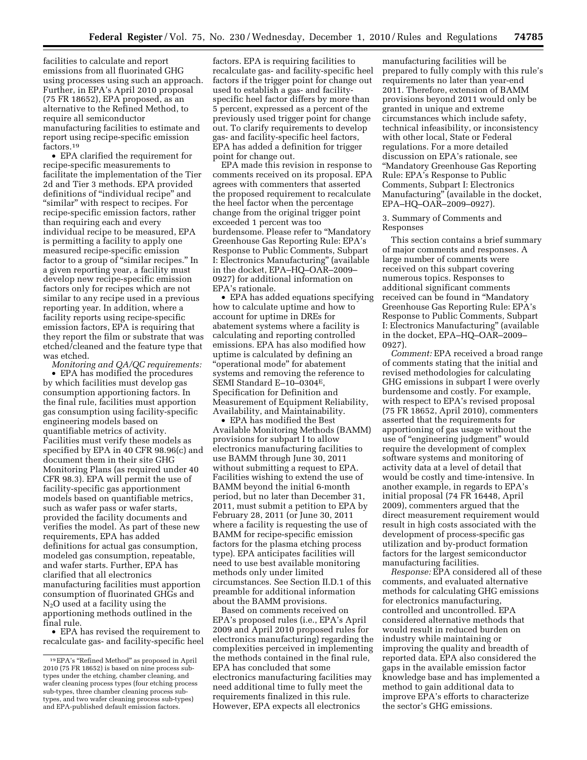facilities to calculate and report emissions from all fluorinated GHG using processes using such an approach. Further, in EPA's April 2010 proposal (75 FR 18652), EPA proposed, as an alternative to the Refined Method, to require all semiconductor manufacturing facilities to estimate and report using recipe-specific emission factors.[19]

- EPA clarified the requirement for recipe-specific measurements to facilitate the implementation of the Tier 2d and Tier 3 methods. EPA provided definitions of "individual recipe" and "similar" with respect to recipes. For recipe-specific emission factors, rather than requiring each and every individual recipe to be measured, EPA is permitting a facility to apply one measured recipe-specific emission factor to a group of "similar recipes." In a given reporting year, a facility must develop new recipe-specific emission factors only for recipes which are not similar to any recipe used in a previous reporting year. In addition, where a facility reports using recipe-specific emission factors, EPA is requiring that they report the film or substrate that was etched/cleaned and the feature type that was etched.

*Monitoring and QA/QC requirements:*

- EPA has modified the procedures by which facilities must develop gas consumption apportioning factors. In the final rule, facilities must apportion gas consumption using facility-specific engineering models based on quantifiable metrics of activity. Facilities must verify these models as specified by EPA in 40 CFR 98.96(c) and document them in their site GHG Monitoring Plans (as required under 40 CFR 98.3). EPA will permit the use of facility-specific gas apportionment models based on quantifiable metrics, such as wafer pass or wafer starts, provided the facility documents and verifies the model. As part of these new requirements, EPA has added definitions for actual gas consumption, modeled gas consumption, repeatable, and wafer starts. Further, EPA has clarified that all electronics manufacturing facilities must apportion consumption of fluorinated GHGs and $N_2O$ used at a facility using the apportioning methods outlined in the final rule.
- EPA has revised the requirement to recalculate gas- and facility-specific heel factors. EPA is requiring facilities to recalculate gas- and facility-specific heel factors if the trigger point for change out used to establish a gas- and facility-specific heel factor differs by more than 5 percent, expressed as a percent of the previously used trigger point for change out. To clarify requirements to develop gas- and facility-specific heel factors, EPA has added a definition for trigger point for change out.

EPA made this revision in response to comments received on its proposal. EPA agrees with commenters that asserted the proposed requirement to recalculate the heel factor when the percentage change from the original trigger point exceeded 1 percent was too burdensome. Please refer to "Mandatory Greenhouse Gas Reporting Rule: EPA's Response to Public Comments, Subpart I: Electronics Manufacturing" (available in the docket, EPA–HQ–OAR–2009–0927) for additional information on EPA's rationale.

- EPA has added equations specifying how to calculate uptime and how to account for uptime in DREs for abatement systems where a facility is calculating and reporting controlled emissions. EPA has also modified how uptime is calculated by defining an "operational mode" for abatement systems and removing the reference to SEMI Standard E–10–0304E, Specification for Definition and Measurement of Equipment Reliability, Availability, and Maintainability.
- EPA has modified the Best Available Monitoring Methods (BAMM) provisions for subpart I to allow electronics manufacturing facilities to use BAMM through June 30, 2011 without submitting a request to EPA. Facilities wishing to extend the use of BAMM beyond the initial 6-month period, but no later than December 31, 2011, must submit a petition to EPA by February 28, 2011 (or June 30, 2011 where a facility is requesting the use of BAMM for recipe-specific emission factors for the plasma etching process type). EPA anticipates facilities will need to use best available monitoring methods only under limited circumstances. See Section II.D.1 of this preamble for additional information about the BAMM provisions.

Based on comments received on EPA's proposed rules (i.e., EPA's April 2009 and April 2010 proposed rules for electronics manufacturing) regarding the complexities perceived in implementing the methods contained in the final rule, EPA has concluded that some electronics manufacturing facilities may need additional time to fully meet the requirements finalized in this rule. However, EPA expects all electronics manufacturing facilities will be prepared to fully comply with this rule's requirements no later than year-end 2011. Therefore, extension of BAMM provisions beyond 2011 would only be granted in unique and extreme circumstances which include safety, technical infeasibility, or inconsistency with other local, State or Federal regulations. For a more detailed discussion on EPA's rationale, see "Mandatory Greenhouse Gas Reporting Rule: EPA's Response to Public Comments, Subpart I: Electronics Manufacturing" (available in the docket, EPA–HQ–OAR–2009–0927).

3. Summary of Comments and Responses

This section contains a brief summary of major comments and responses. A large number of comments were received on this subpart covering numerous topics. Responses to additional significant comments received can be found in "Mandatory Greenhouse Gas Reporting Rule: EPA's Response to Public Comments, Subpart I: Electronics Manufacturing" (available in the docket, EPA–HQ–OAR–2009–0927).

*Comment:* EPA received a broad range of comments stating that the initial and revised methodologies for calculating GHG emissions in subpart I were overly burdensome and costly. For example, with respect to EPA's revised proposal (75 FR 18652, April 2010), commenters asserted that the requirements for apportioning of gas usage without the use of "engineering judgment" would require the development of complex software systems and monitoring of activity data at a level of detail that would be costly and time-intensive. In another example, in regards to EPA's initial proposal (74 FR 16448, April 2009), commenters argued that the direct measurement requirement would result in high costs associated with the development of process-specific gas utilization and by-product formation factors for the largest semiconductor manufacturing facilities.

*Response:* EPA considered all of these comments, and evaluated alternative methods for calculating GHG emissions for electronics manufacturing, controlled and uncontrolled. EPA considered alternative methods that would result in reduced burden on industry while maintaining or improving the quality and breadth of reported data. EPA also considered the gaps in the available emission factor knowledge base and has implemented a method to gain additional data to improve EPA's efforts to characterize the sector's GHG emissions.

[19] EPA's "Refined Method" as proposed in April 2010 (75 FR 18652) is based on nine process sub-types under the etching, chamber cleaning, and wafer cleaning process types (four etching process sub-types, three chamber cleaning process sub-types, and two wafer cleaning process sub-types) and EPA-published default emission factors.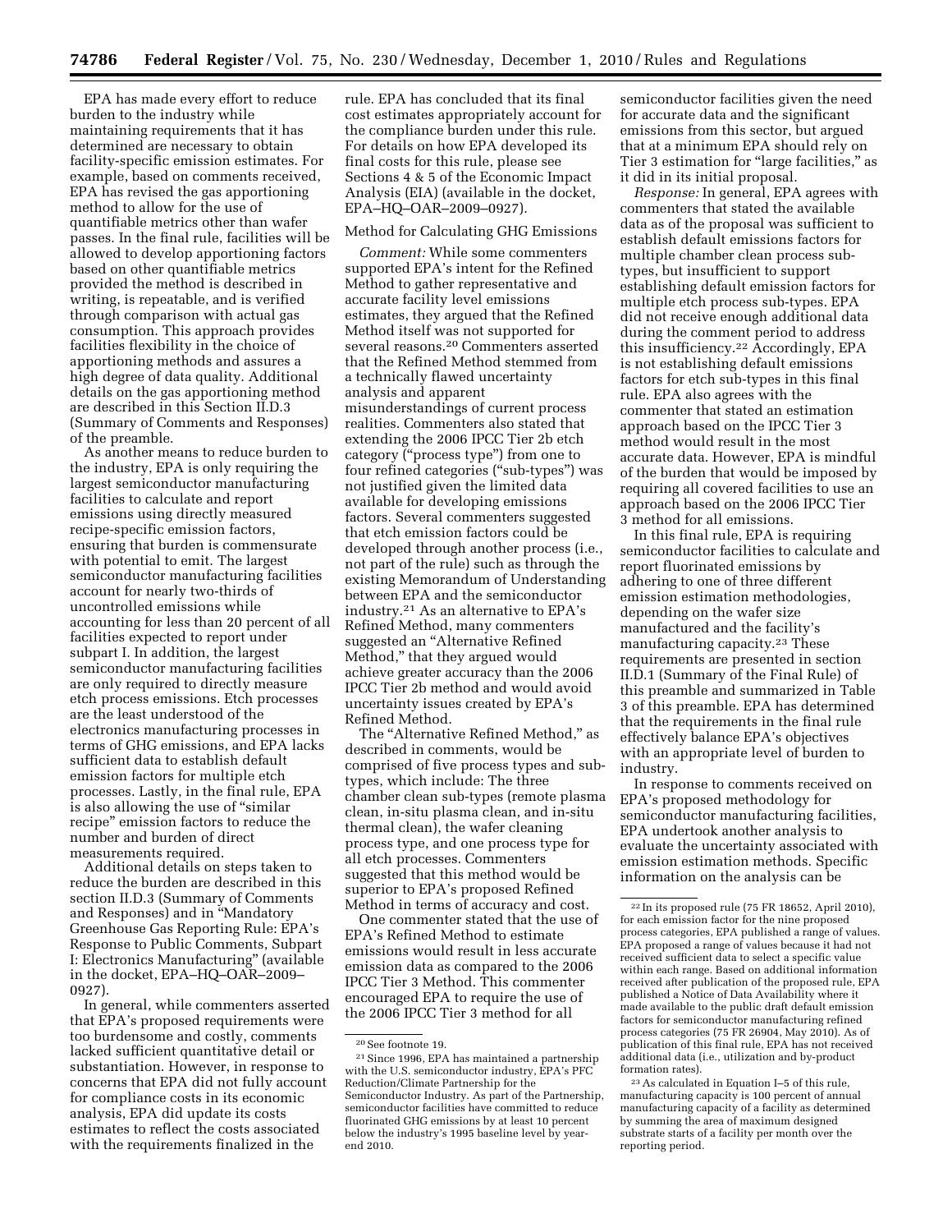EPA has made every effort to reduce burden to the industry while maintaining requirements that it has determined are necessary to obtain facility-specific emission estimates. For example, based on comments received, EPA has revised the gas apportioning method to allow for the use of quantifiable metrics other than wafer passes. In the final rule, facilities will be allowed to develop apportioning factors based on other quantifiable metrics provided the method is described in writing, is repeatable, and is verified through comparison with actual gas consumption. This approach provides facilities flexibility in the choice of apportioning methods and assures a high degree of data quality. Additional details on the gas apportioning method are described in this Section II.D.3 (Summary of Comments and Responses) of the preamble.

As another means to reduce burden to the industry, EPA is only requiring the largest semiconductor manufacturing facilities to calculate and report emissions using directly measured recipe-specific emission factors, ensuring that burden is commensurate with potential to emit. The largest semiconductor manufacturing facilities account for nearly two-thirds of uncontrolled emissions while accounting for less than 20 percent of all facilities expected to report under subpart I. In addition, the largest semiconductor manufacturing facilities are only required to directly measure etch process emissions. Etch processes are the least understood of the electronics manufacturing processes in terms of GHG emissions, and EPA lacks sufficient data to establish default emission factors for multiple etch processes. Lastly, in the final rule, EPA is also allowing the use of "similar recipe" emission factors to reduce the number and burden of direct measurements required.

Additional details on steps taken to reduce the burden are described in this section II.D.3 (Summary of Comments and Responses) and in "Mandatory Greenhouse Gas Reporting Rule: EPA's Response to Public Comments, Subpart I: Electronics Manufacturing" (available in the docket, EPA–HQ–OAR–2009–0927).

In general, while commenters asserted that EPA's proposed requirements were too burdensome and costly, comments lacked sufficient quantitative detail or substantiation. However, in response to concerns that EPA did not fully account for compliance costs in its economic analysis, EPA did update its costs estimates to reflect the costs associated with the requirements finalized in the rule. EPA has concluded that its final cost estimates appropriately account for the compliance burden under this rule. For details on how EPA developed its final costs for this rule, please see Sections 4 & 5 of the Economic Impact Analysis (EIA) (available in the docket, EPA–HQ–OAR–2009–0927).

Method for Calculating GHG Emissions

*Comment:* While some commenters supported EPA's intent for the Refined Method to gather representative and accurate facility level emissions estimates, they argued that the Refined Method itself was not supported for several reasons.[20] Commenters asserted that the Refined Method stemmed from a technically flawed uncertainty analysis and apparent misunderstandings of current process realities. Commenters also stated that extending the 2006 IPCC Tier 2b etch category ("process type") from one to four refined categories ("sub-types") was not justified given the limited data available for developing emissions factors. Several commenters suggested that etch emission factors could be developed through another process (i.e., not part of the rule) such as through the existing Memorandum of Understanding between EPA and the semiconductor industry.[21] As an alternative to EPA's Refined Method, many commenters suggested an "Alternative Refined Method," that they argued would achieve greater accuracy than the 2006 IPCC Tier 2b method and would avoid uncertainty issues created by EPA's Refined Method.

The "Alternative Refined Method," as described in comments, would be comprised of five process types and sub-types, which include: The three chamber clean sub-types (remote plasma clean, in-situ plasma clean, and in-situ thermal clean), the wafer cleaning process type, and one process type for all etch processes. Commenters suggested that this method would be superior to EPA's proposed Refined Method in terms of accuracy and cost.

One commenter stated that the use of EPA's Refined Method to estimate emissions would result in less accurate emission data as compared to the 2006 IPCC Tier 3 Method. This commenter encouraged EPA to require the use of the 2006 IPCC Tier 3 method for all semiconductor facilities given the need for accurate data and the significant emissions from this sector, but argued that at a minimum EPA should rely on Tier 3 estimation for "large facilities," as it did in its initial proposal.

*Response:* In general, EPA agrees with commenters that stated the available data as of the proposal was sufficient to establish default emissions factors for multiple chamber clean process sub-types, but insufficient to support establishing default emission factors for multiple etch process sub-types. EPA did not receive enough additional data during the comment period to address this insufficiency.[22] Accordingly, EPA is not establishing default emissions factors for etch sub-types in this final rule. EPA also agrees with the commenter that stated an estimation approach based on the IPCC Tier 3 method would result in the most accurate data. However, EPA is mindful of the burden that would be imposed by requiring all covered facilities to use an approach based on the 2006 IPCC Tier 3 method for all emissions.

In this final rule, EPA is requiring semiconductor facilities to calculate and report fluorinated emissions by adhering to one of three different emission estimation methodologies, depending on the wafer size manufactured and the facility's manufacturing capacity.[23] These requirements are presented in section II.D.1 (Summary of the Final Rule) of this preamble and summarized in Table 3 of this preamble. EPA has determined that the requirements in the final rule effectively balance EPA's objectives with an appropriate level of burden to industry.

In response to comments received on EPA's proposed methodology for semiconductor manufacturing facilities, EPA undertook another analysis to evaluate the uncertainty associated with emission estimation methods. Specific information on the analysis can be

---

[20] See footnote 19.

[21] Since 1996, EPA has maintained a partnership with the U.S. semiconductor industry, EPA's PFC Reduction/Climate Partnership for the Semiconductor Industry. As part of the Partnership, semiconductor facilities have committed to reduce fluorinated GHG emissions by at least 10 percent below the industry's 1995 baseline level by year-end 2010.

[22] In its proposed rule (75 FR 18652, April 2010), for each emission factor for the nine proposed process categories, EPA published a range of values. EPA proposed a range of values because it had not received sufficient data to select a specific value within each range. Based on additional information received after publication of the proposed rule, EPA published a Notice of Data Availability where it made available to the public draft default emission factors for semiconductor manufacturing refined process categories (75 FR 26904, May 2010). As of publication of this final rule, EPA has not received additional data (i.e., utilization and by-product formation rates).

[23] As calculated in Equation I–5 of this rule, manufacturing capacity is 100 percent of annual manufacturing capacity of a facility as determined by summing the area of maximum designed substrate starts of a facility per month over the reporting period.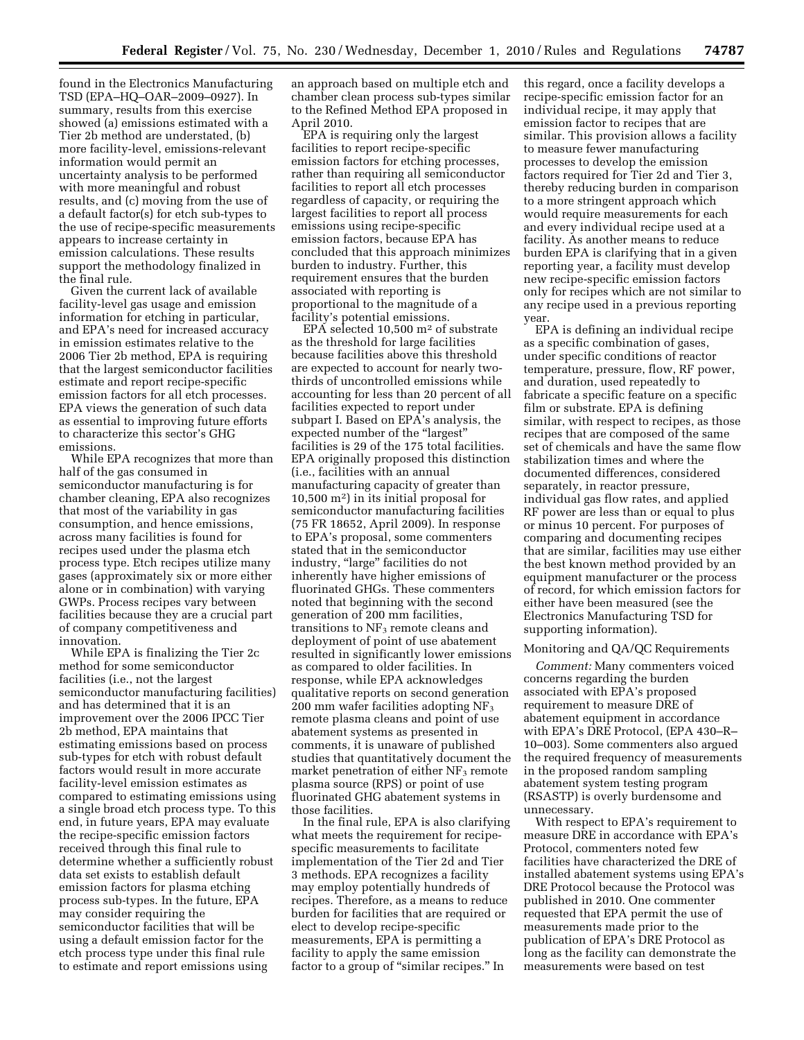found in the Electronics Manufacturing TSD (EPA–HQ–OAR–2009–0927). In summary, results from this exercise showed (a) emissions estimated with a Tier 2b method are understated, (b) more facility-level, emissions-relevant information would permit an uncertainty analysis to be performed with more meaningful and robust results, and (c) moving from the use of a default factor(s) for etch sub-types to the use of recipe-specific measurements appears to increase certainty in emission calculations. These results support the methodology finalized in the final rule.

Given the current lack of available facility-level gas usage and emission information for etching in particular, and EPA's need for increased accuracy in emission estimates relative to the 2006 Tier 2b method, EPA is requiring that the largest semiconductor facilities estimate and report recipe-specific emission factors for all etch processes. EPA views the generation of such data as essential to improving future efforts to characterize this sector's GHG emissions.

While EPA recognizes that more than half of the gas consumed in semiconductor manufacturing is for chamber cleaning, EPA also recognizes that most of the variability in gas consumption, and hence emissions, across many facilities is found for recipes used under the plasma etch process type. Etch recipes utilize many gases (approximately six or more either alone or in combination) with varying GWPs. Process recipes vary between facilities because they are a crucial part of company competitiveness and innovation.

While EPA is finalizing the Tier 2c method for some semiconductor facilities (i.e., not the largest semiconductor manufacturing facilities) and has determined that it is an improvement over the 2006 IPCC Tier 2b method, EPA maintains that estimating emissions based on process sub-types for etch with robust default factors would result in more accurate facility-level emission estimates as compared to estimating emissions using a single broad etch process type. To this end, in future years, EPA may evaluate the recipe-specific emission factors received through this final rule to determine whether a sufficiently robust data set exists to establish default emission factors for plasma etching process sub-types. In the future, EPA may consider requiring the semiconductor facilities that will be using a default emission factor for the etch process type under this final rule to estimate and report emissions using an approach based on multiple etch and chamber clean process sub-types similar to the Refined Method EPA proposed in April 2010.

EPA is requiring only the largest facilities to report recipe-specific emission factors for etching processes, rather than requiring all semiconductor facilities to report all etch processes regardless of capacity, or requiring the largest facilities to report all process emissions using recipe-specific emission factors, because EPA has concluded that this approach minimizes burden to industry. Further, this requirement ensures that the burden associated with reporting is proportional to the magnitude of a facility's potential emissions.

EPA selected 10,500 $m^2$ of substrate as the threshold for large facilities because facilities above this threshold are expected to account for nearly two-thirds of uncontrolled emissions while accounting for less than 20 percent of all facilities expected to report under subpart I. Based on EPA's analysis, the expected number of the "largest" facilities is 29 of the 175 total facilities. EPA originally proposed this distinction (i.e., facilities with an annual manufacturing capacity of greater than 10,500 $m^2$) in its initial proposal for semiconductor manufacturing facilities (75 FR 18652, April 2009). In response to EPA's proposal, some commenters stated that in the semiconductor industry, "large" facilities do not inherently have higher emissions of fluorinated GHGs. These commenters noted that beginning with the second generation of 200 mm facilities, transitions to $NF_3$ remote cleans and deployment of point of use abatement resulted in significantly lower emissions as compared to older facilities. In response, while EPA acknowledges qualitative reports on second generation 200 mm wafer facilities adopting $NF_3$ remote plasma cleans and point of use abatement systems as presented in comments, it is unaware of published studies that quantitatively document the market penetration of either $NF_3$ remote plasma source (RPS) or point of use fluorinated GHG abatement systems in those facilities.

In the final rule, EPA is also clarifying what meets the requirement for recipe-specific measurements to facilitate implementation of the Tier 2d and Tier 3 methods. EPA recognizes a facility may employ potentially hundreds of recipes. Therefore, as a means to reduce burden for facilities that are required or elect to develop recipe-specific measurements, EPA is permitting a facility to apply the same emission factor to a group of "similar recipes." In this regard, once a facility develops a recipe-specific emission factor for an individual recipe, it may apply that emission factor to recipes that are similar. This provision allows a facility to measure fewer manufacturing processes to develop the emission factors required for Tier 2d and Tier 3, thereby reducing burden in comparison to a more stringent approach which would require measurements for each and every individual recipe used at a facility. As another means to reduce burden EPA is clarifying that in a given reporting year, a facility must develop new recipe-specific emission factors only for recipes which are not similar to any recipe used in a previous reporting year.

EPA is defining an individual recipe as a specific combination of gases, under specific conditions of reactor temperature, pressure, flow, RF power, and duration, used repeatedly to fabricate a specific feature on a specific film or substrate. EPA is defining similar, with respect to recipes, as those recipes that are composed of the same set of chemicals and have the same flow stabilization times and where the documented differences, considered separately, in reactor pressure, individual gas flow rates, and applied RF power are less than or equal to plus or minus 10 percent. For purposes of comparing and documenting recipes that are similar, facilities may use either the best known method provided by an equipment manufacturer or the process of record, for which emission factors for either have been measured (see the Electronics Manufacturing TSD for supporting information).

Monitoring and QA/QC Requirements

*Comment:* Many commenters voiced concerns regarding the burden associated with EPA's proposed requirement to measure DRE of abatement equipment in accordance with EPA's DRE Protocol, (EPA 430–R–10–003). Some commenters also argued the required frequency of measurements in the proposed random sampling abatement system testing program (RSASTP) is overly burdensome and unnecessary.

With respect to EPA's requirement to measure DRE in accordance with EPA's Protocol, commenters noted few facilities have characterized the DRE of installed abatement systems using EPA's DRE Protocol because the Protocol was published in 2010. One commenter requested that EPA permit the use of measurements made prior to the publication of EPA's DRE Protocol as long as the facility can demonstrate the measurements were based on test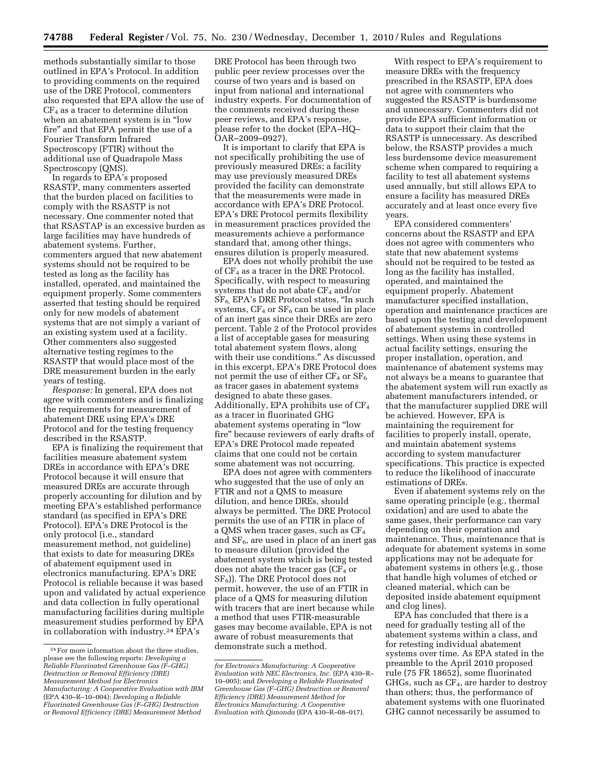methods substantially similar to those outlined in EPA's Protocol. In addition to providing comments on the required use of the DRE Protocol, commenters also requested that EPA allow the use of $CF_4$ as a tracer to determine dilution when an abatement system is in "low fire" and that EPA permit the use of a Fourier Transform Infrared Spectroscopy (FTIR) without the additional use of Quadrapole Mass Spectroscopy (QMS).

In regards to EPA's proposed RSASTP, many commenters asserted that the burden placed on facilities to comply with the RSASTP is not necessary. One commenter noted that that RSASTAP is an excessive burden as large facilities may have hundreds of abatement systems. Further, commenters argued that new abatement systems should not be required to be tested as long as the facility has installed, operated, and maintained the equipment properly. Some commenters asserted that testing should be required only for new models of abatement systems that are not simply a variant of an existing system used at a facility. Other commenters also suggested alternative testing regimes to the RSASTP that would place most of the DRE measurement burden in the early years of testing.

*Response:* In general, EPA does not agree with commenters and is finalizing the requirements for measurement of abatement DRE using EPA's DRE Protocol and for the testing frequency described in the RSASTP.

EPA is finalizing the requirement that facilities measure abatement system DREs in accordance with EPA's DRE Protocol because it will ensure that measured DREs are accurate through properly accounting for dilution and by meeting EPA's established performance standard (as specified in EPA's DRE Protocol). EPA's DRE Protocol is the only protocol (i.e., standard measurement method, not guideline) that exists to date for measuring DREs of abatement equipment used in electronics manufacturing. EPA's DRE Protocol is reliable because it was based upon and validated by actual experience and data collection in fully operational manufacturing facilities during multiple measurement studies performed by EPA in collaboration with industry.[24] EPA's DRE Protocol has been through two public peer review processes over the course of two years and is based on input from national and international industry experts. For documentation of the comments received during these peer reviews, and EPA's response, please refer to the docket (EPA–HQ–OAR–2009–0927).

It is important to clarify that EPA is not specifically prohibiting the use of previously measured DREs; a facility may use previously measured DREs provided the facility can demonstrate that the measurements were made in accordance with EPA's DRE Protocol. EPA's DRE Protocol permits flexibility in measurement practices provided the measurements achieve a performance standard that, among other things, ensures dilution is properly measured.

EPA does not wholly prohibit the use of $CF_4$ as a tracer in the DRE Protocol. Specifically, with respect to measuring systems that do not abate $CF_4$ and/or $SF_6$, EPA's DRE Protocol states, "In such systems, $CF_4$ or $SF_6$ can be used in place of an inert gas since their DREs are zero percent. Table 2 of the Protocol provides a list of acceptable gases for measuring total abatement system flows, along with their use conditions." As discussed in this excerpt, EPA's DRE Protocol does not permit the use of either $CF_4$ or $SF_6$ as tracer gases in abatement systems designed to abate these gases. Additionally, EPA prohibits use of $CF_4$ as a tracer in fluorinated GHG abatement systems operating in "low fire" because reviewers of early drafts of EPA's DRE Protocol made repeated claims that one could not be certain some abatement was not occurring.

EPA does not agree with commenters who suggested that the use of only an FTIR and not a QMS to measure dilution, and hence DREs, should always be permitted. The DRE Protocol permits the use of an FTIR in place of a QMS when tracer gases, such as $CF_4$ and $SF_6$, are used in place of an inert gas to measure dilution (provided the abatement system which is being tested does not abate the tracer gas ($CF_4$ or $SF_6$)). The DRE Protocol does not permit, however, the use of an FTIR in place of a QMS for measuring dilution with tracers that are inert because while a method that uses FTIR-measurable gases may become available, EPA is not aware of robust measurements that demonstrate such a method.

With respect to EPA's requirement to measure DREs with the frequency prescribed in the RSASTP, EPA does not agree with commenters who suggested the RSASTP is burdensome and unnecessary. Commenters did not provide EPA sufficient information or data to support their claim that the RSASTP is unnecessary. As described below, the RSASTP provides a much less burdensome device measurement scheme when compared to requiring a facility to test all abatement systems used annually, but still allows EPA to ensure a facility has measured DREs accurately and at least once every five years.

EPA considered commenters' concerns about the RSASTP and EPA does not agree with commenters who state that new abatement systems should not be required to be tested as long as the facility has installed, operated, and maintained the equipment properly. Abatement manufacturer specified installation, operation and maintenance practices are based upon the testing and development of abatement systems in controlled settings. When using these systems in actual facility settings, ensuring the proper installation, operation, and maintenance of abatement systems may not always be a means to guarantee that the abatement system will run exactly as abatement manufacturers intended, or that the manufacturer supplied DRE will be achieved. However, EPA is maintaining the requirement for facilities to properly install, operate, and maintain abatement systems according to system manufacturer specifications. This practice is expected to reduce the likelihood of inaccurate estimations of DREs.

Even if abatement systems rely on the same operating principle (e.g., thermal oxidation) and are used to abate the same gases, their performance can vary depending on their operation and maintenance. Thus, maintenance that is adequate for abatement systems in some applications may not be adequate for abatement systems in others (e.g., those that handle high volumes of etched or cleaned material, which can be deposited inside abatement equipment and clog lines).

EPA has concluded that there is a need for gradually testing all of the abatement systems within a class, and for retesting individual abatement systems over time. As EPA stated in the preamble to the April 2010 proposed rule (75 FR 18652), some fluorinated GHGs, such as $CF_4$, are harder to destroy than others; thus, the performance of abatement systems with one fluorinated GHG cannot necessarily be assumed to

---

[24] For more information about the three studies, please see the following reports: *Developing a Reliable Fluorinated Greenhouse Gas (F–GHG) Destruction or Removal Efficiency (DRE) Measurement Method for Electronics Manufacturing: A Cooperative Evaluation with IBM* (EPA 430–R–10–004); *Developing a Reliable Fluorinated Greenhouse Gas (F–GHG) Destruction or Removal Efficiency (DRE) Measurement Method for Electronics Manufacturing: A Cooperative Evaluation with NEC Electronics, Inc.* (EPA 430–R–10–005); and *Developing a Reliable Fluorinated Greenhouse Gas (F–GHG) Destruction or Removal Efficiency (DRE) Measurement Method for Electronics Manufacturing: A Cooperative Evaluation with Qimonda* (EPA 430–R–08–017).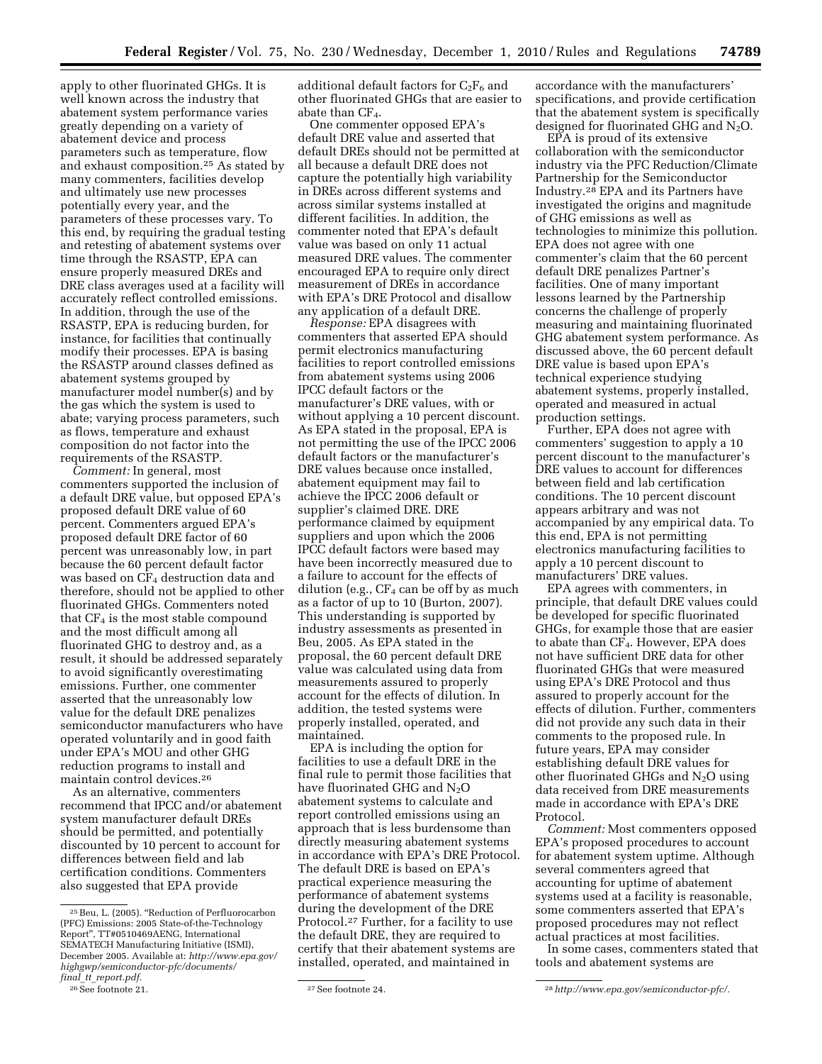apply to other fluorinated GHGs. It is well known across the industry that abatement system performance varies greatly depending on a variety of abatement device and process parameters such as temperature, flow and exhaust composition.[25] As stated by many commenters, facilities develop and ultimately use new processes potentially every year, and the parameters of these processes vary. To this end, by requiring the gradual testing and retesting of abatement systems over time through the RSASTP, EPA can ensure properly measured DREs and DRE class averages used at a facility will accurately reflect controlled emissions. In addition, through the use of the RSASTP, EPA is reducing burden, for instance, for facilities that continually modify their processes. EPA is basing the RSASTP around classes defined as abatement systems grouped by manufacturer model number(s) and by the gas which the system is used to abate; varying process parameters, such as flows, temperature and exhaust composition do not factor into the requirements of the RSASTP.

*Comment:* In general, most commenters supported the inclusion of a default DRE value, but opposed EPA's proposed default DRE value of 60 percent. Commenters argued EPA's proposed default DRE factor of 60 percent was unreasonably low, in part because the 60 percent default factor was based on $CF_4$ destruction data and therefore, should not be applied to other fluorinated GHGs. Commenters noted that $CF_4$ is the most stable compound and the most difficult among all fluorinated GHG to destroy and, as a result, it should be addressed separately to avoid significantly overestimating emissions. Further, one commenter asserted that the unreasonably low value for the default DRE penalizes semiconductor manufacturers who have operated voluntarily and in good faith under EPA's MOU and other GHG reduction programs to install and maintain control devices.[26]

As an alternative, commenters recommend that IPCC and/or abatement system manufacturer default DREs should be permitted, and potentially discounted by 10 percent to account for differences between field and lab certification conditions. Commenters also suggested that EPA provide additional default factors for $C_2F_6$ and other fluorinated GHGs that are easier to abate than $CF_4$.

One commenter opposed EPA's default DRE value and asserted that default DREs should not be permitted at all because a default DRE does not capture the potentially high variability in DREs across different systems and across similar systems installed at different facilities. In addition, the commenter noted that EPA's default value was based on only 11 actual measured DRE values. The commenter encouraged EPA to require only direct measurement of DREs in accordance with EPA's DRE Protocol and disallow any application of a default DRE.

*Response:* EPA disagrees with commenters that asserted EPA should permit electronics manufacturing facilities to report controlled emissions from abatement systems using 2006 IPCC default factors or the manufacturer's DRE values, with or without applying a 10 percent discount. As EPA stated in the proposal, EPA is not permitting the use of the IPCC 2006 default factors or the manufacturer's DRE values because once installed, abatement equipment may fail to achieve the IPCC 2006 default or supplier's claimed DRE. DRE performance claimed by equipment suppliers and upon which the 2006 IPCC default factors were based may have been incorrectly measured due to a failure to account for the effects of dilution (e.g., $CF_4$ can be off by as much as a factor of up to 10 (Burton, 2007). This understanding is supported by industry assessments as presented in Beu, 2005. As EPA stated in the proposal, the 60 percent default DRE value was calculated using data from measurements assured to properly account for the effects of dilution. In addition, the tested systems were properly installed, operated, and maintained.

EPA is including the option for facilities to use a default DRE in the final rule to permit those facilities that have fluorinated GHG and $N_2O$ abatement systems to calculate and report controlled emissions using an approach that is less burdensome than directly measuring abatement systems in accordance with EPA's DRE Protocol. The default DRE is based on EPA's practical experience measuring the performance of abatement systems during the development of the DRE Protocol.[27] Further, for a facility to use the default DRE, they are required to certify that their abatement systems are installed, operated, and maintained in accordance with the manufacturers' specifications, and provide certification that the abatement system is specifically designed for fluorinated GHG and $N_2O$.

EPA is proud of its extensive collaboration with the semiconductor industry via the PFC Reduction/Climate Partnership for the Semiconductor Industry.[28] EPA and its Partners have investigated the origins and magnitude of GHG emissions as well as technologies to minimize this pollution. EPA does not agree with one commenter's claim that the 60 percent default DRE penalizes Partner's facilities. One of many important lessons learned by the Partnership concerns the challenge of properly measuring and maintaining fluorinated GHG abatement system performance. As discussed above, the 60 percent default DRE value is based upon EPA's technical experience studying abatement systems, properly installed, operated and measured in actual production settings.

Further, EPA does not agree with commenters' suggestion to apply a 10 percent discount to the manufacturer's DRE values to account for differences between field and lab certification conditions. The 10 percent discount appears arbitrary and was not accompanied by any empirical data. To this end, EPA is not permitting electronics manufacturing facilities to apply a 10 percent discount to manufacturers' DRE values.

EPA agrees with commenters, in principle, that default DRE values could be developed for specific fluorinated GHGs, for example those that are easier to abate than $CF_4$. However, EPA does not have sufficient DRE data for other fluorinated GHGs that were measured using EPA's DRE Protocol and thus assured to properly account for the effects of dilution. Further, commenters did not provide any such data in their comments to the proposed rule. In future years, EPA may consider establishing default DRE values for other fluorinated GHGs and $N_2O$ using data received from DRE measurements made in accordance with EPA's DRE Protocol.

*Comment:* Most commenters opposed EPA's proposed procedures to account for abatement system uptime. Although several commenters agreed that accounting for uptime of abatement systems used at a facility is reasonable, some commenters asserted that EPA's proposed procedures may not reflect actual practices at most facilities.

In some cases, commenters stated that tools and abatement systems are

---

[25] Beu, L. (2005). "Reduction of Perfluorocarbon (PFC) Emissions: 2005 State-of-the-Technology Report", TT#0510469AENG, International SEMATECH Manufacturing Initiative (ISMI), December 2005. Available at: *http://www.epa.gov/highgwp/semiconductor-pfc/documents/final_tt_report.pdf*.

[26] See footnote 21.

[27] See footnote 24.

[28] *http://www.epa.gov/semiconductor-pfc/*.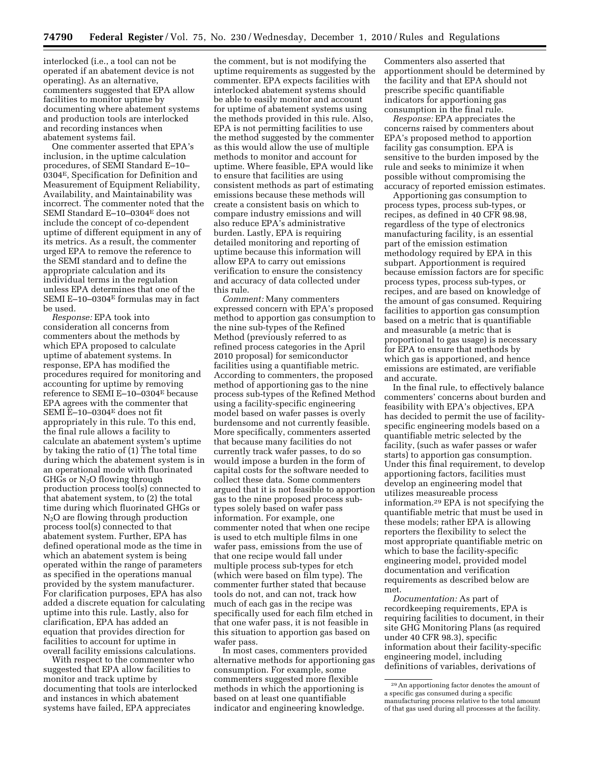interlocked (i.e., a tool can not be operated if an abatement device is not operating). As an alternative, commenters suggested that EPA allow facilities to monitor uptime by documenting where abatement systems and production tools are interlocked and recording instances when abatement systems fail.

One commenter asserted that EPA's inclusion, in the uptime calculation procedures, of SEMI Standard E–10–0304^E, Specification for Definition and Measurement of Equipment Reliability, Availability, and Maintainability was incorrect. The commenter noted that the SEMI Standard E–10–0304^E does not include the concept of co-dependent uptime of different equipment in any of its metrics. As a result, the commenter urged EPA to remove the reference to the SEMI standard and to define the appropriate calculation and its individual terms in the regulation unless EPA determines that one of the SEMI E–10–0304^E formulas may in fact be used.

*Response:* EPA took into consideration all concerns from commenters about the methods by which EPA proposed to calculate uptime of abatement systems. In response, EPA has modified the procedures required for monitoring and accounting for uptime by removing reference to SEMI E–10–0304^E because EPA agrees with the commenter that SEMI E–10–0304^E does not fit appropriately in this rule. To this end, the final rule allows a facility to calculate an abatement system's uptime by taking the ratio of (1) The total time during which the abatement system is in an operational mode with fluorinated GHGs or $N_2O$ flowing through production process tool(s) connected to that abatement system, to (2) the total time during which fluorinated GHGs or $N_2O$ are flowing through production process tool(s) connected to that abatement system. Further, EPA has defined operational mode as the time in which an abatement system is being operated within the range of parameters as specified in the operations manual provided by the system manufacturer. For clarification purposes, EPA has also added a discrete equation for calculating uptime into this rule. Lastly, also for clarification, EPA has added an equation that provides direction for facilities to account for uptime in overall facility emissions calculations.

With respect to the commenter who suggested that EPA allow facilities to monitor and track uptime by documenting that tools are interlocked and instances in which abatement systems have failed, EPA appreciates the comment, but is not modifying the uptime requirements as suggested by the commenter. EPA expects facilities with interlocked abatement systems should be able to easily monitor and account for uptime of abatement systems using the methods provided in this rule. Also, EPA is not permitting facilities to use the method suggested by the commenter as this would allow the use of multiple methods to monitor and account for uptime. Where feasible, EPA would like to ensure that facilities are using consistent methods as part of estimating emissions because these methods will create a consistent basis on which to compare industry emissions and will also reduce EPA's administrative burden. Lastly, EPA is requiring detailed monitoring and reporting of uptime because this information will allow EPA to carry out emissions verification to ensure the consistency and accuracy of data collected under this rule.

*Comment:* Many commenters expressed concern with EPA's proposed method to apportion gas consumption to the nine sub-types of the Refined Method (previously referred to as refined process categories in the April 2010 proposal) for semiconductor facilities using a quantifiable metric. According to commenters, the proposed method of apportioning gas to the nine process sub-types of the Refined Method using a facility-specific engineering model based on wafer passes is overly burdensome and not currently feasible. More specifically, commenters asserted that because many facilities do not currently track wafer passes, to do so would impose a burden in the form of capital costs for the software needed to collect these data. Some commenters argued that it is not feasible to apportion gas to the nine proposed process sub-types solely based on wafer pass information. For example, one commenter noted that when one recipe is used to etch multiple films in one wafer pass, emissions from the use of that one recipe would fall under multiple process sub-types for etch (which were based on film type). The commenter further stated that because tools do not, and can not, track how much of each gas in the recipe was specifically used for each film etched in that one wafer pass, it is not feasible in this situation to apportion gas based on wafer pass.

In most cases, commenters provided alternative methods for apportioning gas consumption. For example, some commenters suggested more flexible methods in which the apportioning is based on at least one quantifiable indicator and engineering knowledge. Commenters also asserted that apportionment should be determined by the facility and that EPA should not prescribe specific quantifiable indicators for apportioning gas consumption in the final rule.

*Response:* EPA appreciates the concerns raised by commenters about EPA's proposed method to apportion facility gas consumption. EPA is sensitive to the burden imposed by the rule and seeks to minimize it when possible without compromising the accuracy of reported emission estimates.

Apportioning gas consumption to process types, process sub-types, or recipes, as defined in 40 CFR 98.98, regardless of the type of electronics manufacturing facility, is an essential part of the emission estimation methodology required by EPA in this subpart. Apportionment is required because emission factors are for specific process types, process sub-types, or recipes, and are based on knowledge of the amount of gas consumed. Requiring facilities to apportion gas consumption based on a metric that is quantifiable and measurable (a metric that is proportional to gas usage) is necessary for EPA to ensure that methods by which gas is apportioned, and hence emissions are estimated, are verifiable and accurate.

In the final rule, to effectively balance commenters' concerns about burden and feasibility with EPA's objectives, EPA has decided to permit the use of facility-specific engineering models based on a quantifiable metric selected by the facility, (such as wafer passes or wafer starts) to apportion gas consumption. Under this final requirement, to develop apportioning factors, facilities must develop an engineering model that utilizes measureable process information.[29] EPA is not specifying the quantifiable metric that must be used in these models; rather EPA is allowing reporters the flexibility to select the most appropriate quantifiable metric on which to base the facility-specific engineering model, provided model documentation and verification requirements as described below are met.

*Documentation:* As part of recordkeeping requirements, EPA is requiring facilities to document, in their site GHG Monitoring Plans (as required under 40 CFR 98.3), specific information about their facility-specific engineering model, including definitions of variables, derivations of

[29] An apportioning factor denotes the amount of a specific gas consumed during a specific manufacturing process relative to the total amount of that gas used during all processes at the facility.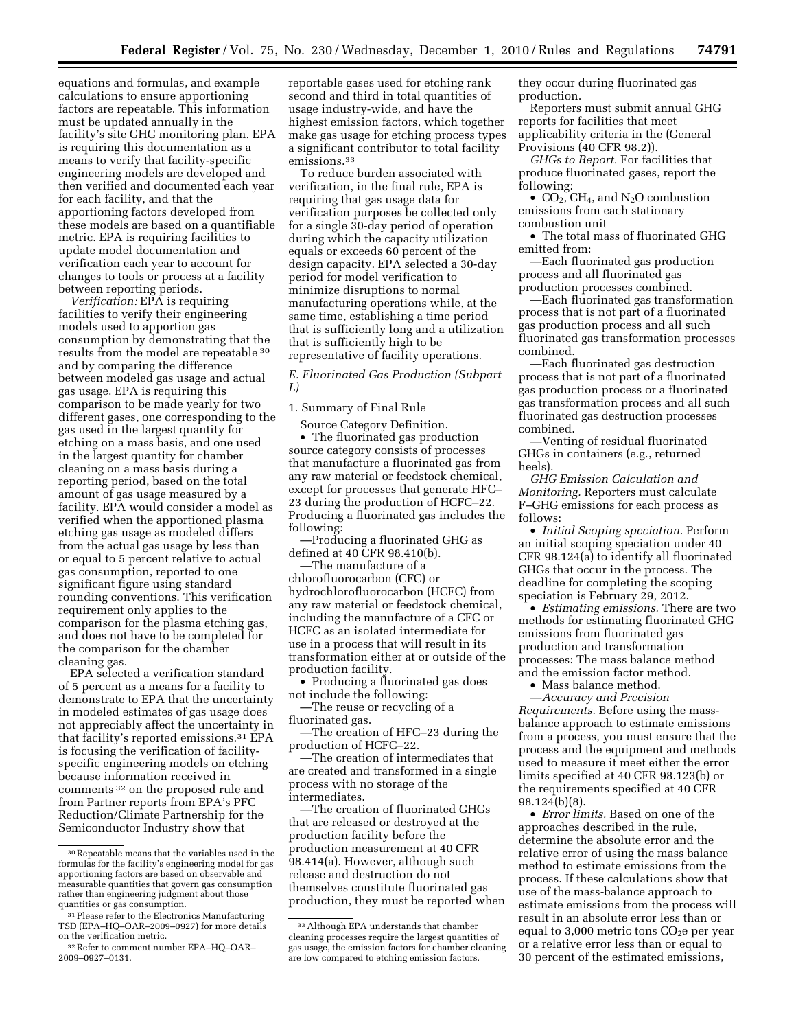equations and formulas, and example calculations to ensure apportioning factors are repeatable. This information must be updated annually in the facility's site GHG monitoring plan. EPA is requiring this documentation as a means to verify that facility-specific engineering models are developed and then verified and documented each year for each facility, and that the apportioning factors developed from these models are based on a quantifiable metric. EPA is requiring facilities to update model documentation and verification each year to account for changes to tools or process at a facility between reporting periods.

*Verification:* EPA is requiring facilities to verify their engineering models used to apportion gas consumption by demonstrating that the results from the model are repeatable [30] and by comparing the difference between modeled gas usage and actual gas usage. EPA is requiring this comparison to be made yearly for two different gases, one corresponding to the gas used in the largest quantity for etching on a mass basis, and one used in the largest quantity for chamber cleaning on a mass basis during a reporting period, based on the total amount of gas usage measured by a facility. EPA would consider a model as verified when the apportioned plasma etching gas usage as modeled differs from the actual gas usage by less than or equal to 5 percent relative to actual gas consumption, reported to one significant figure using standard rounding conventions. This verification requirement only applies to the comparison for the plasma etching gas, and does not have to be completed for the comparison for the chamber cleaning gas.

EPA selected a verification standard of 5 percent as a means for a facility to demonstrate to EPA that the uncertainty in modeled estimates of gas usage does not appreciably affect the uncertainty in that facility's reported emissions.[31] EPA is focusing the verification of facility-specific engineering models on etching because information received in comments [32] on the proposed rule and from Partner reports from EPA's PFC Reduction/Climate Partnership for the Semiconductor Industry show that reportable gases used for etching rank second and third in total quantities of usage industry-wide, and have the highest emission factors, which together make gas usage for etching process types a significant contributor to total facility emissions.[33]

To reduce burden associated with verification, in the final rule, EPA is requiring that gas usage data for verification purposes be collected only for a single 30-day period of operation during which the capacity utilization equals or exceeds 60 percent of the design capacity. EPA selected a 30-day period for model verification to minimize disruptions to normal manufacturing operations while, at the same time, establishing a time period that is sufficiently long and a utilization that is sufficiently high to be representative of facility operations.

### E. Fluorinated Gas Production (Subpart L)

1. Summary of Final Rule

Source Category Definition.

- The fluorinated gas production source category consists of processes that manufacture a fluorinated gas from any raw material or feedstock chemical, except for processes that generate HFC–23 during the production of HCFC–22. Producing a fluorinated gas includes the following:

—Producing a fluorinated GHG as defined at 40 CFR 98.410(b).

—The manufacture of a chlorofluorocarbon (CFC) or hydrochlorofluorocarbon (HCFC) from any raw material or feedstock chemical, including the manufacture of a CFC or HCFC as an isolated intermediate for use in a process that will result in its transformation either at or outside of the production facility.

- Producing a fluorinated gas does not include the following:

—The reuse or recycling of a fluorinated gas.

—The creation of HFC–23 during the production of HCFC–22.

—The creation of intermediates that are created and transformed in a single process with no storage of the intermediates.

—The creation of fluorinated GHGs that are released or destroyed at the production facility before the production measurement at 40 CFR 98.414(a). However, although such release and destruction do not themselves constitute fluorinated gas production, they must be reported when they occur during fluorinated gas production.

Reporters must submit annual GHG reports for facilities that meet applicability criteria in the (General Provisions (40 CFR 98.2)).

*GHGs to Report.* For facilities that produce fluorinated gases, report the following:

- $CO_2$, $CH_4$, and $N_2O$ combustion emissions from each stationary combustion unit
- The total mass of fluorinated GHG emitted from:

—Each fluorinated gas production process and all fluorinated gas production processes combined.

—Each fluorinated gas transformation process that is not part of a fluorinated gas production process and all such fluorinated gas transformation processes combined.

—Each fluorinated gas destruction process that is not part of a fluorinated gas production process or a fluorinated gas transformation process and all such fluorinated gas destruction processes combined.

—Venting of residual fluorinated GHGs in containers (e.g., returned heels).

*GHG Emission Calculation and Monitoring.* Reporters must calculate F–GHG emissions for each process as follows:

- *Initial Scoping speciation.* Perform an initial scoping speciation under 40 CFR 98.124(a) to identify all fluorinated GHGs that occur in the process. The deadline for completing the scoping speciation is February 29, 2012.
- *Estimating emissions.* There are two methods for estimating fluorinated GHG emissions from fluorinated gas production and transformation processes: The mass balance method and the emission factor method.
- Mass balance method.

—*Accuracy and Precision Requirements.* Before using the mass-balance approach to estimate emissions from a process, you must ensure that the process and the equipment and methods used to measure it meet either the error limits specified at 40 CFR 98.123(b) or the requirements specified at 40 CFR 98.124(b)(8).

- *Error limits.* Based on one of the approaches described in the rule, determine the absolute error and the relative error of using the mass balance method to estimate emissions from the process. If these calculations show that use of the mass-balance approach to estimate emissions from the process will result in an absolute error less than or equal to 3,000 metric tons $CO_2e$ per year or a relative error less than or equal to 30 percent of the estimated emissions,

[30] Repeatable means that the variables used in the formulas for the facility's engineering model for gas apportioning factors are based on observable and measurable quantities that govern gas consumption rather than engineering judgment about those quantities or gas consumption.

[31] Please refer to the Electronics Manufacturing TSD (EPA–HQ–OAR–2009–0927) for more details on the verification metric.

[32] Refer to comment number EPA–HQ–OAR–2009–0927–0131.

[33] Although EPA understands that chamber cleaning processes require the largest quantities of gas usage, the emission factors for chamber cleaning are low compared to etching emission factors.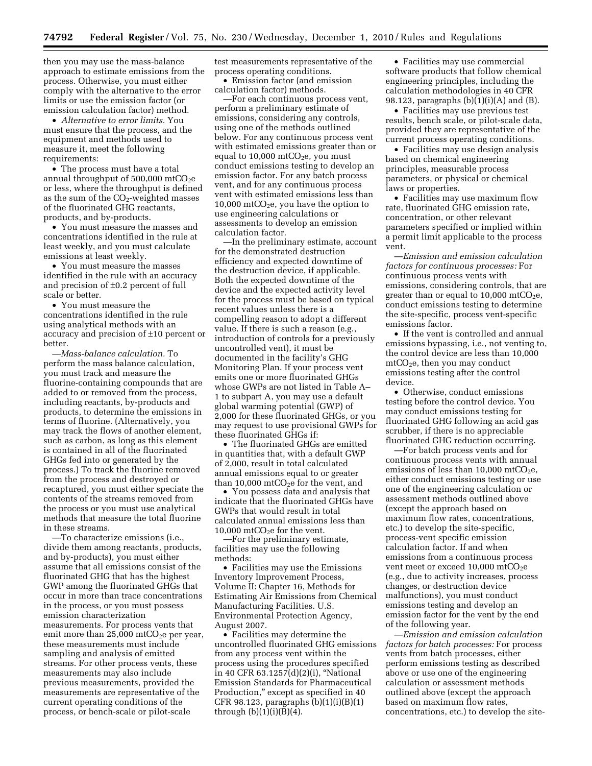then you may use the mass-balance approach to estimate emissions from the process. Otherwise, you must either comply with the alternative to the error limits or use the emission factor (or emission calculation factor) method.

- *Alternative to error limits.* You must ensure that the process, and the equipment and methods used to measure it, meet the following requirements:
- The process must have a total annual throughput of 500,000 $mtCO_2e$ or less, where the throughput is defined as the sum of the $CO_2$-weighted masses of the fluorinated GHG reactants, products, and by-products.
- You must measure the masses and concentrations identified in the rule at least weekly, and you must calculate emissions at least weekly.
- You must measure the masses identified in the rule with an accuracy and precision of ±0.2 percent of full scale or better.
- You must measure the concentrations identified in the rule using analytical methods with an accuracy and precision of ±10 percent or better.

—*Mass-balance calculation.* To perform the mass balance calculation, you must track and measure the fluorine-containing compounds that are added to or removed from the process, including reactants, by-products and products, to determine the emissions in terms of fluorine. (Alternatively, you may track the flows of another element, such as carbon, as long as this element is contained in all of the fluorinated GHGs fed into or generated by the process.) To track the fluorine removed from the process and destroyed or recaptured, you must either speciate the contents of the streams removed from the process or you must use analytical methods that measure the total fluorine in these streams.

—To characterize emissions (i.e., divide them among reactants, products, and by-products), you must either assume that all emissions consist of the fluorinated GHG that has the highest GWP among the fluorinated GHGs that occur in more than trace concentrations in the process, or you must possess emission characterization measurements. For process vents that emit more than 25,000 $mtCO_2e$ per year, these measurements must include sampling and analysis of emitted streams. For other process vents, these measurements may also include previous measurements, provided the measurements are representative of the current operating conditions of the process, or bench-scale or pilot-scale test measurements representative of the process operating conditions.

- Emission factor (and emission calculation factor) methods.

—For each continuous process vent, perform a preliminary estimate of emissions, considering any controls, using one of the methods outlined below. For any continuous process vent with estimated emissions greater than or equal to 10,000 $mtCO_2e$, you must conduct emissions testing to develop an emission factor. For any batch process vent, and for any continuous process vent with estimated emissions less than 10,000 $mtCO_2e$, you have the option to use engineering calculations or assessments to develop an emission calculation factor.

—In the preliminary estimate, account for the demonstrated destruction efficiency and expected downtime of the destruction device, if applicable. Both the expected downtime of the device and the expected activity level for the process must be based on typical recent values unless there is a compelling reason to adopt a different value. If there is such a reason (e.g., introduction of controls for a previously uncontrolled vent), it must be documented in the facility's GHG Monitoring Plan. If your process vent emits one or more fluorinated GHGs whose GWPs are not listed in Table A–1 to subpart A, you may use a default global warming potential (GWP) of 2,000 for these fluorinated GHGs, or you may request to use provisional GWPs for these fluorinated GHGs if:

- The fluorinated GHGs are emitted in quantities that, with a default GWP of 2,000, result in total calculated annual emissions equal to or greater than 10,000 $mtCO_2e$ for the vent, and
- You possess data and analysis that indicate that the fluorinated GHGs have GWPs that would result in total calculated annual emissions less than 10,000 $mtCO_2e$ for the vent.

—For the preliminary estimate, facilities may use the following methods:

- Facilities may use the Emissions Inventory Improvement Process, Volume II: Chapter 16, Methods for Estimating Air Emissions from Chemical Manufacturing Facilities. U.S. Environmental Protection Agency, August 2007.
- Facilities may determine the uncontrolled fluorinated GHG emissions from any process vent within the process using the procedures specified in 40 CFR 63.1257(d)(2)(i), "National Emission Standards for Pharmaceutical Production," except as specified in 40 CFR 98.123, paragraphs (b)(1)(i)(B)(1) through (b)(1)(i)(B)(4).
- Facilities may use commercial software products that follow chemical engineering principles, including the calculation methodologies in 40 CFR 98.123, paragraphs (b)(1)(i)(A) and (B).
- Facilities may use previous test results, bench scale, or pilot-scale data, provided they are representative of the current process operating conditions.
- Facilities may use design analysis based on chemical engineering principles, measurable process parameters, or physical or chemical laws or properties.
- Facilities may use maximum flow rate, fluorinated GHG emission rate, concentration, or other relevant parameters specified or implied within a permit limit applicable to the process vent.

—*Emission and emission calculation factors for continuous processes:* For continuous process vents with emissions, considering controls, that are greater than or equal to 10,000 $mtCO_2e$, conduct emissions testing to determine the site-specific, process vent-specific emissions factor.

- If the vent is controlled and annual emissions bypassing, i.e., not venting to, the control device are less than 10,000 $mtCO_2e$, then you may conduct emissions testing after the control device.
- Otherwise, conduct emissions testing before the control device. You may conduct emissions testing for fluorinated GHG following an acid gas scrubber, if there is no appreciable fluorinated GHG reduction occurring.

—For batch process vents and for continuous process vents with annual emissions of less than 10,000 $mtCO_2e$, either conduct emissions testing or use one of the engineering calculation or assessment methods outlined above (except the approach based on maximum flow rates, concentrations, etc.) to develop the site-specific, process-vent specific emission calculation factor. If and when emissions from a continuous process vent meet or exceed 10,000 $mtCO_2e$ (e.g., due to activity increases, process changes, or destruction device malfunctions), you must conduct emissions testing and develop an emission factor for the vent by the end of the following year.

—*Emission and emission calculation factors for batch processes:* For process vents from batch processes, either perform emissions testing as described above or use one of the engineering calculation or assessment methods outlined above (except the approach based on maximum flow rates, concentrations, etc.) to develop the site-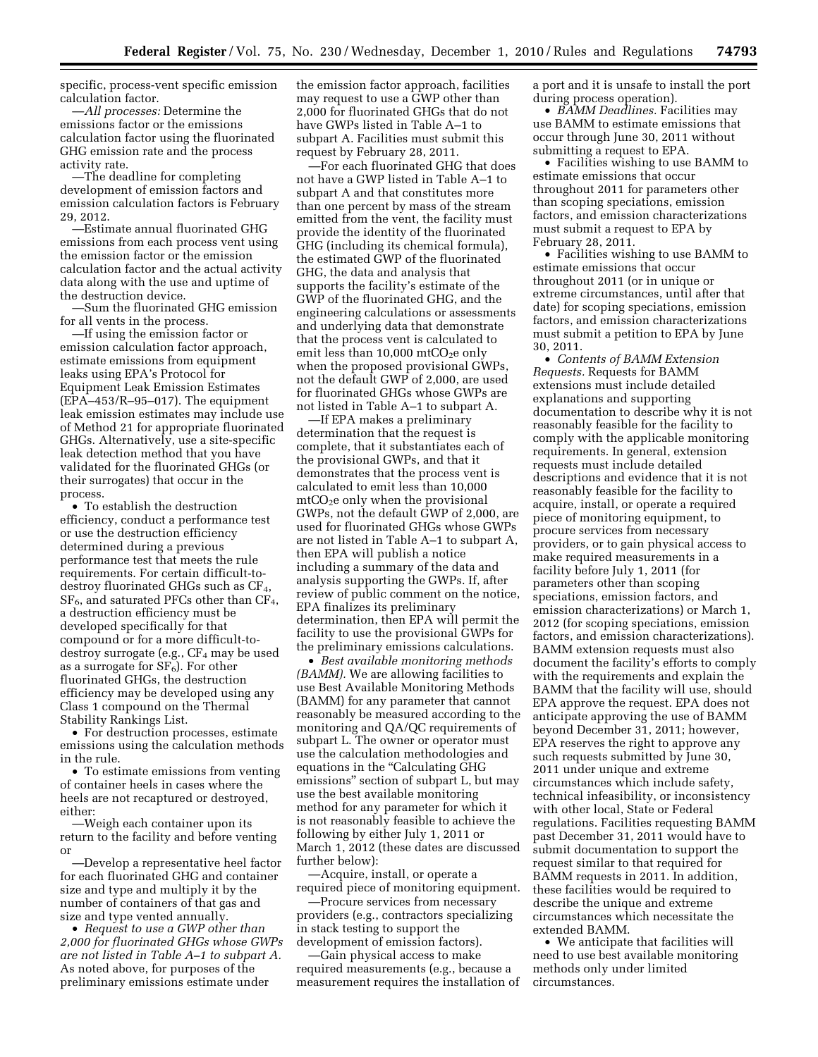specific, process-vent specific emission calculation factor.

—*All processes:* Determine the emissions factor or the emissions calculation factor using the fluorinated GHG emission rate and the process activity rate.

—The deadline for completing development of emission factors and emission calculation factors is February 29, 2012.

—Estimate annual fluorinated GHG emissions from each process vent using the emission factor or the emission calculation factor and the actual activity data along with the use and uptime of the destruction device.

—Sum the fluorinated GHG emission for all vents in the process.

—If using the emission factor or emission calculation factor approach, estimate emissions from equipment leaks using EPA's Protocol for Equipment Leak Emission Estimates (EPA–453/R–95–017). The equipment leak emission estimates may include use of Method 21 for appropriate fluorinated GHGs. Alternatively, use a site-specific leak detection method that you have validated for the fluorinated GHGs (or their surrogates) that occur in the process.

- To establish the destruction efficiency, conduct a performance test or use the destruction efficiency determined during a previous performance test that meets the rule requirements. For certain difficult-to-destroy fluorinated GHGs such as $CF_4$, $SF_6$, and saturated PFCs other than $CF_4$, a destruction efficiency must be developed specifically for that compound or for a more difficult-to-destroy surrogate (e.g., $CF_4$ may be used as a surrogate for $SF_6$). For other fluorinated GHGs, the destruction efficiency may be developed using any Class 1 compound on the Thermal Stability Rankings List.
- For destruction processes, estimate emissions using the calculation methods in the rule.
- To estimate emissions from venting of container heels in cases where the heels are not recaptured or destroyed, either:

—Weigh each container upon its return to the facility and before venting or

—Develop a representative heel factor for each fluorinated GHG and container size and type and multiply it by the number of containers of that gas and size and type vented annually.

- *Request to use a GWP other than 2,000 for fluorinated GHGs whose GWPs are not listed in Table A–1 to subpart A.* As noted above, for purposes of the preliminary emissions estimate under the emission factor approach, facilities may request to use a GWP other than 2,000 for fluorinated GHGs that do not have GWPs listed in Table A–1 to subpart A. Facilities must submit this request by February 28, 2011.

—For each fluorinated GHG that does not have a GWP listed in Table A–1 to subpart A and that constitutes more than one percent by mass of the stream emitted from the vent, the facility must provide the identity of the fluorinated GHG (including its chemical formula), the estimated GWP of the fluorinated GHG, the data and analysis that supports the facility's estimate of the GWP of the fluorinated GHG, and the engineering calculations or assessments and underlying data that demonstrate that the process vent is calculated to emit less than 10,000 $mtCO_2e$ only when the proposed provisional GWPs, not the default GWP of 2,000, are used for fluorinated GHGs whose GWPs are not listed in Table A–1 to subpart A.

—If EPA makes a preliminary determination that the request is complete, that it substantiates each of the provisional GWPs, and that it demonstrates that the process vent is calculated to emit less than 10,000 $mtCO_2e$ only when the provisional GWPs, not the default GWP of 2,000, are used for fluorinated GHGs whose GWPs are not listed in Table A–1 to subpart A, then EPA will publish a notice including a summary of the data and analysis supporting the GWPs. If, after review of public comment on the notice, EPA finalizes its preliminary determination, then EPA will permit the facility to use the provisional GWPs for the preliminary emissions calculations.

- *Best available monitoring methods (BAMM).* We are allowing facilities to use Best Available Monitoring Methods (BAMM) for any parameter that cannot reasonably be measured according to the monitoring and QA/QC requirements of subpart L. The owner or operator must use the calculation methodologies and equations in the "Calculating GHG emissions" section of subpart L, but may use the best available monitoring method for any parameter for which it is not reasonably feasible to achieve the following by either July 1, 2011 or March 1, 2012 (these dates are discussed further below):

—Acquire, install, or operate a required piece of monitoring equipment.

—Procure services from necessary providers (e.g., contractors specializing in stack testing to support the development of emission factors).

—Gain physical access to make required measurements (e.g., because a measurement requires the installation of a port and it is unsafe to install the port during process operation).

- *BAMM Deadlines.* Facilities may use BAMM to estimate emissions that occur through June 30, 2011 without submitting a request to EPA.
- Facilities wishing to use BAMM to estimate emissions that occur throughout 2011 for parameters other than scoping speciations, emission factors, and emission characterizations must submit a request to EPA by February 28, 2011.
- Facilities wishing to use BAMM to estimate emissions that occur throughout 2011 (or in unique or extreme circumstances, until after that date) for scoping speciations, emission factors, and emission characterizations must submit a petition to EPA by June 30, 2011.
- *Contents of BAMM Extension Requests.* Requests for BAMM extensions must include detailed explanations and supporting documentation to describe why it is not reasonably feasible for the facility to comply with the applicable monitoring requirements. In general, extension requests must include detailed descriptions and evidence that it is not reasonably feasible for the facility to acquire, install, or operate a required piece of monitoring equipment, to procure services from necessary providers, or to gain physical access to make required measurements in a facility before July 1, 2011 (for parameters other than scoping speciations, emission factors, and emission characterizations) or March 1, 2012 (for scoping speciations, emission factors, and emission characterizations). BAMM extension requests must also document the facility's efforts to comply with the requirements and explain the BAMM that the facility will use, should EPA approve the request. EPA does not anticipate approving the use of BAMM beyond December 31, 2011; however, EPA reserves the right to approve any such requests submitted by June 30, 2011 under unique and extreme circumstances which include safety, technical infeasibility, or inconsistency with other local, State or Federal regulations. Facilities requesting BAMM past December 31, 2011 would have to submit documentation to support the request similar to that required for BAMM requests in 2011. In addition, these facilities would be required to describe the unique and extreme circumstances which necessitate the extended BAMM.
- We anticipate that facilities will need to use best available monitoring methods only under limited circumstances.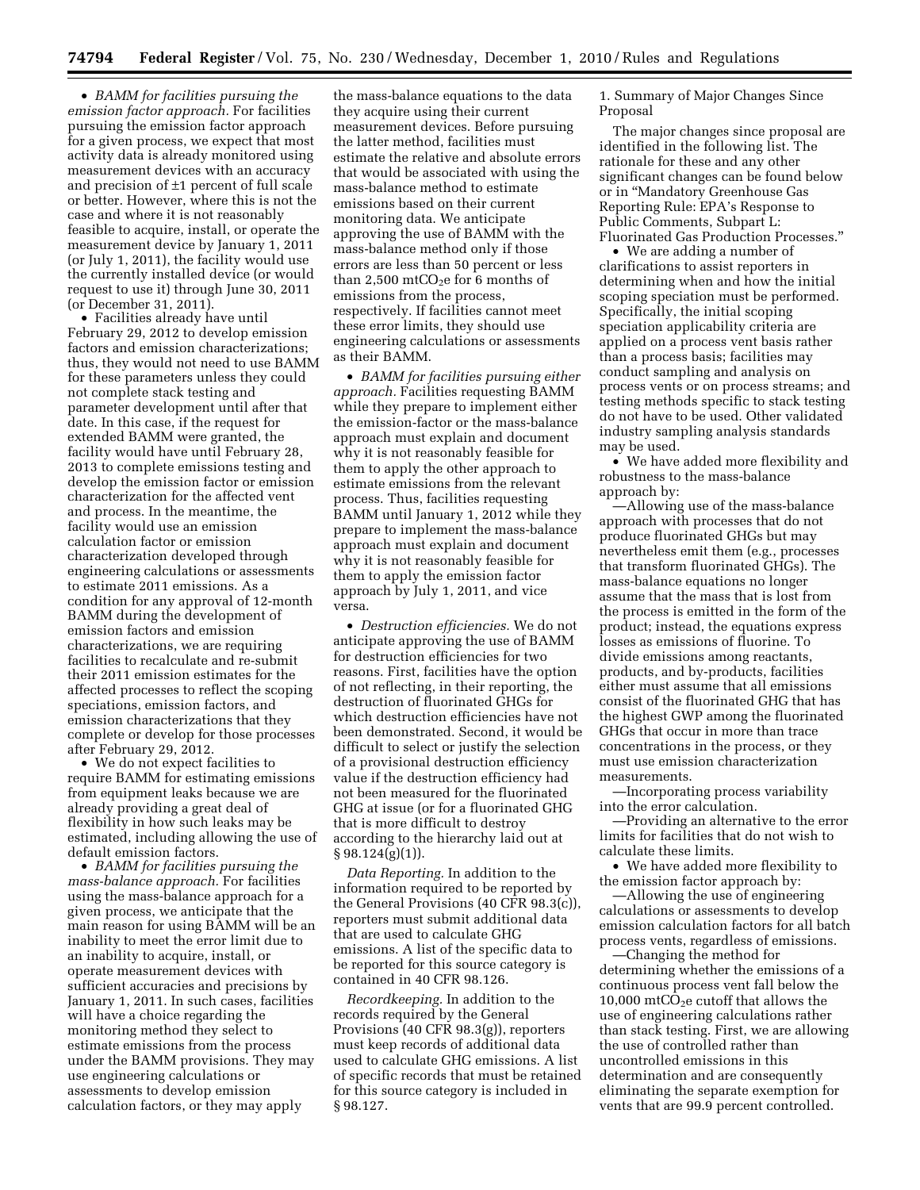• *BAMM for facilities pursuing the emission factor approach.* For facilities pursuing the emission factor approach for a given process, we expect that most activity data is already monitored using measurement devices with an accuracy and precision of ±1 percent of full scale or better. However, where this is not the case and where it is not reasonably feasible to acquire, install, or operate the measurement device by January 1, 2011 (or July 1, 2011), the facility would use the currently installed device (or would request to use it) through June 30, 2011 (or December 31, 2011).

• Facilities already have until February 29, 2012 to develop emission factors and emission characterizations; thus, they would not need to use BAMM for these parameters unless they could not complete stack testing and parameter development until after that date. In this case, if the request for extended BAMM were granted, the facility would have until February 28, 2013 to complete emissions testing and develop the emission factor or emission characterization for the affected vent and process. In the meantime, the facility would use an emission calculation factor or emission characterization developed through engineering calculations or assessments to estimate 2011 emissions. As a condition for any approval of 12-month BAMM during the development of emission factors and emission characterizations, we are requiring facilities to recalculate and re-submit their 2011 emission estimates for the affected processes to reflect the scoping speciations, emission factors, and emission characterizations that they complete or develop for those processes after February 29, 2012.

• We do not expect facilities to require BAMM for estimating emissions from equipment leaks because we are already providing a great deal of flexibility in how such leaks may be estimated, including allowing the use of default emission factors.

• *BAMM for facilities pursuing the mass-balance approach.* For facilities using the mass-balance approach for a given process, we anticipate that the main reason for using BAMM will be an inability to meet the error limit due to an inability to acquire, install, or operate measurement devices with sufficient accuracies and precisions by January 1, 2011. In such cases, facilities will have a choice regarding the monitoring method they select to estimate emissions from the process under the BAMM provisions. They may use engineering calculations or assessments to develop emission calculation factors, or they may apply the mass-balance equations to the data they acquire using their current measurement devices. Before pursuing the latter method, facilities must estimate the relative and absolute errors that would be associated with using the mass-balance method to estimate emissions based on their current monitoring data. We anticipate approving the use of BAMM with the mass-balance method only if those errors are less than 50 percent or less than 2,500 $mtCO_2e$ for 6 months of emissions from the process, respectively. If facilities cannot meet these error limits, they should use engineering calculations or assessments as their BAMM.

• *BAMM for facilities pursuing either approach.* Facilities requesting BAMM while they prepare to implement either the emission-factor or the mass-balance approach must explain and document why it is not reasonably feasible for them to apply the other approach to estimate emissions from the relevant process. Thus, facilities requesting BAMM until January 1, 2012 while they prepare to implement the mass-balance approach must explain and document why it is not reasonably feasible for them to apply the emission factor approach by July 1, 2011, and vice versa.

• *Destruction efficiencies.* We do not anticipate approving the use of BAMM for destruction efficiencies for two reasons. First, facilities have the option of not reflecting, in their reporting, the destruction of fluorinated GHGs for which destruction efficiencies have not been demonstrated. Second, it would be difficult to select or justify the selection of a provisional destruction efficiency value if the destruction efficiency had not been measured for the fluorinated GHG at issue (or for a fluorinated GHG that is more difficult to destroy according to the hierarchy laid out at § 98.124(g)(1)).

*Data Reporting.* In addition to the information required to be reported by the General Provisions (40 CFR 98.3(c)), reporters must submit additional data that are used to calculate GHG emissions. A list of the specific data to be reported for this source category is contained in 40 CFR 98.126.

*Recordkeeping.* In addition to the records required by the General Provisions (40 CFR 98.3(g)), reporters must keep records of additional data used to calculate GHG emissions. A list of specific records that must be retained for this source category is included in § 98.127.

1. Summary of Major Changes Since Proposal

The major changes since proposal are identified in the following list. The rationale for these and any other significant changes can be found below or in "Mandatory Greenhouse Gas Reporting Rule: EPA's Response to Public Comments, Subpart L: Fluorinated Gas Production Processes."

• We are adding a number of clarifications to assist reporters in determining when and how the initial scoping speciation must be performed. Specifically, the initial scoping speciation applicability criteria are applied on a process vent basis rather than a process basis; facilities may conduct sampling and analysis on process vents or on process streams; and testing methods specific to stack testing do not have to be used. Other validated industry sampling analysis standards may be used.

• We have added more flexibility and robustness to the mass-balance approach by:

—Allowing use of the mass-balance approach with processes that do not produce fluorinated GHGs but may nevertheless emit them (e.g., processes that transform fluorinated GHGs). The mass-balance equations no longer assume that the mass that is lost from the process is emitted in the form of the product; instead, the equations express losses as emissions of fluorine. To divide emissions among reactants, products, and by-products, facilities either must assume that all emissions consist of the fluorinated GHG that has the highest GWP among the fluorinated GHGs that occur in more than trace concentrations in the process, or they must use emission characterization measurements.

—Incorporating process variability into the error calculation.

—Providing an alternative to the error limits for facilities that do not wish to calculate these limits.

• We have added more flexibility to the emission factor approach by:

—Allowing the use of engineering calculations or assessments to develop emission calculation factors for all batch process vents, regardless of emissions.

—Changing the method for determining whether the emissions of a continuous process vent fall below the 10,000 $mtCO_2e$ cutoff that allows the use of engineering calculations rather than stack testing. First, we are allowing the use of controlled rather than uncontrolled emissions in this determination and are consequently eliminating the separate exemption for vents that are 99.9 percent controlled.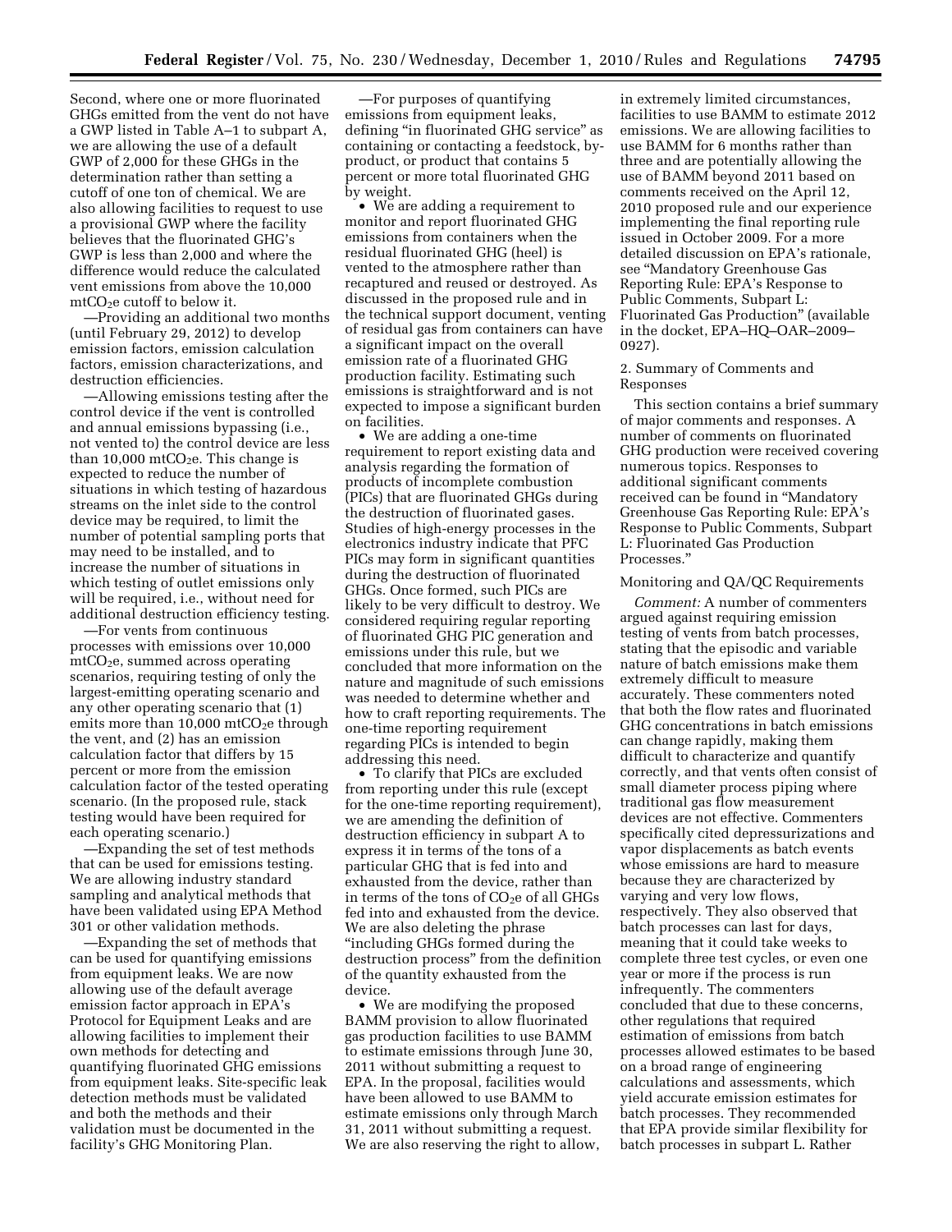Second, where one or more fluorinated GHGs emitted from the vent do not have a GWP listed in Table A–1 to subpart A, we are allowing the use of a default GWP of 2,000 for these GHGs in the determination rather than setting a cutoff of one ton of chemical. We are also allowing facilities to request to use a provisional GWP where the facility believes that the fluorinated GHG's GWP is less than 2,000 and where the difference would reduce the calculated vent emissions from above the 10,000 $mtCO_2e$ cutoff to below it.

—Providing an additional two months (until February 29, 2012) to develop emission factors, emission calculation factors, emission characterizations, and destruction efficiencies.

—Allowing emissions testing after the control device if the vent is controlled and annual emissions bypassing (i.e., not vented to) the control device are less than 10,000 $mtCO_2e$. This change is expected to reduce the number of situations in which testing of hazardous streams on the inlet side to the control device may be required, to limit the number of potential sampling ports that may need to be installed, and to increase the number of situations in which testing of outlet emissions only will be required, i.e., without need for additional destruction efficiency testing.

—For vents from continuous processes with emissions over 10,000 $mtCO_2e$, summed across operating scenarios, requiring testing of only the largest-emitting operating scenario and any other operating scenario that (1) emits more than 10,000 $mtCO_2e$ through the vent, and (2) has an emission calculation factor that differs by 15 percent or more from the emission calculation factor of the tested operating scenario. (In the proposed rule, stack testing would have been required for each operating scenario.)

—Expanding the set of test methods that can be used for emissions testing. We are allowing industry standard sampling and analytical methods that have been validated using EPA Method 301 or other validation methods.

—Expanding the set of methods that can be used for quantifying emissions from equipment leaks. We are now allowing use of the default average emission factor approach in EPA's Protocol for Equipment Leaks and are allowing facilities to implement their own methods for detecting and quantifying fluorinated GHG emissions from equipment leaks. Site-specific leak detection methods must be validated and both the methods and their validation must be documented in the facility's GHG Monitoring Plan.

—For purposes of quantifying emissions from equipment leaks, defining "in fluorinated GHG service" as containing or contacting a feedstock, by-product, or product that contains 5 percent or more total fluorinated GHG by weight.

- We are adding a requirement to monitor and report fluorinated GHG emissions from containers when the residual fluorinated GHG (heel) is vented to the atmosphere rather than recaptured and reused or destroyed. As discussed in the proposed rule and in the technical support document, venting of residual gas from containers can have a significant impact on the overall emission rate of a fluorinated GHG production facility. Estimating such emissions is straightforward and is not expected to impose a significant burden on facilities.
- We are adding a one-time requirement to report existing data and analysis regarding the formation of products of incomplete combustion (PICs) that are fluorinated GHGs during the destruction of fluorinated gases. Studies of high-energy processes in the electronics industry indicate that PFC PICs may form in significant quantities during the destruction of fluorinated GHGs. Once formed, such PICs are likely to be very difficult to destroy. We considered requiring regular reporting of fluorinated GHG PIC generation and emissions under this rule, but we concluded that more information on the nature and magnitude of such emissions was needed to determine whether and how to craft reporting requirements. The one-time reporting requirement regarding PICs is intended to begin addressing this need.
- To clarify that PICs are excluded from reporting under this rule (except for the one-time reporting requirement), we are amending the definition of destruction efficiency in subpart A to express it in terms of the tons of a particular GHG that is fed into and exhausted from the device, rather than in terms of the tons of $CO_2e$ of all GHGs fed into and exhausted from the device. We are also deleting the phrase "including GHGs formed during the destruction process" from the definition of the quantity exhausted from the device.
- We are modifying the proposed BAMM provision to allow fluorinated gas production facilities to use BAMM to estimate emissions through June 30, 2011 without submitting a request to EPA. In the proposal, facilities would have been allowed to use BAMM to estimate emissions only through March 31, 2011 without submitting a request. We are also reserving the right to allow, in extremely limited circumstances, facilities to use BAMM to estimate 2012 emissions. We are allowing facilities to use BAMM for 6 months rather than three and are potentially allowing the use of BAMM beyond 2011 based on comments received on the April 12, 2010 proposed rule and our experience implementing the final reporting rule issued in October 2009. For a more detailed discussion on EPA's rationale, see "Mandatory Greenhouse Gas Reporting Rule: EPA's Response to Public Comments, Subpart L: Fluorinated Gas Production" (available in the docket, EPA–HQ–OAR–2009–0927).

2. Summary of Comments and Responses

This section contains a brief summary of major comments and responses. A number of comments on fluorinated GHG production were received covering numerous topics. Responses to additional significant comments received can be found in "Mandatory Greenhouse Gas Reporting Rule: EPA's Response to Public Comments, Subpart L: Fluorinated Gas Production Processes."

Monitoring and QA/QC Requirements

*Comment:* A number of commenters argued against requiring emission testing of vents from batch processes, stating that the episodic and variable nature of batch emissions make them extremely difficult to measure accurately. These commenters noted that both the flow rates and fluorinated GHG concentrations in batch emissions can change rapidly, making them difficult to characterize and quantify correctly, and that vents often consist of small diameter process piping where traditional gas flow measurement devices are not effective. Commenters specifically cited depressurizations and vapor displacements as batch events whose emissions are hard to measure because they are characterized by varying and very low flows, respectively. They also observed that batch processes can last for days, meaning that it could take weeks to complete three test cycles, or even one year or more if the process is run infrequently. The commenters concluded that due to these concerns, other regulations that required estimation of emissions from batch processes allowed estimates to be based on a broad range of engineering calculations and assessments, which yield accurate emission estimates for batch processes. They recommended that EPA provide similar flexibility for batch processes in subpart L. Rather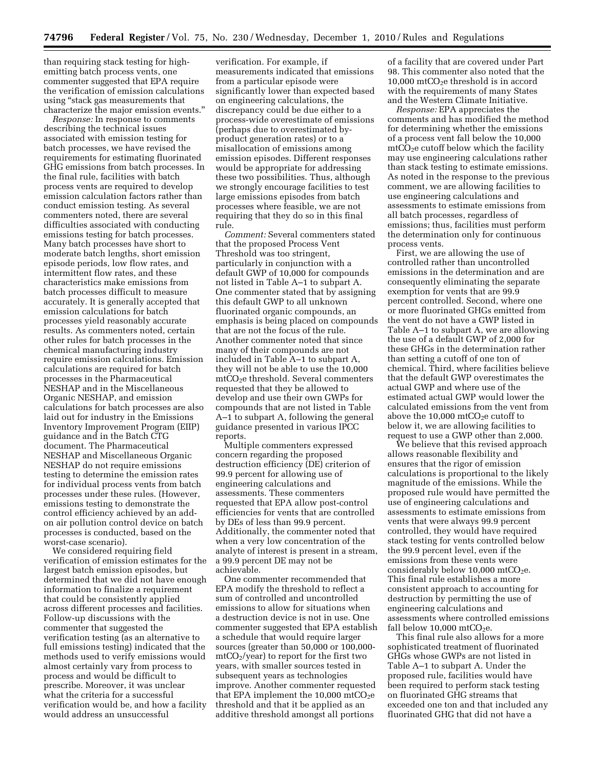than requiring stack testing for high-emitting batch process vents, one commenter suggested that EPA require the verification of emission calculations using "stack gas measurements that characterize the major emission events."

*Response:* In response to comments describing the technical issues associated with emission testing for batch processes, we have revised the requirements for estimating fluorinated GHG emissions from batch processes. In the final rule, facilities with batch process vents are required to develop emission calculation factors rather than conduct emission testing. As several commenters noted, there are several difficulties associated with conducting emissions testing for batch processes. Many batch processes have short to moderate batch lengths, short emission episode periods, low flow rates, and intermittent flow rates, and these characteristics make emissions from batch processes difficult to measure accurately. It is generally accepted that emission calculations for batch processes yield reasonably accurate results. As commenters noted, certain other rules for batch processes in the chemical manufacturing industry require emission calculations. Emission calculations are required for batch processes in the Pharmaceutical NESHAP and in the Miscellaneous Organic NESHAP, and emission calculations for batch processes are also laid out for industry in the Emissions Inventory Improvement Program (EIIP) guidance and in the Batch CTG document. The Pharmaceutical NESHAP and Miscellaneous Organic NESHAP do not require emissions testing to determine the emission rates for individual process vents from batch processes under these rules. (However, emissions testing to demonstrate the control efficiency achieved by an add-on air pollution control device on batch processes is conducted, based on the worst-case scenario).

We considered requiring field verification of emission estimates for the largest batch emission episodes, but determined that we did not have enough information to finalize a requirement that could be consistently applied across different processes and facilities. Follow-up discussions with the commenter that suggested the verification testing (as an alternative to full emissions testing) indicated that the methods used to verify emissions would almost certainly vary from process to process and would be difficult to prescribe. Moreover, it was unclear what the criteria for a successful verification would be, and how a facility would address an unsuccessful verification. For example, if measurements indicated that emissions from a particular episode were significantly lower than expected based on engineering calculations, the discrepancy could be due either to a process-wide overestimate of emissions (perhaps due to overestimated by-product generation rates) or to a misallocation of emissions among emission episodes. Different responses would be appropriate for addressing these two possibilities. Thus, although we strongly encourage facilities to test large emissions episodes from batch processes where feasible, we are not requiring that they do so in this final rule.

*Comment:* Several commenters stated that the proposed Process Vent Threshold was too stringent, particularly in conjunction with a default GWP of 10,000 for compounds not listed in Table A–1 to subpart A. One commenter stated that by assigning this default GWP to all unknown fluorinated organic compounds, an emphasis is being placed on compounds that are not the focus of the rule. Another commenter noted that since many of their compounds are not included in Table A–1 to subpart A, they will not be able to use the 10,000 $mtCO_2e$ threshold. Several commenters requested that they be allowed to develop and use their own GWPs for compounds that are not listed in Table A–1 to subpart A, following the general guidance presented in various IPCC reports.

Multiple commenters expressed concern regarding the proposed destruction efficiency (DE) criterion of 99.9 percent for allowing use of engineering calculations and assessments. These commenters requested that EPA allow post-control efficiencies for vents that are controlled by DEs of less than 99.9 percent. Additionally, the commenter noted that when a very low concentration of the analyte of interest is present in a stream, a 99.9 percent DE may not be achievable.

One commenter recommended that EPA modify the threshold to reflect a sum of controlled and uncontrolled emissions to allow for situations when a destruction device is not in use. One commenter suggested that EPA establish a schedule that would require larger sources (greater than 50,000 or 100,000-$mtCO_2$/year) to report for the first two years, with smaller sources tested in subsequent years as technologies improve. Another commenter requested that EPA implement the 10,000 $mtCO_2e$ threshold and that it be applied as an additive threshold amongst all portions of a facility that are covered under Part 98. This commenter also noted that the 10,000 $mtCO_2e$ threshold is in accord with the requirements of many States and the Western Climate Initiative.

*Response:* EPA appreciates the comments and has modified the method for determining whether the emissions of a process vent fall below the 10,000 $mtCO_2e$ cutoff below which the facility may use engineering calculations rather than stack testing to estimate emissions. As noted in the response to the previous comment, we are allowing facilities to use engineering calculations and assessments to estimate emissions from all batch processes, regardless of emissions; thus, facilities must perform the determination only for continuous process vents.

First, we are allowing the use of controlled rather than uncontrolled emissions in the determination and are consequently eliminating the separate exemption for vents that are 99.9 percent controlled. Second, where one or more fluorinated GHGs emitted from the vent do not have a GWP listed in Table A–1 to subpart A, we are allowing the use of a default GWP of 2,000 for these GHGs in the determination rather than setting a cutoff of one ton of chemical. Third, where facilities believe that the default GWP overestimates the actual GWP and where use of the estimated actual GWP would lower the calculated emissions from the vent from above the 10,000 $mtCO_2e$ cutoff to below it, we are allowing facilities to request to use a GWP other than 2,000.

We believe that this revised approach allows reasonable flexibility and ensures that the rigor of emission calculations is proportional to the likely magnitude of the emissions. While the proposed rule would have permitted the use of engineering calculations and assessments to estimate emissions from vents that were always 99.9 percent controlled, they would have required stack testing for vents controlled below the 99.9 percent level, even if the emissions from these vents were considerably below 10,000 $mtCO_2e$. This final rule establishes a more consistent approach to accounting for destruction by permitting the use of engineering calculations and assessments where controlled emissions fall below 10,000 $mtCO_2e$.

This final rule also allows for a more sophisticated treatment of fluorinated GHGs whose GWPs are not listed in Table A–1 to subpart A. Under the proposed rule, facilities would have been required to perform stack testing on fluorinated GHG streams that exceeded one ton and that included any fluorinated GHG that did not have a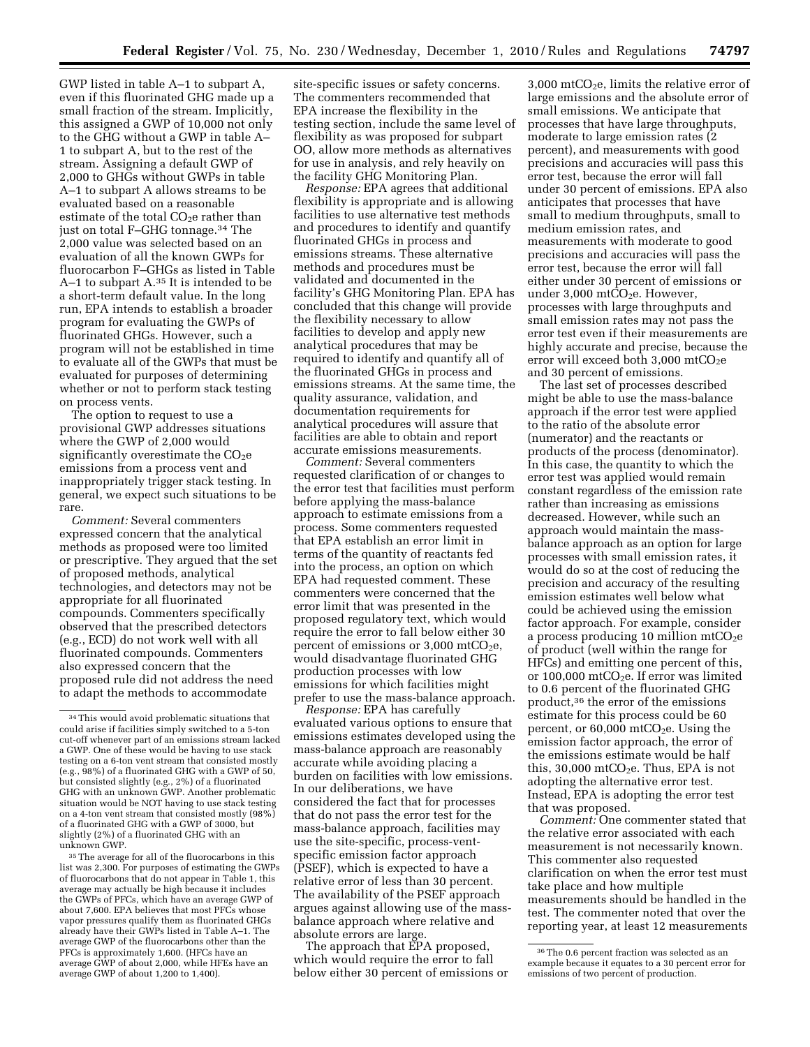GWP listed in table A–1 to subpart A, even if this fluorinated GHG made up a small fraction of the stream. Implicitly, this assigned a GWP of 10,000 not only to the GHG without a GWP in table A–1 to subpart A, but to the rest of the stream. Assigning a default GWP of 2,000 to GHGs without GWPs in table A–1 to subpart A allows streams to be evaluated based on a reasonable estimate of the total $CO_2e$ rather than just on total F–GHG tonnage.[34] The 2,000 value was selected based on an evaluation of all the known GWPs for fluorocarbon F–GHGs as listed in Table A–1 to subpart A.[35] It is intended to be a short-term default value. In the long run, EPA intends to establish a broader program for evaluating the GWPs of fluorinated GHGs. However, such a program will not be established in time to evaluate all of the GWPs that must be evaluated for purposes of determining whether or not to perform stack testing on process vents.

The option to request to use a provisional GWP addresses situations where the GWP of 2,000 would significantly overestimate the $CO_2e$ emissions from a process vent and inappropriately trigger stack testing. In general, we expect such situations to be rare.

*Comment:* Several commenters expressed concern that the analytical methods as proposed were too limited or prescriptive. They argued that the set of proposed methods, analytical technologies, and detectors may not be appropriate for all fluorinated compounds. Commenters specifically observed that the prescribed detectors (e.g., ECD) do not work well with all fluorinated compounds. Commenters also expressed concern that the proposed rule did not address the need to adapt the methods to accommodate site-specific issues or safety concerns. The commenters recommended that EPA increase the flexibility in the testing section, include the same level of flexibility as was proposed for subpart OO, allow more methods as alternatives for use in analysis, and rely heavily on the facility GHG Monitoring Plan.

*Response:* EPA agrees that additional flexibility is appropriate and is allowing facilities to use alternative test methods and procedures to identify and quantify fluorinated GHGs in process and emissions streams. These alternative methods and procedures must be validated and documented in the facility's GHG Monitoring Plan. EPA has concluded that this change will provide the flexibility necessary to allow facilities to develop and apply new analytical procedures that may be required to identify and quantify all of the fluorinated GHGs in process and emissions streams. At the same time, the quality assurance, validation, and documentation requirements for analytical procedures will assure that facilities are able to obtain and report accurate emissions measurements.

*Comment:* Several commenters requested clarification of or changes to the error test that facilities must perform before applying the mass-balance approach to estimate emissions from a process. Some commenters requested that EPA establish an error limit in terms of the quantity of reactants fed into the process, an option on which EPA had requested comment. These commenters were concerned that the error limit that was presented in the proposed regulatory text, which would require the error to fall below either 30 percent of emissions or 3,000 $mtCO_2e$, would disadvantage fluorinated GHG production processes with low emissions for which facilities might prefer to use the mass-balance approach.

*Response:* EPA has carefully evaluated various options to ensure that emissions estimates developed using the mass-balance approach are reasonably accurate while avoiding placing a burden on facilities with low emissions. In our deliberations, we have considered the fact that for processes that do not pass the error test for the mass-balance approach, facilities may use the site-specific, process-vent-specific emission factor approach (PSEF), which is expected to have a relative error of less than 30 percent. The availability of the PSEF approach argues against allowing use of the mass-balance approach where relative and absolute errors are large.

The approach that EPA proposed, which would require the error to fall below either 30 percent of emissions or 3,000 $mtCO_2e$, limits the relative error of large emissions and the absolute error of small emissions. We anticipate that processes that have large throughputs, moderate to large emission rates (2 percent), and measurements with good precisions and accuracies will pass this error test, because the error will fall under 30 percent of emissions. EPA also anticipates that processes that have small to medium throughputs, small to medium emission rates, and measurements with moderate to good precisions and accuracies will pass the error test, because the error will fall either under 30 percent of emissions or under 3,000 $mtCO_2e$. However, processes with large throughputs and small emission rates may not pass the error test even if their measurements are highly accurate and precise, because the error will exceed both 3,000 $mtCO_2e$ and 30 percent of emissions.

The last set of processes described might be able to use the mass-balance approach if the error test were applied to the ratio of the absolute error (numerator) and the reactants or products of the process (denominator). In this case, the quantity to which the error test was applied would remain constant regardless of the emission rate rather than increasing as emissions decreased. However, while such an approach would maintain the mass-balance approach as an option for large processes with small emission rates, it would do so at the cost of reducing the precision and accuracy of the resulting emission estimates well below what could be achieved using the emission factor approach. For example, consider a process producing 10 million $mtCO_2e$ of product (well within the range for HFCs) and emitting one percent of this, or 100,000 $mtCO_2e$. If error was limited to 0.6 percent of the fluorinated GHG product,[36] the error of the emissions estimate for this process could be 60 percent, or 60,000 $mtCO_2e$. Using the emission factor approach, the error of the emissions estimate would be half this, 30,000 $mtCO_2e$. Thus, EPA is not adopting the alternative error test. Instead, EPA is adopting the error test that was proposed.

*Comment:* One commenter stated that the relative error associated with each measurement is not necessarily known. This commenter also requested clarification on when the error test must take place and how multiple measurements should be handled in the test. The commenter noted that over the reporting year, at least 12 measurements

---

[34] This would avoid problematic situations that could arise if facilities simply switched to a 5-ton cut-off whenever part of an emissions stream lacked a GWP. One of these would be having to use stack testing on a 6-ton vent stream that consisted mostly (e.g., 98%) of a fluorinated GHG with a GWP of 50, but consisted slightly (e.g., 2%) of a fluorinated GHG with an unknown GWP. Another problematic situation would be NOT having to use stack testing on a 4-ton vent stream that consisted mostly (98%) of a fluorinated GHG with a GWP of 3000, but slightly (2%) of a fluorinated GHG with an unknown GWP.

[35] The average for all of the fluorocarbons in this list was 2,300. For purposes of estimating the GWPs of fluorocarbons that do not appear in Table 1, this average may actually be high because it includes the GWPs of PFCs, which have an average GWP of about 7,600. EPA believes that most PFCs whose vapor pressures qualify them as fluorinated GHGs already have their GWPs listed in Table A–1. The average GWP of the fluorocarbons other than the PFCs is approximately 1,600. (HFCs have an average GWP of about 2,000, while HFEs have an average GWP of about 1,200 to 1,400).

[36] The 0.6 percent fraction was selected as an example because it equates to a 30 percent error for emissions of two percent of production.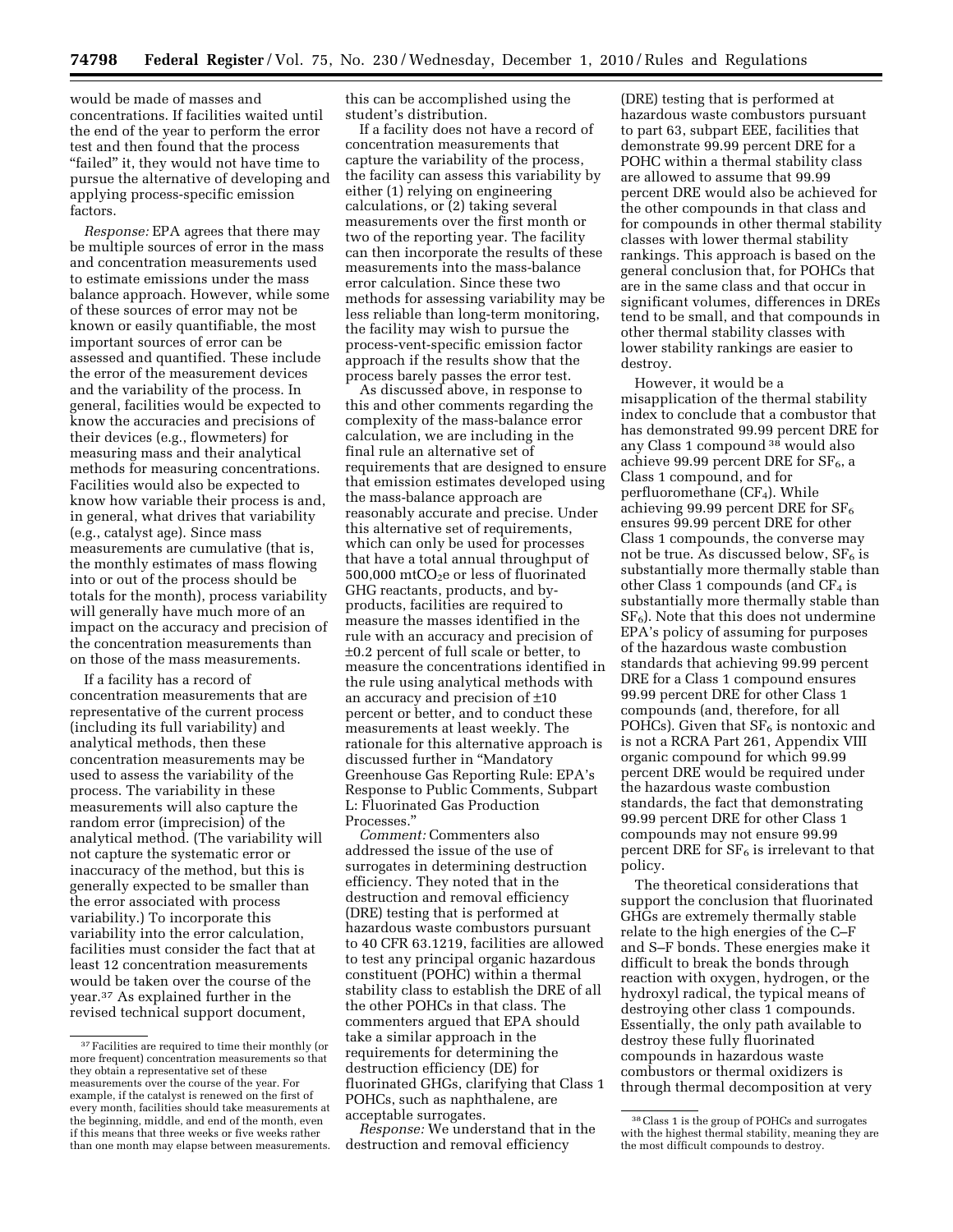would be made of masses and concentrations. If facilities waited until the end of the year to perform the error test and then found that the process "failed" it, they would not have time to pursue the alternative of developing and applying process-specific emission factors.

*Response:* EPA agrees that there may be multiple sources of error in the mass and concentration measurements used to estimate emissions under the mass balance approach. However, while some of these sources of error may not be known or easily quantifiable, the most important sources of error can be assessed and quantified. These include the error of the measurement devices and the variability of the process. In general, facilities would be expected to know the accuracies and precisions of their devices (e.g., flowmeters) for measuring mass and their analytical methods for measuring concentrations. Facilities would also be expected to know how variable their process is and, in general, what drives that variability (e.g., catalyst age). Since mass measurements are cumulative (that is, the monthly estimates of mass flowing into or out of the process should be totals for the month), process variability will generally have much more of an impact on the accuracy and precision of the concentration measurements than on those of the mass measurements.

If a facility has a record of concentration measurements that are representative of the current process (including its full variability) and analytical methods, then these concentration measurements may be used to assess the variability of the process. The variability in these measurements will also capture the random error (imprecision) of the analytical method. (The variability will not capture the systematic error or inaccuracy of the method, but this is generally expected to be smaller than the error associated with process variability.) To incorporate this variability into the error calculation, facilities must consider the fact that at least 12 concentration measurements would be taken over the course of the year.[37] As explained further in the revised technical support document, this can be accomplished using the student's distribution.

If a facility does not have a record of concentration measurements that capture the variability of the process, the facility can assess this variability by either (1) relying on engineering calculations, or (2) taking several measurements over the first month or two of the reporting year. The facility can then incorporate the results of these measurements into the mass-balance error calculation. Since these two methods for assessing variability may be less reliable than long-term monitoring, the facility may wish to pursue the process-vent-specific emission factor approach if the results show that the process barely passes the error test.

As discussed above, in response to this and other comments regarding the complexity of the mass-balance error calculation, we are including in the final rule an alternative set of requirements that are designed to ensure that emission estimates developed using the mass-balance approach are reasonably accurate and precise. Under this alternative set of requirements, which can only be used for processes that have a total annual throughput of 500,000 $mtCO_2e$ or less of fluorinated GHG reactants, products, and by-products, facilities are required to measure the masses identified in the rule with an accuracy and precision of ±0.2 percent of full scale or better, to measure the concentrations identified in the rule using analytical methods with an accuracy and precision of ±10 percent or better, and to conduct these measurements at least weekly. The rationale for this alternative approach is discussed further in "Mandatory Greenhouse Gas Reporting Rule: EPA's Response to Public Comments, Subpart L: Fluorinated Gas Production Processes."

*Comment:* Commenters also addressed the issue of the use of surrogates in determining destruction efficiency. They noted that in the destruction and removal efficiency (DRE) testing that is performed at hazardous waste combustors pursuant to 40 CFR 63.1219, facilities are allowed to test any principal organic hazardous constituent (POHC) within a thermal stability class to establish the DRE of all the other POHCs in that class. The commenters argued that EPA should take a similar approach in the requirements for determining the destruction efficiency (DE) for fluorinated GHGs, clarifying that Class 1 POHCs, such as naphthalene, are acceptable surrogates.

*Response:* We understand that in the destruction and removal efficiency (DRE) testing that is performed at hazardous waste combustors pursuant to part 63, subpart EEE, facilities that demonstrate 99.99 percent DRE for a POHC within a thermal stability class are allowed to assume that 99.99 percent DRE would also be achieved for the other compounds in that class and for compounds in other thermal stability classes with lower thermal stability rankings. This approach is based on the general conclusion that, for POHCs that are in the same class and that occur in significant volumes, differences in DREs tend to be small, and that compounds in other thermal stability classes with lower stability rankings are easier to destroy.

However, it would be a misapplication of the thermal stability index to conclude that a combustor that has demonstrated 99.99 percent DRE for any Class 1 compound[38] would also achieve 99.99 percent DRE for $SF_6$, a Class 1 compound, and for perfluoromethane ($CF_4$). While achieving 99.99 percent DRE for $SF_6$ ensures 99.99 percent DRE for other Class 1 compounds, the converse may not be true. As discussed below, $SF_6$ is substantially more thermally stable than other Class 1 compounds (and $CF_4$ is substantially more thermally stable than $SF_6$). Note that this does not undermine EPA's policy of assuming for purposes of the hazardous waste combustion standards that achieving 99.99 percent DRE for a Class 1 compound ensures 99.99 percent DRE for other Class 1 compounds (and, therefore, for all POHCs). Given that $SF_6$ is nontoxic and is not a RCRA Part 261, Appendix VIII organic compound for which 99.99 percent DRE would be required under the hazardous waste combustion standards, the fact that demonstrating 99.99 percent DRE for other Class 1 compounds may not ensure 99.99 percent DRE for $SF_6$ is irrelevant to that policy.

The theoretical considerations that support the conclusion that fluorinated GHGs are extremely thermally stable relate to the high energies of the C–F and S–F bonds. These energies make it difficult to break the bonds through reaction with oxygen, hydrogen, or the hydroxyl radical, the typical means of destroying other class 1 compounds. Essentially, the only path available to destroy these fully fluorinated compounds in hazardous waste combustors or thermal oxidizers is through thermal decomposition at very

---

[37] Facilities are required to time their monthly (or more frequent) concentration measurements so that they obtain a representative set of these measurements over the course of the year. For example, if the catalyst is renewed on the first of every month, facilities should take measurements at the beginning, middle, and end of the month, even if this means that three weeks or five weeks rather than one month may elapse between measurements.

[38] Class 1 is the group of POHCs and surrogates with the highest thermal stability, meaning they are the most difficult compounds to destroy.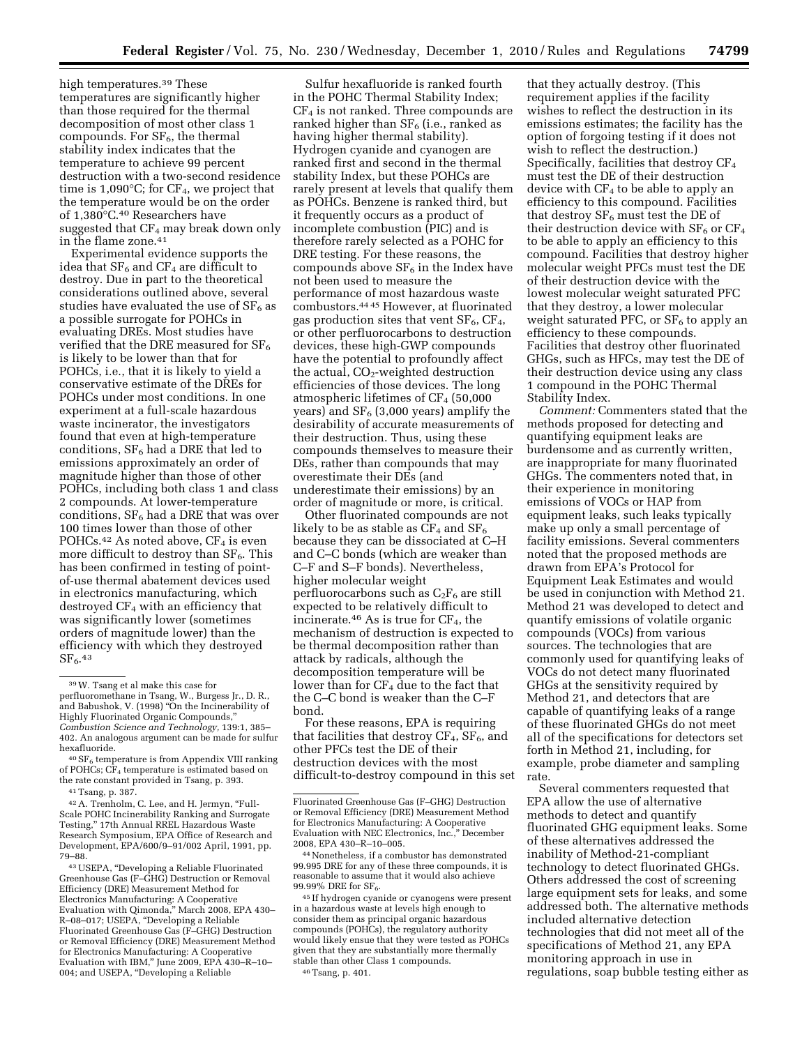high temperatures.[39] These temperatures are significantly higher than those required for the thermal decomposition of most other class 1 compounds. For $SF_6$, the thermal stability index indicates that the temperature to achieve 99 percent destruction with a two-second residence time is 1,090°C; for $CF_4$, we project that the temperature would be on the order of 1,380°C.[40] Researchers have suggested that $CF_4$ may break down only in the flame zone.[41]

Experimental evidence supports the idea that $SF_6$ and $CF_4$ are difficult to destroy. Due in part to the theoretical considerations outlined above, several studies have evaluated the use of $SF_6$ as a possible surrogate for POHCs in evaluating DREs. Most studies have verified that the DRE measured for $SF_6$ is likely to be lower than that for POHCs, i.e., that it is likely to yield a conservative estimate of the DREs for POHCs under most conditions. In one experiment at a full-scale hazardous waste incinerator, the investigators found that even at high-temperature conditions, $SF_6$ had a DRE that led to emissions approximately an order of magnitude higher than those of other POHCs, including both class 1 and class 2 compounds. At lower-temperature conditions, $SF_6$ had a DRE that was over 100 times lower than those of other POHCs.[42] As noted above, $CF_4$ is even more difficult to destroy than $SF_6$. This has been confirmed in testing of point-of-use thermal abatement devices used in electronics manufacturing, which destroyed $CF_4$ with an efficiency that was significantly lower (sometimes orders of magnitude lower) than the efficiency with which they destroyed $SF_6$.[43]

Sulfur hexafluoride is ranked fourth in the POHC Thermal Stability Index; $CF_4$ is not ranked. Three compounds are ranked higher than $SF_6$ (i.e., ranked as having higher thermal stability). Hydrogen cyanide and cyanogen are ranked first and second in the thermal stability Index, but these POHCs are rarely present at levels that qualify them as POHCs. Benzene is ranked third, but it frequently occurs as a product of incomplete combustion (PIC) and is therefore rarely selected as a POHC for DRE testing. For these reasons, the compounds above $SF_6$ in the Index have not been used to measure the performance of most hazardous waste combustors.[44 45] However, at fluorinated gas production sites that vent $SF_6$, $CF_4$, or other perfluorocarbons to destruction devices, these high-GWP compounds have the potential to profoundly affect the actual, $CO_2$-weighted destruction efficiencies of those devices. The long atmospheric lifetimes of $CF_4$ (50,000 years) and $SF_6$ (3,000 years) amplify the desirability of accurate measurements of their destruction. Thus, using these compounds themselves to measure their DEs, rather than compounds that may overestimate their DEs (and underestimate their emissions) by an order of magnitude or more, is critical.

Other fluorinated compounds are not likely to be as stable as $CF_4$ and $SF_6$ because they can be dissociated at C–H and C–C bonds (which are weaker than C–F and S–F bonds). Nevertheless, higher molecular weight perfluorocarbons such as $C_2F_6$ are still expected to be relatively difficult to incinerate.[46] As is true for $CF_4$, the mechanism of destruction is expected to be thermal decomposition rather than attack by radicals, although the decomposition temperature will be lower than for $CF_4$ due to the fact that the C–C bond is weaker than the C–F bond.

For these reasons, EPA is requiring that facilities that destroy $CF_4$, $SF_6$, and other PFCs test the DE of their destruction devices with the most difficult-to-destroy compound in this set that they actually destroy. (This requirement applies if the facility wishes to reflect the destruction in its emissions estimates; the facility has the option of forgoing testing if it does not wish to reflect the destruction.) Specifically, facilities that destroy $CF_4$ must test the DE of their destruction device with $CF_4$ to be able to apply an efficiency to this compound. Facilities that destroy $SF_6$ must test the DE of their destruction device with $SF_6$ or $CF_4$ to be able to apply an efficiency to this compound. Facilities that destroy higher molecular weight PFCs must test the DE of their destruction device with the lowest molecular weight saturated PFC that they destroy, a lower molecular weight saturated PFC, or $SF_6$ to apply an efficiency to these compounds. Facilities that destroy other fluorinated GHGs, such as HFCs, may test the DE of their destruction device using any class 1 compound in the POHC Thermal Stability Index.

*Comment:* Commenters stated that the methods proposed for detecting and quantifying equipment leaks are burdensome and as currently written, are inappropriate for many fluorinated GHGs. The commenters noted that, in their experience in monitoring emissions of VOCs or HAP from equipment leaks, such leaks typically make up only a small percentage of facility emissions. Several commenters noted that the proposed methods are drawn from EPA's Protocol for Equipment Leak Estimates and would be used in conjunction with Method 21. Method 21 was developed to detect and quantify emissions of volatile organic compounds (VOCs) from various sources. The technologies that are commonly used for quantifying leaks of VOCs do not detect many fluorinated GHGs at the sensitivity required by Method 21, and detectors that are capable of quantifying leaks of a range of these fluorinated GHGs do not meet all of the specifications for detectors set forth in Method 21, including, for example, probe diameter and sampling rate.

Several commenters requested that EPA allow the use of alternative methods to detect and quantify fluorinated GHG equipment leaks. Some of these alternatives addressed the inability of Method-21-compliant technology to detect fluorinated GHGs. Others addressed the cost of screening large equipment sets for leaks, and some addressed both. The alternative methods included alternative detection technologies that did not meet all of the specifications of Method 21, any EPA monitoring approach in use in regulations, soap bubble testing either as

---

[39] W. Tsang et al make this case for perfluoromethane in Tsang, W., Burgess Jr., D. R., and Babushok, V. (1998) "On the Incinerability of Highly Fluorinated Organic Compounds," *Combustion Science and Technology,* 139:1, 385–402. An analogous argument can be made for sulfur hexafluoride.

[40] $SF_6$ temperature is from Appendix VIII ranking of POHCs; $CF_4$ temperature is estimated based on the rate constant provided in Tsang, p. 393.

[41] Tsang, p. 387.

[42] A. Trenholm, C. Lee, and H. Jermyn, "Full-Scale POHC Incinerability Ranking and Surrogate Testing," 17th Annual RREL Hazardous Waste Research Symposium, EPA Office of Research and Development, EPA/600/9–91/002 April, 1991, pp. 79–88.

[43] USEPA, "Developing a Reliable Fluorinated Greenhouse Gas (F–GHG) Destruction or Removal Efficiency (DRE) Measurement Method for Electronics Manufacturing: A Cooperative Evaluation with Qimonda," March 2008, EPA 430–R–08–017; USEPA, "Developing a Reliable Fluorinated Greenhouse Gas (F–GHG) Destruction or Removal Efficiency (DRE) Measurement Method for Electronics Manufacturing: A Cooperative Evaluation with IBM," June 2009, EPA 430–R–10–004; and USEPA, "Developing a Reliable Fluorinated Greenhouse Gas (F–GHG) Destruction or Removal Efficiency (DRE) Measurement Method for Electronics Manufacturing: A Cooperative Evaluation with NEC Electronics, Inc.," December 2008, EPA 430–R–10–005.

[44] Nonetheless, if a combustor has demonstrated 99.995 DRE for any of these three compounds, it is reasonable to assume that it would also achieve 99.99% DRE for $SF_6$.

[45] If hydrogen cyanide or cyanogens were present in a hazardous waste at levels high enough to consider them as principal organic hazardous compounds (POHCs), the regulatory authority would likely ensue that they were tested as POHCs given that they are substantially more thermally stable than other Class 1 compounds.

[46] Tsang, p. 401.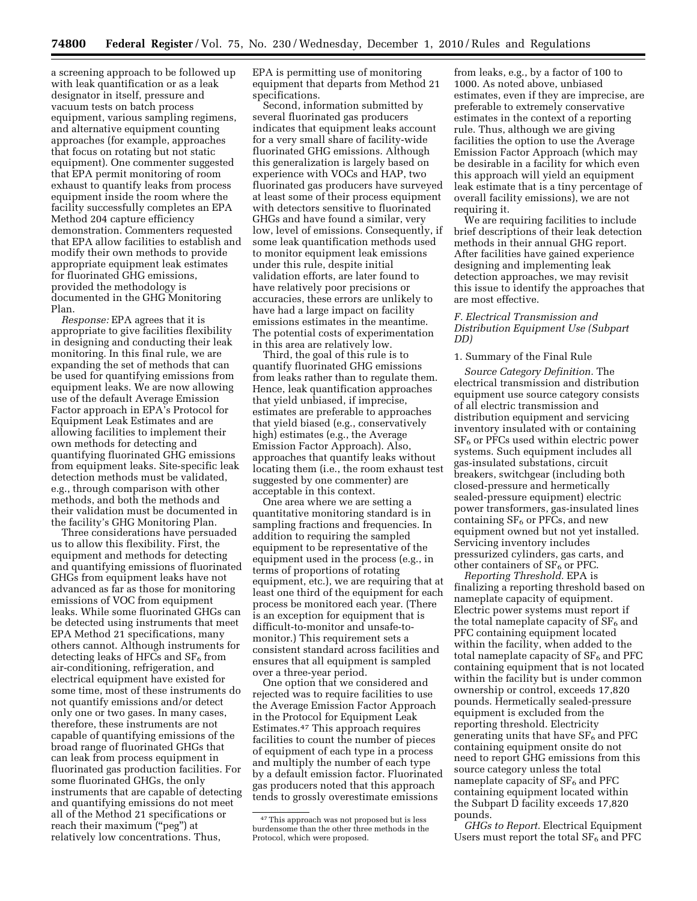a screening approach to be followed up with leak quantification or as a leak designator in itself, pressure and vacuum tests on batch process equipment, various sampling regimens, and alternative equipment counting approaches (for example, approaches that focus on rotating but not static equipment). One commenter suggested that EPA permit monitoring of room exhaust to quantify leaks from process equipment inside the room where the facility successfully completes an EPA Method 204 capture efficiency demonstration. Commenters requested that EPA allow facilities to establish and modify their own methods to provide appropriate equipment leak estimates for fluorinated GHG emissions, provided the methodology is documented in the GHG Monitoring Plan.

*Response:* EPA agrees that it is appropriate to give facilities flexibility in designing and conducting their leak monitoring. In this final rule, we are expanding the set of methods that can be used for quantifying emissions from equipment leaks. We are now allowing use of the default Average Emission Factor approach in EPA's Protocol for Equipment Leak Estimates and are allowing facilities to implement their own methods for detecting and quantifying fluorinated GHG emissions from equipment leaks. Site-specific leak detection methods must be validated, e.g., through comparison with other methods, and both the methods and their validation must be documented in the facility's GHG Monitoring Plan.

Three considerations have persuaded us to allow this flexibility. First, the equipment and methods for detecting and quantifying emissions of fluorinated GHGs from equipment leaks have not advanced as far as those for monitoring emissions of VOC from equipment leaks. While some fluorinated GHGs can be detected using instruments that meet EPA Method 21 specifications, many others cannot. Although instruments for detecting leaks of HFCs and $SF_6$ from air-conditioning, refrigeration, and electrical equipment have existed for some time, most of these instruments do not quantify emissions and/or detect only one or two gases. In many cases, therefore, these instruments are not capable of quantifying emissions of the broad range of fluorinated GHGs that can leak from process equipment in fluorinated gas production facilities. For some fluorinated GHGs, the only instruments that are capable of detecting and quantifying emissions do not meet all of the Method 21 specifications or reach their maximum ("peg") at relatively low concentrations. Thus, EPA is permitting use of monitoring equipment that departs from Method 21 specifications.

Second, information submitted by several fluorinated gas producers indicates that equipment leaks account for a very small share of facility-wide fluorinated GHG emissions. Although this generalization is largely based on experience with VOCs and HAP, two fluorinated gas producers have surveyed at least some of their process equipment with detectors sensitive to fluorinated GHGs and have found a similar, very low, level of emissions. Consequently, if some leak quantification methods used to monitor equipment leak emissions under this rule, despite initial validation efforts, are later found to have relatively poor precisions or accuracies, these errors are unlikely to have had a large impact on facility emissions estimates in the meantime. The potential costs of experimentation in this area are relatively low.

Third, the goal of this rule is to quantify fluorinated GHG emissions from leaks rather than to regulate them. Hence, leak quantification approaches that yield unbiased, if imprecise, estimates are preferable to approaches that yield biased (e.g., conservatively high) estimates (e.g., the Average Emission Factor Approach). Also, approaches that quantify leaks without locating them (i.e., the room exhaust test suggested by one commenter) are acceptable in this context.

One area where we are setting a quantitative monitoring standard is in sampling fractions and frequencies. In addition to requiring the sampled equipment to be representative of the equipment used in the process (e.g., in terms of proportions of rotating equipment, etc.), we are requiring that at least one third of the equipment for each process be monitored each year. (There is an exception for equipment that is difficult-to-monitor and unsafe-to-monitor.) This requirement sets a consistent standard across facilities and ensures that all equipment is sampled over a three-year period.

One option that we considered and rejected was to require facilities to use the Average Emission Factor Approach in the Protocol for Equipment Leak Estimates.[47] This approach requires facilities to count the number of pieces of equipment of each type in a process and multiply the number of each type by a default emission factor. Fluorinated gas producers noted that this approach tends to grossly overestimate emissions from leaks, e.g., by a factor of 100 to 1000. As noted above, unbiased estimates, even if they are imprecise, are preferable to extremely conservative estimates in the context of a reporting rule. Thus, although we are giving facilities the option to use the Average Emission Factor Approach (which may be desirable in a facility for which even this approach will yield an equipment leak estimate that is a tiny percentage of overall facility emissions), we are not requiring it.

We are requiring facilities to include brief descriptions of their leak detection methods in their annual GHG report. After facilities have gained experience designing and implementing leak detection approaches, we may revisit this issue to identify the approaches that are most effective.

[47] This approach was not proposed but is less burdensome than the other three methods in the Protocol, which were proposed.

### F. Electrical Transmission and Distribution Equipment Use (Subpart DD)

#### 1. Summary of the Final Rule

*Source Category Definition.* The electrical transmission and distribution equipment use source category consists of all electric transmission and distribution equipment and servicing inventory insulated with or containing $SF_6$ or PFCs used within electric power systems. Such equipment includes all gas-insulated substations, circuit breakers, switchgear (including both closed-pressure and hermetically sealed-pressure equipment) electric power transformers, gas-insulated lines containing $SF_6$ or PFCs, and new equipment owned but not yet installed. Servicing inventory includes pressurized cylinders, gas carts, and other containers of $SF_6$ or PFC.

*Reporting Threshold.* EPA is finalizing a reporting threshold based on nameplate capacity of equipment. Electric power systems must report if the total nameplate capacity of $SF_6$ and PFC containing equipment located within the facility, when added to the total nameplate capacity of $SF_6$ and PFC containing equipment that is not located within the facility but is under common ownership or control, exceeds 17,820 pounds. Hermetically sealed-pressure equipment is excluded from the reporting threshold. Electricity generating units that have $SF_6$ and PFC containing equipment onsite do not need to report GHG emissions from this source category unless the total nameplate capacity of $SF_6$ and PFC containing equipment located within the Subpart D facility exceeds 17,820 pounds.

*GHGs to Report.* Electrical Equipment Users must report the total $SF_6$ and PFC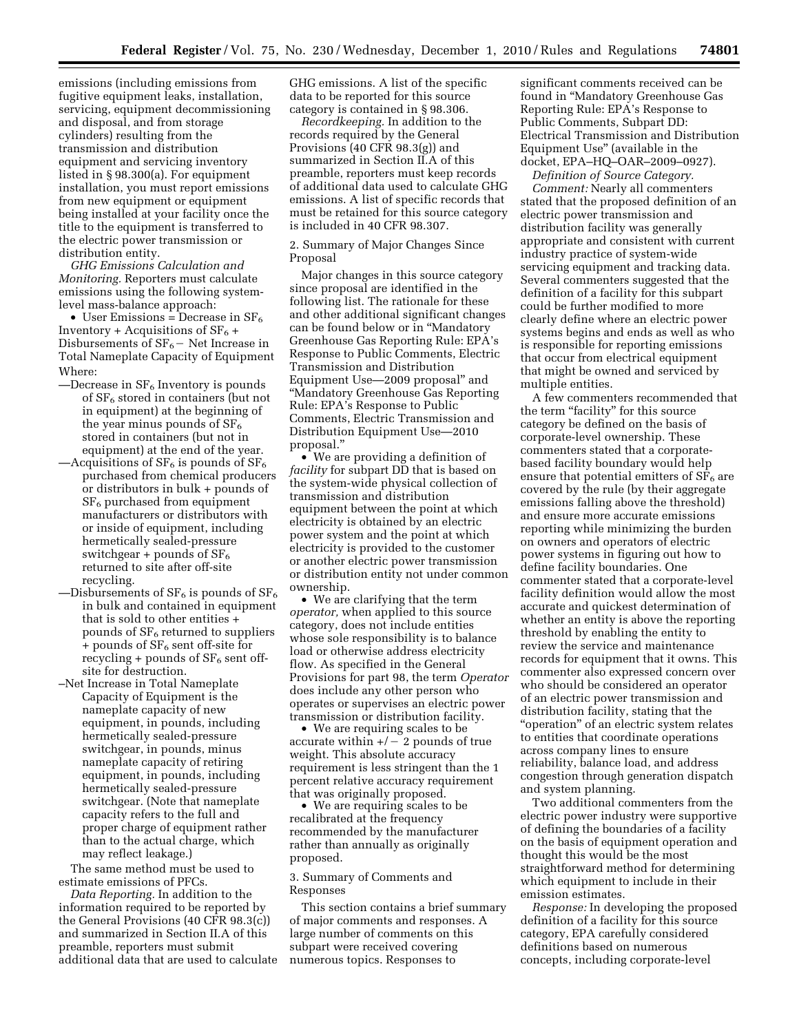emissions (including emissions from fugitive equipment leaks, installation, servicing, equipment decommissioning and disposal, and from storage cylinders) resulting from the transmission and distribution equipment and servicing inventory listed in § 98.300(a). For equipment installation, you must report emissions from new equipment or equipment being installed at your facility once the title to the equipment is transferred to the electric power transmission or distribution entity.

*GHG Emissions Calculation and Monitoring.* Reporters must calculate emissions using the following system-level mass-balance approach:

- User Emissions = Decrease in $SF_6$ Inventory + Acquisitions of $SF_6$ + Disbursements of $SF_6$ − Net Increase in Total Nameplate Capacity of Equipment

Where:

—Decrease in $SF_6$ Inventory is pounds of $SF_6$ stored in containers (but not in equipment) at the beginning of the year minus pounds of $SF_6$ stored in containers (but not in equipment) at the end of the year.

—Acquisitions of $SF_6$ is pounds of $SF_6$ purchased from chemical producers or distributors in bulk + pounds of $SF_6$ purchased from equipment manufacturers or distributors with or inside of equipment, including hermetically sealed-pressure switchgear + pounds of $SF_6$ returned to site after off-site recycling.

—Disbursements of $SF_6$ is pounds of $SF_6$ in bulk and contained in equipment that is sold to other entities + pounds of $SF_6$ returned to suppliers + pounds of $SF_6$ sent off-site for recycling + pounds of $SF_6$ sent off-site for destruction.

–Net Increase in Total Nameplate Capacity of Equipment is the nameplate capacity of new equipment, in pounds, including hermetically sealed-pressure switchgear, in pounds, minus nameplate capacity of retiring equipment, in pounds, including hermetically sealed-pressure switchgear. (Note that nameplate capacity refers to the full and proper charge of equipment rather than to the actual charge, which may reflect leakage.)

The same method must be used to estimate emissions of PFCs.

*Data Reporting.* In addition to the information required to be reported by the General Provisions (40 CFR 98.3(c)) and summarized in Section II.A of this preamble, reporters must submit additional data that are used to calculate GHG emissions. A list of the specific data to be reported for this source category is contained in § 98.306.

*Recordkeeping.* In addition to the records required by the General Provisions (40 CFR 98.3(g)) and summarized in Section II.A of this preamble, reporters must keep records of additional data used to calculate GHG emissions. A list of specific records that must be retained for this source category is included in 40 CFR 98.307.

2. Summary of Major Changes Since Proposal

Major changes in this source category since proposal are identified in the following list. The rationale for these and other additional significant changes can be found below or in "Mandatory Greenhouse Gas Reporting Rule: EPA's Response to Public Comments, Electric Transmission and Distribution Equipment Use—2009 proposal" and "Mandatory Greenhouse Gas Reporting Rule: EPA's Response to Public Comments, Electric Transmission and Distribution Equipment Use—2010 proposal."

- We are providing a definition of *facility* for subpart DD that is based on the system-wide physical collection of transmission and distribution equipment between the point at which electricity is obtained by an electric power system and the point at which electricity is provided to the customer or another electric power transmission or distribution entity not under common ownership.
- We are clarifying that the term *operator,* when applied to this source category, does not include entities whose sole responsibility is to balance load or otherwise address electricity flow. As specified in the General Provisions for part 98, the term *Operator* does include any other person who operates or supervises an electric power transmission or distribution facility.
- We are requiring scales to be accurate within +/− 2 pounds of true weight. This absolute accuracy requirement is less stringent than the 1 percent relative accuracy requirement that was originally proposed.
- We are requiring scales to be recalibrated at the frequency recommended by the manufacturer rather than annually as originally proposed.

3. Summary of Comments and Responses

This section contains a brief summary of major comments and responses. A large number of comments on this subpart were received covering numerous topics. Responses to significant comments received can be found in "Mandatory Greenhouse Gas Reporting Rule: EPA's Response to Public Comments, Subpart DD: Electrical Transmission and Distribution Equipment Use" (available in the docket, EPA–HQ–OAR–2009–0927).

*Definition of Source Category.*

*Comment:* Nearly all commenters stated that the proposed definition of an electric power transmission and distribution facility was generally appropriate and consistent with current industry practice of system-wide servicing equipment and tracking data. Several commenters suggested that the definition of a facility for this subpart could be further modified to more clearly define where an electric power systems begins and ends as well as who is responsible for reporting emissions that occur from electrical equipment that might be owned and serviced by multiple entities.

A few commenters recommended that the term "facility" for this source category be defined on the basis of corporate-level ownership. These commenters stated that a corporate-based facility boundary would help ensure that potential emitters of $SF_6$ are covered by the rule (by their aggregate emissions falling above the threshold) and ensure more accurate emissions reporting while minimizing the burden on owners and operators of electric power systems in figuring out how to define facility boundaries. One commenter stated that a corporate-level facility definition would allow the most accurate and quickest determination of whether an entity is above the reporting threshold by enabling the entity to review the service and maintenance records for equipment that it owns. This commenter also expressed concern over who should be considered an operator of an electric power transmission and distribution facility, stating that the "operation" of an electric system relates to entities that coordinate operations across company lines to ensure reliability, balance load, and address congestion through generation dispatch and system planning.

Two additional commenters from the electric power industry were supportive of defining the boundaries of a facility on the basis of equipment operation and thought this would be the most straightforward method for determining which equipment to include in their emission estimates.

*Response:* In developing the proposed definition of a facility for this source category, EPA carefully considered definitions based on numerous concepts, including corporate-level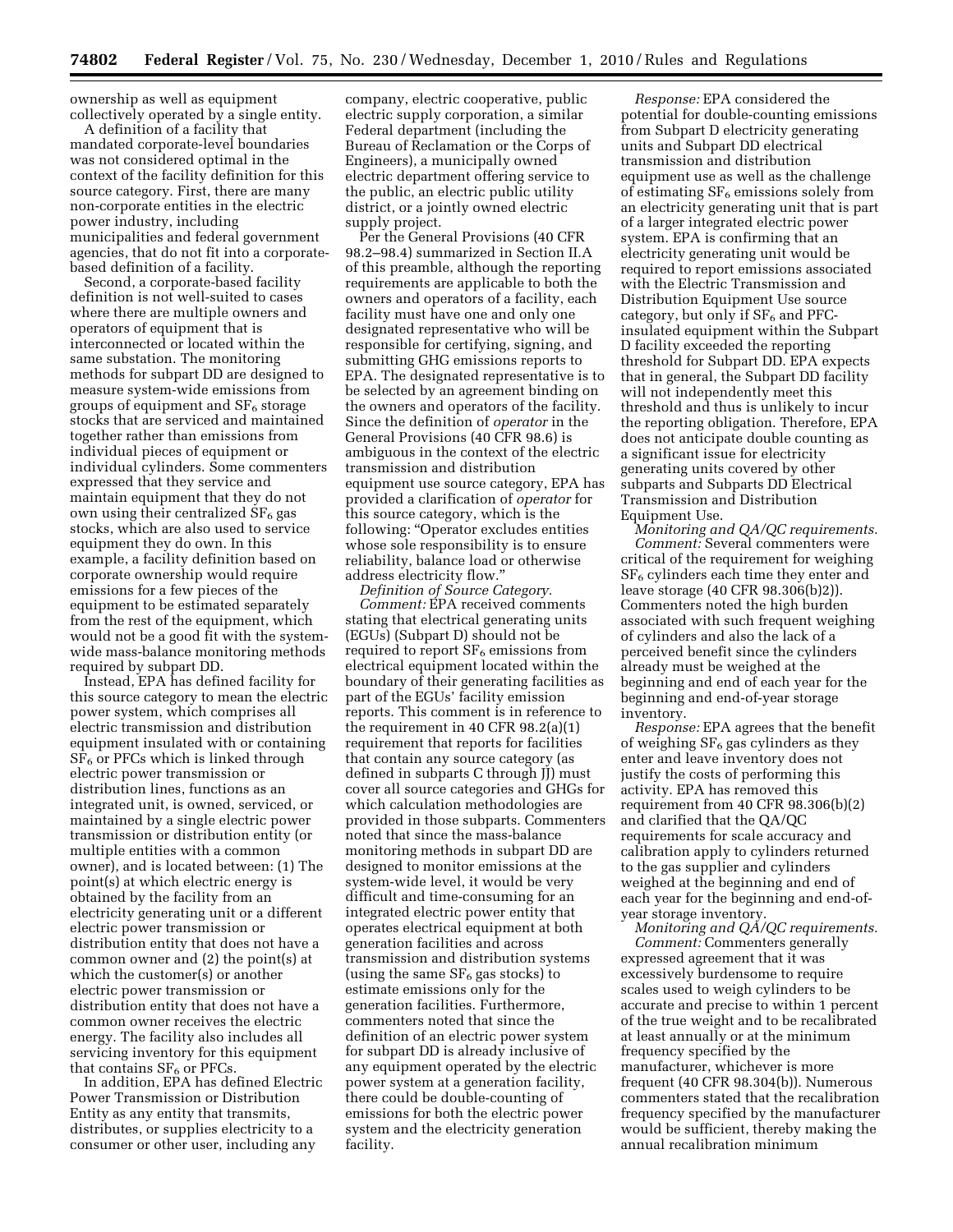ownership as well as equipment collectively operated by a single entity.

A definition of a facility that mandated corporate-level boundaries was not considered optimal in the context of the facility definition for this source category. First, there are many non-corporate entities in the electric power industry, including municipalities and federal government agencies, that do not fit into a corporate-based definition of a facility.

Second, a corporate-based facility definition is not well-suited to cases where there are multiple owners and operators of equipment that is interconnected or located within the same substation. The monitoring methods for subpart DD are designed to measure system-wide emissions from groups of equipment and $SF_6$ storage stocks that are serviced and maintained together rather than emissions from individual pieces of equipment or individual cylinders. Some commenters expressed that they service and maintain equipment that they do not own using their centralized $SF_6$ gas stocks, which are also used to service equipment they do own. In this example, a facility definition based on corporate ownership would require emissions for a few pieces of the equipment to be estimated separately from the rest of the equipment, which would not be a good fit with the system-wide mass-balance monitoring methods required by subpart DD.

Instead, EPA has defined facility for this source category to mean the electric power system, which comprises all electric transmission and distribution equipment insulated with or containing $SF_6$ or PFCs which is linked through electric power transmission or distribution lines, functions as an integrated unit, is owned, serviced, or maintained by a single electric power transmission or distribution entity (or multiple entities with a common owner), and is located between: (1) The point(s) at which electric energy is obtained by the facility from an electricity generating unit or a different electric power transmission or distribution entity that does not have a common owner and (2) the point(s) at which the customer(s) or another electric power transmission or distribution entity that does not have a common owner receives the electric energy. The facility also includes all servicing inventory for this equipment that contains $SF_6$ or PFCs.

In addition, EPA has defined Electric Power Transmission or Distribution Entity as any entity that transmits, distributes, or supplies electricity to a consumer or other user, including any company, electric cooperative, public electric supply corporation, a similar Federal department (including the Bureau of Reclamation or the Corps of Engineers), a municipally owned electric department offering service to the public, an electric public utility district, or a jointly owned electric supply project.

Per the General Provisions (40 CFR 98.2–98.4) summarized in Section II.A of this preamble, although the reporting requirements are applicable to both the owners and operators of a facility, each facility must have one and only one designated representative who will be responsible for certifying, signing, and submitting GHG emissions reports to EPA. The designated representative is to be selected by an agreement binding on the owners and operators of the facility. Since the definition of *operator* in the General Provisions (40 CFR 98.6) is ambiguous in the context of the electric transmission and distribution equipment use source category, EPA has provided a clarification of *operator* for this source category, which is the following: "Operator excludes entities whose sole responsibility is to ensure reliability, balance load or otherwise address electricity flow."

*Definition of Source Category.*

*Comment:* EPA received comments stating that electrical generating units (EGUs) (Subpart D) should not be required to report $SF_6$ emissions from electrical equipment located within the boundary of their generating facilities as part of the EGUs' facility emission reports. This comment is in reference to the requirement in 40 CFR 98.2(a)(1) requirement that reports for facilities that contain any source category (as defined in subparts C through JJ) must cover all source categories and GHGs for which calculation methodologies are provided in those subparts. Commenters noted that since the mass-balance monitoring methods in subpart DD are designed to monitor emissions at the system-wide level, it would be very difficult and time-consuming for an integrated electric power entity that operates electrical equipment at both generation facilities and across transmission and distribution systems (using the same $SF_6$ gas stocks) to estimate emissions only for the generation facilities. Furthermore, commenters noted that since the definition of an electric power system for subpart DD is already inclusive of any equipment operated by the electric power system at a generation facility, there could be double-counting of emissions for both the electric power system and the electricity generation facility.

*Response:* EPA considered the potential for double-counting emissions from Subpart D electricity generating units and Subpart DD electrical transmission and distribution equipment use as well as the challenge of estimating $SF_6$ emissions solely from an electricity generating unit that is part of a larger integrated electric power system. EPA is confirming that an electricity generating unit would be required to report emissions associated with the Electric Transmission and Distribution Equipment Use source category, but only if $SF_6$ and PFC-insulated equipment within the Subpart D facility exceeded the reporting threshold for Subpart DD. EPA expects that in general, the Subpart DD facility will not independently meet this threshold and thus is unlikely to incur the reporting obligation. Therefore, EPA does not anticipate double counting as a significant issue for electricity generating units covered by other subparts and Subparts DD Electrical Transmission and Distribution Equipment Use.

*Monitoring and QA/QC requirements.*

*Comment:* Several commenters were critical of the requirement for weighing $SF_6$ cylinders each time they enter and leave storage (40 CFR 98.306(b)2)). Commenters noted the high burden associated with such frequent weighing of cylinders and also the lack of a perceived benefit since the cylinders already must be weighed at the beginning and end of each year for the beginning and end-of-year storage inventory.

*Response:* EPA agrees that the benefit of weighing $SF_6$ gas cylinders as they enter and leave inventory does not justify the costs of performing this activity. EPA has removed this requirement from 40 CFR 98.306(b)(2) and clarified that the QA/QC requirements for scale accuracy and calibration apply to cylinders returned to the gas supplier and cylinders weighed at the beginning and end of each year for the beginning and end-of-year storage inventory.

*Monitoring and QA/QC requirements.*

*Comment:* Commenters generally expressed agreement that it was excessively burdensome to require scales used to weigh cylinders to be accurate and precise to within 1 percent of the true weight and to be recalibrated at least annually or at the minimum frequency specified by the manufacturer, whichever is more frequent (40 CFR 98.304(b)). Numerous commenters stated that the recalibration frequency specified by the manufacturer would be sufficient, thereby making the annual recalibration minimum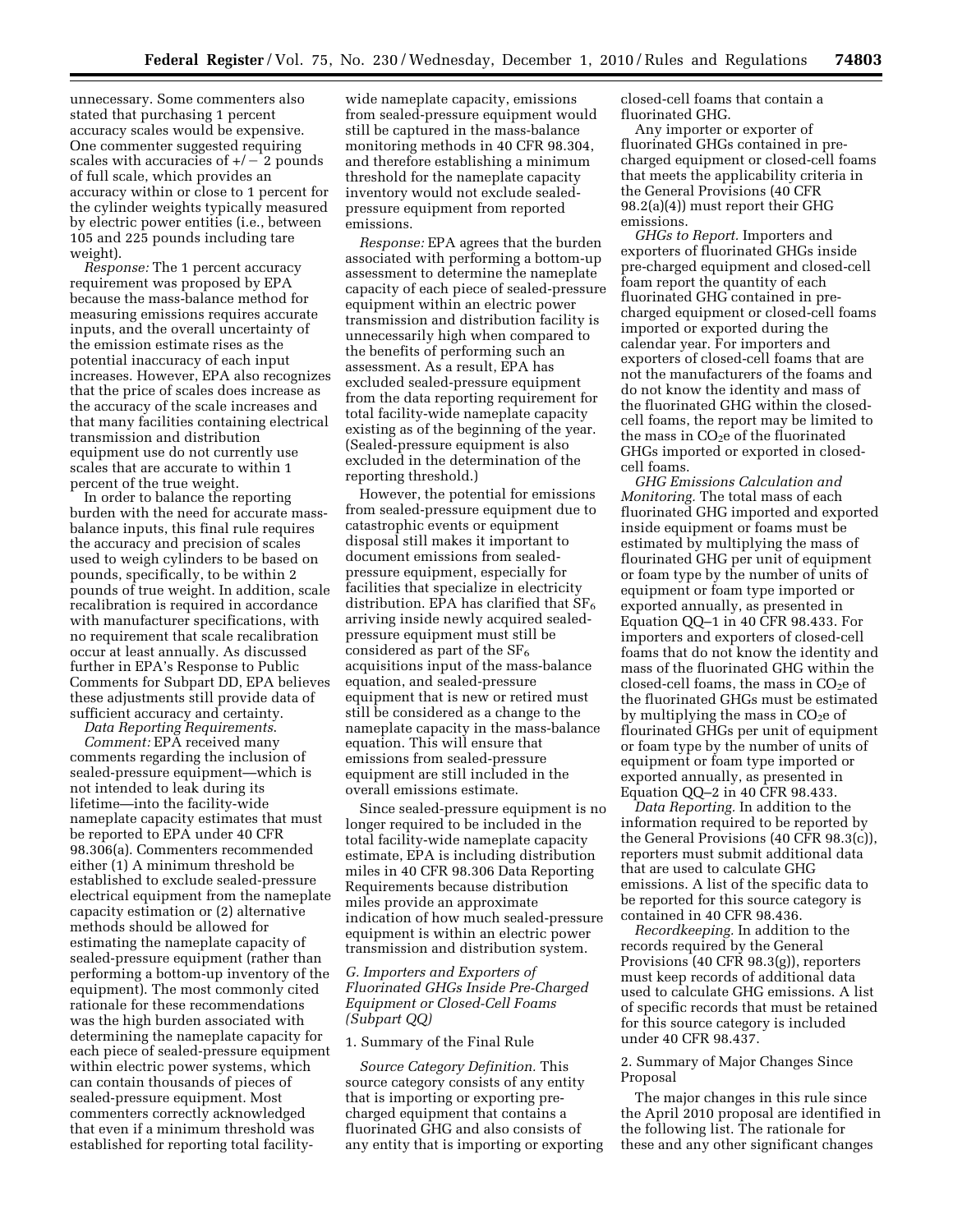unnecessary. Some commenters also stated that purchasing 1 percent accuracy scales would be expensive. One commenter suggested requiring scales with accuracies of +/− 2 pounds of full scale, which provides an accuracy within or close to 1 percent for the cylinder weights typically measured by electric power entities (i.e., between 105 and 225 pounds including tare weight).

*Response:* The 1 percent accuracy requirement was proposed by EPA because the mass-balance method for measuring emissions requires accurate inputs, and the overall uncertainty of the emission estimate rises as the potential inaccuracy of each input increases. However, EPA also recognizes that the price of scales does increase as the accuracy of the scale increases and that many facilities containing electrical transmission and distribution equipment use do not currently use scales that are accurate to within 1 percent of the true weight.

In order to balance the reporting burden with the need for accurate mass-balance inputs, this final rule requires the accuracy and precision of scales used to weigh cylinders to be based on pounds, specifically, to be within 2 pounds of true weight. In addition, scale recalibration is required in accordance with manufacturer specifications, with no requirement that scale recalibration occur at least annually. As discussed further in EPA's Response to Public Comments for Subpart DD, EPA believes these adjustments still provide data of sufficient accuracy and certainty.

*Data Reporting Requirements.*

*Comment:* EPA received many comments regarding the inclusion of sealed-pressure equipment—which is not intended to leak during its lifetime—into the facility-wide nameplate capacity estimates that must be reported to EPA under 40 CFR 98.306(a). Commenters recommended either (1) A minimum threshold be established to exclude sealed-pressure electrical equipment from the nameplate capacity estimation or (2) alternative methods should be allowed for estimating the nameplate capacity of sealed-pressure equipment (rather than performing a bottom-up inventory of the equipment). The most commonly cited rationale for these recommendations was the high burden associated with determining the nameplate capacity for each piece of sealed-pressure equipment within electric power systems, which can contain thousands of pieces of sealed-pressure equipment. Most commenters correctly acknowledged that even if a minimum threshold was established for reporting total facility-wide nameplate capacity, emissions from sealed-pressure equipment would still be captured in the mass-balance monitoring methods in 40 CFR 98.304, and therefore establishing a minimum threshold for the nameplate capacity inventory would not exclude sealed-pressure equipment from reported emissions.

*Response:* EPA agrees that the burden associated with performing a bottom-up assessment to determine the nameplate capacity of each piece of sealed-pressure equipment within an electric power transmission and distribution facility is unnecessarily high when compared to the benefits of performing such an assessment. As a result, EPA has excluded sealed-pressure equipment from the data reporting requirement for total facility-wide nameplate capacity existing as of the beginning of the year. (Sealed-pressure equipment is also excluded in the determination of the reporting threshold.)

However, the potential for emissions from sealed-pressure equipment due to catastrophic events or equipment disposal still makes it important to document emissions from sealed-pressure equipment, especially for facilities that specialize in electricity distribution. EPA has clarified that $SF_6$ arriving inside newly acquired sealed-pressure equipment must still be considered as part of the $SF_6$ acquisitions input of the mass-balance equation, and sealed-pressure equipment that is new or retired must still be considered as a change to the nameplate capacity in the mass-balance equation. This will ensure that emissions from sealed-pressure equipment are still included in the overall emissions estimate.

Since sealed-pressure equipment is no longer required to be included in the total facility-wide nameplate capacity estimate, EPA is including distribution miles in 40 CFR 98.306 Data Reporting Requirements because distribution miles provide an approximate indication of how much sealed-pressure equipment is within an electric power transmission and distribution system.

### *G. Importers and Exporters of Fluorinated GHGs Inside Pre-Charged Equipment or Closed-Cell Foams (Subpart QQ)*

#### 1. Summary of the Final Rule

*Source Category Definition.* This source category consists of any entity that is importing or exporting pre-charged equipment that contains a fluorinated GHG and also consists of any entity that is importing or exporting closed-cell foams that contain a fluorinated GHG.

Any importer or exporter of fluorinated GHGs contained in pre-charged equipment or closed-cell foams that meets the applicability criteria in the General Provisions (40 CFR 98.2(a)(4)) must report their GHG emissions.

*GHGs to Report.* Importers and exporters of fluorinated GHGs inside pre-charged equipment and closed-cell foam report the quantity of each fluorinated GHG contained in pre-charged equipment or closed-cell foams imported or exported during the calendar year. For importers and exporters of closed-cell foams that are not the manufacturers of the foams and do not know the identity and mass of the fluorinated GHG within the closed-cell foams, the report may be limited to the mass in $CO_2e$ of the fluorinated GHGs imported or exported in closed-cell foams.

*GHG Emissions Calculation and Monitoring.* The total mass of each fluorinated GHG imported and exported inside equipment or foams must be estimated by multiplying the mass of flourinated GHG per unit of equipment or foam type by the number of units of equipment or foam type imported or exported annually, as presented in Equation QQ–1 in 40 CFR 98.433. For importers and exporters of closed-cell foams that do not know the identity and mass of the fluorinated GHG within the closed-cell foams, the mass in $CO_2e$ of the fluorinated GHGs must be estimated by multiplying the mass in $CO_2e$ of flourinated GHGs per unit of equipment or foam type by the number of units of equipment or foam type imported or exported annually, as presented in Equation QQ–2 in 40 CFR 98.433.

*Data Reporting.* In addition to the information required to be reported by the General Provisions (40 CFR 98.3(c)), reporters must submit additional data that are used to calculate GHG emissions. A list of the specific data to be reported for this source category is contained in 40 CFR 98.436.

*Recordkeeping.* In addition to the records required by the General Provisions (40 CFR 98.3(g)), reporters must keep records of additional data used to calculate GHG emissions. A list of specific records that must be retained for this source category is included under 40 CFR 98.437.

#### 2. Summary of Major Changes Since Proposal

The major changes in this rule since the April 2010 proposal are identified in the following list. The rationale for these and any other significant changes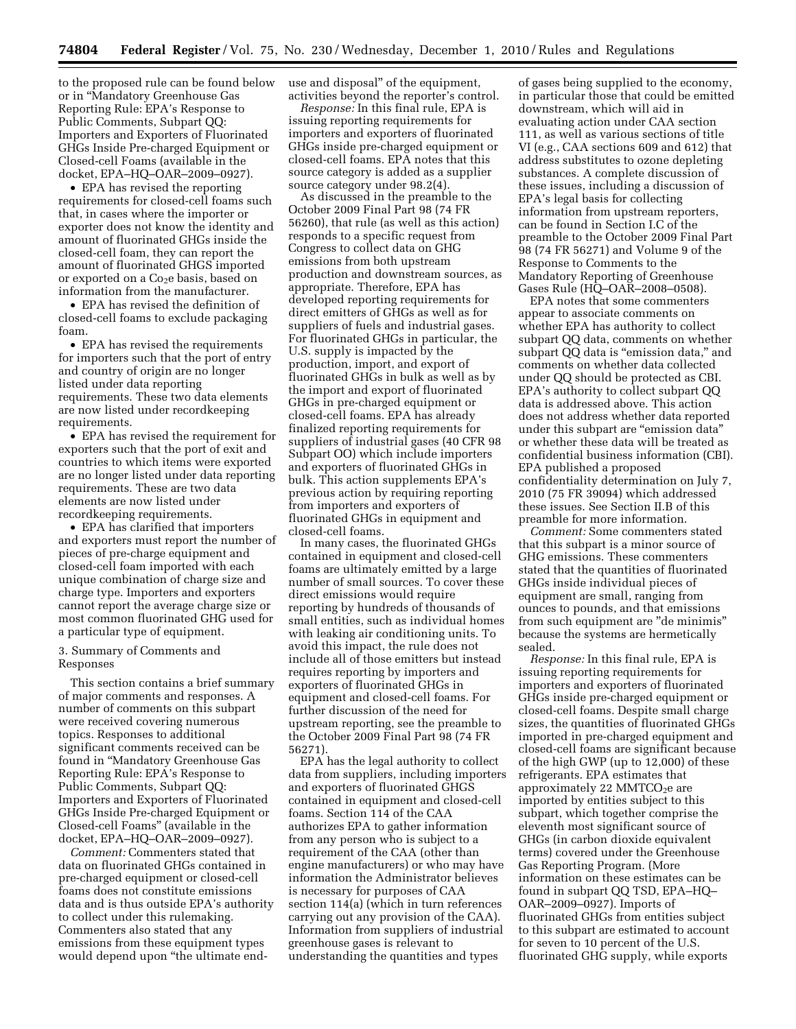to the proposed rule can be found below or in "Mandatory Greenhouse Gas Reporting Rule: EPA's Response to Public Comments, Subpart QQ: Importers and Exporters of Fluorinated GHGs Inside Pre-charged Equipment or Closed-cell Foams (available in the docket, EPA–HQ–OAR–2009–0927).

- EPA has revised the reporting requirements for closed-cell foams such that, in cases where the importer or exporter does not know the identity and amount of fluorinated GHGs inside the closed-cell foam, they can report the amount of fluorinated GHGS imported or exported on a $Co_2e$ basis, based on information from the manufacturer.
- EPA has revised the definition of closed-cell foams to exclude packaging foam.
- EPA has revised the requirements for importers such that the port of entry and country of origin are no longer listed under data reporting requirements. These two data elements are now listed under recordkeeping requirements.
- EPA has revised the requirement for exporters such that the port of exit and countries to which items were exported are no longer listed under data reporting requirements. These are two data elements are now listed under recordkeeping requirements.
- EPA has clarified that importers and exporters must report the number of pieces of pre-charge equipment and closed-cell foam imported with each unique combination of charge size and charge type. Importers and exporters cannot report the average charge size or most common fluorinated GHG used for a particular type of equipment.

3. Summary of Comments and Responses

This section contains a brief summary of major comments and responses. A number of comments on this subpart were received covering numerous topics. Responses to additional significant comments received can be found in "Mandatory Greenhouse Gas Reporting Rule: EPA's Response to Public Comments, Subpart QQ: Importers and Exporters of Fluorinated GHGs Inside Pre-charged Equipment or Closed-cell Foams" (available in the docket, EPA–HQ–OAR–2009–0927).

*Comment:* Commenters stated that data on fluorinated GHGs contained in pre-charged equipment or closed-cell foams does not constitute emissions data and is thus outside EPA's authority to collect under this rulemaking. Commenters also stated that any emissions from these equipment types would depend upon "the ultimate end-use and disposal" of the equipment, activities beyond the reporter's control.

*Response:* In this final rule, EPA is issuing reporting requirements for importers and exporters of fluorinated GHGs inside pre-charged equipment or closed-cell foams. EPA notes that this source category is added as a supplier source category under 98.2(4).

As discussed in the preamble to the October 2009 Final Part 98 (74 FR 56260), that rule (as well as this action) responds to a specific request from Congress to collect data on GHG emissions from both upstream production and downstream sources, as appropriate. Therefore, EPA has developed reporting requirements for direct emitters of GHGs as well as for suppliers of fuels and industrial gases. For fluorinated GHGs in particular, the U.S. supply is impacted by the production, import, and export of fluorinated GHGs in bulk as well as by the import and export of fluorinated GHGs in pre-charged equipment or closed-cell foams. EPA has already finalized reporting requirements for suppliers of industrial gases (40 CFR 98 Subpart OO) which include importers and exporters of fluorinated GHGs in bulk. This action supplements EPA's previous action by requiring reporting from importers and exporters of fluorinated GHGs in equipment and closed-cell foams.

In many cases, the fluorinated GHGs contained in equipment and closed-cell foams are ultimately emitted by a large number of small sources. To cover these direct emissions would require reporting by hundreds of thousands of small entities, such as individual homes with leaking air conditioning units. To avoid this impact, the rule does not include all of those emitters but instead requires reporting by importers and exporters of fluorinated GHGs in equipment and closed-cell foams. For further discussion of the need for upstream reporting, see the preamble to the October 2009 Final Part 98 (74 FR 56271).

EPA has the legal authority to collect data from suppliers, including importers and exporters of fluorinated GHGS contained in equipment and closed-cell foams. Section 114 of the CAA authorizes EPA to gather information from any person who is subject to a requirement of the CAA (other than engine manufacturers) or who may have information the Administrator believes is necessary for purposes of CAA section 114(a) (which in turn references carrying out any provision of the CAA). Information from suppliers of industrial greenhouse gases is relevant to understanding the quantities and types of gases being supplied to the economy, in particular those that could be emitted downstream, which will aid in evaluating action under CAA section 111, as well as various sections of title VI (e.g., CAA sections 609 and 612) that address substitutes to ozone depleting substances. A complete discussion of these issues, including a discussion of EPA's legal basis for collecting information from upstream reporters, can be found in Section I.C of the preamble to the October 2009 Final Part 98 (74 FR 56271) and Volume 9 of the Response to Comments to the Mandatory Reporting of Greenhouse Gases Rule (HQ–OAR–2008–0508).

EPA notes that some commenters appear to associate comments on whether EPA has authority to collect subpart QQ data, comments on whether subpart QQ data is "emission data," and comments on whether data collected under QQ should be protected as CBI. EPA's authority to collect subpart QQ data is addressed above. This action does not address whether data reported under this subpart are "emission data" or whether these data will be treated as confidential business information (CBI). EPA published a proposed confidentiality determination on July 7, 2010 (75 FR 39094) which addressed these issues. See Section II.B of this preamble for more information.

*Comment:* Some commenters stated that this subpart is a minor source of GHG emissions. These commenters stated that the quantities of fluorinated GHGs inside individual pieces of equipment are small, ranging from ounces to pounds, and that emissions from such equipment are "de minimis" because the systems are hermetically sealed.

*Response:* In this final rule, EPA is issuing reporting requirements for importers and exporters of fluorinated GHGs inside pre-charged equipment or closed-cell foams. Despite small charge sizes, the quantities of fluorinated GHGs imported in pre-charged equipment and closed-cell foams are significant because of the high GWP (up to 12,000) of these refrigerants. EPA estimates that approximately 22 $MMTCO_2e$ are imported by entities subject to this subpart, which together comprise the eleventh most significant source of GHGs (in carbon dioxide equivalent terms) covered under the Greenhouse Gas Reporting Program. (More information on these estimates can be found in subpart QQ TSD, EPA–HQ–OAR–2009–0927). Imports of fluorinated GHGs from entities subject to this subpart are estimated to account for seven to 10 percent of the U.S. fluorinated GHG supply, while exports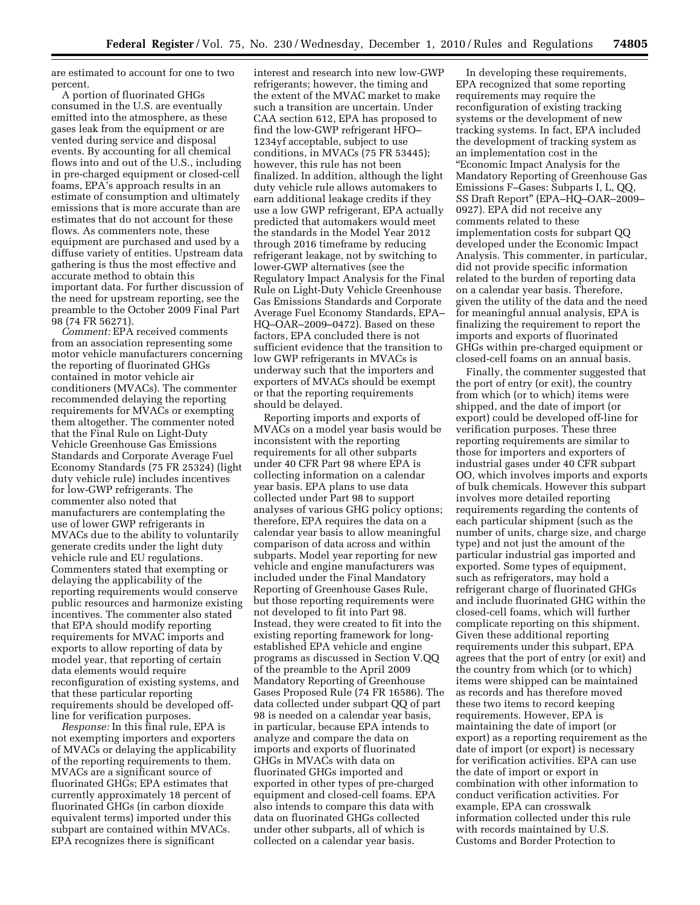are estimated to account for one to two percent.

A portion of fluorinated GHGs consumed in the U.S. are eventually emitted into the atmosphere, as these gases leak from the equipment or are vented during service and disposal events. By accounting for all chemical flows into and out of the U.S., including in pre-charged equipment or closed-cell foams, EPA's approach results in an estimate of consumption and ultimately emissions that is more accurate than are estimates that do not account for these flows. As commenters note, these equipment are purchased and used by a diffuse variety of entities. Upstream data gathering is thus the most effective and accurate method to obtain this important data. For further discussion of the need for upstream reporting, see the preamble to the October 2009 Final Part 98 (74 FR 56271).

*Comment:* EPA received comments from an association representing some motor vehicle manufacturers concerning the reporting of fluorinated GHGs contained in motor vehicle air conditioners (MVACs). The commenter recommended delaying the reporting requirements for MVACs or exempting them altogether. The commenter noted that the Final Rule on Light-Duty Vehicle Greenhouse Gas Emissions Standards and Corporate Average Fuel Economy Standards (75 FR 25324) (light duty vehicle rule) includes incentives for low-GWP refrigerants. The commenter also noted that manufacturers are contemplating the use of lower GWP refrigerants in MVACs due to the ability to voluntarily generate credits under the light duty vehicle rule and EU regulations. Commenters stated that exempting or delaying the applicability of the reporting requirements would conserve public resources and harmonize existing incentives. The commenter also stated that EPA should modify reporting requirements for MVAC imports and exports to allow reporting of data by model year, that reporting of certain data elements would require reconfiguration of existing systems, and that these particular reporting requirements should be developed off-line for verification purposes.

*Response:* In this final rule, EPA is not exempting importers and exporters of MVACs or delaying the applicability of the reporting requirements to them. MVACs are a significant source of fluorinated GHGs; EPA estimates that currently approximately 18 percent of fluorinated GHGs (in carbon dioxide equivalent terms) imported under this subpart are contained within MVACs. EPA recognizes there is significant interest and research into new low-GWP refrigerants; however, the timing and the extent of the MVAC market to make such a transition are uncertain. Under CAA section 612, EPA has proposed to find the low-GWP refrigerant HFO–1234yf acceptable, subject to use conditions, in MVACs (75 FR 53445); however, this rule has not been finalized. In addition, although the light duty vehicle rule allows automakers to earn additional leakage credits if they use a low GWP refrigerant, EPA actually predicted that automakers would meet the standards in the Model Year 2012 through 2016 timeframe by reducing refrigerant leakage, not by switching to lower-GWP alternatives (see the Regulatory Impact Analysis for the Final Rule on Light-Duty Vehicle Greenhouse Gas Emissions Standards and Corporate Average Fuel Economy Standards, EPA–HQ–OAR–2009–0472). Based on these factors, EPA concluded there is not sufficient evidence that the transition to low GWP refrigerants in MVACs is underway such that the importers and exporters of MVACs should be exempt or that the reporting requirements should be delayed.

Reporting imports and exports of MVACs on a model year basis would be inconsistent with the reporting requirements for all other subparts under 40 CFR Part 98 where EPA is collecting information on a calendar year basis. EPA plans to use data collected under Part 98 to support analyses of various GHG policy options; therefore, EPA requires the data on a calendar year basis to allow meaningful comparison of data across and within subparts. Model year reporting for new vehicle and engine manufacturers was included under the Final Mandatory Reporting of Greenhouse Gases Rule, but those reporting requirements were not developed to fit into Part 98. Instead, they were created to fit into the existing reporting framework for long-established EPA vehicle and engine programs as discussed in Section V.QQ of the preamble to the April 2009 Mandatory Reporting of Greenhouse Gases Proposed Rule (74 FR 16586). The data collected under subpart QQ of part 98 is needed on a calendar year basis, in particular, because EPA intends to analyze and compare the data on imports and exports of fluorinated GHGs in MVACs with data on fluorinated GHGs imported and exported in other types of pre-charged equipment and closed-cell foams. EPA also intends to compare this data with data on fluorinated GHGs collected under other subparts, all of which is collected on a calendar year basis.

In developing these requirements, EPA recognized that some reporting requirements may require the reconfiguration of existing tracking systems or the development of new tracking systems. In fact, EPA included the development of tracking system as an implementation cost in the "Economic Impact Analysis for the Mandatory Reporting of Greenhouse Gas Emissions F–Gases: Subparts I, L, QQ, SS Draft Report" (EPA–HQ–OAR–2009–0927). EPA did not receive any comments related to these implementation costs for subpart QQ developed under the Economic Impact Analysis. This commenter, in particular, did not provide specific information related to the burden of reporting data on a calendar year basis. Therefore, given the utility of the data and the need for meaningful annual analysis, EPA is finalizing the requirement to report the imports and exports of fluorinated GHGs within pre-charged equipment or closed-cell foams on an annual basis.

Finally, the commenter suggested that the port of entry (or exit), the country from which (or to which) items were shipped, and the date of import (or export) could be developed off-line for verification purposes. These three reporting requirements are similar to those for importers and exporters of industrial gases under 40 CFR subpart OO, which involves imports and exports of bulk chemicals. However this subpart involves more detailed reporting requirements regarding the contents of each particular shipment (such as the number of units, charge size, and charge type) and not just the amount of the particular industrial gas imported and exported. Some types of equipment, such as refrigerators, may hold a refrigerant charge of fluorinated GHGs and include fluorinated GHG within the closed-cell foams, which will further complicate reporting on this shipment. Given these additional reporting requirements under this subpart, EPA agrees that the port of entry (or exit) and the country from which (or to which) items were shipped can be maintained as records and has therefore moved these two items to record keeping requirements. However, EPA is maintaining the date of import (or export) as a reporting requirement as the date of import (or export) is necessary for verification activities. EPA can use the date of import or export in combination with other information to conduct verification activities. For example, EPA can crosswalk information collected under this rule with records maintained by U.S. Customs and Border Protection to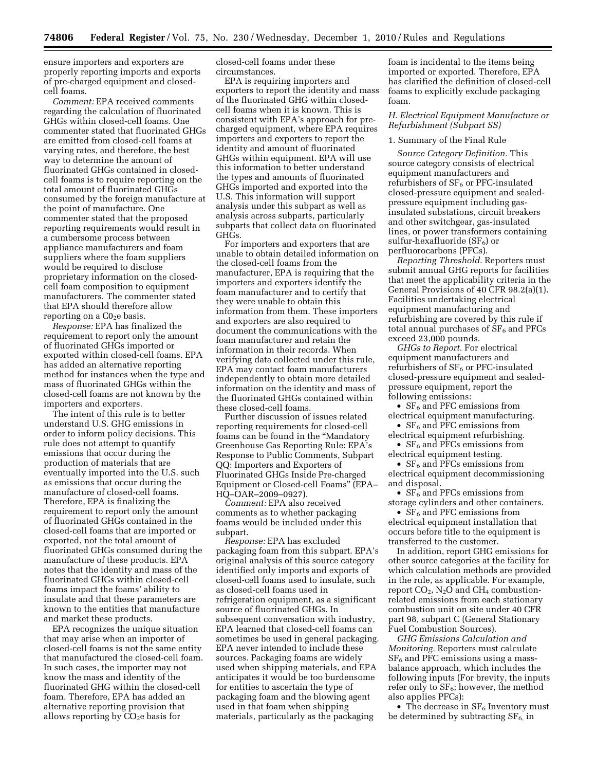ensure importers and exporters are properly reporting imports and exports of pre-charged equipment and closed-cell foams.

*Comment:* EPA received comments regarding the calculation of fluorinated GHGs within closed-cell foams. One commenter stated that fluorinated GHGs are emitted from closed-cell foams at varying rates, and therefore, the best way to determine the amount of fluorinated GHGs contained in closed-cell foams is to require reporting on the total amount of fluorinated GHGs consumed by the foreign manufacture at the point of manufacture. One commenter stated that the proposed reporting requirements would result in a cumbersome process between appliance manufacturers and foam suppliers where the foam suppliers would be required to disclose proprietary information on the closed-cell foam composition to equipment manufacturers. The commenter stated that EPA should therefore allow reporting on a $C0_2e$ basis.

*Response:* EPA has finalized the requirement to report only the amount of fluorinated GHGs imported or exported within closed-cell foams. EPA has added an alternative reporting method for instances when the type and mass of fluorinated GHGs within the closed-cell foams are not known by the importers and exporters.

The intent of this rule is to better understand U.S. GHG emissions in order to inform policy decisions. This rule does not attempt to quantify emissions that occur during the production of materials that are eventually imported into the U.S. such as emissions that occur during the manufacture of closed-cell foams. Therefore, EPA is finalizing the requirement to report only the amount of fluorinated GHGs contained in the closed-cell foams that are imported or exported, not the total amount of fluorinated GHGs consumed during the manufacture of these products. EPA notes that the identity and mass of the fluorinated GHGs within closed-cell foams impact the foams' ability to insulate and that these parameters are known to the entities that manufacture and market these products.

EPA recognizes the unique situation that may arise when an importer of closed-cell foams is not the same entity that manufactured the closed-cell foam. In such cases, the importer may not know the mass and identity of the fluorinated GHG within the closed-cell foam. Therefore, EPA has added an alternative reporting provision that allows reporting by $CO_2e$ basis for closed-cell foams under these circumstances.

EPA is requiring importers and exporters to report the identity and mass of the fluorinated GHG within closed-cell foams when it is known. This is consistent with EPA's approach for pre-charged equipment, where EPA requires importers and exporters to report the identity and amount of fluorinated GHGs within equipment. EPA will use this information to better understand the types and amounts of fluorinated GHGs imported and exported into the U.S. This information will support analysis under this subpart as well as analysis across subparts, particularly subparts that collect data on fluorinated GHGs.

For importers and exporters that are unable to obtain detailed information on the closed-cell foams from the manufacturer, EPA is requiring that the importers and exporters identify the foam manufacturer and to certify that they were unable to obtain this information from them. These importers and exporters are also required to document the communications with the foam manufacturer and retain the information in their records. When verifying data collected under this rule, EPA may contact foam manufacturers independently to obtain more detailed information on the identity and mass of the fluorinated GHGs contained within these closed-cell foams.

Further discussion of issues related reporting requirements for closed-cell foams can be found in the "Mandatory Greenhouse Gas Reporting Rule: EPA's Response to Public Comments, Subpart QQ: Importers and Exporters of Fluorinated GHGs Inside Pre-charged Equipment or Closed-cell Foams" (EPA–HQ–OAR–2009–0927).

*Comment:* EPA also received comments as to whether packaging foams would be included under this subpart.

*Response:* EPA has excluded packaging foam from this subpart. EPA's original analysis of this source category identified only imports and exports of closed-cell foams used to insulate, such as closed-cell foams used in refrigeration equipment, as a significant source of fluorinated GHGs. In subsequent conversation with industry, EPA learned that closed-cell foams can sometimes be used in general packaging. EPA never intended to include these sources. Packaging foams are widely used when shipping materials, and EPA anticipates it would be too burdensome for entities to ascertain the type of packaging foam and the blowing agent used in that foam when shipping materials, particularly as the packaging foam is incidental to the items being imported or exported. Therefore, EPA has clarified the definition of closed-cell foams to explicitly exclude packaging foam.

### *H. Electrical Equipment Manufacture or Refurbishment (Subpart SS)*

1. Summary of the Final Rule

*Source Category Definition.* This source category consists of electrical equipment manufacturers and refurbishers of $SF_6$ or PFC-insulated closed-pressure equipment and sealed-pressure equipment including gas-insulated substations, circuit breakers and other switchgear, gas-insulated lines, or power transformers containing sulfur-hexafluoride ($SF_6$) or perfluorocarbons (PFCs).

*Reporting Threshold.* Reporters must submit annual GHG reports for facilities that meet the applicability criteria in the General Provisions of 40 CFR 98.2(a)(1). Facilities undertaking electrical equipment manufacturing and refurbishing are covered by this rule if total annual purchases of $SF_6$ and PFCs exceed 23,000 pounds.

*GHGs to Report.* For electrical equipment manufacturers and refurbishers of $SF_6$ or PFC-insulated closed-pressure equipment and sealed-pressure equipment, report the following emissions:

- $SF_6$ and PFC emissions from electrical equipment manufacturing.
- $SF_6$ and PFC emissions from electrical equipment refurbishing.
- $SF_6$ and PFCs emissions from electrical equipment testing.
- $SF_6$ and PFCs emissions from electrical equipment decommissioning and disposal.
- $SF_6$ and PFCs emissions from storage cylinders and other containers.
- $SF_6$ and PFC emissions from electrical equipment installation that occurs before title to the equipment is transferred to the customer.

In addition, report GHG emissions for other source categories at the facility for which calculation methods are provided in the rule, as applicable. For example, report $CO_2$, $N_2O$ and $CH_4$ combustion-related emissions from each stationary combustion unit on site under 40 CFR part 98, subpart C (General Stationary Fuel Combustion Sources).

*GHG Emissions Calculation and Monitoring.* Reporters must calculate $SF_6$ and PFC emissions using a mass-balance approach, which includes the following inputs (For brevity, the inputs refer only to $SF_6$; however, the method also applies PFCs):

- The decrease in $SF_6$ Inventory must be determined by subtracting $SF_6$ in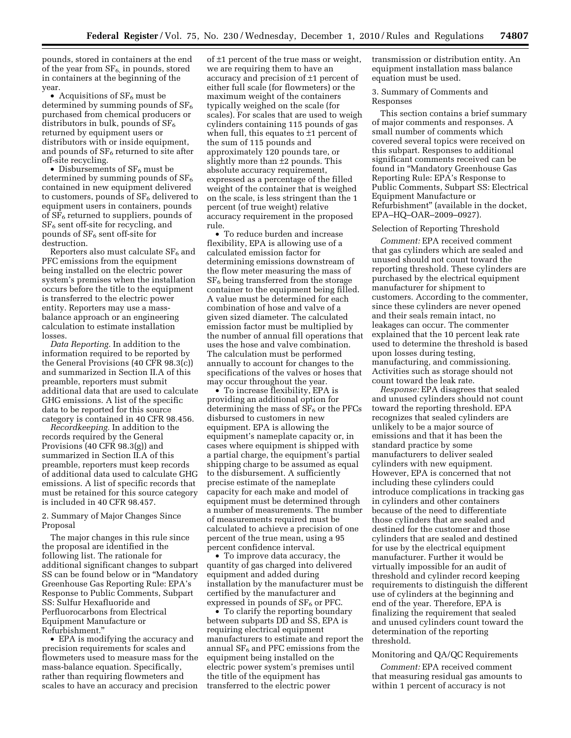pounds, stored in containers at the end of the year from $SF_6$, in pounds, stored in containers at the beginning of the year.

- Acquisitions of $SF_6$ must be determined by summing pounds of $SF_6$ purchased from chemical producers or distributors in bulk, pounds of $SF_6$ returned by equipment users or distributors with or inside equipment, and pounds of $SF_6$ returned to site after off-site recycling.
- Disbursements of $SF_6$ must be determined by summing pounds of $SF_6$ contained in new equipment delivered to customers, pounds of $SF_6$ delivered to equipment users in containers, pounds of $SF_6$ returned to suppliers, pounds of $SF_6$ sent off-site for recycling, and pounds of $SF_6$ sent off-site for destruction.

Reporters also must calculate $SF_6$ and PFC emissions from the equipment being installed on the electric power system's premises when the installation occurs before the title to the equipment is transferred to the electric power entity. Reporters may use a mass-balance approach or an engineering calculation to estimate installation losses.

*Data Reporting.* In addition to the information required to be reported by the General Provisions (40 CFR 98.3(c)) and summarized in Section II.A of this preamble, reporters must submit additional data that are used to calculate GHG emissions. A list of the specific data to be reported for this source category is contained in 40 CFR 98.456.

*Recordkeeping.* In addition to the records required by the General Provisions (40 CFR 98.3(g)) and summarized in Section II.A of this preamble, reporters must keep records of additional data used to calculate GHG emissions. A list of specific records that must be retained for this source category is included in 40 CFR 98.457.

2. Summary of Major Changes Since Proposal

The major changes in this rule since the proposal are identified in the following list. The rationale for additional significant changes to subpart SS can be found below or in "Mandatory Greenhouse Gas Reporting Rule: EPA's Response to Public Comments, Subpart SS: Sulfur Hexafluoride and Perfluorocarbons from Electrical Equipment Manufacture or Refurbishment."

- EPA is modifying the accuracy and precision requirements for scales and flowmeters used to measure mass for the mass-balance equation. Specifically, rather than requiring flowmeters and scales to have an accuracy and precision of ±1 percent of the true mass or weight, we are requiring them to have an accuracy and precision of ±1 percent of either full scale (for flowmeters) or the maximum weight of the containers typically weighed on the scale (for scales). For scales that are used to weigh cylinders containing 115 pounds of gas when full, this equates to ±1 percent of the sum of 115 pounds and approximately 120 pounds tare, or slightly more than ±2 pounds. This absolute accuracy requirement, expressed as a percentage of the filled weight of the container that is weighed on the scale, is less stringent than the 1 percent (of true weight) relative accuracy requirement in the proposed rule.
- To reduce burden and increase flexibility, EPA is allowing use of a calculated emission factor for determining emissions downstream of the flow meter measuring the mass of $SF_6$ being transferred from the storage container to the equipment being filled. A value must be determined for each combination of hose and valve of a given sized diameter. The calculated emission factor must be multiplied by the number of annual fill operations that uses the hose and valve combination. The calculation must be performed annually to account for changes to the specifications of the valves or hoses that may occur throughout the year.
- To increase flexibility, EPA is providing an additional option for determining the mass of $SF_6$ or the PFCs disbursed to customers in new equipment. EPA is allowing the equipment's nameplate capacity or, in cases where equipment is shipped with a partial charge, the equipment's partial shipping charge to be assumed as equal to the disbursement. A sufficiently precise estimate of the nameplate capacity for each make and model of equipment must be determined through a number of measurements. The number of measurements required must be calculated to achieve a precision of one percent of the true mean, using a 95 percent confidence interval.
- To improve data accuracy, the quantity of gas charged into delivered equipment and added during installation by the manufacturer must be certified by the manufacturer and expressed in pounds of $SF_6$ or PFC.
- To clarify the reporting boundary between subparts DD and SS, EPA is requiring electrical equipment manufacturers to estimate and report the annual $SF_6$ and PFC emissions from the equipment being installed on the electric power system's premises until the title of the equipment has transferred to the electric power transmission or distribution entity. An equipment installation mass balance equation must be used.

3. Summary of Comments and Responses

This section contains a brief summary of major comments and responses. A small number of comments which covered several topics were received on this subpart. Responses to additional significant comments received can be found in "Mandatory Greenhouse Gas Reporting Rule: EPA's Response to Public Comments, Subpart SS: Electrical Equipment Manufacture or Refurbishment" (available in the docket, EPA–HQ–OAR–2009–0927).

Selection of Reporting Threshold

*Comment:* EPA received comment that gas cylinders which are sealed and unused should not count toward the reporting threshold. These cylinders are purchased by the electrical equipment manufacturer for shipment to customers. According to the commenter, since these cylinders are never opened and their seals remain intact, no leakages can occur. The commenter explained that the 10 percent leak rate used to determine the threshold is based upon losses during testing, manufacturing, and commissioning. Activities such as storage should not count toward the leak rate.

*Response:* EPA disagrees that sealed and unused cylinders should not count toward the reporting threshold. EPA recognizes that sealed cylinders are unlikely to be a major source of emissions and that it has been the standard practice by some manufacturers to deliver sealed cylinders with new equipment. However, EPA is concerned that not including these cylinders could introduce complications in tracking gas in cylinders and other containers because of the need to differentiate those cylinders that are sealed and destined for the customer and those cylinders that are sealed and destined for use by the electrical equipment manufacturer. Further it would be virtually impossible for an audit of threshold and cylinder record keeping requirements to distinguish the different use of cylinders at the beginning and end of the year. Therefore, EPA is finalizing the requirement that sealed and unused cylinders count toward the determination of the reporting threshold.

Monitoring and QA/QC Requirements

*Comment:* EPA received comment that measuring residual gas amounts to within 1 percent of accuracy is not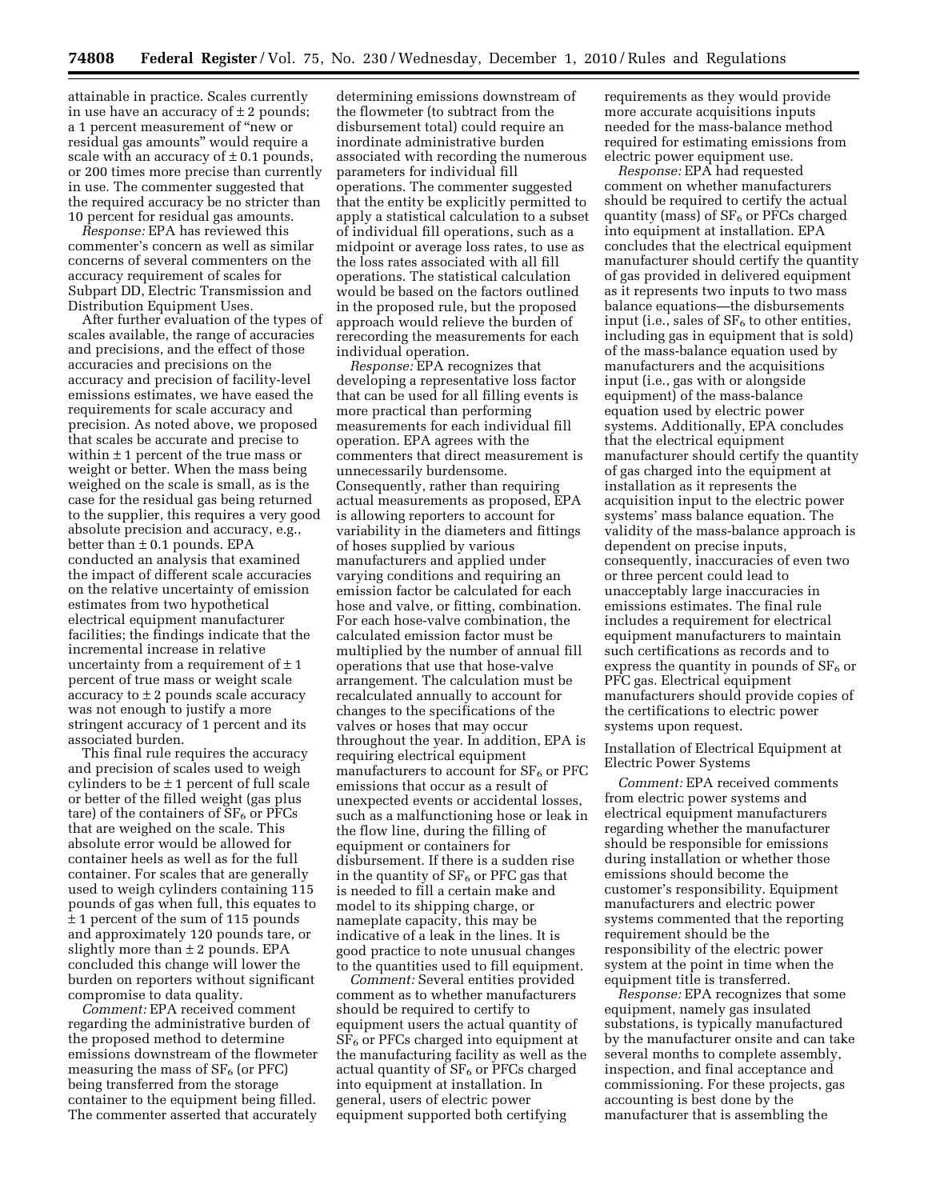attainable in practice. Scales currently in use have an accuracy of ± 2 pounds; a 1 percent measurement of "new or residual gas amounts" would require a scale with an accuracy of ± 0.1 pounds, or 200 times more precise than currently in use. The commenter suggested that the required accuracy be no stricter than 10 percent for residual gas amounts.

*Response:* EPA has reviewed this commenter's concern as well as similar concerns of several commenters on the accuracy requirement of scales for Subpart DD, Electric Transmission and Distribution Equipment Uses.

After further evaluation of the types of scales available, the range of accuracies and precisions, and the effect of those accuracies and precisions on the accuracy and precision of facility-level emissions estimates, we have eased the requirements for scale accuracy and precision. As noted above, we proposed that scales be accurate and precise to within ± 1 percent of the true mass or weight or better. When the mass being weighed on the scale is small, as is the case for the residual gas being returned to the supplier, this requires a very good absolute precision and accuracy, e.g., better than ± 0.1 pounds. EPA conducted an analysis that examined the impact of different scale accuracies on the relative uncertainty of emission estimates from two hypothetical electrical equipment manufacturer facilities; the findings indicate that the incremental increase in relative uncertainty from a requirement of ± 1 percent of true mass or weight scale accuracy to ± 2 pounds scale accuracy was not enough to justify a more stringent accuracy of 1 percent and its associated burden.

This final rule requires the accuracy and precision of scales used to weigh cylinders to be ± 1 percent of full scale or better of the filled weight (gas plus tare) of the containers of $SF_6$ or PFCs that are weighed on the scale. This absolute error would be allowed for container heels as well as for the full container. For scales that are generally used to weigh cylinders containing 115 pounds of gas when full, this equates to ± 1 percent of the sum of 115 pounds and approximately 120 pounds tare, or slightly more than ± 2 pounds. EPA concluded this change will lower the burden on reporters without significant compromise to data quality.

*Comment:* EPA received comment regarding the administrative burden of the proposed method to determine emissions downstream of the flowmeter measuring the mass of $SF_6$ (or PFC) being transferred from the storage container to the equipment being filled. The commenter asserted that accurately determining emissions downstream of the flowmeter (to subtract from the disbursement total) could require an inordinate administrative burden associated with recording the numerous parameters for individual fill operations. The commenter suggested that the entity be explicitly permitted to apply a statistical calculation to a subset of individual fill operations, such as a midpoint or average loss rates, to use as the loss rates associated with all fill operations. The statistical calculation would be based on the factors outlined in the proposed rule, but the proposed approach would relieve the burden of rerecording the measurements for each individual operation.

*Response:* EPA recognizes that developing a representative loss factor that can be used for all filling events is more practical than performing measurements for each individual fill operation. EPA agrees with the commenters that direct measurement is unnecessarily burdensome. Consequently, rather than requiring actual measurements as proposed, EPA is allowing reporters to account for variability in the diameters and fittings of hoses supplied by various manufacturers and applied under varying conditions and requiring an emission factor be calculated for each hose and valve, or fitting, combination. For each hose-valve combination, the calculated emission factor must be multiplied by the number of annual fill operations that use that hose-valve arrangement. The calculation must be recalculated annually to account for changes to the specifications of the valves or hoses that may occur throughout the year. In addition, EPA is requiring electrical equipment manufacturers to account for $SF_6$ or PFC emissions that occur as a result of unexpected events or accidental losses, such as a malfunctioning hose or leak in the flow line, during the filling of equipment or containers for disbursement. If there is a sudden rise in the quantity of $SF_6$ or PFC gas that is needed to fill a certain make and model to its shipping charge, or nameplate capacity, this may be indicative of a leak in the lines. It is good practice to note unusual changes to the quantities used to fill equipment.

*Comment:* Several entities provided comment as to whether manufacturers should be required to certify to equipment users the actual quantity of $SF_6$ or PFCs charged into equipment at the manufacturing facility as well as the actual quantity of $SF_6$ or PFCs charged into equipment at installation. In general, users of electric power equipment supported both certifying requirements as they would provide more accurate acquisitions inputs needed for the mass-balance method required for estimating emissions from electric power equipment use.

*Response:* EPA had requested comment on whether manufacturers should be required to certify the actual quantity (mass) of $SF_6$ or PFCs charged into equipment at installation. EPA concludes that the electrical equipment manufacturer should certify the quantity of gas provided in delivered equipment as it represents two inputs to two mass balance equations—the disbursements input (i.e., sales of $SF_6$ to other entities, including gas in equipment that is sold) of the mass-balance equation used by manufacturers and the acquisitions input (i.e., gas with or alongside equipment) of the mass-balance equation used by electric power systems. Additionally, EPA concludes that the electrical equipment manufacturer should certify the quantity of gas charged into the equipment at installation as it represents the acquisition input to the electric power systems' mass balance equation. The validity of the mass-balance approach is dependent on precise inputs, consequently, inaccuracies of even two or three percent could lead to unacceptably large inaccuracies in emissions estimates. The final rule includes a requirement for electrical equipment manufacturers to maintain such certifications as records and to express the quantity in pounds of $SF_6$ or PFC gas. Electrical equipment manufacturers should provide copies of the certifications to electric power systems upon request.

## Installation of Electrical Equipment at Electric Power Systems

*Comment:* EPA received comments from electric power systems and electrical equipment manufacturers regarding whether the manufacturer should be responsible for emissions during installation or whether those emissions should become the customer's responsibility. Equipment manufacturers and electric power systems commented that the reporting requirement should be the responsibility of the electric power system at the point in time when the equipment title is transferred.

*Response:* EPA recognizes that some equipment, namely gas insulated substations, is typically manufactured by the manufacturer onsite and can take several months to complete assembly, inspection, and final acceptance and commissioning. For these projects, gas accounting is best done by the manufacturer that is assembling the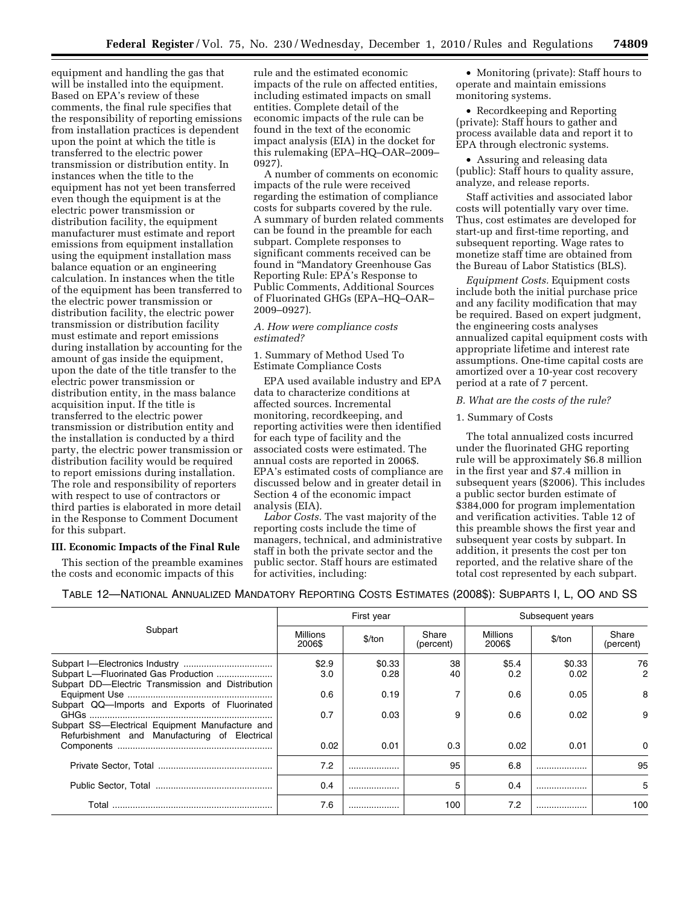equipment and handling the gas that will be installed into the equipment. Based on EPA's review of these comments, the final rule specifies that the responsibility of reporting emissions from installation practices is dependent upon the point at which the title is transferred to the electric power transmission or distribution entity. In instances when the title to the equipment has not yet been transferred even though the equipment is at the electric power transmission or distribution facility, the equipment manufacturer must estimate and report emissions from equipment installation using the equipment installation mass balance equation or an engineering calculation. In instances when the title of the equipment has been transferred to the electric power transmission or distribution facility, the electric power transmission or distribution facility must estimate and report emissions during installation by accounting for the amount of gas inside the equipment, upon the date of the title transfer to the electric power transmission or distribution entity, in the mass balance acquisition input. If the title is transferred to the electric power transmission or distribution entity and the installation is conducted by a third party, the electric power transmission or distribution facility would be required to report emissions during installation. The role and responsibility of reporters with respect to use of contractors or third parties is elaborated in more detail in the Response to Comment Document for this subpart.

## III. Economic Impacts of the Final Rule

This section of the preamble examines the costs and economic impacts of this rule and the estimated economic impacts of the rule on affected entities, including estimated impacts on small entities. Complete detail of the economic impacts of the rule can be found in the text of the economic impact analysis (EIA) in the docket for this rulemaking (EPA–HQ–OAR–2009–0927).

A number of comments on economic impacts of the rule were received regarding the estimation of compliance costs for subparts covered by the rule. A summary of burden related comments can be found in the preamble for each subpart. Complete responses to significant comments received can be found in "Mandatory Greenhouse Gas Reporting Rule: EPA's Response to Public Comments, Additional Sources of Fluorinated GHGs (EPA–HQ–OAR–2009–0927).

### *A. How were compliance costs estimated?*

1. Summary of Method Used To Estimate Compliance Costs

EPA used available industry and EPA data to characterize conditions at affected sources. Incremental monitoring, recordkeeping, and reporting activities were then identified for each type of facility and the associated costs were estimated. The annual costs are reported in 2006$. EPA's estimated costs of compliance are discussed below and in greater detail in Section 4 of the economic impact analysis (EIA).

*Labor Costs.* The vast majority of the reporting costs include the time of managers, technical, and administrative staff in both the private sector and the public sector. Staff hours are estimated for activities, including:

- Monitoring (private): Staff hours to operate and maintain emissions monitoring systems.
- Recordkeeping and Reporting (private): Staff hours to gather and process available data and report it to EPA through electronic systems.
- Assuring and releasing data (public): Staff hours to quality assure, analyze, and release reports.

Staff activities and associated labor costs will potentially vary over time. Thus, cost estimates are developed for start-up and first-time reporting, and subsequent reporting. Wage rates to monetize staff time are obtained from the Bureau of Labor Statistics (BLS).

*Equipment Costs.* Equipment costs include both the initial purchase price and any facility modification that may be required. Based on expert judgment, the engineering costs analyses annualized capital equipment costs with appropriate lifetime and interest rate assumptions. One-time capital costs are amortized over a 10-year cost recovery period at a rate of 7 percent.

### *B. What are the costs of the rule?*

1. Summary of Costs

The total annualized costs incurred under the fluorinated GHG reporting rule will be approximately $6.8 million in the first year and $7.4 million in subsequent years ($2006). This includes a public sector burden estimate of $384,000 for program implementation and verification activities. Table 12 of this preamble shows the first year and subsequent year costs by subpart. In addition, it presents the cost per ton reported, and the relative share of the total cost represented by each subpart.

TABLE 12—NATIONAL ANNUALIZED MANDATORY REPORTING COSTS ESTIMATES (2008$): SUBPARTS I, L, OO AND SS

| Subpart | First year | | | Subsequent years | | |
|---|---|---|---|---|---|---|
| | Millions 2006$ | $/ton | Share (percent) | Millions 2006$ | $/ton | Share (percent) |
| Subpart I—Electronics Industry | $2.9 | $0.33 | 38 | $5.4 | $0.33 | 76 |
| Subpart L—Fluorinated Gas Production | 3.0 | 0.28 | 40 | 0.2 | 0.02 | 2 |
| Subpart DD—Electric Transmission and Distribution Equipment Use | 0.6 | 0.19 | 7 | 0.6 | 0.05 | 8 |
| Subpart QQ—Imports and Exports of Fluorinated GHGs | 0.7 | 0.03 | 9 | 0.6 | 0.02 | 9 |
| Subpart SS—Electrical Equipment Manufacture and Refurbishment and Manufacturing of Electrical Components | 0.02 | 0.01 | 0.3 | 0.02 | 0.01 | 0 |
| Private Sector, Total | 7.2 | .................... | 95 | 6.8 | .................... | 95 |
| Public Sector, Total | 0.4 | .................... | 5 | 0.4 | .................... | 5 |
| Total | 7.6 | .................... | 100 | 7.2 | .................... | 100 |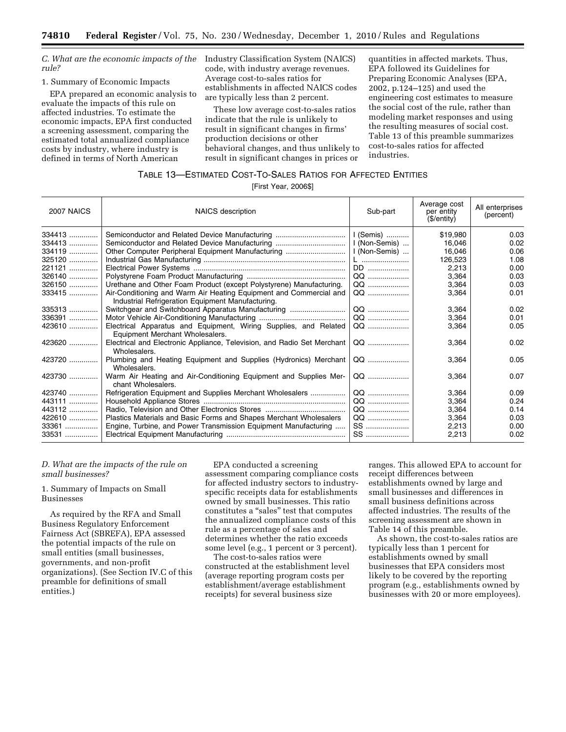*C. What are the economic impacts of the rule?*

1. Summary of Economic Impacts

EPA prepared an economic analysis to evaluate the impacts of this rule on affected industries. To estimate the economic impacts, EPA first conducted a screening assessment, comparing the estimated total annualized compliance costs by industry, where industry is defined in terms of North American Industry Classification System (NAICS) code, with industry average revenues. Average cost-to-sales ratios for establishments in affected NAICS codes are typically less than 2 percent.

These low average cost-to-sales ratios indicate that the rule is unlikely to result in significant changes in firms' production decisions or other behavioral changes, and thus unlikely to result in significant changes in prices or quantities in affected markets. Thus, EPA followed its Guidelines for Preparing Economic Analyses (EPA, 2002, p.124–125) and used the engineering cost estimates to measure the social cost of the rule, rather than modeling market responses and using the resulting measures of social cost. Table 13 of this preamble summarizes cost-to-sales ratios for affected industries.

TABLE 13—ESTIMATED COST-TO-SALES RATIOS FOR AFFECTED ENTITIES

[First Year, 2006$]

| 2007 NAICS | NAICS description | Sub-part | Average cost per entity ($/entity) | All enterprises (percent) |
|---|---|---|---|---|
| 334413 | Semiconductor and Related Device Manufacturing | I (Semis) | $19,980 | 0.03 |
| 334413 | Semiconductor and Related Device Manufacturing | I (Non-Semis) | 16,046 | 0.02 |
| 334119 | Other Computer Peripheral Equipment Manufacturing | I (Non-Semis) | 16,046 | 0.06 |
| 325120 | Industrial Gas Manufacturing | L | 126,523 | 1.08 |
| 221121 | Electrical Power Systems | DD | 2,213 | 0.00 |
| 326140 | Polystyrene Foam Product Manufacturing | QQ | 3,364 | 0.03 |
| 326150 | Urethane and Other Foam Product (except Polystyrene) Manufacturing. | QQ | 3,364 | 0.03 |
| 333415 | Air-Conditioning and Warm Air Heating Equipment and Commercial and Industrial Refrigeration Equipment Manufacturing. | QQ | 3,364 | 0.01 |
| 335313 | Switchgear and Switchboard Apparatus Manufacturing | QQ | 3,364 | 0.02 |
| 336391 | Motor Vehicle Air-Conditioning Manufacturing | QQ | 3,364 | 0.01 |
| 423610 | Electrical Apparatus and Equipment, Wiring Supplies, and Related Equipment Merchant Wholesalers. | QQ | 3,364 | 0.05 |
| 423620 | Electrical and Electronic Appliance, Television, and Radio Set Merchant Wholesalers. | QQ | 3,364 | 0.02 |
| 423720 | Plumbing and Heating Equipment and Supplies (Hydronics) Merchant Wholesalers. | QQ | 3,364 | 0.05 |
| 423730 | Warm Air Heating and Air-Conditioning Equipment and Supplies Merchant Wholesalers. | QQ | 3,364 | 0.07 |
| 423740 | Refrigeration Equipment and Supplies Merchant Wholesalers | QQ | 3,364 | 0.09 |
| 443111 | Household Appliance Stores | QQ | 3,364 | 0.24 |
| 443112 | Radio, Television and Other Electronics Stores | QQ | 3,364 | 0.14 |
| 422610 | Plastics Materials and Basic Forms and Shapes Merchant Wholesalers | QQ | 3,364 | 0.03 |
| 33361 | Engine, Turbine, and Power Transmission Equipment Manufacturing | SS | 2,213 | 0.00 |
| 33531 | Electrical Equipment Manufacturing | SS | 2,213 | 0.02 |

*D. What are the impacts of the rule on small businesses?*

1. Summary of Impacts on Small Businesses

As required by the RFA and Small Business Regulatory Enforcement Fairness Act (SBREFA), EPA assessed the potential impacts of the rule on small entities (small businesses, governments, and non-profit organizations). (See Section IV.C of this preamble for definitions of small entities.)

EPA conducted a screening assessment comparing compliance costs for affected industry sectors to industry-specific receipts data for establishments owned by small businesses. This ratio constitutes a "sales" test that computes the annualized compliance costs of this rule as a percentage of sales and determines whether the ratio exceeds some level (e.g., 1 percent or 3 percent).

The cost-to-sales ratios were constructed at the establishment level (average reporting program costs per establishment/average establishment receipts) for several business size ranges. This allowed EPA to account for receipt differences between establishments owned by large and small businesses and differences in small business definitions across affected industries. The results of the screening assessment are shown in Table 14 of this preamble.

As shown, the cost-to-sales ratios are typically less than 1 percent for establishments owned by small businesses that EPA considers most likely to be covered by the reporting program (e.g., establishments owned by businesses with 20 or more employees).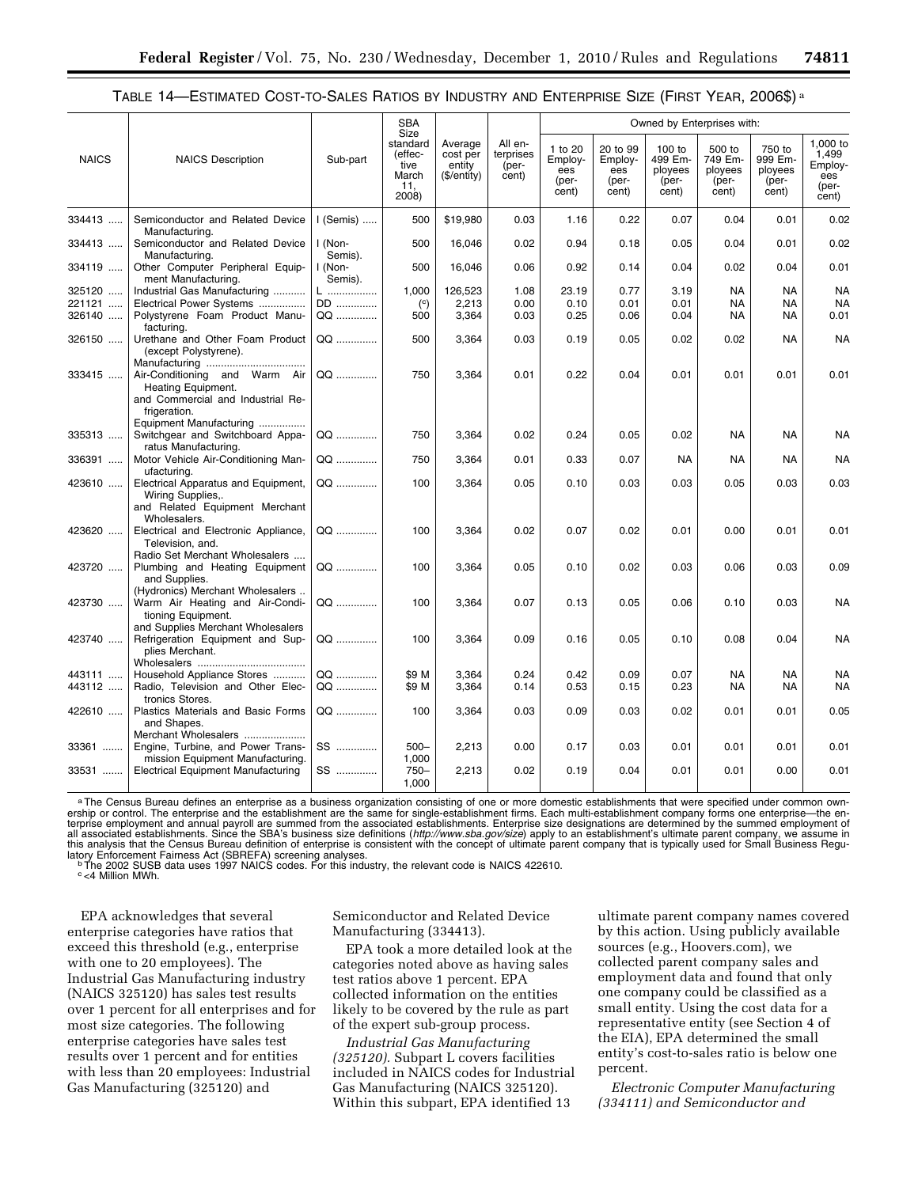TABLE 14—ESTIMATED COST-TO-SALES RATIOS BY INDUSTRY AND ENTERPRISE SIZE (FIRST YEAR, 2006$) [a]

| NAICS | NAICS Description | Sub-part | SBA Size standard (effective March 11, 2008) | Average cost per entity ($/entity) | All enterprises (percent) | Owned by Enterprises with: | | | | | |
|---|---|---|---|---|---|---|---|---|---|---|---|
| | | | | | | 1 to 20 Employees (percent) | 20 to 99 Employees (percent) | 100 to 499 Employees (percent) | 500 to 749 Employees (percent) | 750 to 999 Employees (percent) | 1,000 to 1,499 Employees (percent) |
| 334413 | Semiconductor and Related Device Manufacturing. | I (Semis) | 500 | $19,980 | 0.03 | 1.16 | 0.22 | 0.07 | 0.04 | 0.01 | 0.02 |
| 334413 | Semiconductor and Related Device Manufacturing. | I (Non-Semis). | 500 | 16,046 | 0.02 | 0.94 | 0.18 | 0.05 | 0.04 | 0.01 | 0.02 |
| 334119 | Other Computer Peripheral Equipment Manufacturing. | I (Non-Semis). | 500 | 16,046 | 0.06 | 0.92 | 0.14 | 0.04 | 0.02 | 0.04 | 0.01 |
| 325120 | Industrial Gas Manufacturing | L | 1,000 | 126,523 | 1.08 | 23.19 | 0.77 | 3.19 | NA | NA | NA |
| 221121 | Electrical Power Systems | DD | ([c]) | 2,213 | 0.00 | 0.10 | 0.01 | 0.01 | NA | NA | NA |
| 326140 | Polystyrene Foam Product Manufacturing. | QQ | 500 | 3,364 | 0.03 | 0.25 | 0.06 | 0.04 | NA | NA | 0.01 |
| 326150 | Urethane and Other Foam Product (except Polystyrene). Manufacturing | QQ | 500 | 3,364 | 0.03 | 0.19 | 0.05 | 0.02 | 0.02 | NA | NA |
| 333415 | Air-Conditioning and Warm Air Heating Equipment. and Commercial and Industrial Refrigeration. Equipment Manufacturing | QQ | 750 | 3,364 | 0.01 | 0.22 | 0.04 | 0.01 | 0.01 | 0.01 | 0.01 |
| 335313 | Switchgear and Switchboard Apparatus Manufacturing. | QQ | 750 | 3,364 | 0.02 | 0.24 | 0.05 | 0.02 | NA | NA | NA |
| 336391 | Motor Vehicle Air-Conditioning Manufacturing. | QQ | 750 | 3,364 | 0.01 | 0.33 | 0.07 | NA | NA | NA | NA |
| 423610 | Electrical Apparatus and Equipment, Wiring Supplies,. and Related Equipment Merchant Wholesalers. | QQ | 100 | 3,364 | 0.05 | 0.10 | 0.03 | 0.03 | 0.05 | 0.03 | 0.03 |
| 423620 | Electrical and Electronic Appliance, Television, and. Radio Set Merchant Wholesalers | QQ | 100 | 3,364 | 0.02 | 0.07 | 0.02 | 0.01 | 0.00 | 0.01 | 0.01 |
| 423720 | Plumbing and Heating Equipment and Supplies. (Hydronics) Merchant Wholesalers | QQ | 100 | 3,364 | 0.05 | 0.10 | 0.02 | 0.03 | 0.06 | 0.03 | 0.09 |
| 423730 | Warm Air Heating and Air-Conditioning Equipment. and Supplies Merchant Wholesalers | QQ | 100 | 3,364 | 0.07 | 0.13 | 0.05 | 0.06 | 0.10 | 0.03 | NA |
| 423740 | Refrigeration Equipment and Supplies Merchant. Wholesalers | QQ | 100 | 3,364 | 0.09 | 0.16 | 0.05 | 0.10 | 0.08 | 0.04 | NA |
| 443111 | Household Appliance Stores | QQ | $9 M | 3,364 | 0.24 | 0.42 | 0.09 | 0.07 | NA | NA | NA |
| 443112 | Radio, Television and Other Electronics Stores. | QQ | $9 M | 3,364 | 0.14 | 0.53 | 0.15 | 0.23 | NA | NA | NA |
| 422610 | Plastics Materials and Basic Forms and Shapes. Merchant Wholesalers | QQ | 100 | 3,364 | 0.03 | 0.09 | 0.03 | 0.02 | 0.01 | 0.01 | 0.05 |
| 33361 | Engine, Turbine, and Power Transmission Equipment Manufacturing. | SS | 500–1,000 | 2,213 | 0.00 | 0.17 | 0.03 | 0.01 | 0.01 | 0.01 | 0.01 |
| 33531 | Electrical Equipment Manufacturing | SS | 750–1,000 | 2,213 | 0.02 | 0.19 | 0.04 | 0.01 | 0.01 | 0.00 | 0.01 |

[a] The Census Bureau defines an enterprise as a business organization consisting of one or more domestic establishments that were specified under common ownership or control. The enterprise and the establishment are the same for single-establishment firms. Each multi-establishment company forms one enterprise—the enterprise employment and annual payroll are summed from the associated establishments. Enterprise size designations are determined by the summed employment of all associated establishments. Since the SBA's business size definitions (*http://www.sba.gov/size*) apply to an establishment's ultimate parent company, we assume in this analysis that the Census Bureau definition of enterprise is consistent with the concept of ultimate parent company that is typically used for Small Business Regulatory Enforcement Fairness Act (SBREFA) screening analyses.

[b] The 2002 SUSB data uses 1997 NAICS codes. For this industry, the relevant code is NAICS 422610.

[c] <4 Million MWh.

EPA acknowledges that several enterprise categories have ratios that exceed this threshold (e.g., enterprise with one to 20 employees). The Industrial Gas Manufacturing industry (NAICS 325120) has sales test results over 1 percent for all enterprises and for most size categories. The following enterprise categories have sales test results over 1 percent and for entities with less than 20 employees: Industrial Gas Manufacturing (325120) and Semiconductor and Related Device Manufacturing (334413).

EPA took a more detailed look at the categories noted above as having sales test ratios above 1 percent. EPA collected information on the entities likely to be covered by the rule as part of the expert sub-group process.

*Industrial Gas Manufacturing (325120).* Subpart L covers facilities included in NAICS codes for Industrial Gas Manufacturing (NAICS 325120). Within this subpart, EPA identified 13 ultimate parent company names covered by this action. Using publicly available sources (e.g., Hoovers.com), we collected parent company sales and employment data and found that only one company could be classified as a small entity. Using the cost data for a representative entity (see Section 4 of the EIA), EPA determined the small entity's cost-to-sales ratio is below one percent.

*Electronic Computer Manufacturing (334111) and Semiconductor and*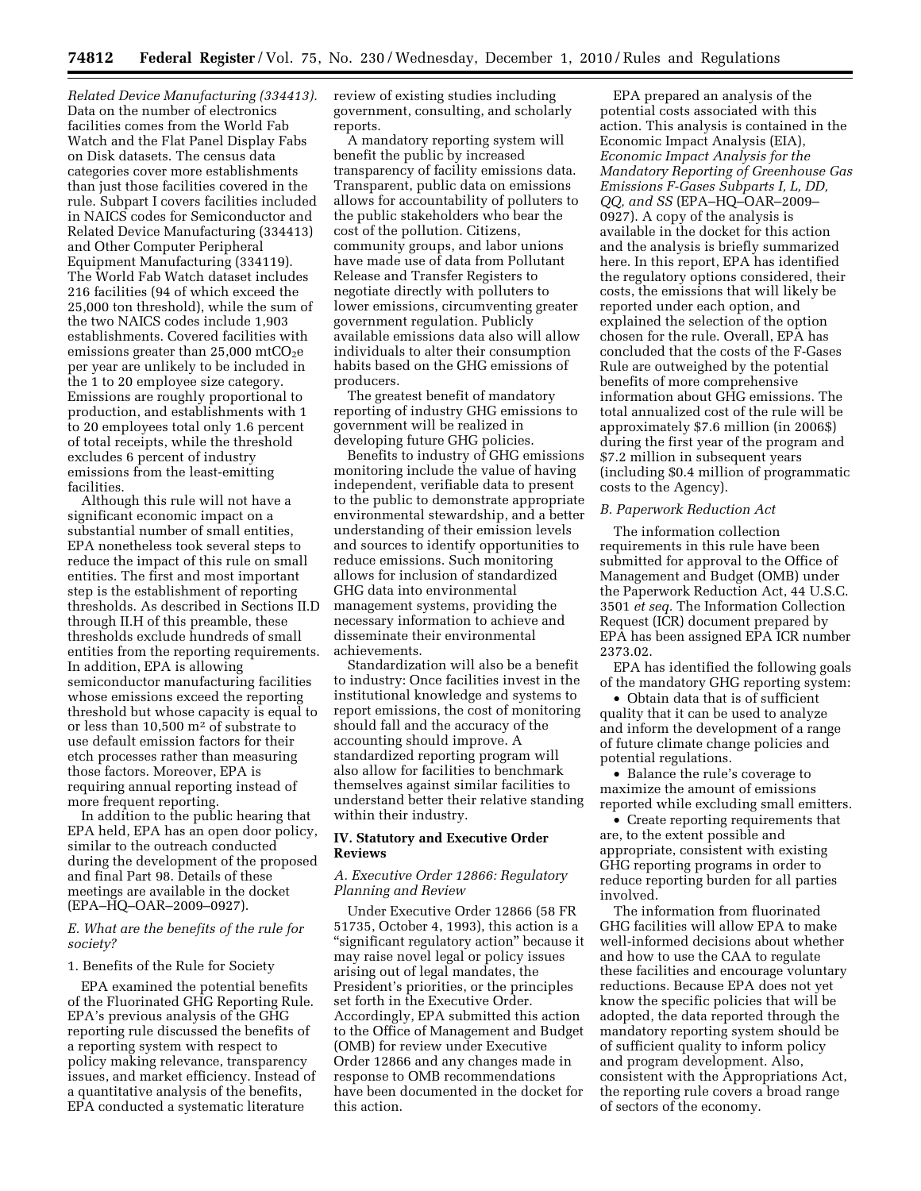*Related Device Manufacturing (334413).* Data on the number of electronics facilities comes from the World Fab Watch and the Flat Panel Display Fabs on Disk datasets. The census data categories cover more establishments than just those facilities covered in the rule. Subpart I covers facilities included in NAICS codes for Semiconductor and Related Device Manufacturing (334413) and Other Computer Peripheral Equipment Manufacturing (334119). The World Fab Watch dataset includes 216 facilities (94 of which exceed the 25,000 ton threshold), while the sum of the two NAICS codes include 1,903 establishments. Covered facilities with emissions greater than 25,000 $mtCO_2e$ per year are unlikely to be included in the 1 to 20 employee size category. Emissions are roughly proportional to production, and establishments with 1 to 20 employees total only 1.6 percent of total receipts, while the threshold excludes 6 percent of industry emissions from the least-emitting facilities.

Although this rule will not have a significant economic impact on a substantial number of small entities, EPA nonetheless took several steps to reduce the impact of this rule on small entities. The first and most important step is the establishment of reporting thresholds. As described in Sections II.D through II.H of this preamble, these thresholds exclude hundreds of small entities from the reporting requirements. In addition, EPA is allowing semiconductor manufacturing facilities whose emissions exceed the reporting threshold but whose capacity is equal to or less than 10,500 $m^2$ of substrate to use default emission factors for their etch processes rather than measuring those factors. Moreover, EPA is requiring annual reporting instead of more frequent reporting.

In addition to the public hearing that EPA held, EPA has an open door policy, similar to the outreach conducted during the development of the proposed and final Part 98. Details of these meetings are available in the docket (EPA–HQ–OAR–2009–0927).

### *E. What are the benefits of the rule for society?*

#### 1. Benefits of the Rule for Society

EPA examined the potential benefits of the Fluorinated GHG Reporting Rule. EPA's previous analysis of the GHG reporting rule discussed the benefits of a reporting system with respect to policy making relevance, transparency issues, and market efficiency. Instead of a quantitative analysis of the benefits, EPA conducted a systematic literature review of existing studies including government, consulting, and scholarly reports.

A mandatory reporting system will benefit the public by increased transparency of facility emissions data. Transparent, public data on emissions allows for accountability of polluters to the public stakeholders who bear the cost of the pollution. Citizens, community groups, and labor unions have made use of data from Pollutant Release and Transfer Registers to negotiate directly with polluters to lower emissions, circumventing greater government regulation. Publicly available emissions data also will allow individuals to alter their consumption habits based on the GHG emissions of producers.

The greatest benefit of mandatory reporting of industry GHG emissions to government will be realized in developing future GHG policies.

Benefits to industry of GHG emissions monitoring include the value of having independent, verifiable data to present to the public to demonstrate appropriate environmental stewardship, and a better understanding of their emission levels and sources to identify opportunities to reduce emissions. Such monitoring allows for inclusion of standardized GHG data into environmental management systems, providing the necessary information to achieve and disseminate their environmental achievements.

Standardization will also be a benefit to industry: Once facilities invest in the institutional knowledge and systems to report emissions, the cost of monitoring should fall and the accuracy of the accounting should improve. A standardized reporting program will also allow for facilities to benchmark themselves against similar facilities to understand better their relative standing within their industry.

## IV. Statutory and Executive Order Reviews

### *A. Executive Order 12866: Regulatory Planning and Review*

Under Executive Order 12866 (58 FR 51735, October 4, 1993), this action is a "significant regulatory action" because it may raise novel legal or policy issues arising out of legal mandates, the President's priorities, or the principles set forth in the Executive Order. Accordingly, EPA submitted this action to the Office of Management and Budget (OMB) for review under Executive Order 12866 and any changes made in response to OMB recommendations have been documented in the docket for this action.

EPA prepared an analysis of the potential costs associated with this action. This analysis is contained in the Economic Impact Analysis (EIA), *Economic Impact Analysis for the Mandatory Reporting of Greenhouse Gas Emissions F-Gases Subparts I, L, DD, QQ, and SS* (EPA–HQ–OAR–2009–0927). A copy of the analysis is available in the docket for this action and the analysis is briefly summarized here. In this report, EPA has identified the regulatory options considered, their costs, the emissions that will likely be reported under each option, and explained the selection of the option chosen for the rule. Overall, EPA has concluded that the costs of the F-Gases Rule are outweighed by the potential benefits of more comprehensive information about GHG emissions. The total annualized cost of the rule will be approximately $7.6 million (in 2006$) during the first year of the program and $7.2 million in subsequent years (including $0.4 million of programmatic costs to the Agency).

### *B. Paperwork Reduction Act*

The information collection requirements in this rule have been submitted for approval to the Office of Management and Budget (OMB) under the Paperwork Reduction Act, 44 U.S.C. 3501 *et seq.* The Information Collection Request (ICR) document prepared by EPA has been assigned EPA ICR number 2373.02.

EPA has identified the following goals of the mandatory GHG reporting system:

- Obtain data that is of sufficient quality that it can be used to analyze and inform the development of a range of future climate change policies and potential regulations.
- Balance the rule's coverage to maximize the amount of emissions reported while excluding small emitters.
- Create reporting requirements that are, to the extent possible and appropriate, consistent with existing GHG reporting programs in order to reduce reporting burden for all parties involved.

The information from fluorinated GHG facilities will allow EPA to make well-informed decisions about whether and how to use the CAA to regulate these facilities and encourage voluntary reductions. Because EPA does not yet know the specific policies that will be adopted, the data reported through the mandatory reporting system should be of sufficient quality to inform policy and program development. Also, consistent with the Appropriations Act, the reporting rule covers a broad range of sectors of the economy.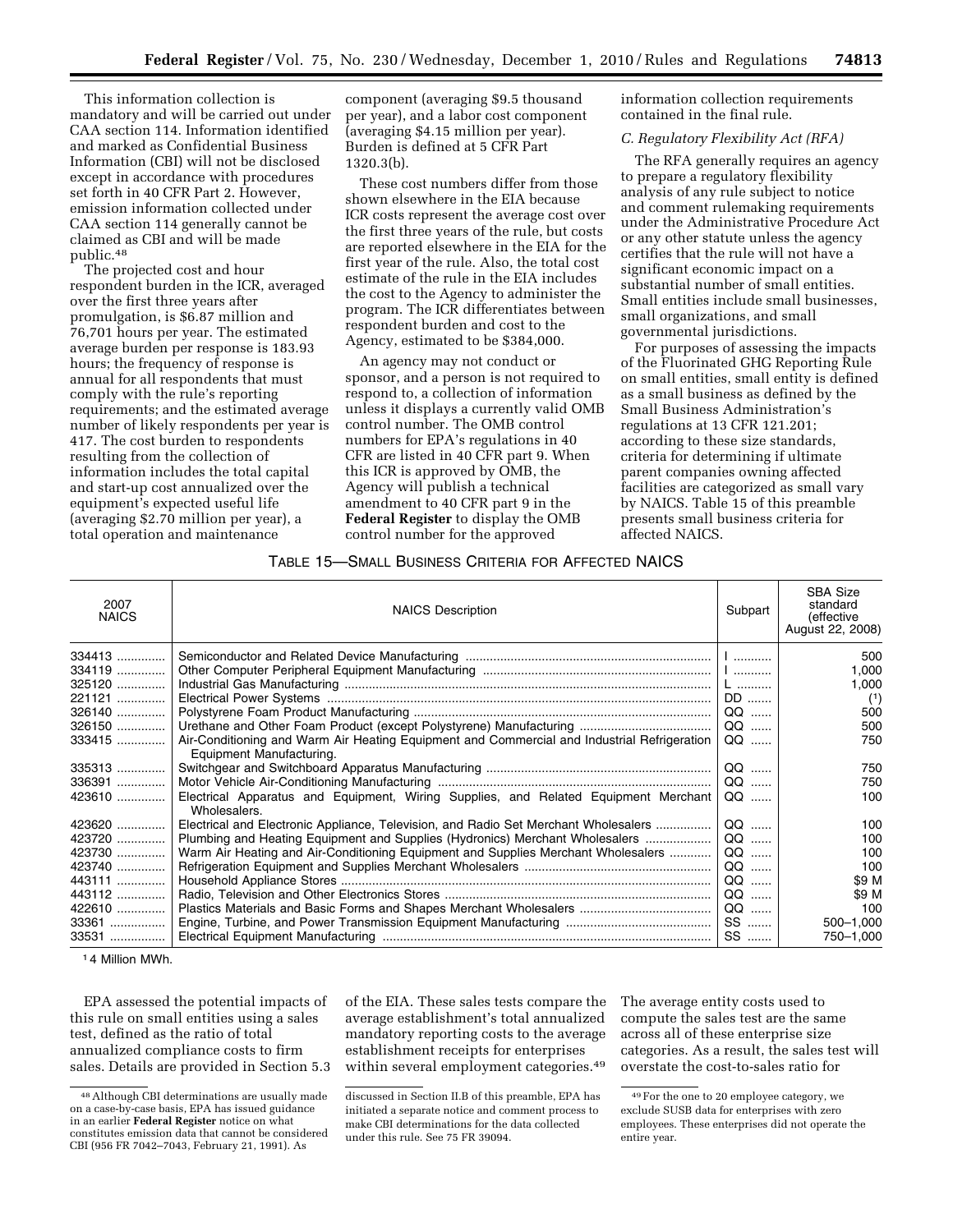This information collection is mandatory and will be carried out under CAA section 114. Information identified and marked as Confidential Business Information (CBI) will not be disclosed except in accordance with procedures set forth in 40 CFR Part 2. However, emission information collected under CAA section 114 generally cannot be claimed as CBI and will be made public.[48]

The projected cost and hour respondent burden in the ICR, averaged over the first three years after promulgation, is $6.87 million and 76,701 hours per year. The estimated average burden per response is 183.93 hours; the frequency of response is annual for all respondents that must comply with the rule's reporting requirements; and the estimated average number of likely respondents per year is 417. The cost burden to respondents resulting from the collection of information includes the total capital and start-up cost annualized over the equipment's expected useful life (averaging $2.70 million per year), a total operation and maintenance component (averaging $9.5 thousand per year), and a labor cost component (averaging $4.15 million per year). Burden is defined at 5 CFR Part 1320.3(b).

These cost numbers differ from those shown elsewhere in the EIA because ICR costs represent the average cost over the first three years of the rule, but costs are reported elsewhere in the EIA for the first year of the rule. Also, the total cost estimate of the rule in the EIA includes the cost to the Agency to administer the program. The ICR differentiates between respondent burden and cost to the Agency, estimated to be $384,000.

An agency may not conduct or sponsor, and a person is not required to respond to, a collection of information unless it displays a currently valid OMB control number. The OMB control numbers for EPA's regulations in 40 CFR are listed in 40 CFR part 9. When this ICR is approved by OMB, the Agency will publish a technical amendment to 40 CFR part 9 in the **Federal Register** to display the OMB control number for the approved information collection requirements contained in the final rule.

### *C. Regulatory Flexibility Act (RFA)*

The RFA generally requires an agency to prepare a regulatory flexibility analysis of any rule subject to notice and comment rulemaking requirements under the Administrative Procedure Act or any other statute unless the agency certifies that the rule will not have a significant economic impact on a substantial number of small entities. Small entities include small businesses, small organizations, and small governmental jurisdictions.

For purposes of assessing the impacts of the Fluorinated GHG Reporting Rule on small entities, small entity is defined as a small business as defined by the Small Business Administration's regulations at 13 CFR 121.201; according to these size standards, criteria for determining if ultimate parent companies owning affected facilities are categorized as small vary by NAICS. Table 15 of this preamble presents small business criteria for affected NAICS.

TABLE 15—SMALL BUSINESS CRITERIA FOR AFFECTED NAICS

| 2007 NAICS | NAICS Description | Subpart | SBA Size standard (effective August 22, 2008) |
|---|---|---|---|
| 334413 | Semiconductor and Related Device Manufacturing | I | 500 |
| 334119 | Other Computer Peripheral Equipment Manufacturing | I | 1,000 |
| 325120 | Industrial Gas Manufacturing | L | 1,000 |
| 221121 | Electrical Power Systems | DD | (1) |
| 326140 | Polystyrene Foam Product Manufacturing | QQ | 500 |
| 326150 | Urethane and Other Foam Product (except Polystyrene) Manufacturing | QQ | 500 |
| 333415 | Air-Conditioning and Warm Air Heating Equipment and Commercial and Industrial Refrigeration Equipment Manufacturing. | QQ | 750 |
| 335313 | Switchgear and Switchboard Apparatus Manufacturing | QQ | 750 |
| 336391 | Motor Vehicle Air-Conditioning Manufacturing | QQ | 750 |
| 423610 | Electrical Apparatus and Equipment, Wiring Supplies, and Related Equipment Merchant Wholesalers. | QQ | 100 |
| 423620 | Electrical and Electronic Appliance, Television, and Radio Set Merchant Wholesalers | QQ | 100 |
| 423720 | Plumbing and Heating Equipment and Supplies (Hydronics) Merchant Wholesalers | QQ | 100 |
| 423730 | Warm Air Heating and Air-Conditioning Equipment and Supplies Merchant Wholesalers | QQ | 100 |
| 423740 | Refrigeration Equipment and Supplies Merchant Wholesalers | QQ | 100 |
| 443111 | Household Appliance Stores | QQ | $9 M |
| 443112 | Radio, Television and Other Electronics Stores | QQ | $9 M |
| 422610 | Plastics Materials and Basic Forms and Shapes Merchant Wholesalers | QQ | 100 |
| 33361 | Engine, Turbine, and Power Transmission Equipment Manufacturing | SS | 500–1,000 |
| 33531 | Electrical Equipment Manufacturing | SS | 750–1,000 |

[1] 4 Million MWh.

EPA assessed the potential impacts of this rule on small entities using a sales test, defined as the ratio of total annualized compliance costs to firm sales. Details are provided in Section 5.3 of the EIA. These sales tests compare the average establishment's total annualized mandatory reporting costs to the average establishment receipts for enterprises within several employment categories.[49] The average entity costs used to compute the sales test are the same across all of these enterprise size categories. As a result, the sales test will overstate the cost-to-sales ratio for

---

[48] Although CBI determinations are usually made on a case-by-case basis, EPA has issued guidance in an earlier **Federal Register** notice on what constitutes emission data that cannot be considered CBI (956 FR 7042–7043, February 21, 1991). As discussed in Section II.B of this preamble, EPA has initiated a separate notice and comment process to make CBI determinations for the data collected under this rule. See 75 FR 39094.

[49] For the one to 20 employee category, we exclude SUSB data for enterprises with zero employees. These enterprises did not operate the entire year.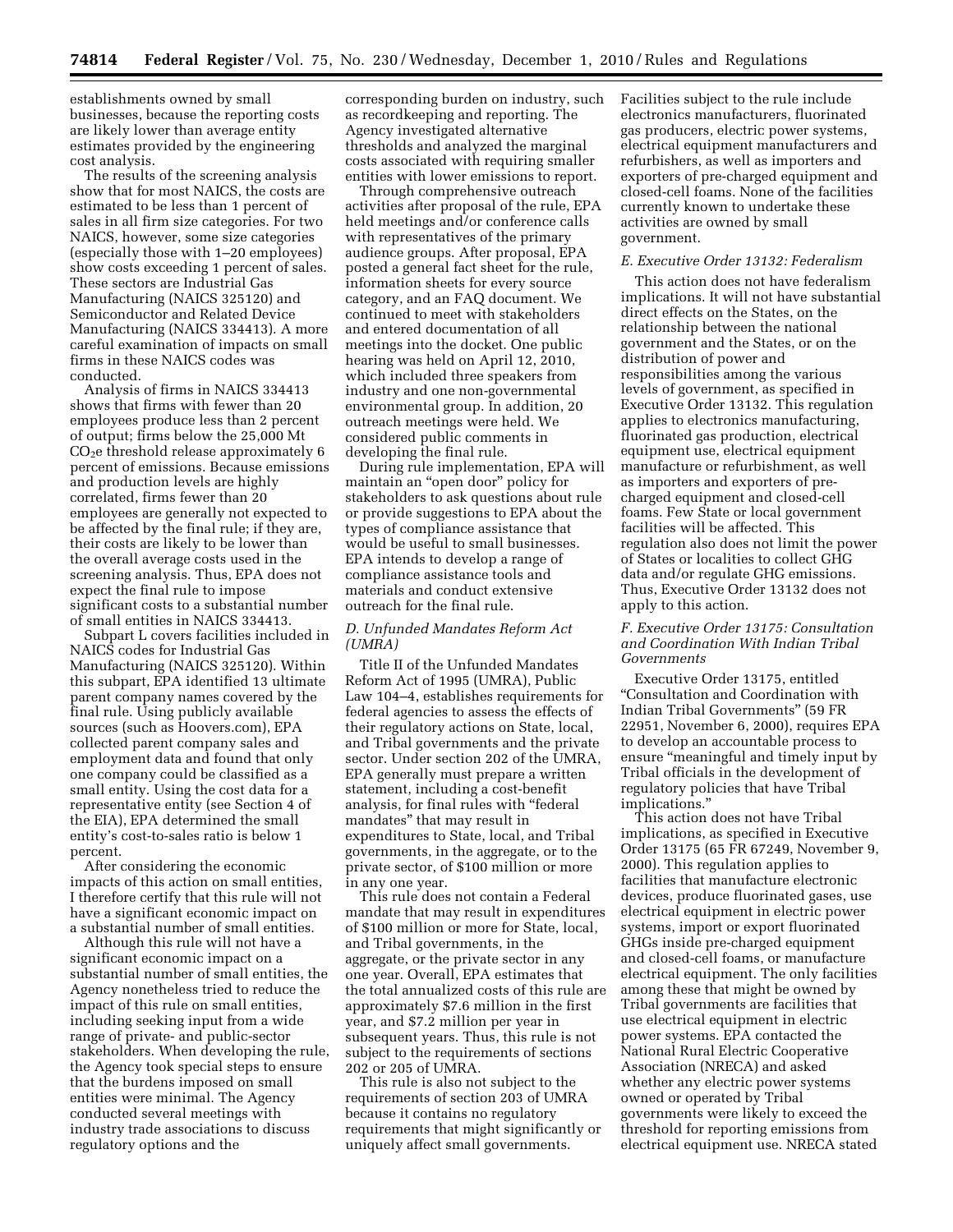establishments owned by small businesses, because the reporting costs are likely lower than average entity estimates provided by the engineering cost analysis.

The results of the screening analysis show that for most NAICS, the costs are estimated to be less than 1 percent of sales in all firm size categories. For two NAICS, however, some size categories (especially those with 1–20 employees) show costs exceeding 1 percent of sales. These sectors are Industrial Gas Manufacturing (NAICS 325120) and Semiconductor and Related Device Manufacturing (NAICS 334413). A more careful examination of impacts on small firms in these NAICS codes was conducted.

Analysis of firms in NAICS 334413 shows that firms with fewer than 20 employees produce less than 2 percent of output; firms below the 25,000 Mt $CO_2e$ threshold release approximately 6 percent of emissions. Because emissions and production levels are highly correlated, firms fewer than 20 employees are generally not expected to be affected by the final rule; if they are, their costs are likely to be lower than the overall average costs used in the screening analysis. Thus, EPA does not expect the final rule to impose significant costs to a substantial number of small entities in NAICS 334413.

Subpart L covers facilities included in NAICS codes for Industrial Gas Manufacturing (NAICS 325120). Within this subpart, EPA identified 13 ultimate parent company names covered by the final rule. Using publicly available sources (such as Hoovers.com), EPA collected parent company sales and employment data and found that only one company could be classified as a small entity. Using the cost data for a representative entity (see Section 4 of the EIA), EPA determined the small entity's cost-to-sales ratio is below 1 percent.

After considering the economic impacts of this action on small entities, I therefore certify that this rule will not have a significant economic impact on a substantial number of small entities.

Although this rule will not have a significant economic impact on a substantial number of small entities, the Agency nonetheless tried to reduce the impact of this rule on small entities, including seeking input from a wide range of private- and public-sector stakeholders. When developing the rule, the Agency took special steps to ensure that the burdens imposed on small entities were minimal. The Agency conducted several meetings with industry trade associations to discuss regulatory options and the corresponding burden on industry, such as recordkeeping and reporting. The Agency investigated alternative thresholds and analyzed the marginal costs associated with requiring smaller entities with lower emissions to report.

Through comprehensive outreach activities after proposal of the rule, EPA held meetings and/or conference calls with representatives of the primary audience groups. After proposal, EPA posted a general fact sheet for the rule, information sheets for every source category, and an FAQ document. We continued to meet with stakeholders and entered documentation of all meetings into the docket. One public hearing was held on April 12, 2010, which included three speakers from industry and one non-governmental environmental group. In addition, 20 outreach meetings were held. We considered public comments in developing the final rule.

During rule implementation, EPA will maintain an "open door" policy for stakeholders to ask questions about rule or provide suggestions to EPA about the types of compliance assistance that would be useful to small businesses. EPA intends to develop a range of compliance assistance tools and materials and conduct extensive outreach for the final rule.

### D. Unfunded Mandates Reform Act (UMRA)

Title II of the Unfunded Mandates Reform Act of 1995 (UMRA), Public Law 104–4, establishes requirements for federal agencies to assess the effects of their regulatory actions on State, local, and Tribal governments and the private sector. Under section 202 of the UMRA, EPA generally must prepare a written statement, including a cost-benefit analysis, for final rules with "federal mandates" that may result in expenditures to State, local, and Tribal governments, in the aggregate, or to the private sector, of $100 million or more in any one year.

This rule does not contain a Federal mandate that may result in expenditures of $100 million or more for State, local, and Tribal governments, in the aggregate, or the private sector in any one year. Overall, EPA estimates that the total annualized costs of this rule are approximately $7.6 million in the first year, and $7.2 million per year in subsequent years. Thus, this rule is not subject to the requirements of sections 202 or 205 of UMRA.

This rule is also not subject to the requirements of section 203 of UMRA because it contains no regulatory requirements that might significantly or uniquely affect small governments. Facilities subject to the rule include electronics manufacturers, fluorinated gas producers, electric power systems, electrical equipment manufacturers and refurbishers, as well as importers and exporters of pre-charged equipment and closed-cell foams. None of the facilities currently known to undertake these activities are owned by small government.

### E. Executive Order 13132: Federalism

This action does not have federalism implications. It will not have substantial direct effects on the States, on the relationship between the national government and the States, or on the distribution of power and responsibilities among the various levels of government, as specified in Executive Order 13132. This regulation applies to electronics manufacturing, fluorinated gas production, electrical equipment use, electrical equipment manufacture or refurbishment, as well as importers and exporters of pre-charged equipment and closed-cell foams. Few State or local government facilities will be affected. This regulation also does not limit the power of States or localities to collect GHG data and/or regulate GHG emissions. Thus, Executive Order 13132 does not apply to this action.

### F. Executive Order 13175: Consultation and Coordination With Indian Tribal Governments

Executive Order 13175, entitled "Consultation and Coordination with Indian Tribal Governments" (59 FR 22951, November 6, 2000), requires EPA to develop an accountable process to ensure "meaningful and timely input by Tribal officials in the development of regulatory policies that have Tribal implications."

This action does not have Tribal implications, as specified in Executive Order 13175 (65 FR 67249, November 9, 2000). This regulation applies to facilities that manufacture electronic devices, produce fluorinated gases, use electrical equipment in electric power systems, import or export fluorinated GHGs inside pre-charged equipment and closed-cell foams, or manufacture electrical equipment. The only facilities among these that might be owned by Tribal governments are facilities that use electrical equipment in electric power systems. EPA contacted the National Rural Electric Cooperative Association (NRECA) and asked whether any electric power systems owned or operated by Tribal governments were likely to exceed the threshold for reporting emissions from electrical equipment use. NRECA stated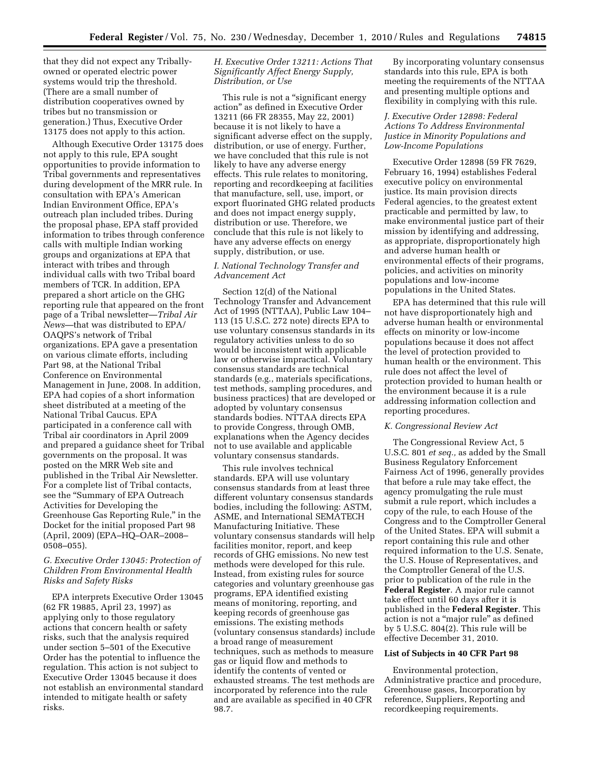that they did not expect any Tribally-owned or operated electric power systems would trip the threshold. (There are a small number of distribution cooperatives owned by tribes but no transmission or generation.) Thus, Executive Order 13175 does not apply to this action.

Although Executive Order 13175 does not apply to this rule, EPA sought opportunities to provide information to Tribal governments and representatives during development of the MRR rule. In consultation with EPA's American Indian Environment Office, EPA's outreach plan included tribes. During the proposal phase, EPA staff provided information to tribes through conference calls with multiple Indian working groups and organizations at EPA that interact with tribes and through individual calls with two Tribal board members of TCR. In addition, EPA prepared a short article on the GHG reporting rule that appeared on the front page of a Tribal newsletter—*Tribal Air News*—that was distributed to EPA/OAQPS's network of Tribal organizations. EPA gave a presentation on various climate efforts, including Part 98, at the National Tribal Conference on Environmental Management in June, 2008. In addition, EPA had copies of a short information sheet distributed at a meeting of the National Tribal Caucus. EPA participated in a conference call with Tribal air coordinators in April 2009 and prepared a guidance sheet for Tribal governments on the proposal. It was posted on the MRR Web site and published in the Tribal Air Newsletter. For a complete list of Tribal contacts, see the "Summary of EPA Outreach Activities for Developing the Greenhouse Gas Reporting Rule," in the Docket for the initial proposed Part 98 (April, 2009) (EPA–HQ–OAR–2008–0508–055).

### *G. Executive Order 13045: Protection of Children From Environmental Health Risks and Safety Risks*

EPA interprets Executive Order 13045 (62 FR 19885, April 23, 1997) as applying only to those regulatory actions that concern health or safety risks, such that the analysis required under section 5–501 of the Executive Order has the potential to influence the regulation. This action is not subject to Executive Order 13045 because it does not establish an environmental standard intended to mitigate health or safety risks.

### *H. Executive Order 13211: Actions That Significantly Affect Energy Supply, Distribution, or Use*

This rule is not a "significant energy action" as defined in Executive Order 13211 (66 FR 28355, May 22, 2001) because it is not likely to have a significant adverse effect on the supply, distribution, or use of energy. Further, we have concluded that this rule is not likely to have any adverse energy effects. This rule relates to monitoring, reporting and recordkeeping at facilities that manufacture, sell, use, import, or export fluorinated GHG related products and does not impact energy supply, distribution or use. Therefore, we conclude that this rule is not likely to have any adverse effects on energy supply, distribution, or use.

### *I. National Technology Transfer and Advancement Act*

Section 12(d) of the National Technology Transfer and Advancement Act of 1995 (NTTAA), Public Law 104–113 (15 U.S.C. 272 note) directs EPA to use voluntary consensus standards in its regulatory activities unless to do so would be inconsistent with applicable law or otherwise impractical. Voluntary consensus standards are technical standards (e.g., materials specifications, test methods, sampling procedures, and business practices) that are developed or adopted by voluntary consensus standards bodies. NTTAA directs EPA to provide Congress, through OMB, explanations when the Agency decides not to use available and applicable voluntary consensus standards.

This rule involves technical standards. EPA will use voluntary consensus standards from at least three different voluntary consensus standards bodies, including the following: ASTM, ASME, and International SEMATECH Manufacturing Initiative. These voluntary consensus standards will help facilities monitor, report, and keep records of GHG emissions. No new test methods were developed for this rule. Instead, from existing rules for source categories and voluntary greenhouse gas programs, EPA identified existing means of monitoring, reporting, and keeping records of greenhouse gas emissions. The existing methods (voluntary consensus standards) include a broad range of measurement techniques, such as methods to measure gas or liquid flow and methods to identify the contents of vented or exhausted streams. The test methods are incorporated by reference into the rule and are available as specified in 40 CFR 98.7.

By incorporating voluntary consensus standards into this rule, EPA is both meeting the requirements of the NTTAA and presenting multiple options and flexibility in complying with this rule.

### *J. Executive Order 12898: Federal Actions To Address Environmental Justice in Minority Populations and Low-Income Populations*

Executive Order 12898 (59 FR 7629, February 16, 1994) establishes Federal executive policy on environmental justice. Its main provision directs Federal agencies, to the greatest extent practicable and permitted by law, to make environmental justice part of their mission by identifying and addressing, as appropriate, disproportionately high and adverse human health or environmental effects of their programs, policies, and activities on minority populations and low-income populations in the United States.

EPA has determined that this rule will not have disproportionately high and adverse human health or environmental effects on minority or low-income populations because it does not affect the level of protection provided to human health or the environment. This rule does not affect the level of protection provided to human health or the environment because it is a rule addressing information collection and reporting procedures.

### *K. Congressional Review Act*

The Congressional Review Act, 5 U.S.C. 801 *et seq.*, as added by the Small Business Regulatory Enforcement Fairness Act of 1996, generally provides that before a rule may take effect, the agency promulgating the rule must submit a rule report, which includes a copy of the rule, to each House of the Congress and to the Comptroller General of the United States. EPA will submit a report containing this rule and other required information to the U.S. Senate, the U.S. House of Representatives, and the Comptroller General of the U.S. prior to publication of the rule in the **Federal Register**. A major rule cannot take effect until 60 days after it is published in the **Federal Register**. This action is not a "major rule" as defined by 5 U.S.C. 804(2). This rule will be effective December 31, 2010.

**List of Subjects in 40 CFR Part 98**

Environmental protection, Administrative practice and procedure, Greenhouse gases, Incorporation by reference, Suppliers, Reporting and recordkeeping requirements.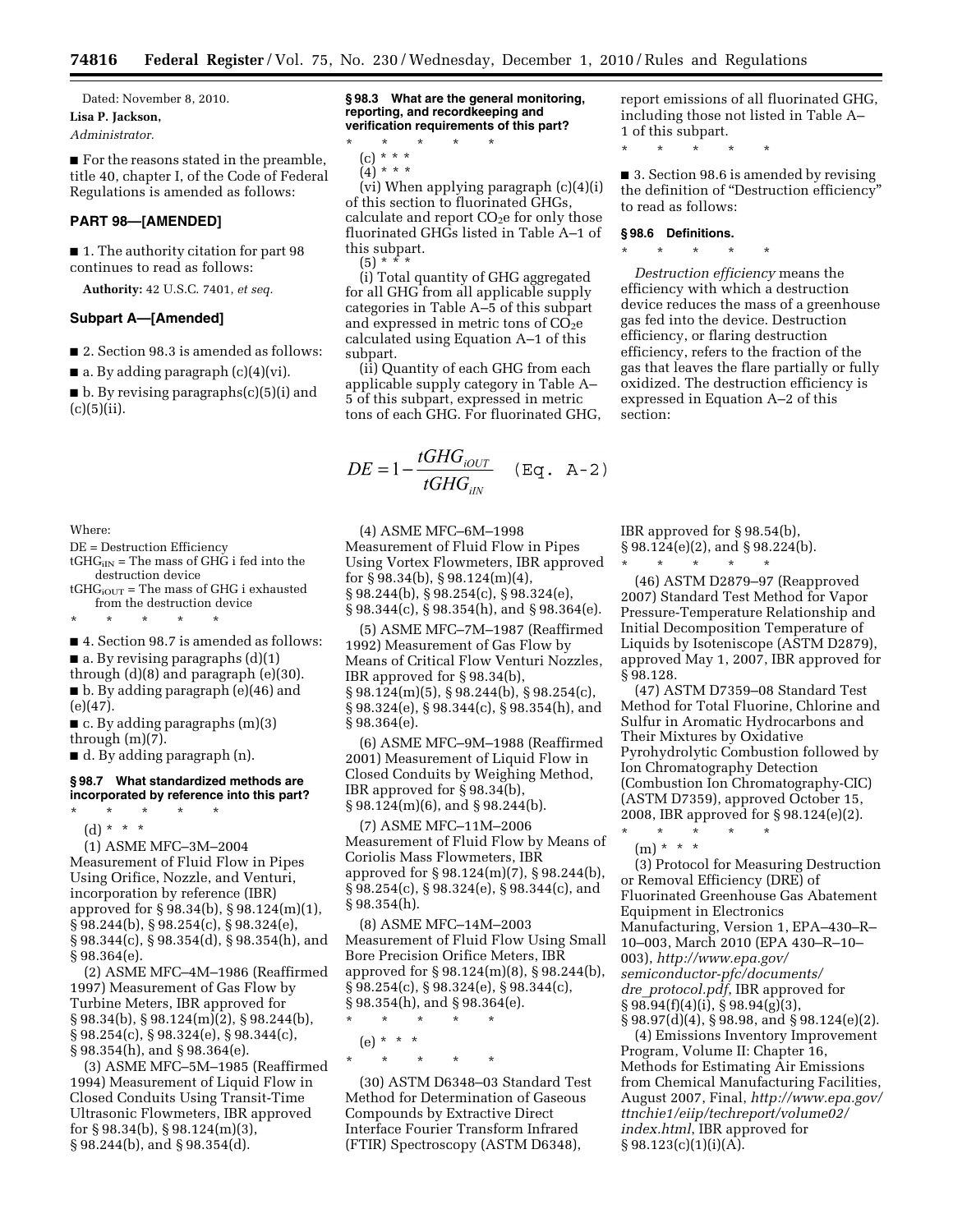Dated: November 8, 2010.

**Lisa P. Jackson,**

*Administrator.*

■ For the reasons stated in the preamble, title 40, chapter I, of the Code of Federal Regulations is amended as follows:

## PART 98—[AMENDED]

■ 1. The authority citation for part 98 continues to read as follows:

**Authority:** 42 U.S.C. 7401, *et seq.*

### Subpart A—[Amended]

■ 2. Section 98.3 is amended as follows:

■ a. By adding paragraph (c)(4)(vi).

■ b. By revising paragraphs(c)(5)(i) and (c)(5)(ii).

**§ 98.3 What are the general monitoring, reporting, and recordkeeping and verification requirements of this part?**

\* \* \* \* \*

(c) \* \* \*

(4) \* \* \*

(vi) When applying paragraph (c)(4)(i) of this section to fluorinated GHGs, calculate and report $CO_2e$ for only those fluorinated GHGs listed in Table A–1 of this subpart.

(5) \* \* \*

(i) Total quantity of GHG aggregated for all GHG from all applicable supply categories in Table A–5 of this subpart and expressed in metric tons of $CO_2e$ calculated using Equation A–1 of this subpart.

(ii) Quantity of each GHG from each applicable supply category in Table A–5 of this subpart, expressed in metric tons of each GHG. For fluorinated GHG, report emissions of all fluorinated GHG, including those not listed in Table A–1 of this subpart.

\* \* \* \* \*

■ 3. Section 98.6 is amended by revising the definition of "Destruction efficiency" to read as follows:

**§ 98.6 Definitions.**

\* \* \* \* \*

*Destruction efficiency* means the efficiency with which a destruction device reduces the mass of a greenhouse gas fed into the device. Destruction efficiency, or flaring destruction efficiency, refers to the fraction of the gas that leaves the flare partially or fully oxidized. The destruction efficiency is expressed in Equation A–2 of this section:

$$DE = 1 - \frac{tGHG_{iOUT}}{tGHG_{iIN}} \quad \text{(Eq. A-2)}$$

Where:

DE = Destruction Efficiency

$tGHG_{iIN}$ = The mass of GHG i fed into the destruction device

$tGHG_{iOUT}$ = The mass of GHG i exhausted from the destruction device

\* \* \* \* \*

■ 4. Section 98.7 is amended as follows:

■ a. By revising paragraphs (d)(1) through (d)(8) and paragraph (e)(30).

■ b. By adding paragraph (e)(46) and (e)(47).

■ c. By adding paragraphs (m)(3) through (m)(7).

■ d. By adding paragraph (n).

**§ 98.7 What standardized methods are incorporated by reference into this part?**

\* \* \* \* \*

(d) \* \* \*

(1) ASME MFC–3M–2004 Measurement of Fluid Flow in Pipes Using Orifice, Nozzle, and Venturi, incorporation by reference (IBR) approved for § 98.34(b), § 98.124(m)(1), § 98.244(b), § 98.254(c), § 98.324(e), § 98.344(c), § 98.354(d), § 98.354(h), and § 98.364(e).

(2) ASME MFC–4M–1986 (Reaffirmed 1997) Measurement of Gas Flow by Turbine Meters, IBR approved for § 98.34(b), § 98.124(m)(2), § 98.244(b), § 98.254(c), § 98.324(e), § 98.344(c), § 98.354(h), and § 98.364(e).

(3) ASME MFC–5M–1985 (Reaffirmed 1994) Measurement of Liquid Flow in Closed Conduits Using Transit-Time Ultrasonic Flowmeters, IBR approved for § 98.34(b), § 98.124(m)(3), § 98.244(b), and § 98.354(d).

(4) ASME MFC–6M–1998 Measurement of Fluid Flow in Pipes Using Vortex Flowmeters, IBR approved for § 98.34(b), § 98.124(m)(4), § 98.244(b), § 98.254(c), § 98.324(e), § 98.344(c), § 98.354(h), and § 98.364(e).

(5) ASME MFC–7M–1987 (Reaffirmed 1992) Measurement of Gas Flow by Means of Critical Flow Venturi Nozzles, IBR approved for § 98.34(b), § 98.124(m)(5), § 98.244(b), § 98.254(c), § 98.324(e), § 98.344(c), § 98.354(h), and § 98.364(e).

(6) ASME MFC–9M–1988 (Reaffirmed 2001) Measurement of Liquid Flow in Closed Conduits by Weighing Method, IBR approved for § 98.34(b), § 98.124(m)(6), and § 98.244(b).

(7) ASME MFC–11M–2006 Measurement of Fluid Flow by Means of Coriolis Mass Flowmeters, IBR approved for § 98.124(m)(7), § 98.244(b), § 98.254(c), § 98.324(e), § 98.344(c), and § 98.354(h).

(8) ASME MFC–14M–2003 Measurement of Fluid Flow Using Small Bore Precision Orifice Meters, IBR approved for § 98.124(m)(8), § 98.244(b), § 98.254(c), § 98.324(e), § 98.344(c), § 98.354(h), and § 98.364(e).

\* \* \* \* \*

(e) \* \* \*

\* \* \* \* \*

(30) ASTM D6348–03 Standard Test Method for Determination of Gaseous Compounds by Extractive Direct Interface Fourier Transform Infrared (FTIR) Spectroscopy (ASTM D6348), IBR approved for § 98.54(b), § 98.124(e)(2), and § 98.224(b).

\* \* \* \* \*

(46) ASTM D2879–97 (Reapproved 2007) Standard Test Method for Vapor Pressure-Temperature Relationship and Initial Decomposition Temperature of Liquids by Isoteniscope (ASTM D2879), approved May 1, 2007, IBR approved for § 98.128.

(47) ASTM D7359–08 Standard Test Method for Total Fluorine, Chlorine and Sulfur in Aromatic Hydrocarbons and Their Mixtures by Oxidative Pyrohydrolytic Combustion followed by Ion Chromatography Detection (Combustion Ion Chromatography-CIC) (ASTM D7359), approved October 15, 2008, IBR approved for § 98.124(e)(2).

\* \* \* \* \*

(m) \* \* \*

(3) Protocol for Measuring Destruction or Removal Efficiency (DRE) of Fluorinated Greenhouse Gas Abatement Equipment in Electronics Manufacturing, Version 1, EPA–430–R–10–003, March 2010 (EPA 430–R–10–003), *http://www.epa.gov/semiconductor-pfc/documents/dre_protocol.pdf*, IBR approved for § 98.94(f)(4)(i), § 98.94(g)(3), § 98.97(d)(4), § 98.98, and § 98.124(e)(2).

(4) Emissions Inventory Improvement Program, Volume II: Chapter 16, Methods for Estimating Air Emissions from Chemical Manufacturing Facilities, August 2007, Final, *http://www.epa.gov/ttnchie1/eiip/techreport/volume02/index.html*, IBR approved for § 98.123(c)(1)(i)(A).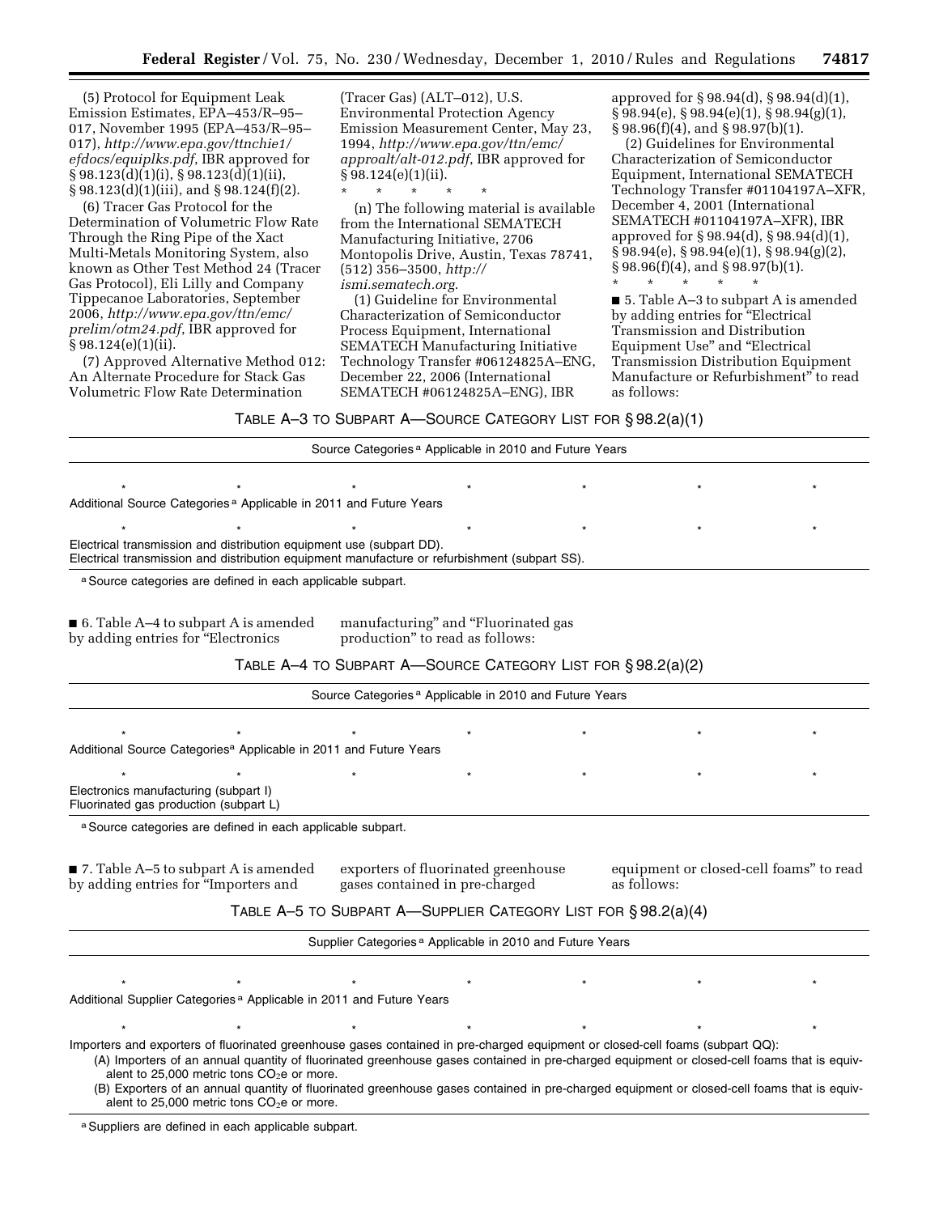(5) Protocol for Equipment Leak Emission Estimates, EPA–453/R–95–017, November 1995 (EPA–453/R–95–017), *http://www.epa.gov/ttnchie1/efdocs/equiplks.pdf*, IBR approved for § 98.123(d)(1)(i), § 98.123(d)(1)(ii), § 98.123(d)(1)(iii), and § 98.124(f)(2).

(6) Tracer Gas Protocol for the Determination of Volumetric Flow Rate Through the Ring Pipe of the Xact Multi-Metals Monitoring System, also known as Other Test Method 24 (Tracer Gas Protocol), Eli Lilly and Company Tippecanoe Laboratories, September 2006, *http://www.epa.gov/ttn/emc/prelim/otm24.pdf*, IBR approved for § 98.124(e)(1)(ii).

(7) Approved Alternative Method 012: An Alternate Procedure for Stack Gas Volumetric Flow Rate Determination (Tracer Gas) (ALT–012), U.S. Environmental Protection Agency Emission Measurement Center, May 23, 1994, *http://www.epa.gov/ttn/emc/approalt/alt-012.pdf*, IBR approved for § 98.124(e)(1)(ii).

\* \* \* \* \*

(n) The following material is available from the International SEMATECH Manufacturing Initiative, 2706 Montopolis Drive, Austin, Texas 78741, (512) 356–3500, *http://ismi.sematech.org*.

(1) Guideline for Environmental Characterization of Semiconductor Process Equipment, International SEMATECH Manufacturing Initiative Technology Transfer #06124825A–ENG, December 22, 2006 (International SEMATECH #06124825A–ENG), IBR approved for § 98.94(d), § 98.94(d)(1), § 98.94(e), § 98.94(e)(1), § 98.94(g)(1), § 98.96(f)(4), and § 98.97(b)(1).

(2) Guidelines for Environmental Characterization of Semiconductor Equipment, International SEMATECH Technology Transfer #01104197A–XFR, December 4, 2001 (International SEMATECH #01104197A–XFR), IBR approved for § 98.94(d), § 98.94(d)(1), § 98.94(e), § 98.94(e)(1), § 98.94(g)(2), § 98.96(f)(4), and § 98.97(b)(1).

\* \* \* \* \*

■ 5. Table A–3 to subpart A is amended by adding entries for "Electrical Transmission and Distribution Equipment Use" and "Electrical Transmission Distribution Equipment Manufacture or Refurbishment" to read as follows:

TABLE A–3 TO SUBPART A—SOURCE CATEGORY LIST FOR § 98.2(a)(1)

| Source Categories [a] Applicable in 2010 and Future Years |
|---|
| \* \* \* \* \* \* \* |
| Additional Source Categories [a] Applicable in 2011 and Future Years |
| \* \* \* \* \* \* \* |
| Electrical transmission and distribution equipment use (subpart DD). |
| Electrical transmission and distribution equipment manufacture or refurbishment (subpart SS). |

[a] Source categories are defined in each applicable subpart.

■ 6. Table A–4 to subpart A is amended by adding entries for "Electronics manufacturing" and "Fluorinated gas production" to read as follows:

TABLE A–4 TO SUBPART A—SOURCE CATEGORY LIST FOR § 98.2(a)(2)

| Source Categories [a] Applicable in 2010 and Future Years |
|---|
| \* \* \* \* \* \* \* |
| Additional Source Categories [a] Applicable in 2011 and Future Years |
| \* \* \* \* \* \* \* |
| Electronics manufacturing (subpart I) |
| Fluorinated gas production (subpart L) |

[a] Source categories are defined in each applicable subpart.

■ 7. Table A–5 to subpart A is amended by adding entries for "Importers and exporters of fluorinated greenhouse gases contained in pre-charged equipment or closed-cell foams" to read as follows:

TABLE A–5 TO SUBPART A—SUPPLIER CATEGORY LIST FOR § 98.2(a)(4)

| Supplier Categories [a] Applicable in 2010 and Future Years |
|---|
| \* \* \* \* \* \* \* |
| Additional Supplier Categories [a] Applicable in 2011 and Future Years |
| \* \* \* \* \* \* \* |
| Importers and exporters of fluorinated greenhouse gases contained in pre-charged equipment or closed-cell foams (subpart QQ): |
| (A) Importers of an annual quantity of fluorinated greenhouse gases contained in pre-charged equipment or closed-cell foams that is equivalent to 25,000 metric tons $CO_2e$ or more. |
| (B) Exporters of an annual quantity of fluorinated greenhouse gases contained in pre-charged equipment or closed-cell foams that is equivalent to 25,000 metric tons $CO_2e$ or more. |

[a] Suppliers are defined in each applicable subpart.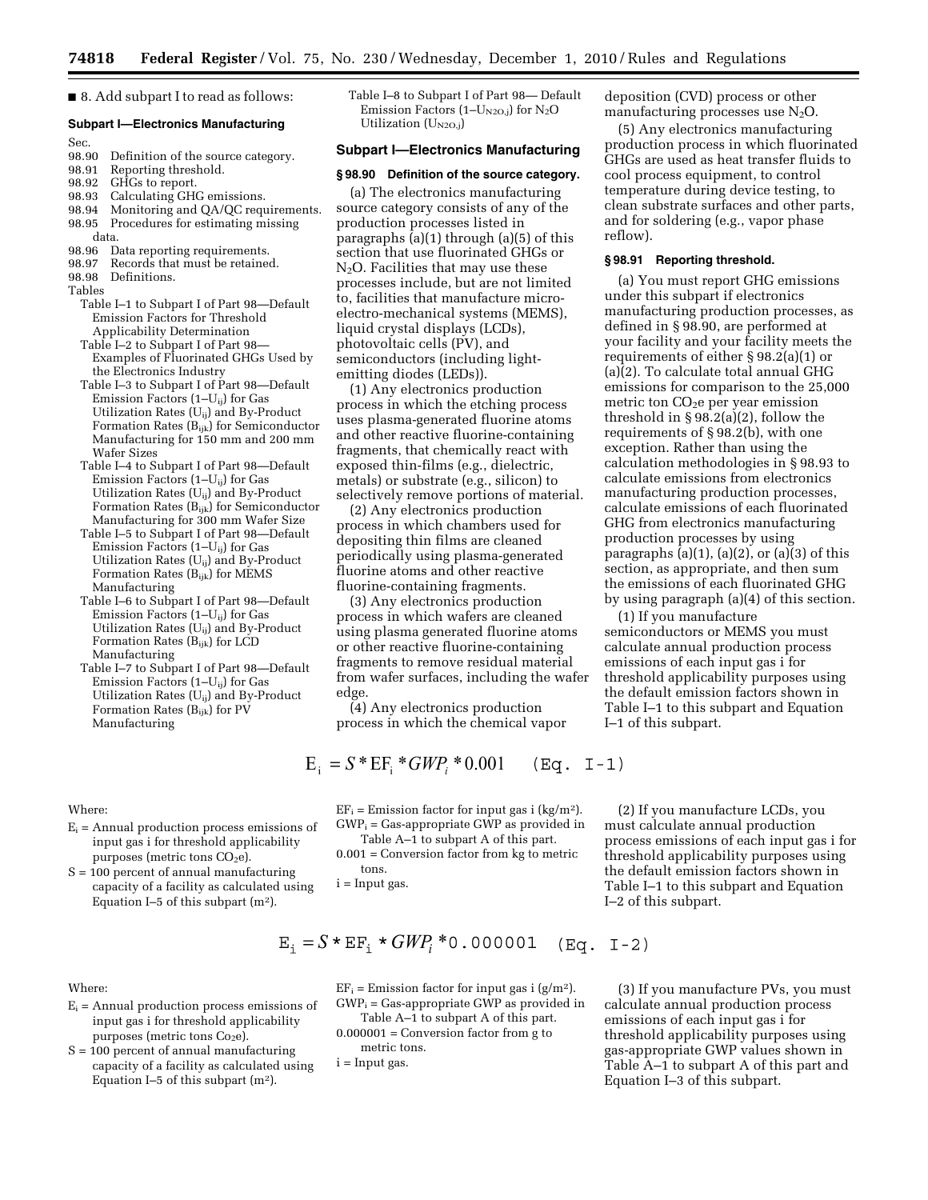■ 8. Add subpart I to read as follows:

**Subpart I—Electronics Manufacturing**

Sec.
98.90 Definition of the source category.
98.91 Reporting threshold.
98.92 GHGs to report.
98.93 Calculating GHG emissions.
98.94 Monitoring and QA/QC requirements.
98.95 Procedures for estimating missing data.
98.96 Data reporting requirements.
98.97 Records that must be retained.
98.98 Definitions.

Tables

Table I–1 to Subpart I of Part 98—Default Emission Factors for Threshold Applicability Determination

Table I–2 to Subpart I of Part 98—Examples of Fluorinated GHGs Used by the Electronics Industry

Table I–3 to Subpart I of Part 98—Default Emission Factors ($1-U_{ij}$) for Gas Utilization Rates ($U_{ij}$) and By-Product Formation Rates ($B_{ijk}$) for Semiconductor Manufacturing for 150 mm and 200 mm Wafer Sizes

Table I–4 to Subpart I of Part 98—Default Emission Factors ($1-U_{ij}$) for Gas Utilization Rates ($U_{ij}$) and By-Product Formation Rates ($B_{ijk}$) for Semiconductor Manufacturing for 300 mm Wafer Size

Table I–5 to Subpart I of Part 98—Default Emission Factors ($1-U_{ij}$) for Gas Utilization Rates ($U_{ij}$) and By-Product Formation Rates ($B_{ijk}$) for MEMS Manufacturing

Table I–6 to Subpart I of Part 98—Default Emission Factors ($1-U_{ij}$) for Gas Utilization Rates ($U_{ij}$) and By-Product Formation Rates ($B_{ijk}$) for LCD Manufacturing

Table I–7 to Subpart I of Part 98—Default Emission Factors ($1-U_{ij}$) for Gas Utilization Rates ($U_{ij}$) and By-Product Formation Rates ($B_{ijk}$) for PV Manufacturing

Table I–8 to Subpart I of Part 98—Default Emission Factors ($1-U_{N2O,j}$) for $N_2O$ Utilization ($U_{N2O,j}$)

## Subpart I—Electronics Manufacturing

### § 98.90 Definition of the source category.

(a) The electronics manufacturing source category consists of any of the production processes listed in paragraphs (a)(1) through (a)(5) of this section that use fluorinated GHGs or $N_2O$. Facilities that may use these processes include, but are not limited to, facilities that manufacture micro-electro-mechanical systems (MEMS), liquid crystal displays (LCDs), photovoltaic cells (PV), and semiconductors (including light-emitting diodes (LEDs)).

(1) Any electronics production process in which the etching process uses plasma-generated fluorine atoms and other reactive fluorine-containing fragments, that chemically react with exposed thin-films (e.g., dielectric, metals) or substrate (e.g., silicon) to selectively remove portions of material.

(2) Any electronics production process in which chambers used for depositing thin films are cleaned periodically using plasma-generated fluorine atoms and other reactive fluorine-containing fragments.

(3) Any electronics production process in which wafers are cleaned using plasma generated fluorine atoms or other reactive fluorine-containing fragments to remove residual material from wafer surfaces, including the wafer edge.

(4) Any electronics production process in which the chemical vapor deposition (CVD) process or other manufacturing processes use $N_2O$.

(5) Any electronics manufacturing production process in which fluorinated GHGs are used as heat transfer fluids to cool process equipment, to control temperature during device testing, to clean substrate surfaces and other parts, and for soldering (e.g., vapor phase reflow).

### § 98.91 Reporting threshold.

(a) You must report GHG emissions under this subpart if electronics manufacturing production processes, as defined in § 98.90, are performed at your facility and your facility meets the requirements of either § 98.2(a)(1) or (a)(2). To calculate total annual GHG emissions for comparison to the 25,000 metric ton $CO_2e$ per year emission threshold in § 98.2(a)(2), follow the requirements of § 98.2(b), with one exception. Rather than using the calculation methodologies in § 98.93 to calculate emissions from electronics manufacturing production processes, calculate emissions of each fluorinated GHG from electronics manufacturing production processes by using paragraphs (a)(1), (a)(2), or (a)(3) of this section, as appropriate, and then sum the emissions of each fluorinated GHG by using paragraph (a)(4) of this section.

(1) If you manufacture semiconductors or MEMS you must calculate annual production process emissions of each input gas i for threshold applicability purposes using the default emission factors shown in Table I–1 to this subpart and Equation I–1 of this subpart.

$$E_i = S * EF_i * GWP_i * 0.001 \quad \text{(Eq. I-1)}$$

Where:

$E_i$ = Annual production process emissions of input gas i for threshold applicability purposes (metric tons $CO_2e$).

S = 100 percent of annual manufacturing capacity of a facility as calculated using Equation I–5 of this subpart ($m^2$).

$EF_i$ = Emission factor for input gas i ($kg/m^2$).

$GWP_i$ = Gas-appropriate GWP as provided in Table A–1 to subpart A of this part.

0.001 = Conversion factor from kg to metric tons.

i = Input gas.

(2) If you manufacture LCDs, you must calculate annual production process emissions of each input gas i for threshold applicability purposes using the default emission factors shown in Table I–1 to this subpart and Equation I–2 of this subpart.

$$E_i = S * EF_i * GWP_i * 0.000001 \quad \text{(Eq. I-2)}$$

Where:

$E_i$ = Annual production process emissions of input gas i for threshold applicability purposes (metric tons $Co_2e$).

S = 100 percent of annual manufacturing capacity of a facility as calculated using Equation I–5 of this subpart ($m^2$).

$EF_i$ = Emission factor for input gas i ($g/m^2$).

$GWP_i$ = Gas-appropriate GWP as provided in Table A–1 to subpart A of this part.

0.000001 = Conversion factor from g to metric tons.

i = Input gas.

(3) If you manufacture PVs, you must calculate annual production process emissions of each input gas i for threshold applicability purposes using gas-appropriate GWP values shown in Table A–1 to subpart A of this part and Equation I–3 of this subpart.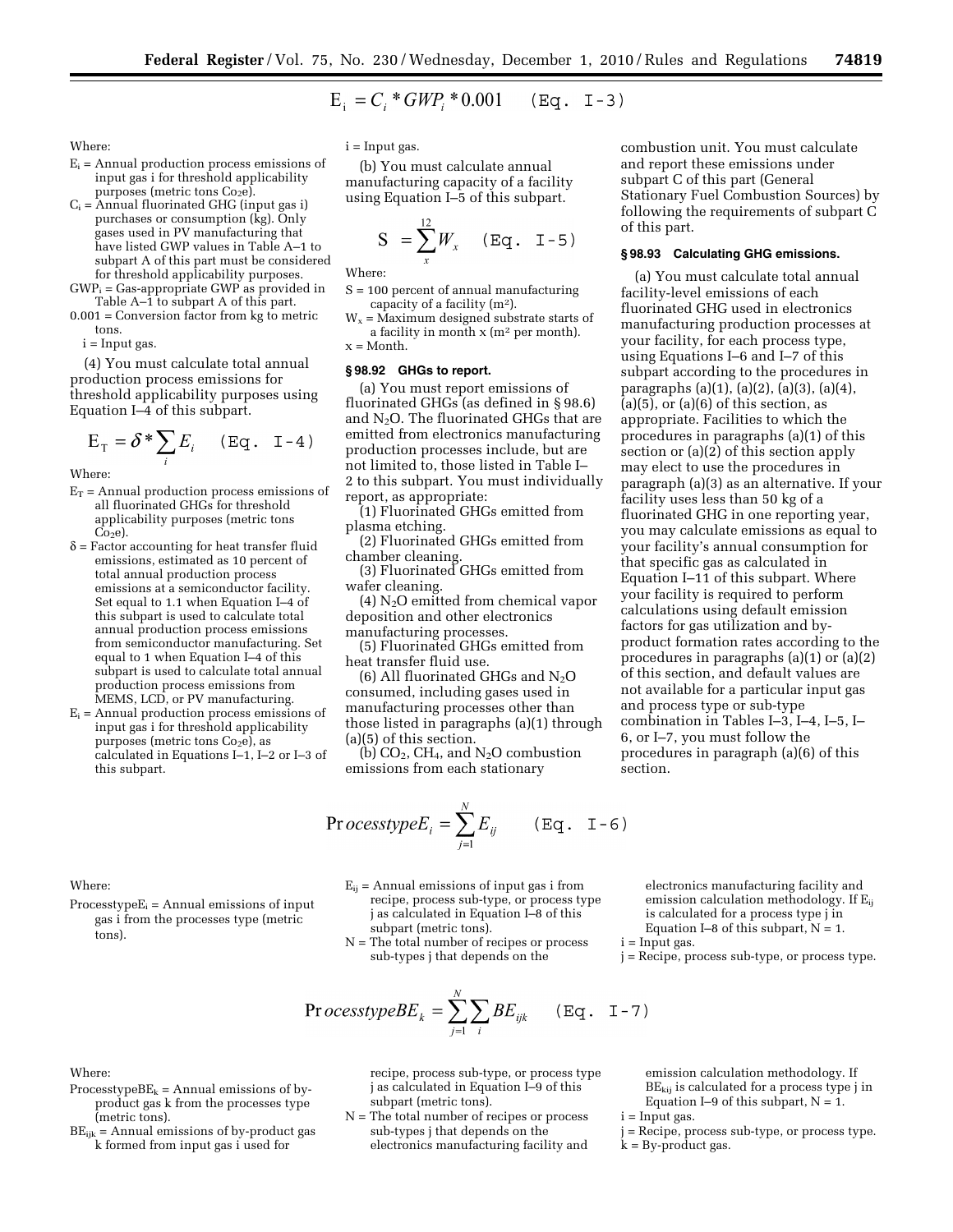$$E_i = C_i * GWP_i * 0.001 \quad \text{(Eq. I-3)}$$

Where:

- $E_i$ = Annual production process emissions of input gas i for threshold applicability purposes (metric tons $CO_2e$).
- $C_i$ = Annual fluorinated GHG (input gas i) purchases or consumption (kg). Only gases used in PV manufacturing that have listed GWP values in Table A–1 to subpart A of this part must be considered for threshold applicability purposes.
- $GWP_i$ = Gas-appropriate GWP as provided in Table A–1 to subpart A of this part.
- 0.001 = Conversion factor from kg to metric tons.
- i = Input gas.

(4) You must calculate total annual production process emissions for threshold applicability purposes using Equation I–4 of this subpart.

$$E_T = \delta * \sum_i E_i \quad \text{(Eq. I-4)}$$

Where:

- $E_T$ = Annual production process emissions of all fluorinated GHGs for threshold applicability purposes (metric tons $CO_2e$).
- $\delta$ = Factor accounting for heat transfer fluid emissions, estimated as 10 percent of total annual production process emissions at a semiconductor facility. Set equal to 1.1 when Equation I–4 of this subpart is used to calculate total annual production process emissions from semiconductor manufacturing. Set equal to 1 when Equation I–4 of this subpart is used to calculate total annual production process emissions from MEMS, LCD, or PV manufacturing.
- $E_i$ = Annual production process emissions of input gas i for threshold applicability purposes (metric tons $CO_2e$), as calculated in Equations I–1, I–2 or I–3 of this subpart.
- i = Input gas.

(b) You must calculate annual manufacturing capacity of a facility using Equation I–5 of this subpart.

$$S = \sum_x^{12} W_x \quad \text{(Eq. I-5)}$$

Where:

- S = 100 percent of annual manufacturing capacity of a facility ($m^2$).
- $W_x$ = Maximum designed substrate starts of a facility in month x ($m^2$ per month).
- x = Month.

### § 98.92 GHGs to report.

(a) You must report emissions of fluorinated GHGs (as defined in § 98.6) and $N_2O$. The fluorinated GHGs that are emitted from electronics manufacturing production processes include, but are not limited to, those listed in Table I–2 to this subpart. You must individually report, as appropriate:

(1) Fluorinated GHGs emitted from plasma etching.

(2) Fluorinated GHGs emitted from chamber cleaning.

(3) Fluorinated GHGs emitted from wafer cleaning.

(4) $N_2O$ emitted from chemical vapor deposition and other electronics manufacturing processes.

(5) Fluorinated GHGs emitted from heat transfer fluid use.

(6) All fluorinated GHGs and $N_2O$ consumed, including gases used in manufacturing processes other than those listed in paragraphs (a)(1) through (a)(5) of this section.

(b) $CO_2$, $CH_4$, and $N_2O$ combustion emissions from each stationary combustion unit. You must calculate and report these emissions under subpart C of this part (General Stationary Fuel Combustion Sources) by following the requirements of subpart C of this part.

### § 98.93 Calculating GHG emissions.

(a) You must calculate total annual facility-level emissions of each fluorinated GHG used in electronics manufacturing production processes at your facility, for each process type, using Equations I–6 and I–7 of this subpart according to the procedures in paragraphs (a)(1), (a)(2), (a)(3), (a)(4), (a)(5), or (a)(6) of this section, as appropriate. Facilities to which the procedures in paragraphs (a)(1) of this section or (a)(2) of this section apply may elect to use the procedures in paragraph (a)(3) as an alternative. If your facility uses less than 50 kg of a fluorinated GHG in one reporting year, you may calculate emissions as equal to your facility's annual consumption for that specific gas as calculated in Equation I–11 of this subpart. Where your facility is required to perform calculations using default emission factors for gas utilization and by-product formation rates according to the procedures in paragraphs (a)(1) or (a)(2) of this section, and default values are not available for a particular input gas and process type or sub-type combination in Tables I–3, I–4, I–5, I–6, or I–7, you must follow the procedures in paragraph (a)(6) of this section.

$$ProcesstypeE_i = \sum_{j=1}^{N} E_{ij} \quad \text{(Eq. I-6)}$$

Where:

- $ProcesstypeE_i$ = Annual emissions of input gas i from the processes type (metric tons).
- $E_{ij}$ = Annual emissions of input gas i from recipe, process sub-type, or process type j as calculated in Equation I–8 of this subpart (metric tons).
- N = The total number of recipes or process sub-types j that depends on the electronics manufacturing facility and emission calculation methodology. If $E_{ij}$ is calculated for a process type j in Equation I–8 of this subpart, N = 1.
- i = Input gas.
- j = Recipe, process sub-type, or process type.

$$ProcesstypeBE_k = \sum_{j=1}^{N} \sum_i BE_{ijk} \quad \text{(Eq. I-7)}$$

Where:

- $ProcesstypeBE_k$ = Annual emissions of by-product gas k from the processes type (metric tons).
- $BE_{ijk}$ = Annual emissions of by-product gas k formed from input gas i used for recipe, process sub-type, or process type j as calculated in Equation I–9 of this subpart (metric tons).
- N = The total number of recipes or process sub-types j that depends on the electronics manufacturing facility and emission calculation methodology. If $BE_{kij}$ is calculated for a process type j in Equation I–9 of this subpart, N = 1.
- i = Input gas.
- j = Recipe, process sub-type, or process type.
- k = By-product gas.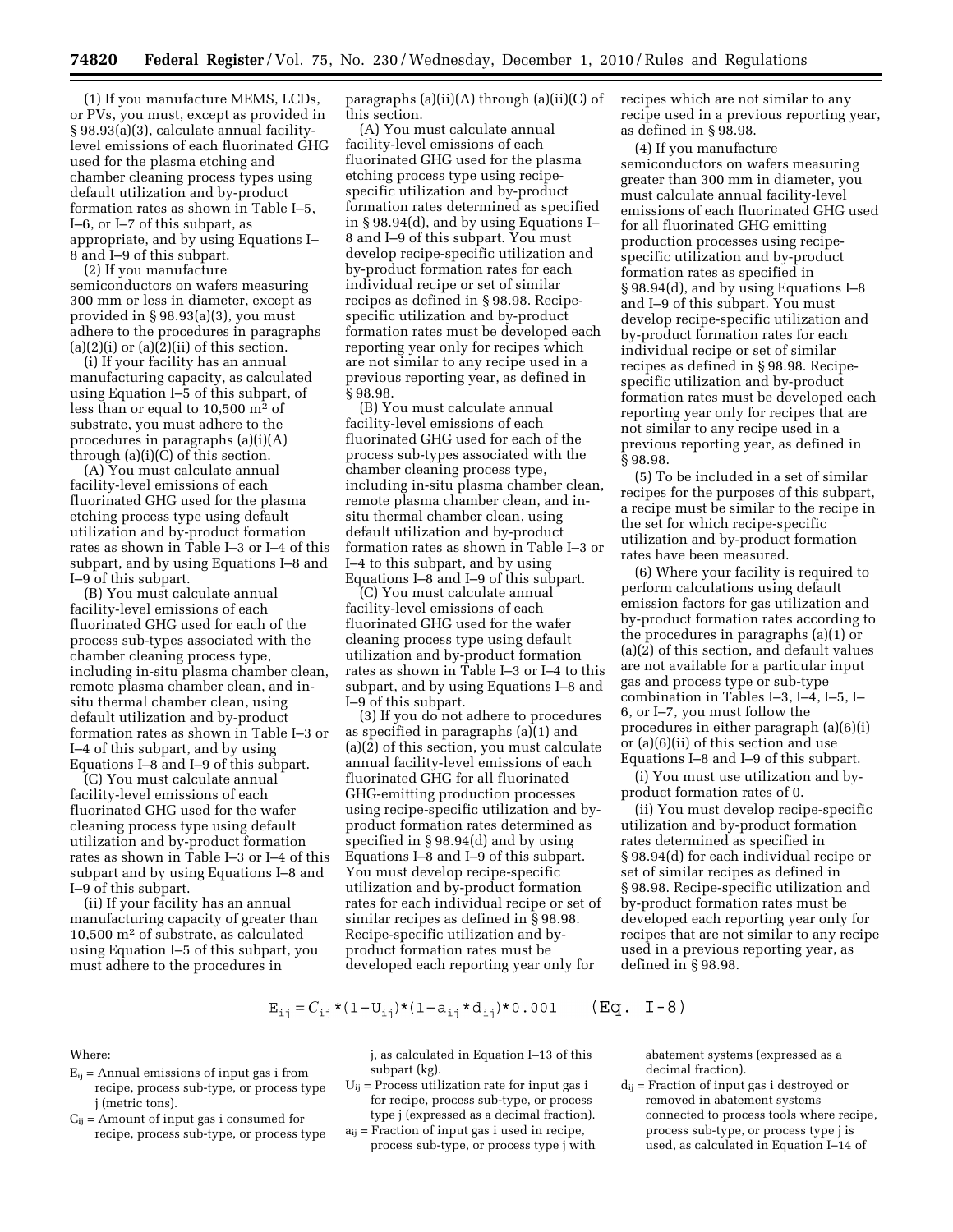(1) If you manufacture MEMS, LCDs, or PVs, you must, except as provided in § 98.93(a)(3), calculate annual facility-level emissions of each fluorinated GHG used for the plasma etching and chamber cleaning process types using default utilization and by-product formation rates as shown in Table I–5, I–6, or I–7 of this subpart, as appropriate, and by using Equations I–8 and I–9 of this subpart.

(2) If you manufacture semiconductors on wafers measuring 300 mm or less in diameter, except as provided in § 98.93(a)(3), you must adhere to the procedures in paragraphs (a)(2)(i) or (a)(2)(ii) of this section.

(i) If your facility has an annual manufacturing capacity, as calculated using Equation I–5 of this subpart, of less than or equal to 10,500 $m^2$ of substrate, you must adhere to the procedures in paragraphs (a)(i)(A) through (a)(i)(C) of this section.

(A) You must calculate annual facility-level emissions of each fluorinated GHG used for the plasma etching process type using default utilization and by-product formation rates as shown in Table I–3 or I–4 of this subpart, and by using Equations I–8 and I–9 of this subpart.

(B) You must calculate annual facility-level emissions of each fluorinated GHG used for each of the process sub-types associated with the chamber cleaning process type, including in-situ plasma chamber clean, remote plasma chamber clean, and in-situ thermal chamber clean, using default utilization and by-product formation rates as shown in Table I–3 or I–4 of this subpart, and by using Equations I–8 and I–9 of this subpart.

(C) You must calculate annual facility-level emissions of each fluorinated GHG used for the wafer cleaning process type using default utilization and by-product formation rates as shown in Table I–3 or I–4 of this subpart and by using Equations I–8 and I–9 of this subpart.

(ii) If your facility has an annual manufacturing capacity of greater than 10,500 $m^2$ of substrate, as calculated using Equation I–5 of this subpart, you must adhere to the procedures in paragraphs (a)(ii)(A) through (a)(ii)(C) of this section.

(A) You must calculate annual facility-level emissions of each fluorinated GHG used for the plasma etching process type using recipe-specific utilization and by-product formation rates determined as specified in § 98.94(d), and by using Equations I–8 and I–9 of this subpart. You must develop recipe-specific utilization and by-product formation rates for each individual recipe or set of similar recipes as defined in § 98.98. Recipe-specific utilization and by-product formation rates must be developed each reporting year only for recipes which are not similar to any recipe used in a previous reporting year, as defined in § 98.98.

(B) You must calculate annual facility-level emissions of each fluorinated GHG used for each of the process sub-types associated with the chamber cleaning process type, including in-situ plasma chamber clean, remote plasma chamber clean, and in-situ thermal chamber clean, using default utilization and by-product formation rates as shown in Table I–3 or I–4 to this subpart, and by using Equations I–8 and I–9 of this subpart.

(C) You must calculate annual facility-level emissions of each fluorinated GHG used for the wafer cleaning process type using default utilization and by-product formation rates as shown in Table I–3 or I–4 to this subpart, and by using Equations I–8 and I–9 of this subpart.

(3) If you do not adhere to procedures as specified in paragraphs (a)(1) and (a)(2) of this section, you must calculate annual facility-level emissions of each fluorinated GHG for all fluorinated GHG-emitting production processes using recipe-specific utilization and by-product formation rates determined as specified in § 98.94(d) and by using Equations I–8 and I–9 of this subpart. You must develop recipe-specific utilization and by-product formation rates for each individual recipe or set of similar recipes as defined in § 98.98. Recipe-specific utilization and by-product formation rates must be developed each reporting year only for recipes which are not similar to any recipe used in a previous reporting year, as defined in § 98.98.

(4) If you manufacture semiconductors on wafers measuring greater than 300 mm in diameter, you must calculate annual facility-level emissions of each fluorinated GHG used for all fluorinated GHG emitting production processes using recipe-specific utilization and by-product formation rates as specified in § 98.94(d), and by using Equations I–8 and I–9 of this subpart. You must develop recipe-specific utilization and by-product formation rates for each individual recipe or set of similar recipes as defined in § 98.98. Recipe-specific utilization and by-product formation rates must be developed each reporting year only for recipes that are not similar to any recipe used in a previous reporting year, as defined in § 98.98.

(5) To be included in a set of similar recipes for the purposes of this subpart, a recipe must be similar to the recipe in the set for which recipe-specific utilization and by-product formation rates have been measured.

(6) Where your facility is required to perform calculations using default emission factors for gas utilization and by-product formation rates according to the procedures in paragraphs (a)(1) or (a)(2) of this section, and default values are not available for a particular input gas and process type or sub-type combination in Tables I–3, I–4, I–5, I–6, or I–7, you must follow the procedures in either paragraph (a)(6)(i) or (a)(6)(ii) of this section and use Equations I–8 and I–9 of this subpart.

(i) You must use utilization and by-product formation rates of 0.

(ii) You must develop recipe-specific utilization and by-product formation rates determined as specified in § 98.94(d) for each individual recipe or set of similar recipes as defined in § 98.98. Recipe-specific utilization and by-product formation rates must be developed each reporting year only for recipes that are not similar to any recipe used in a previous reporting year, as defined in § 98.98.

$$E_{ij} = C_{ij} * (1 - U_{ij}) * (1 - a_{ij} * d_{ij}) * 0.001 \quad \text{(Eq. I-8)}$$

Where:

$E_{ij}$ = Annual emissions of input gas i from recipe, process sub-type, or process type j (metric tons).

$C_{ij}$ = Amount of input gas i consumed for recipe, process sub-type, or process type j, as calculated in Equation I–13 of this subpart (kg).

$U_{ij}$ = Process utilization rate for input gas i for recipe, process sub-type, or process type j (expressed as a decimal fraction).

$a_{ij}$ = Fraction of input gas i used in recipe, process sub-type, or process type j with abatement systems (expressed as a decimal fraction).

$d_{ij}$ = Fraction of input gas i destroyed or removed in abatement systems connected to process tools where recipe, process sub-type, or process type j is used, as calculated in Equation I–14 of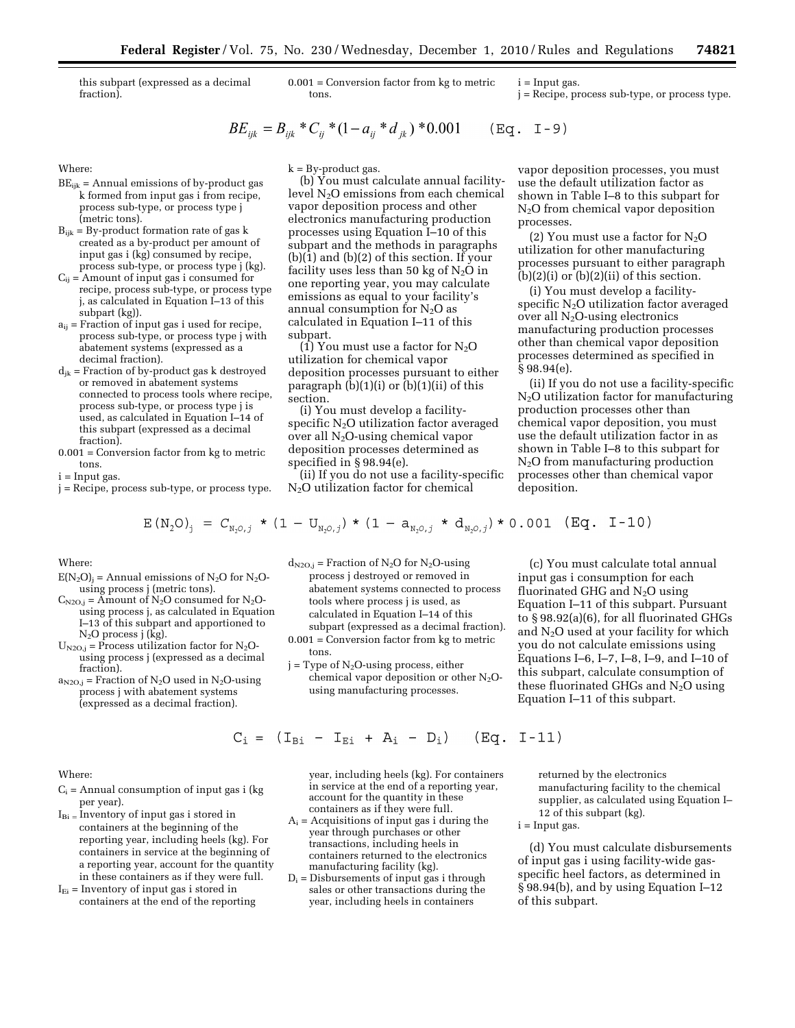this subpart (expressed as a decimal fraction).

0.001 = Conversion factor from kg to metric tons.

i = Input gas.

j = Recipe, process sub-type, or process type.

$$BE_{ijk} = B_{ijk} * C_{ij} * (1 - a_{ij} * d_{jk}) * 0.001 \qquad \text{(Eq. I-9)}$$

Where:

$BE_{ijk}$ = Annual emissions of by-product gas k formed from input gas i from recipe, process sub-type, or process type j (metric tons).

$B_{ijk}$ = By-product formation rate of gas k created as a by-product per amount of input gas i (kg) consumed by recipe, process sub-type, or process type j (kg).

$C_{ij}$ = Amount of input gas i consumed for recipe, process sub-type, or process type j, as calculated in Equation I–13 of this subpart (kg)).

$a_{ij}$ = Fraction of input gas i used for recipe, process sub-type, or process type j with abatement systems (expressed as a decimal fraction).

$d_{jk}$ = Fraction of by-product gas k destroyed or removed in abatement systems connected to process tools where recipe, process sub-type, or process type j is used, as calculated in Equation I–14 of this subpart (expressed as a decimal fraction).

0.001 = Conversion factor from kg to metric tons.

i = Input gas.

j = Recipe, process sub-type, or process type.

k = By-product gas.

(b) You must calculate annual facility-level $N_2O$ emissions from each chemical vapor deposition process and other electronics manufacturing production processes using Equation I–10 of this subpart and the methods in paragraphs (b)(1) and (b)(2) of this section. If your facility uses less than 50 kg of $N_2O$ in one reporting year, you may calculate emissions as equal to your facility's annual consumption for $N_2O$ as calculated in Equation I–11 of this subpart.

(1) You must use a factor for $N_2O$ utilization for chemical vapor deposition processes pursuant to either paragraph (b)(1)(i) or (b)(1)(ii) of this section.

(i) You must develop a facility-specific $N_2O$ utilization factor averaged over all $N_2O$-using chemical vapor deposition processes determined as specified in § 98.94(e).

(ii) If you do not use a facility-specific $N_2O$ utilization factor for chemical vapor deposition processes, you must use the default utilization factor as shown in Table I–8 to this subpart for $N_2O$ from chemical vapor deposition processes.

(2) You must use a factor for $N_2O$ utilization for other manufacturing processes pursuant to either paragraph (b)(2)(i) or (b)(2)(ii) of this section.

(i) You must develop a facility-specific $N_2O$ utilization factor averaged over all $N_2O$-using electronics manufacturing production processes other than chemical vapor deposition processes determined as specified in § 98.94(e).

(ii) If you do not use a facility-specific $N_2O$ utilization factor for manufacturing production processes other than chemical vapor deposition, you must use the default utilization factor in as shown in Table I–8 to this subpart for $N_2O$ from manufacturing production processes other than chemical vapor deposition.

$$E(N_2O)_j = C_{N_2O,j} * (1 - U_{N_2O,j}) * (1 - a_{N_2O,j} * d_{N_2O,j}) * 0.001 \qquad \text{(Eq. I-10)}$$

Where:

$E(N_2O)_j$ = Annual emissions of $N_2O$ for $N_2O$-using process j (metric tons).

$C_{N2O,j}$ = Amount of $N_2O$ consumed for $N_2O$-using process j, as calculated in Equation I–13 of this subpart and apportioned to $N_2O$ process j (kg).

$U_{N2O,j}$ = Process utilization factor for $N_2O$-using process j (expressed as a decimal fraction).

$a_{N2O,j}$ = Fraction of $N_2O$ used in $N_2O$-using process j with abatement systems (expressed as a decimal fraction).

$d_{N2O,j}$ = Fraction of $N_2O$ for $N_2O$-using process j destroyed or removed in abatement systems connected to process tools where process j is used, as calculated in Equation I–14 of this subpart (expressed as a decimal fraction).

0.001 = Conversion factor from kg to metric tons.

j = Type of $N_2O$-using process, either chemical vapor deposition or other $N_2O$-using manufacturing processes.

(c) You must calculate total annual input gas i consumption for each fluorinated GHG and $N_2O$ using Equation I–11 of this subpart. Pursuant to § 98.92(a)(6), for all fluorinated GHGs and $N_2O$ used at your facility for which you do not calculate emissions using Equations I–6, I–7, I–8, I–9, and I–10 of this subpart, calculate consumption of these fluorinated GHGs and $N_2O$ using Equation I–11 of this subpart.

$$C_i = (I_{Bi} - I_{Ei} + A_i - D_i) \qquad \text{(Eq. I-11)}$$

Where:

$C_i$ = Annual consumption of input gas i (kg per year).

$I_{Bi}$ = Inventory of input gas i stored in containers at the beginning of the reporting year, including heels (kg). For containers in service at the beginning of a reporting year, account for the quantity in these containers as if they were full.

$I_{Ei}$ = Inventory of input gas i stored in containers at the end of the reporting year, including heels (kg). For containers in service at the end of a reporting year, account for the quantity in these containers as if they were full.

$A_i$ = Acquisitions of input gas i during the year through purchases or other transactions, including heels in containers returned to the electronics manufacturing facility (kg).

$D_i$ = Disbursements of input gas i through sales or other transactions during the year, including heels in containers returned by the electronics manufacturing facility to the chemical supplier, as calculated using Equation I–12 of this subpart (kg).

i = Input gas.

(d) You must calculate disbursements of input gas i using facility-wide gas-specific heel factors, as determined in § 98.94(b), and by using Equation I–12 of this subpart.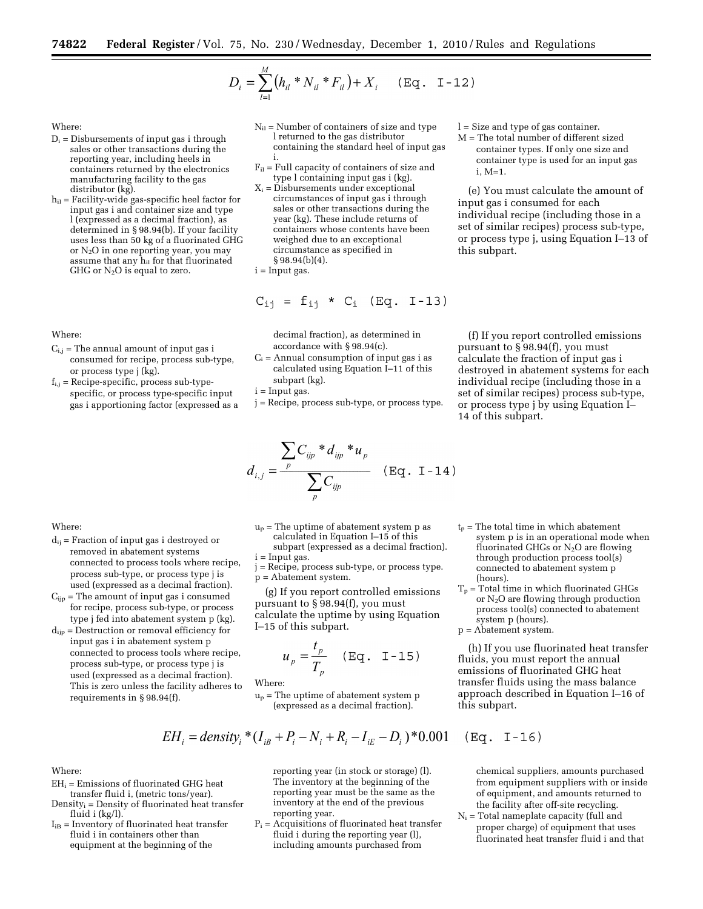$$D_i = \sum_{l=1}^{M} \left( h_{il} * N_{il} * F_{il} \right) + X_i \quad \text{(Eq. I-12)}$$

Where:

$D_i$ = Disbursements of input gas i through sales or other transactions during the reporting year, including heels in containers returned by the electronics manufacturing facility to the gas distributor (kg).

$h_{il}$ = Facility-wide gas-specific heel factor for input gas i and container size and type l (expressed as a decimal fraction), as determined in § 98.94(b). If your facility uses less than 50 kg of a fluorinated GHG or $N_2O$ in one reporting year, you may assume that any $h_{il}$ for that fluorinated GHG or $N_2O$ is equal to zero.

$N_{il}$ = Number of containers of size and type l returned to the gas distributor containing the standard heel of input gas i.

$F_{il}$ = Full capacity of containers of size and type l containing input gas i (kg).

$X_i$ = Disbursements under exceptional circumstances of input gas i through sales or other transactions during the year (kg). These include returns of containers whose contents have been weighed due to an exceptional circumstance as specified in § 98.94(b)(4).

i = Input gas.

l = Size and type of gas container.

M = The total number of different sized container types. If only one size and container type is used for an input gas i, M=1.

(e) You must calculate the amount of input gas i consumed for each individual recipe (including those in a set of similar recipes) process sub-type, or process type j, using Equation I–13 of this subpart.

$$C_{ij} = f_{ij} * C_i \quad \text{(Eq. I-13)}$$

Where:

$C_{i,j}$ = The annual amount of input gas i consumed for recipe, process sub-type, or process type j (kg).

$f_{i,j}$ = Recipe-specific, process sub-type-specific, or process type-specific input gas i apportioning factor (expressed as a decimal fraction), as determined in accordance with § 98.94(c).

$C_i$ = Annual consumption of input gas i as calculated using Equation I–11 of this subpart (kg).

i = Input gas.

j = Recipe, process sub-type, or process type.

(f) If you report controlled emissions pursuant to § 98.94(f), you must calculate the fraction of input gas i destroyed in abatement systems for each individual recipe (including those in a set of similar recipes) process sub-type, or process type j by using Equation I–14 of this subpart.

$$d_{i,j} = \frac{\sum_{p} C_{ijp} * d_{ijp} * u_p}{\sum_{p} C_{ijp}} \quad \text{(Eq. I-14)}$$

Where:

$d_{ij}$ = Fraction of input gas i destroyed or removed in abatement systems connected to process tools where recipe, process sub-type, or process type j is used (expressed as a decimal fraction).

$C_{ijp}$ = The amount of input gas i consumed for recipe, process sub-type, or process type j fed into abatement system p (kg).

$d_{ijp}$ = Destruction or removal efficiency for input gas i in abatement system p connected to process tools where recipe, process sub-type, or process type j is used (expressed as a decimal fraction). This is zero unless the facility adheres to requirements in § 98.94(f).

$u_p$ = The uptime of abatement system p as calculated in Equation I–15 of this subpart (expressed as a decimal fraction).

i = Input gas.

j = Recipe, process sub-type, or process type.

p = Abatement system.

(g) If you report controlled emissions pursuant to § 98.94(f), you must calculate the uptime by using Equation I–15 of this subpart.

$$u_p = \frac{t_p}{T_p} \quad \text{(Eq. I-15)}$$

Where:

$u_p$ = The uptime of abatement system p (expressed as a decimal fraction).

$t_p$ = The total time in which abatement system p is in an operational mode when fluorinated GHGs or $N_2O$ are flowing through production process tool(s) connected to abatement system p (hours).

$T_p$ = Total time in which fluorinated GHGs or $N_2O$ are flowing through production process tool(s) connected to abatement system p (hours).

p = Abatement system.

(h) If you use fluorinated heat transfer fluids, you must report the annual emissions of fluorinated GHG heat transfer fluids using the mass balance approach described in Equation I–16 of this subpart.

$$EH_i = density_i * (I_{iB} + P_i - N_i + R_i - I_{iE} - D_i) * 0.001 \quad \text{(Eq. I-16)}$$

Where:

$EH_i$ = Emissions of fluorinated GHG heat transfer fluid i, (metric tons/year).

$Density_i$ = Density of fluorinated heat transfer fluid i (kg/l).

$I_{iB}$ = Inventory of fluorinated heat transfer fluid i in containers other than equipment at the beginning of the reporting year (in stock or storage) (l). The inventory at the beginning of the reporting year must be the same as the inventory at the end of the previous reporting year.

$P_i$ = Acquisitions of fluorinated heat transfer fluid i during the reporting year (l), including amounts purchased from chemical suppliers, amounts purchased from equipment suppliers with or inside of equipment, and amounts returned to the facility after off-site recycling.

$N_i$ = Total nameplate capacity (full and proper charge) of equipment that uses fluorinated heat transfer fluid i and that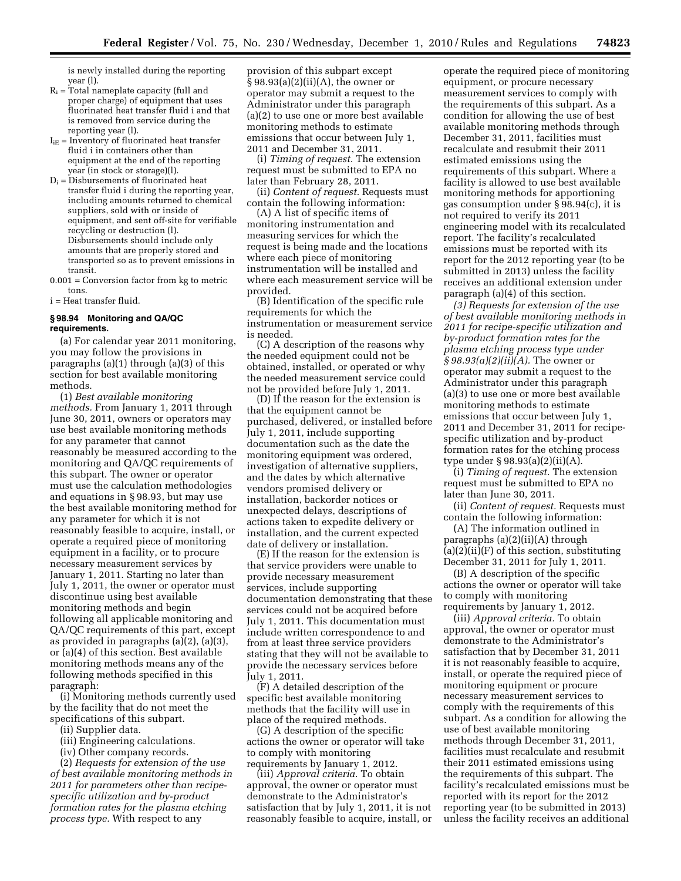is newly installed during the reporting year (l).

$R_i$ = Total nameplate capacity (full and proper charge) of equipment that uses fluorinated heat transfer fluid i and that is removed from service during the reporting year (l).

$I_{iE}$ = Inventory of fluorinated heat transfer fluid i in containers other than equipment at the end of the reporting year (in stock or storage)(l).

$D_i$ = Disbursements of fluorinated heat transfer fluid i during the reporting year, including amounts returned to chemical suppliers, sold with or inside of equipment, and sent off-site for verifiable recycling or destruction (l). Disbursements should include only amounts that are properly stored and transported so as to prevent emissions in transit.

0.001 = Conversion factor from kg to metric tons.

i = Heat transfer fluid.

**§ 98.94 Monitoring and QA/QC requirements.**

(a) For calendar year 2011 monitoring, you may follow the provisions in paragraphs (a)(1) through (a)(3) of this section for best available monitoring methods.

(1) *Best available monitoring methods.* From January 1, 2011 through June 30, 2011, owners or operators may use best available monitoring methods for any parameter that cannot reasonably be measured according to the monitoring and QA/QC requirements of this subpart. The owner or operator must use the calculation methodologies and equations in § 98.93, but may use the best available monitoring method for any parameter for which it is not reasonably feasible to acquire, install, or operate a required piece of monitoring equipment in a facility, or to procure necessary measurement services by January 1, 2011. Starting no later than July 1, 2011, the owner or operator must discontinue using best available monitoring methods and begin following all applicable monitoring and QA/QC requirements of this part, except as provided in paragraphs (a)(2), (a)(3), or (a)(4) of this section. Best available monitoring methods means any of the following methods specified in this paragraph:

(i) Monitoring methods currently used by the facility that do not meet the specifications of this subpart.

(ii) Supplier data.

(iii) Engineering calculations.

(iv) Other company records.

(2) *Requests for extension of the use of best available monitoring methods in 2011 for parameters other than recipe-specific utilization and by-product formation rates for the plasma etching process type.* With respect to any provision of this subpart except § 98.93(a)(2)(ii)(A), the owner or operator may submit a request to the Administrator under this paragraph (a)(2) to use one or more best available monitoring methods to estimate emissions that occur between July 1, 2011 and December 31, 2011.

(i) *Timing of request.* The extension request must be submitted to EPA no later than February 28, 2011.

(ii) *Content of request.* Requests must contain the following information:

(A) A list of specific items of monitoring instrumentation and measuring services for which the request is being made and the locations where each piece of monitoring instrumentation will be installed and where each measurement service will be provided.

(B) Identification of the specific rule requirements for which the instrumentation or measurement service is needed.

(C) A description of the reasons why the needed equipment could not be obtained, installed, or operated or why the needed measurement service could not be provided before July 1, 2011.

(D) If the reason for the extension is that the equipment cannot be purchased, delivered, or installed before July 1, 2011, include supporting documentation such as the date the monitoring equipment was ordered, investigation of alternative suppliers, and the dates by which alternative vendors promised delivery or installation, backorder notices or unexpected delays, descriptions of actions taken to expedite delivery or installation, and the current expected date of delivery or installation.

(E) If the reason for the extension is that service providers were unable to provide necessary measurement services, include supporting documentation demonstrating that these services could not be acquired before July 1, 2011. This documentation must include written correspondence to and from at least three service providers stating that they will not be available to provide the necessary services before July 1, 2011.

(F) A detailed description of the specific best available monitoring methods that the facility will use in place of the required methods.

(G) A description of the specific actions the owner or operator will take to comply with monitoring requirements by January 1, 2012.

(iii) *Approval criteria.* To obtain approval, the owner or operator must demonstrate to the Administrator's satisfaction that by July 1, 2011, it is not reasonably feasible to acquire, install, or operate the required piece of monitoring equipment, or procure necessary measurement services to comply with the requirements of this subpart. As a condition for allowing the use of best available monitoring methods through December 31, 2011, facilities must recalculate and resubmit their 2011 estimated emissions using the requirements of this subpart. Where a facility is allowed to use best available monitoring methods for apportioning gas consumption under § 98.94(c), it is not required to verify its 2011 engineering model with its recalculated report. The facility's recalculated emissions must be reported with its report for the 2012 reporting year (to be submitted in 2013) unless the facility receives an additional extension under paragraph (a)(4) of this section.

(3) *Requests for extension of the use of best available monitoring methods in 2011 for recipe-specific utilization and by-product formation rates for the plasma etching process type under § 98.93(a)(2)(ii)(A).* The owner or operator may submit a request to the Administrator under this paragraph (a)(3) to use one or more best available monitoring methods to estimate emissions that occur between July 1, 2011 and December 31, 2011 for recipe-specific utilization and by-product formation rates for the etching process type under § 98.93(a)(2)(ii)(A).

(i) *Timing of request.* The extension request must be submitted to EPA no later than June 30, 2011.

(ii) *Content of request.* Requests must contain the following information:

(A) The information outlined in paragraphs (a)(2)(ii)(A) through (a)(2)(ii)(F) of this section, substituting December 31, 2011 for July 1, 2011.

(B) A description of the specific actions the owner or operator will take to comply with monitoring requirements by January 1, 2012.

(iii) *Approval criteria.* To obtain approval, the owner or operator must demonstrate to the Administrator's satisfaction that by December 31, 2011 it is not reasonably feasible to acquire, install, or operate the required piece of monitoring equipment or procure necessary measurement services to comply with the requirements of this subpart. As a condition for allowing the use of best available monitoring methods through December 31, 2011, facilities must recalculate and resubmit their 2011 estimated emissions using the requirements of this subpart. The facility's recalculated emissions must be reported with its report for the 2012 reporting year (to be submitted in 2013) unless the facility receives an additional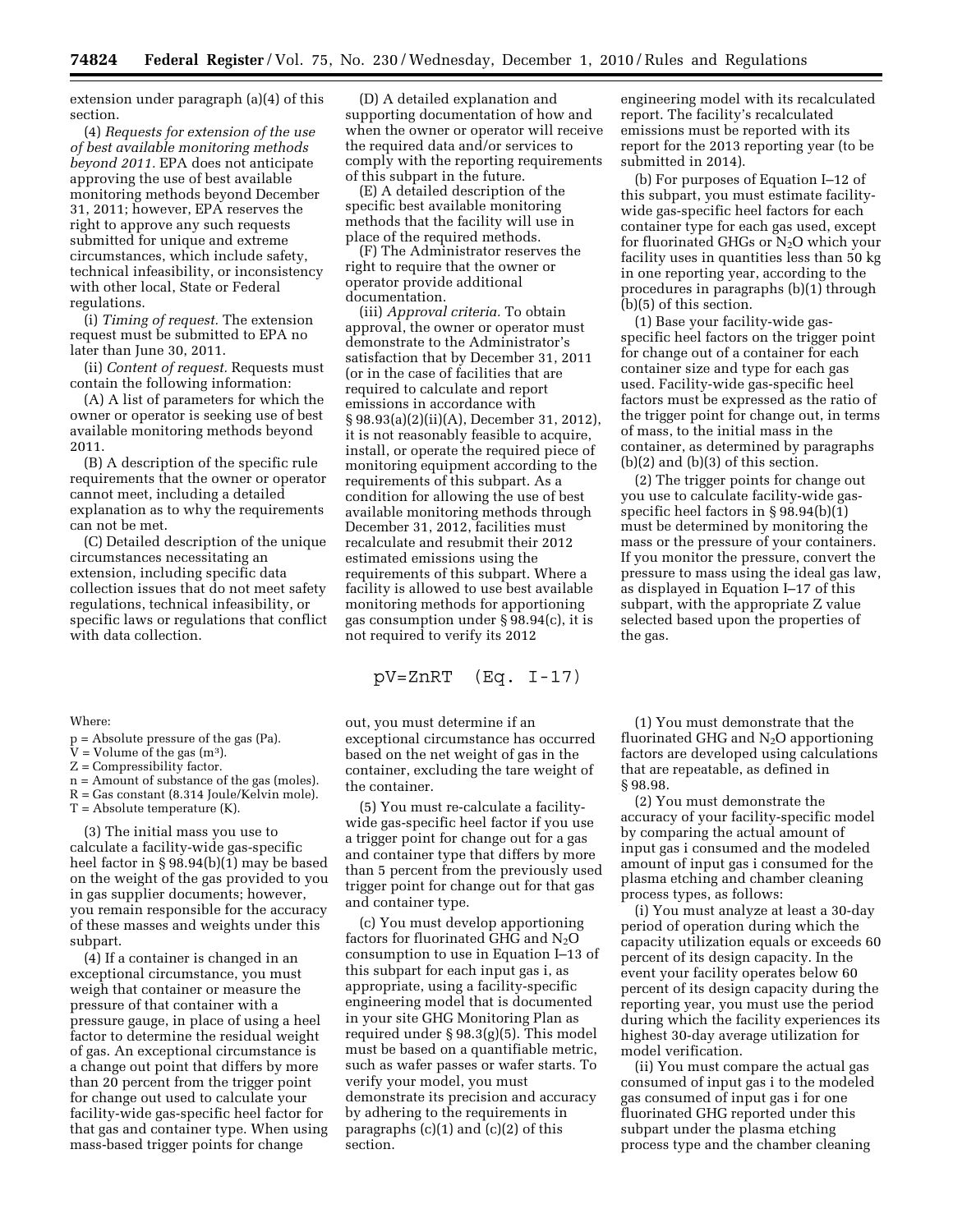extension under paragraph (a)(4) of this section.

(4) *Requests for extension of the use of best available monitoring methods beyond 2011.* EPA does not anticipate approving the use of best available monitoring methods beyond December 31, 2011; however, EPA reserves the right to approve any such requests submitted for unique and extreme circumstances, which include safety, technical infeasibility, or inconsistency with other local, State or Federal regulations.

(i) *Timing of request.* The extension request must be submitted to EPA no later than June 30, 2011.

(ii) *Content of request.* Requests must contain the following information:

(A) A list of parameters for which the owner or operator is seeking use of best available monitoring methods beyond 2011.

(B) A description of the specific rule requirements that the owner or operator cannot meet, including a detailed explanation as to why the requirements can not be met.

(C) Detailed description of the unique circumstances necessitating an extension, including specific data collection issues that do not meet safety regulations, technical infeasibility, or specific laws or regulations that conflict with data collection.

(D) A detailed explanation and supporting documentation of how and when the owner or operator will receive the required data and/or services to comply with the reporting requirements of this subpart in the future.

(E) A detailed description of the specific best available monitoring methods that the facility will use in place of the required methods.

(F) The Administrator reserves the right to require that the owner or operator provide additional documentation.

(iii) *Approval criteria.* To obtain approval, the owner or operator must demonstrate to the Administrator's satisfaction that by December 31, 2011 (or in the case of facilities that are required to calculate and report emissions in accordance with § 98.93(a)(2)(ii)(A), December 31, 2012), it is not reasonably feasible to acquire, install, or operate the required piece of monitoring equipment according to the requirements of this subpart. As a condition for allowing the use of best available monitoring methods through December 31, 2012, facilities must recalculate and resubmit their 2012 estimated emissions using the requirements of this subpart. Where a facility is allowed to use best available monitoring methods for apportioning gas consumption under § 98.94(c), it is not required to verify its 2012 engineering model with its recalculated report. The facility's recalculated emissions must be reported with its report for the 2013 reporting year (to be submitted in 2014).

(b) For purposes of Equation I–12 of this subpart, you must estimate facility-wide gas-specific heel factors for each container type for each gas used, except for fluorinated GHGs or $N_2O$ which your facility uses in quantities less than 50 kg in one reporting year, according to the procedures in paragraphs (b)(1) through (b)(5) of this section.

(1) Base your facility-wide gas-specific heel factors on the trigger point for change out of a container for each container size and type for each gas used. Facility-wide gas-specific heel factors must be expressed as the ratio of the trigger point for change out, in terms of mass, to the initial mass in the container, as determined by paragraphs (b)(2) and (b)(3) of this section.

(2) The trigger points for change out you use to calculate facility-wide gas-specific heel factors in § 98.94(b)(1) must be determined by monitoring the mass or the pressure of your containers. If you monitor the pressure, convert the pressure to mass using the ideal gas law, as displayed in Equation I–17 of this subpart, with the appropriate Z value selected based upon the properties of the gas.

$$pV = ZnRT \quad \text{(Eq. I-17)}$$

Where:

p = Absolute pressure of the gas (Pa).
V = Volume of the gas ($m^3$).
Z = Compressibility factor.
n = Amount of substance of the gas (moles).
R = Gas constant (8.314 Joule/Kelvin mole).
T = Absolute temperature (K).

(3) The initial mass you use to calculate a facility-wide gas-specific heel factor in § 98.94(b)(1) may be based on the weight of the gas provided to you in gas supplier documents; however, you remain responsible for the accuracy of these masses and weights under this subpart.

(4) If a container is changed in an exceptional circumstance, you must weigh that container or measure the pressure of that container with a pressure gauge, in place of using a heel factor to determine the residual weight of gas. An exceptional circumstance is a change out point that differs by more than 20 percent from the trigger point for change out used to calculate your facility-wide gas-specific heel factor for that gas and container type. When using mass-based trigger points for change out, you must determine if an exceptional circumstance has occurred based on the net weight of gas in the container, excluding the tare weight of the container.

(5) You must re-calculate a facility-wide gas-specific heel factor if you use a trigger point for change out for a gas and container type that differs by more than 5 percent from the previously used trigger point for change out for that gas and container type.

(c) You must develop apportioning factors for fluorinated GHG and $N_2O$ consumption to use in Equation I–13 of this subpart for each input gas i, as appropriate, using a facility-specific engineering model that is documented in your site GHG Monitoring Plan as required under § 98.3(g)(5). This model must be based on a quantifiable metric, such as wafer passes or wafer starts. To verify your model, you must demonstrate its precision and accuracy by adhering to the requirements in paragraphs (c)(1) and (c)(2) of this section.

(1) You must demonstrate that the fluorinated GHG and $N_2O$ apportioning factors are developed using calculations that are repeatable, as defined in § 98.98.

(2) You must demonstrate the accuracy of your facility-specific model by comparing the actual amount of input gas i consumed and the modeled amount of input gas i consumed for the plasma etching and chamber cleaning process types, as follows:

(i) You must analyze at least a 30-day period of operation during which the capacity utilization equals or exceeds 60 percent of its design capacity. In the event your facility operates below 60 percent of its design capacity during the reporting year, you must use the period during which the facility experiences its highest 30-day average utilization for model verification.

(ii) You must compare the actual gas consumed of input gas i to the modeled gas consumed of input gas i for one fluorinated GHG reported under this subpart under the plasma etching process type and the chamber cleaning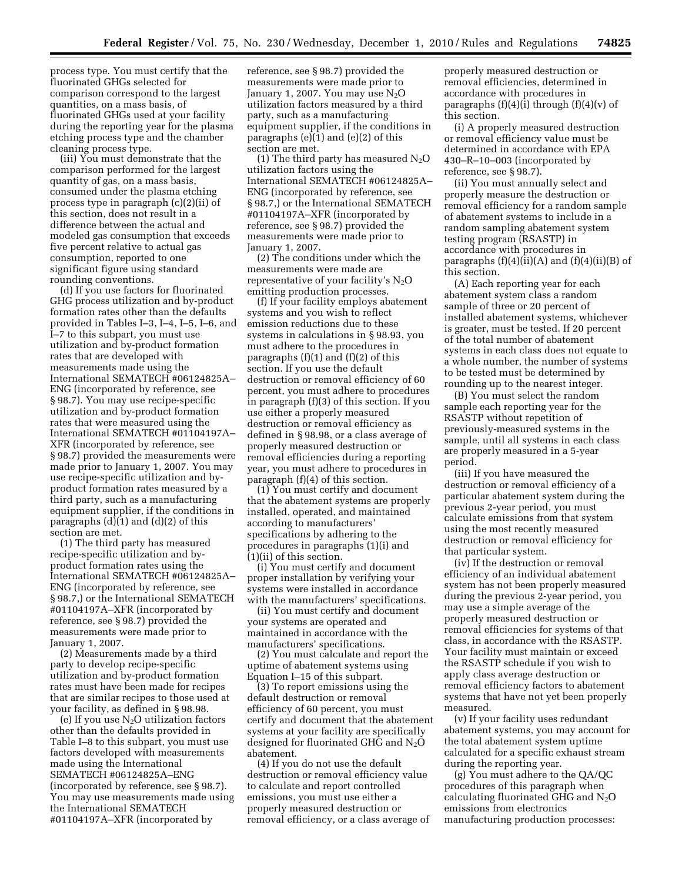process type. You must certify that the fluorinated GHGs selected for comparison correspond to the largest quantities, on a mass basis, of fluorinated GHGs used at your facility during the reporting year for the plasma etching process type and the chamber cleaning process type.

(iii) You must demonstrate that the comparison performed for the largest quantity of gas, on a mass basis, consumed under the plasma etching process type in paragraph (c)(2)(ii) of this section, does not result in a difference between the actual and modeled gas consumption that exceeds five percent relative to actual gas consumption, reported to one significant figure using standard rounding conventions.

(d) If you use factors for fluorinated GHG process utilization and by-product formation rates other than the defaults provided in Tables I–3, I–4, I–5, I–6, and I–7 to this subpart, you must use utilization and by-product formation rates that are developed with measurements made using the International SEMATECH #06124825A–ENG (incorporated by reference, see § 98.7). You may use recipe-specific utilization and by-product formation rates that were measured using the International SEMATECH #01104197A–XFR (incorporated by reference, see § 98.7) provided the measurements were made prior to January 1, 2007. You may use recipe-specific utilization and by-product formation rates measured by a third party, such as a manufacturing equipment supplier, if the conditions in paragraphs (d)(1) and (d)(2) of this section are met.

(1) The third party has measured recipe-specific utilization and by-product formation rates using the International SEMATECH #06124825A–ENG (incorporated by reference, see § 98.7,) or the International SEMATECH #01104197A–XFR (incorporated by reference, see § 98.7) provided the measurements were made prior to January 1, 2007.

(2) Measurements made by a third party to develop recipe-specific utilization and by-product formation rates must have been made for recipes that are similar recipes to those used at your facility, as defined in § 98.98.

(e) If you use $N_2O$ utilization factors other than the defaults provided in Table I–8 to this subpart, you must use factors developed with measurements made using the International SEMATECH #06124825A–ENG (incorporated by reference, see § 98.7). You may use measurements made using the International SEMATECH #01104197A–XFR (incorporated by reference, see § 98.7) provided the measurements were made prior to January 1, 2007. You may use $N_2O$ utilization factors measured by a third party, such as a manufacturing equipment supplier, if the conditions in paragraphs (e)(1) and (e)(2) of this section are met.

(1) The third party has measured $N_2O$ utilization factors using the International SEMATECH #06124825A–ENG (incorporated by reference, see § 98.7,) or the International SEMATECH #01104197A–XFR (incorporated by reference, see § 98.7) provided the measurements were made prior to January 1, 2007.

(2) The conditions under which the measurements were made are representative of your facility's $N_2O$ emitting production processes.

(f) If your facility employs abatement systems and you wish to reflect emission reductions due to these systems in calculations in § 98.93, you must adhere to the procedures in paragraphs (f)(1) and (f)(2) of this section. If you use the default destruction or removal efficiency of 60 percent, you must adhere to procedures in paragraph (f)(3) of this section. If you use either a properly measured destruction or removal efficiency as defined in § 98.98, or a class average of properly measured destruction or removal efficiencies during a reporting year, you must adhere to procedures in paragraph (f)(4) of this section.

(1) You must certify and document that the abatement systems are properly installed, operated, and maintained according to manufacturers' specifications by adhering to the procedures in paragraphs (1)(i) and (1)(ii) of this section.

(i) You must certify and document proper installation by verifying your systems were installed in accordance with the manufacturers' specifications.

(ii) You must certify and document your systems are operated and maintained in accordance with the manufacturers' specifications.

(2) You must calculate and report the uptime of abatement systems using Equation I–15 of this subpart.

(3) To report emissions using the default destruction or removal efficiency of 60 percent, you must certify and document that the abatement systems at your facility are specifically designed for fluorinated GHG and $N_2O$ abatement.

(4) If you do not use the default destruction or removal efficiency value to calculate and report controlled emissions, you must use either a properly measured destruction or removal efficiency, or a class average of properly measured destruction or removal efficiencies, determined in accordance with procedures in paragraphs (f)(4)(i) through (f)(4)(v) of this section.

(i) A properly measured destruction or removal efficiency value must be determined in accordance with EPA 430–R–10–003 (incorporated by reference, see § 98.7).

(ii) You must annually select and properly measure the destruction or removal efficiency for a random sample of abatement systems to include in a random sampling abatement system testing program (RSASTP) in accordance with procedures in paragraphs (f)(4)(ii)(A) and (f)(4)(ii)(B) of this section.

(A) Each reporting year for each abatement system class a random sample of three or 20 percent of installed abatement systems, whichever is greater, must be tested. If 20 percent of the total number of abatement systems in each class does not equate to a whole number, the number of systems to be tested must be determined by rounding up to the nearest integer.

(B) You must select the random sample each reporting year for the RSASTP without repetition of previously-measured systems in the sample, until all systems in each class are properly measured in a 5-year period.

(iii) If you have measured the destruction or removal efficiency of a particular abatement system during the previous 2-year period, you must calculate emissions from that system using the most recently measured destruction or removal efficiency for that particular system.

(iv) If the destruction or removal efficiency of an individual abatement system has not been properly measured during the previous 2-year period, you may use a simple average of the properly measured destruction or removal efficiencies for systems of that class, in accordance with the RSASTP. Your facility must maintain or exceed the RSASTP schedule if you wish to apply class average destruction or removal efficiency factors to abatement systems that have not yet been properly measured.

(v) If your facility uses redundant abatement systems, you may account for the total abatement system uptime calculated for a specific exhaust stream during the reporting year.

(g) You must adhere to the QA/QC procedures of this paragraph when calculating fluorinated GHG and $N_2O$ emissions from electronics manufacturing production processes: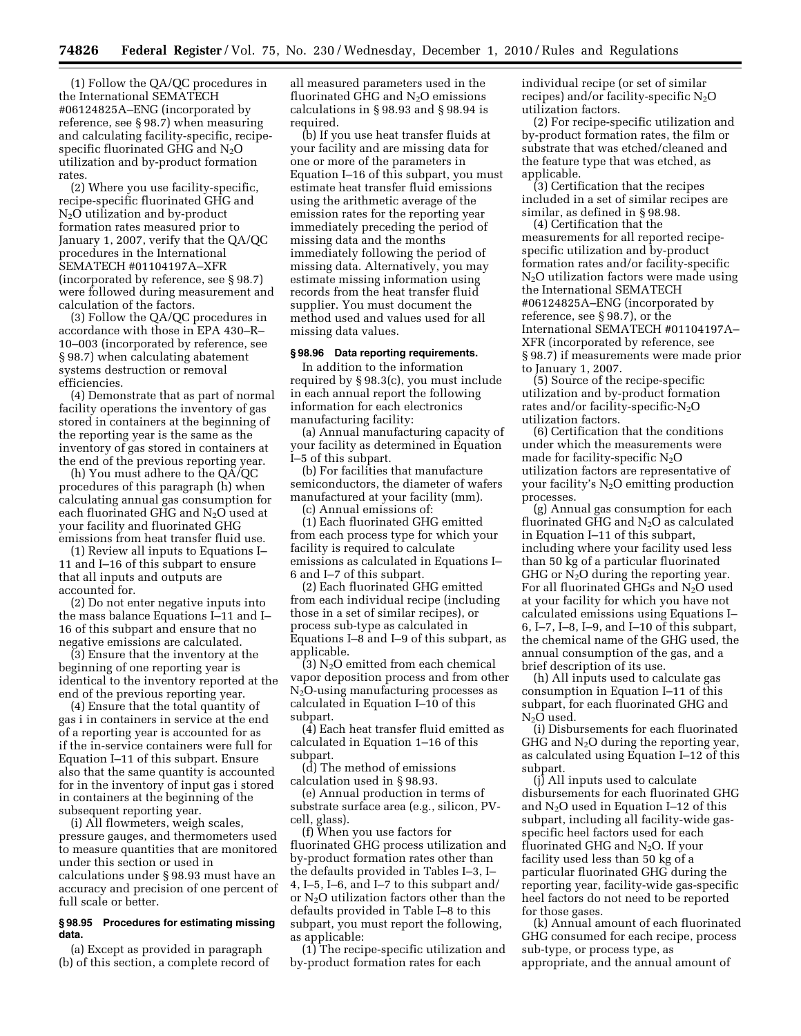(1) Follow the QA/QC procedures in the International SEMATECH #06124825A–ENG (incorporated by reference, see § 98.7) when measuring and calculating facility-specific, recipe-specific fluorinated GHG and $N_2O$ utilization and by-product formation rates.

(2) Where you use facility-specific, recipe-specific fluorinated GHG and $N_2O$ utilization and by-product formation rates measured prior to January 1, 2007, verify that the QA/QC procedures in the International SEMATECH #01104197A–XFR (incorporated by reference, see § 98.7) were followed during measurement and calculation of the factors.

(3) Follow the QA/QC procedures in accordance with those in EPA 430–R–10–003 (incorporated by reference, see § 98.7) when calculating abatement systems destruction or removal efficiencies.

(4) Demonstrate that as part of normal facility operations the inventory of gas stored in containers at the beginning of the reporting year is the same as the inventory of gas stored in containers at the end of the previous reporting year.

(h) You must adhere to the QA/QC procedures of this paragraph (h) when calculating annual gas consumption for each fluorinated GHG and $N_2O$ used at your facility and fluorinated GHG emissions from heat transfer fluid use.

(1) Review all inputs to Equations I–11 and I–16 of this subpart to ensure that all inputs and outputs are accounted for.

(2) Do not enter negative inputs into the mass balance Equations I–11 and I–16 of this subpart and ensure that no negative emissions are calculated.

(3) Ensure that the inventory at the beginning of one reporting year is identical to the inventory reported at the end of the previous reporting year.

(4) Ensure that the total quantity of gas i in containers in service at the end of a reporting year is accounted for as if the in-service containers were full for Equation I–11 of this subpart. Ensure also that the same quantity is accounted for in the inventory of input gas i stored in containers at the beginning of the subsequent reporting year.

(i) All flowmeters, weigh scales, pressure gauges, and thermometers used to measure quantities that are monitored under this section or used in calculations under § 98.93 must have an accuracy and precision of one percent of full scale or better.

### § 98.95 Procedures for estimating missing data.

(a) Except as provided in paragraph (b) of this section, a complete record of all measured parameters used in the fluorinated GHG and $N_2O$ emissions calculations in § 98.93 and § 98.94 is required.

(b) If you use heat transfer fluids at your facility and are missing data for one or more of the parameters in Equation I–16 of this subpart, you must estimate heat transfer fluid emissions using the arithmetic average of the emission rates for the reporting year immediately preceding the period of missing data and the months immediately following the period of missing data. Alternatively, you may estimate missing information using records from the heat transfer fluid supplier. You must document the method used and values used for all missing data values.

### § 98.96 Data reporting requirements.

In addition to the information required by § 98.3(c), you must include in each annual report the following information for each electronics manufacturing facility:

(a) Annual manufacturing capacity of your facility as determined in Equation I–5 of this subpart.

(b) For facilities that manufacture semiconductors, the diameter of wafers manufactured at your facility (mm).

(c) Annual emissions of:

(1) Each fluorinated GHG emitted from each process type for which your facility is required to calculate emissions as calculated in Equations I–6 and I–7 of this subpart.

(2) Each fluorinated GHG emitted from each individual recipe (including those in a set of similar recipes), or process sub-type as calculated in Equations I–8 and I–9 of this subpart, as applicable.

(3) $N_2O$ emitted from each chemical vapor deposition process and from other $N_2O$-using manufacturing processes as calculated in Equation I–10 of this subpart.

(4) Each heat transfer fluid emitted as calculated in Equation 1–16 of this subpart.

(d) The method of emissions calculation used in § 98.93.

(e) Annual production in terms of substrate surface area (e.g., silicon, PV-cell, glass).

(f) When you use factors for fluorinated GHG process utilization and by-product formation rates other than the defaults provided in Tables I–3, I–4, I–5, I–6, and I–7 to this subpart and/or $N_2O$ utilization factors other than the defaults provided in Table I–8 to this subpart, you must report the following, as applicable:

(1) The recipe-specific utilization and by-product formation rates for each individual recipe (or set of similar recipes) and/or facility-specific $N_2O$ utilization factors.

(2) For recipe-specific utilization and by-product formation rates, the film or substrate that was etched/cleaned and the feature type that was etched, as applicable.

(3) Certification that the recipes included in a set of similar recipes are similar, as defined in § 98.98.

(4) Certification that the measurements for all reported recipe-specific utilization and by-product formation rates and/or facility-specific $N_2O$ utilization factors were made using the International SEMATECH #06124825A–ENG (incorporated by reference, see § 98.7), or the International SEMATECH #01104197A–XFR (incorporated by reference, see § 98.7) if measurements were made prior to January 1, 2007.

(5) Source of the recipe-specific utilization and by-product formation rates and/or facility-specific-$N_2O$ utilization factors.

(6) Certification that the conditions under which the measurements were made for facility-specific $N_2O$ utilization factors are representative of your facility's $N_2O$ emitting production processes.

(g) Annual gas consumption for each fluorinated GHG and $N_2O$ as calculated in Equation I–11 of this subpart, including where your facility used less than 50 kg of a particular fluorinated GHG or $N_2O$ during the reporting year. For all fluorinated GHGs and $N_2O$ used at your facility for which you have not calculated emissions using Equations I–6, I–7, I–8, I–9, and I–10 of this subpart, the chemical name of the GHG used, the annual consumption of the gas, and a brief description of its use.

(h) All inputs used to calculate gas consumption in Equation I–11 of this subpart, for each fluorinated GHG and $N_2O$ used.

(i) Disbursements for each fluorinated GHG and $N_2O$ during the reporting year, as calculated using Equation I–12 of this subpart.

(j) All inputs used to calculate disbursements for each fluorinated GHG and $N_2O$ used in Equation I–12 of this subpart, including all facility-wide gas-specific heel factors used for each fluorinated GHG and $N_2O$. If your facility used less than 50 kg of a particular fluorinated GHG during the reporting year, facility-wide gas-specific heel factors do not need to be reported for those gases.

(k) Annual amount of each fluorinated GHG consumed for each recipe, process sub-type, or process type, as appropriate, and the annual amount of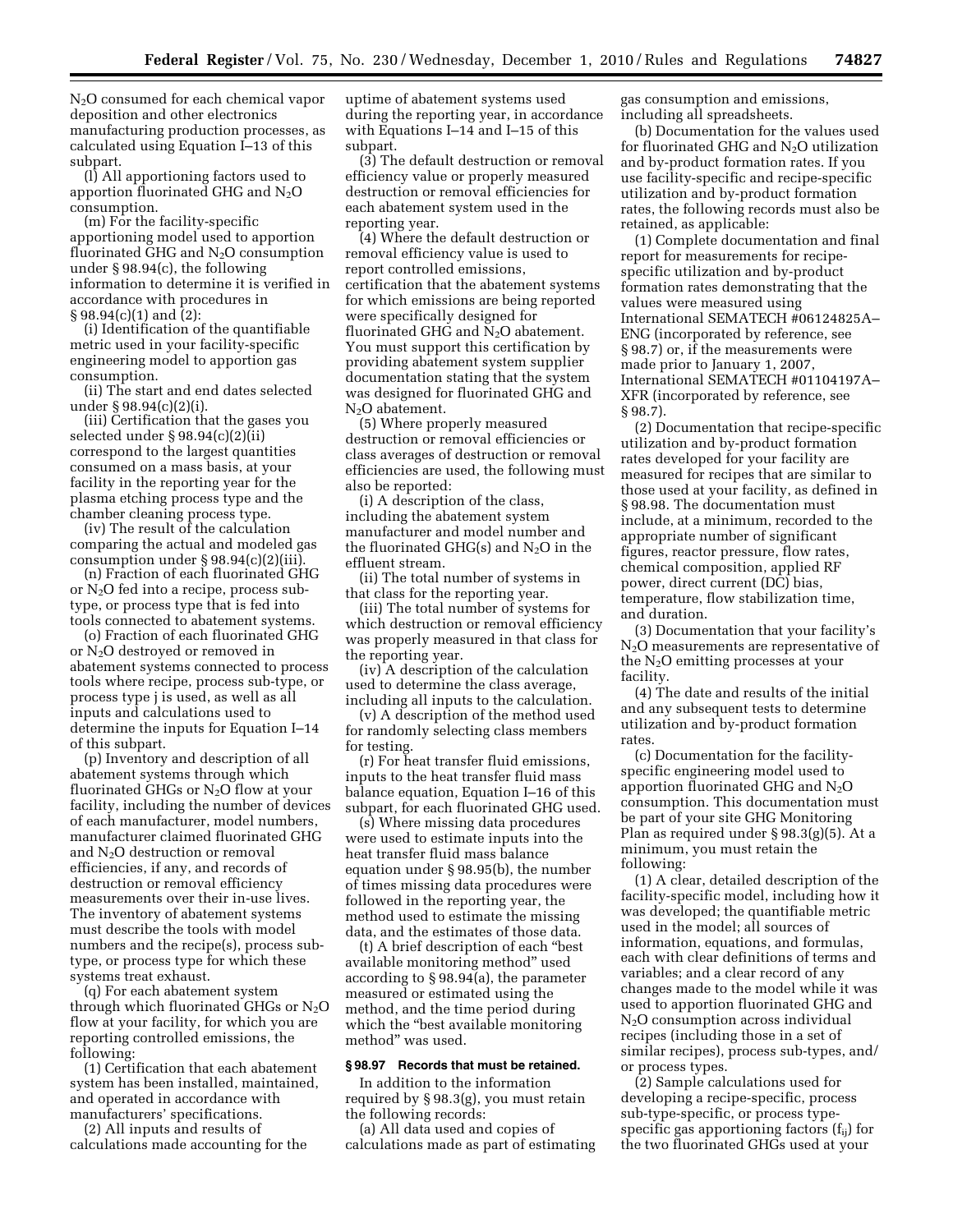$N_2O$ consumed for each chemical vapor deposition and other electronics manufacturing production processes, as calculated using Equation I–13 of this subpart.

(l) All apportioning factors used to apportion fluorinated GHG and $N_2O$ consumption.

(m) For the facility-specific apportioning model used to apportion fluorinated GHG and $N_2O$ consumption under § 98.94(c), the following information to determine it is verified in accordance with procedures in § 98.94(c)(1) and (2):

(i) Identification of the quantifiable metric used in your facility-specific engineering model to apportion gas consumption.

(ii) The start and end dates selected under § 98.94(c)(2)(i).

(iii) Certification that the gases you selected under § 98.94(c)(2)(ii) correspond to the largest quantities consumed on a mass basis, at your facility in the reporting year for the plasma etching process type and the chamber cleaning process type.

(iv) The result of the calculation comparing the actual and modeled gas consumption under § 98.94(c)(2)(iii).

(n) Fraction of each fluorinated GHG or $N_2O$ fed into a recipe, process sub-type, or process type that is fed into tools connected to abatement systems.

(o) Fraction of each fluorinated GHG or $N_2O$ destroyed or removed in abatement systems connected to process tools where recipe, process sub-type, or process type j is used, as well as all inputs and calculations used to determine the inputs for Equation I–14 of this subpart.

(p) Inventory and description of all abatement systems through which fluorinated GHGs or $N_2O$ flow at your facility, including the number of devices of each manufacturer, model numbers, manufacturer claimed fluorinated GHG and $N_2O$ destruction or removal efficiencies, if any, and records of destruction or removal efficiency measurements over their in-use lives. The inventory of abatement systems must describe the tools with model numbers and the recipe(s), process sub-type, or process type for which these systems treat exhaust.

(q) For each abatement system through which fluorinated GHGs or $N_2O$ flow at your facility, for which you are reporting controlled emissions, the following:

(1) Certification that each abatement system has been installed, maintained, and operated in accordance with manufacturers' specifications.

(2) All inputs and results of calculations made accounting for the uptime of abatement systems used during the reporting year, in accordance with Equations I–14 and I–15 of this subpart.

(3) The default destruction or removal efficiency value or properly measured destruction or removal efficiencies for each abatement system used in the reporting year.

(4) Where the default destruction or removal efficiency value is used to report controlled emissions, certification that the abatement systems for which emissions are being reported were specifically designed for fluorinated GHG and $N_2O$ abatement. You must support this certification by providing abatement system supplier documentation stating that the system was designed for fluorinated GHG and $N_2O$ abatement.

(5) Where properly measured destruction or removal efficiencies or class averages of destruction or removal efficiencies are used, the following must also be reported:

(i) A description of the class, including the abatement system manufacturer and model number and the fluorinated GHG(s) and $N_2O$ in the effluent stream.

(ii) The total number of systems in that class for the reporting year.

(iii) The total number of systems for which destruction or removal efficiency was properly measured in that class for the reporting year.

(iv) A description of the calculation used to determine the class average, including all inputs to the calculation.

(v) A description of the method used for randomly selecting class members for testing.

(r) For heat transfer fluid emissions, inputs to the heat transfer fluid mass balance equation, Equation I–16 of this subpart, for each fluorinated GHG used.

(s) Where missing data procedures were used to estimate inputs into the heat transfer fluid mass balance equation under § 98.95(b), the number of times missing data procedures were followed in the reporting year, the method used to estimate the missing data, and the estimates of those data.

(t) A brief description of each "best available monitoring method" used according to § 98.94(a), the parameter measured or estimated using the method, and the time period during which the "best available monitoring method" was used.

### § 98.97 Records that must be retained.

In addition to the information required by § 98.3(g), you must retain the following records:

(a) All data used and copies of calculations made as part of estimating gas consumption and emissions, including all spreadsheets.

(b) Documentation for the values used for fluorinated GHG and $N_2O$ utilization and by-product formation rates. If you use facility-specific and recipe-specific utilization and by-product formation rates, the following records must also be retained, as applicable:

(1) Complete documentation and final report for measurements for recipe-specific utilization and by-product formation rates demonstrating that the values were measured using International SEMATECH #06124825A–ENG (incorporated by reference, see § 98.7) or, if the measurements were made prior to January 1, 2007, International SEMATECH #01104197A–XFR (incorporated by reference, see § 98.7).

(2) Documentation that recipe-specific utilization and by-product formation rates developed for your facility are measured for recipes that are similar to those used at your facility, as defined in § 98.98. The documentation must include, at a minimum, recorded to the appropriate number of significant figures, reactor pressure, flow rates, chemical composition, applied RF power, direct current (DC) bias, temperature, flow stabilization time, and duration.

(3) Documentation that your facility's $N_2O$ measurements are representative of the $N_2O$ emitting processes at your facility.

(4) The date and results of the initial and any subsequent tests to determine utilization and by-product formation rates.

(c) Documentation for the facility-specific engineering model used to apportion fluorinated GHG and $N_2O$ consumption. This documentation must be part of your site GHG Monitoring Plan as required under § 98.3(g)(5). At a minimum, you must retain the following:

(1) A clear, detailed description of the facility-specific model, including how it was developed; the quantifiable metric used in the model; all sources of information, equations, and formulas, each with clear definitions of terms and variables; and a clear record of any changes made to the model while it was used to apportion fluorinated GHG and $N_2O$ consumption across individual recipes (including those in a set of similar recipes), process sub-types, and/or process types.

(2) Sample calculations used for developing a recipe-specific, process sub-type-specific, or process type-specific gas apportioning factors ($f_{ij}$) for the two fluorinated GHGs used at your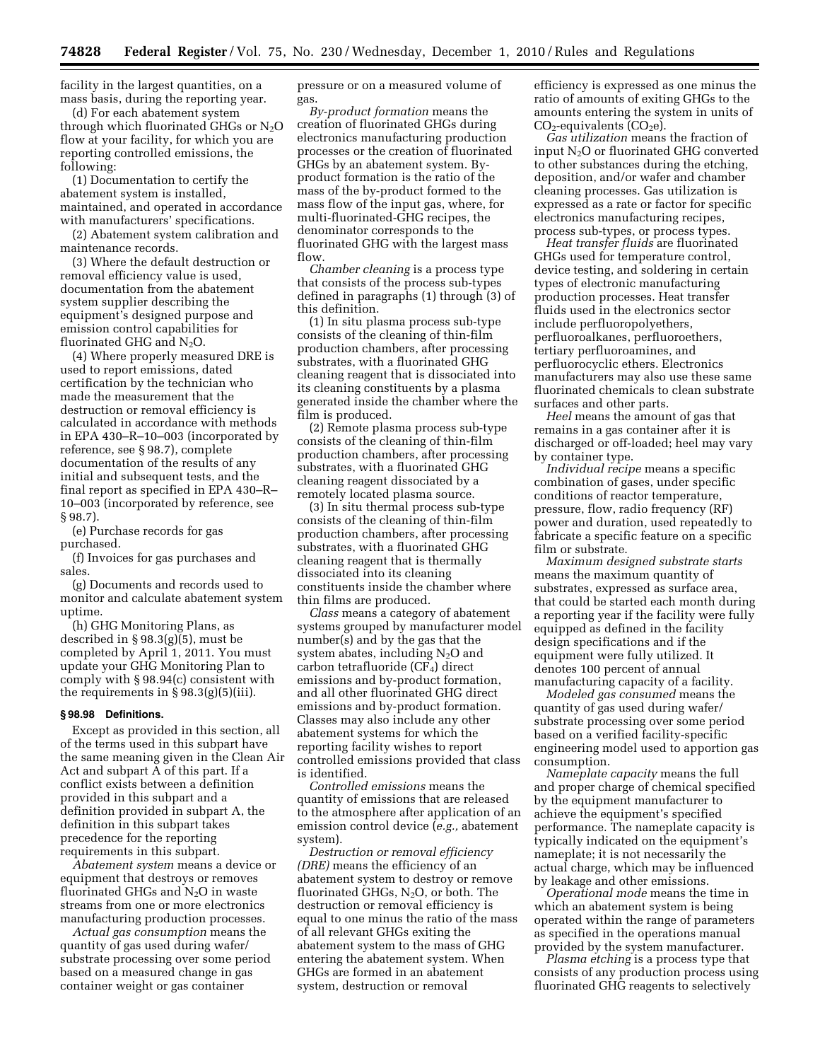facility in the largest quantities, on a mass basis, during the reporting year.

(d) For each abatement system through which fluorinated GHGs or $N_2O$ flow at your facility, for which you are reporting controlled emissions, the following:

(1) Documentation to certify the abatement system is installed, maintained, and operated in accordance with manufacturers' specifications.

(2) Abatement system calibration and maintenance records.

(3) Where the default destruction or removal efficiency value is used, documentation from the abatement system supplier describing the equipment's designed purpose and emission control capabilities for fluorinated GHG and $N_2O$.

(4) Where properly measured DRE is used to report emissions, dated certification by the technician who made the measurement that the destruction or removal efficiency is calculated in accordance with methods in EPA 430–R–10–003 (incorporated by reference, see § 98.7), complete documentation of the results of any initial and subsequent tests, and the final report as specified in EPA 430–R–10–003 (incorporated by reference, see § 98.7).

(e) Purchase records for gas purchased.

(f) Invoices for gas purchases and sales.

(g) Documents and records used to monitor and calculate abatement system uptime.

(h) GHG Monitoring Plans, as described in § 98.3(g)(5), must be completed by April 1, 2011. You must update your GHG Monitoring Plan to comply with § 98.94(c) consistent with the requirements in § 98.3(g)(5)(iii).

### § 98.98 Definitions.

Except as provided in this section, all of the terms used in this subpart have the same meaning given in the Clean Air Act and subpart A of this part. If a conflict exists between a definition provided in this subpart and a definition provided in subpart A, the definition in this subpart takes precedence for the reporting requirements in this subpart.

*Abatement system* means a device or equipment that destroys or removes fluorinated GHGs and $N_2O$ in waste streams from one or more electronics manufacturing production processes.

*Actual gas consumption* means the quantity of gas used during wafer/substrate processing over some period based on a measured change in gas container weight or gas container pressure or on a measured volume of gas.

*By-product formation* means the creation of fluorinated GHGs during electronics manufacturing production processes or the creation of fluorinated GHGs by an abatement system. By-product formation is the ratio of the mass of the by-product formed to the mass flow of the input gas, where, for multi-fluorinated-GHG recipes, the denominator corresponds to the fluorinated GHG with the largest mass flow.

*Chamber cleaning* is a process type that consists of the process sub-types defined in paragraphs (1) through (3) of this definition.

(1) In situ plasma process sub-type consists of the cleaning of thin-film production chambers, after processing substrates, with a fluorinated GHG cleaning reagent that is dissociated into its cleaning constituents by a plasma generated inside the chamber where the film is produced.

(2) Remote plasma process sub-type consists of the cleaning of thin-film production chambers, after processing substrates, with a fluorinated GHG cleaning reagent dissociated by a remotely located plasma source.

(3) In situ thermal process sub-type consists of the cleaning of thin-film production chambers, after processing substrates, with a fluorinated GHG cleaning reagent that is thermally dissociated into its cleaning constituents inside the chamber where thin films are produced.

*Class* means a category of abatement systems grouped by manufacturer model number(s) and by the gas that the system abates, including $N_2O$ and carbon tetrafluoride ($CF_4$) direct emissions and by-product formation, and all other fluorinated GHG direct emissions and by-product formation. Classes may also include any other abatement systems for which the reporting facility wishes to report controlled emissions provided that class is identified.

*Controlled emissions* means the quantity of emissions that are released to the atmosphere after application of an emission control device (*e.g.,* abatement system).

*Destruction or removal efficiency (DRE)* means the efficiency of an abatement system to destroy or remove fluorinated GHGs, $N_2O$, or both. The destruction or removal efficiency is equal to one minus the ratio of the mass of all relevant GHGs exiting the abatement system to the mass of GHG entering the abatement system. When GHGs are formed in an abatement system, destruction or removal efficiency is expressed as one minus the ratio of amounts of exiting GHGs to the amounts entering the system in units of $CO_2$-equivalents ($CO_2e$).

*Gas utilization* means the fraction of input $N_2O$ or fluorinated GHG converted to other substances during the etching, deposition, and/or wafer and chamber cleaning processes. Gas utilization is expressed as a rate or factor for specific electronics manufacturing recipes, process sub-types, or process types.

*Heat transfer fluids* are fluorinated GHGs used for temperature control, device testing, and soldering in certain types of electronic manufacturing production processes. Heat transfer fluids used in the electronics sector include perfluoropolyethers, perfluoroalkanes, perfluoroethers, tertiary perfluoroamines, and perfluorocyclic ethers. Electronics manufacturers may also use these same fluorinated chemicals to clean substrate surfaces and other parts.

*Heel* means the amount of gas that remains in a gas container after it is discharged or off-loaded; heel may vary by container type.

*Individual recipe* means a specific combination of gases, under specific conditions of reactor temperature, pressure, flow, radio frequency (RF) power and duration, used repeatedly to fabricate a specific feature on a specific film or substrate.

*Maximum designed substrate starts* means the maximum quantity of substrates, expressed as surface area, that could be started each month during a reporting year if the facility were fully equipped as defined in the facility design specifications and if the equipment were fully utilized. It denotes 100 percent of annual manufacturing capacity of a facility.

*Modeled gas consumed* means the quantity of gas used during wafer/substrate processing over some period based on a verified facility-specific engineering model used to apportion gas consumption.

*Nameplate capacity* means the full and proper charge of chemical specified by the equipment manufacturer to achieve the equipment's specified performance. The nameplate capacity is typically indicated on the equipment's nameplate; it is not necessarily the actual charge, which may be influenced by leakage and other emissions.

*Operational mode* means the time in which an abatement system is being operated within the range of parameters as specified in the operations manual provided by the system manufacturer.

*Plasma etching* is a process type that consists of any production process using fluorinated GHG reagents to selectively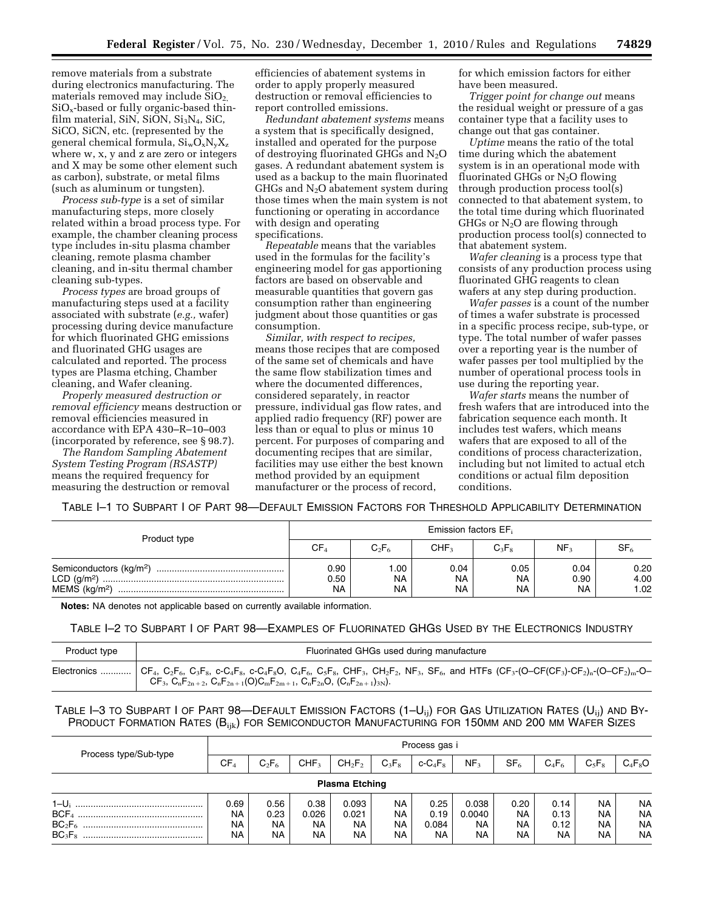remove materials from a substrate during electronics manufacturing. The materials removed may include $SiO_2$, $SiO_x$-based or fully organic-based thin-film material, SiN, SiON, $Si_3N_4$, SiC, SiCO, SiCN, etc. (represented by the general chemical formula, $Si_wO_xN_yX_z$ where w, x, y and z are zero or integers and X may be some other element such as carbon), substrate, or metal films (such as aluminum or tungsten).

*Process sub-type* is a set of similar manufacturing steps, more closely related within a broad process type. For example, the chamber cleaning process type includes in-situ plasma chamber cleaning, remote plasma chamber cleaning, and in-situ thermal chamber cleaning sub-types.

*Process types* are broad groups of manufacturing steps used at a facility associated with substrate (*e.g.,* wafer) processing during device manufacture for which fluorinated GHG emissions and fluorinated GHG usages are calculated and reported. The process types are Plasma etching, Chamber cleaning, and Wafer cleaning.

*Properly measured destruction or removal efficiency* means destruction or removal efficiencies measured in accordance with EPA 430–R–10–003 (incorporated by reference, see § 98.7).

*The Random Sampling Abatement System Testing Program (RSASTP)* means the required frequency for measuring the destruction or removal efficiencies of abatement systems in order to apply properly measured destruction or removal efficiencies to report controlled emissions.

*Redundant abatement systems* means a system that is specifically designed, installed and operated for the purpose of destroying fluorinated GHGs and $N_2O$ gases. A redundant abatement system is used as a backup to the main fluorinated GHGs and $N_2O$ abatement system during those times when the main system is not functioning or operating in accordance with design and operating specifications.

*Repeatable* means that the variables used in the formulas for the facility's engineering model for gas apportioning factors are based on observable and measurable quantities that govern gas consumption rather than engineering judgment about those quantities or gas consumption.

*Similar, with respect to recipes,* means those recipes that are composed of the same set of chemicals and have the same flow stabilization times and where the documented differences, considered separately, in reactor pressure, individual gas flow rates, and applied radio frequency (RF) power are less than or equal to plus or minus 10 percent. For purposes of comparing and documenting recipes that are similar, facilities may use either the best known method provided by an equipment manufacturer or the process of record, for which emission factors for either have been measured.

*Trigger point for change out* means the residual weight or pressure of a gas container type that a facility uses to change out that gas container.

*Uptime* means the ratio of the total time during which the abatement system is in an operational mode with fluorinated GHGs or $N_2O$ flowing through production process tool(s) connected to that abatement system, to the total time during which fluorinated GHGs or $N_2O$ are flowing through production process tool(s) connected to that abatement system.

*Wafer cleaning* is a process type that consists of any production process using fluorinated GHG reagents to clean wafers at any step during production.

*Wafer passes* is a count of the number of times a wafer substrate is processed in a specific process recipe, sub-type, or type. The total number of wafer passes over a reporting year is the number of wafer passes per tool multiplied by the number of operational process tools in use during the reporting year.

*Wafer starts* means the number of fresh wafers that are introduced into the fabrication sequence each month. It includes test wafers, which means wafers that are exposed to all of the conditions of process characterization, including but not limited to actual etch conditions or actual film deposition conditions.

TABLE I–1 TO SUBPART I OF PART 98—DEFAULT EMISSION FACTORS FOR THRESHOLD APPLICABILITY DETERMINATION

| Product type | Emission factors $EF_i$ | | | | | |
|---|---|---|---|---|---|---|
| | $CF_4$ | $C_2F_6$ | $CHF_3$ | $C_3F_8$ | $NF_3$ | $SF_6$ |
| Semiconductors ($kg/m^2$) | 0.90 | 1.00 | 0.04 | 0.05 | 0.04 | 0.20 |
| LCD ($g/m^2$) | 0.50 | NA | NA | NA | 0.90 | 4.00 |
| MEMS ($kg/m^2$) | NA | NA | NA | NA | NA | 1.02 |

**Notes:** NA denotes not applicable based on currently available information.

TABLE I–2 TO SUBPART I OF PART 98—EXAMPLES OF FLUORINATED GHGS USED BY THE ELECTRONICS INDUSTRY

| Product type | Fluorinated GHGs used during manufacture |
|---|---|
| Electronics | $CF_4$, $C_2F_6$, $C_3F_8$, c-$C_4F_8$, c-$C_4F_8O$, $C_4F_6$, $C_5F_8$, $CHF_3$, $CH_2F_2$, $NF_3$, $SF_6$, and HTFs ($CF_3$-(O–CF($CF_3$)-$CF_2$)$_n$-(O–$CF_2$)$_m$-O–$CF_3$, $C_nF_{2n+2}$, $C_nF_{2n+1}(O)C_mF_{2m+1}$, $C_nF_{2n}O$, $(C_nF_{2n+1})_{3N}$). |

TABLE I–3 TO SUBPART I OF PART 98—DEFAULT EMISSION FACTORS ($1–U_{ij}$) FOR GAS UTILIZATION RATES ($U_{ij}$) AND BY-PRODUCT FORMATION RATES ($B_{ijk}$) FOR SEMICONDUCTOR MANUFACTURING FOR 150MM AND 200 MM WAFER SIZES

| Process type/Sub-type | Process gas i | | | | | | | | | | |
|---|---|---|---|---|---|---|---|---|---|---|---|
| | $CF_4$ | $C_2F_6$ | $CHF_3$ | $CH_2F_2$ | $C_3F_8$ | c-$C_4F_8$ | $NF_3$ | $SF_6$ | $C_4F_6$ | $C_5F_8$ | $C_4F_8O$ |
| **Plasma Etching** | | | | | | | | | | | |
| $1–U_i$ | 0.69 | 0.56 | 0.38 | 0.093 | NA | 0.25 | 0.038 | 0.20 | 0.14 | NA | NA |
| $BCF_4$ | NA | 0.23 | 0.026 | 0.021 | NA | 0.19 | 0.0040 | NA | 0.13 | NA | NA |
| $BC_2F_6$ | NA | NA | NA | NA | NA | 0.084 | NA | NA | 0.12 | NA | NA |
| $BC_3F_8$ | NA | NA | NA | NA | NA | NA | NA | NA | NA | NA | NA |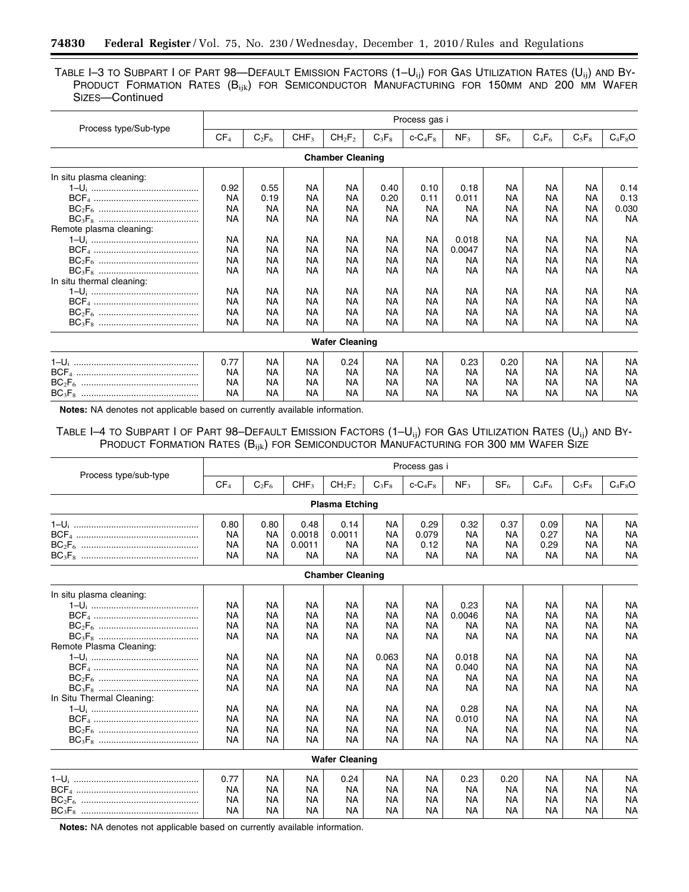TABLE I–3 TO SUBPART I OF PART 98—DEFAULT EMISSION FACTORS ($1-U_{ij}$) FOR GAS UTILIZATION RATES ($U_{ij}$) AND BY-PRODUCT FORMATION RATES ($B_{ijk}$) FOR SEMICONDUCTOR MANUFACTURING FOR 150MM AND 200 MM WAFER SIZES—Continued

| Process type/Sub-type | Process gas i | | | | | | | | | | |
|---|---|---|---|---|---|---|---|---|---|---|---|
| | $CF_4$ | $C_2F_6$ | $CHF_3$ | $CH_2F_2$ | $C_3F_8$ | $c\text{-}C_4F_8$ | $NF_3$ | $SF_6$ | $C_4F_6$ | $C_5F_8$ | $C_4F_8O$ |
| **Chamber Cleaning** | | | | | | | | | | | |
| In situ plasma cleaning: | | | | | | | | | | | |
| $1-U_i$ | 0.92 | 0.55 | NA | NA | 0.40 | 0.10 | 0.18 | NA | NA | NA | 0.14 |
| $BCF_4$ | NA | 0.19 | NA | NA | 0.20 | 0.11 | 0.011 | NA | NA | NA | 0.13 |
| $BC_2F_6$ | NA | NA | NA | NA | NA | NA | NA | NA | NA | NA | 0.030 |
| $BC_3F_8$ | NA | NA | NA | NA | NA | NA | NA | NA | NA | NA | NA |
| Remote plasma cleaning: | | | | | | | | | | | |
| $1-U_i$ | NA | NA | NA | NA | NA | NA | 0.018 | NA | NA | NA | NA |
| $BCF_4$ | NA | NA | NA | NA | NA | NA | 0.0047 | NA | NA | NA | NA |
| $BC_2F_6$ | NA | NA | NA | NA | NA | NA | NA | NA | NA | NA | NA |
| $BC_3F_8$ | NA | NA | NA | NA | NA | NA | NA | NA | NA | NA | NA |
| In situ thermal cleaning: | | | | | | | | | | | |
| $1-U_i$ | NA | NA | NA | NA | NA | NA | NA | NA | NA | NA | NA |
| $BCF_4$ | NA | NA | NA | NA | NA | NA | NA | NA | NA | NA | NA |
| $BC_2F_6$ | NA | NA | NA | NA | NA | NA | NA | NA | NA | NA | NA |
| $BC_3F_8$ | NA | NA | NA | NA | NA | NA | NA | NA | NA | NA | NA |
| **Wafer Cleaning** | | | | | | | | | | | |
| $1-U_i$ | 0.77 | NA | NA | 0.24 | NA | NA | 0.23 | 0.20 | NA | NA | NA |
| $BCF_4$ | NA | NA | NA | NA | NA | NA | NA | NA | NA | NA | NA |
| $BC_2F_6$ | NA | NA | NA | NA | NA | NA | NA | NA | NA | NA | NA |
| $BC_3F_8$ | NA | NA | NA | NA | NA | NA | NA | NA | NA | NA | NA |

**Notes:** NA denotes not applicable based on currently available information.

TABLE I–4 TO SUBPART I OF PART 98–DEFAULT EMISSION FACTORS ($1-U_{ij}$) FOR GAS UTILIZATION RATES ($U_{ij}$) AND BY-PRODUCT FORMATION RATES ($B_{ijk}$) FOR SEMICONDUCTOR MANUFACTURING FOR 300 MM WAFER SIZE

| Process type/sub-type | Process gas i | | | | | | | | | | |
|---|---|---|---|---|---|---|---|---|---|---|---|
| | $CF_4$ | $C_2F_6$ | $CHF_3$ | $CH_2F_2$ | $C_3F_8$ | $c\text{-}C_4F_8$ | $NF_3$ | $SF_6$ | $C_4F_6$ | $C_5F_8$ | $C_4F_8O$ |
| **Plasma Etching** | | | | | | | | | | | |
| $1-U_i$ | 0.80 | 0.80 | 0.48 | 0.14 | NA | 0.29 | 0.32 | 0.37 | 0.09 | NA | NA |
| $BCF_4$ | NA | NA | 0.0018 | 0.0011 | NA | 0.079 | NA | NA | 0.27 | NA | NA |
| $BC_2F_6$ | NA | NA | 0.0011 | NA | NA | 0.12 | NA | NA | 0.29 | NA | NA |
| $BC_3F_8$ | NA | NA | NA | NA | NA | NA | NA | NA | NA | NA | NA |
| **Chamber Cleaning** | | | | | | | | | | | |
| In situ plasma cleaning: | | | | | | | | | | | |
| $1-U_i$ | NA | NA | NA | NA | NA | NA | 0.23 | NA | NA | NA | NA |
| $BCF_4$ | NA | NA | NA | NA | NA | NA | 0.0046 | NA | NA | NA | NA |
| $BC_2F_6$ | NA | NA | NA | NA | NA | NA | NA | NA | NA | NA | NA |
| $BC_3F_8$ | NA | NA | NA | NA | NA | NA | NA | NA | NA | NA | NA |
| Remote Plasma Cleaning: | | | | | | | | | | | |
| $1-U_i$ | NA | NA | NA | NA | 0.063 | NA | 0.018 | NA | NA | NA | NA |
| $BCF_4$ | NA | NA | NA | NA | NA | NA | 0.040 | NA | NA | NA | NA |
| $BC_2F_6$ | NA | NA | NA | NA | NA | NA | NA | NA | NA | NA | NA |
| $BC_3F_8$ | NA | NA | NA | NA | NA | NA | NA | NA | NA | NA | NA |
| In Situ Thermal Cleaning: | | | | | | | | | | | |
| $1-U_i$ | NA | NA | NA | NA | NA | NA | 0.28 | NA | NA | NA | NA |
| $BCF_4$ | NA | NA | NA | NA | NA | NA | 0.010 | NA | NA | NA | NA |
| $BC_2F_6$ | NA | NA | NA | NA | NA | NA | NA | NA | NA | NA | NA |
| $BC_3F_8$ | NA | NA | NA | NA | NA | NA | NA | NA | NA | NA | NA |
| **Wafer Cleaning** | | | | | | | | | | | |
| $1-U_i$ | 0.77 | NA | NA | 0.24 | NA | NA | 0.23 | 0.20 | NA | NA | NA |
| $BCF_4$ | NA | NA | NA | NA | NA | NA | NA | NA | NA | NA | NA |
| $BC_2F_6$ | NA | NA | NA | NA | NA | NA | NA | NA | NA | NA | NA |
| $BC_3F_8$ | NA | NA | NA | NA | NA | NA | NA | NA | NA | NA | NA |

**Notes:** NA denotes not applicable based on currently available information.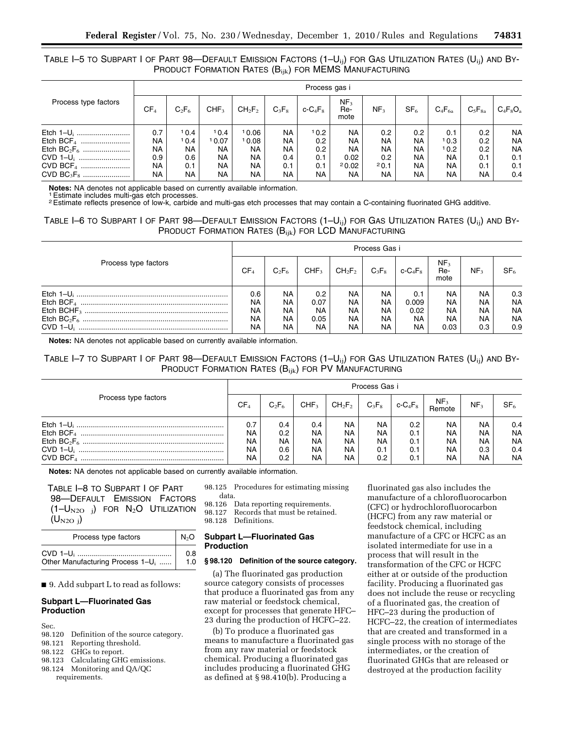TABLE I–5 TO SUBPART I OF PART 98—DEFAULT EMISSION FACTORS ($1–U_{ij}$) FOR GAS UTILIZATION RATES ($U_{ij}$) AND BY-PRODUCT FORMATION RATES ($B_{ijk}$) FOR MEMS MANUFACTURING

| Process type factors | Process gas i | | | | | | | | | | | |
|---|---|---|---|---|---|---|---|---|---|---|---|---|
| | $CF_4$ | $C_2F_6$ | $CHF_3$ | $CH_2F_2$ | $C_3F_8$ | $c\text{-}C_4F_8$ | $NF_3$ Remote | $NF_3$ | $SF_6$ | $C_4F_{6a}$ | $C_5F_{8a}$ | $C_4F_8O_a$ |
| Etch $1–U_i$ | 0.7 | [1] 0.4 | [1] 0.4 | [1] 0.06 | NA | [1] 0.2 | NA | 0.2 | 0.2 | 0.1 | 0.2 | NA |
| Etch $BCF_4$ | NA | [1] 0.4 | [1] 0.07 | [1] 0.08 | NA | 0.2 | NA | NA | NA | [1] 0.3 | 0.2 | NA |
| Etch $BC_2F_6$ | NA | NA | NA | NA | NA | 0.2 | NA | NA | NA | [1] 0.2 | 0.2 | NA |
| CVD $1–U_i$ | 0.9 | 0.6 | NA | NA | 0.4 | 0.1 | 0.02 | 0.2 | NA | NA | 0.1 | 0.1 |
| CVD $BCF_4$ | NA | 0.1 | NA | NA | 0.1 | 0.1 | [2] 0.02 | [2] 0.1 | NA | NA | 0.1 | 0.1 |
| CVD $BC_3F_8$ | NA | NA | NA | NA | NA | NA | NA | NA | NA | NA | NA | 0.4 |

**Notes:** NA denotes not applicable based on currently available information.
[1] Estimate includes multi-gas etch processes.
[2] Estimate reflects presence of low-k, carbide and multi-gas etch processes that may contain a C-containing fluorinated GHG additive.

TABLE I–6 TO SUBPART I OF PART 98—DEFAULT EMISSION FACTORS ($1–U_{ij}$) FOR GAS UTILIZATION RATES ($U_{ij}$) AND BY-PRODUCT FORMATION RATES ($B_{ijk}$) FOR LCD MANUFACTURING

| Process type factors | Process Gas i | | | | | | | | |
|---|---|---|---|---|---|---|---|---|---|
| | $CF_4$ | $C_2F_6$ | $CHF_3$ | $CH_2F_2$ | $C_3F_8$ | $c\text{-}C_4F_8$ | $NF_3$ Remote | $NF_3$ | $SF_6$ |
| Etch $1–U_i$ | 0.6 | NA | 0.2 | NA | NA | 0.1 | NA | NA | 0.3 |
| Etch $BCF_4$ | NA | NA | 0.07 | NA | NA | 0.009 | NA | NA | NA |
| Etch $BCHF_3$ | NA | NA | NA | NA | NA | 0.02 | NA | NA | NA |
| Etch $BC_2F_6$ | NA | NA | 0.05 | NA | NA | NA | NA | NA | NA |
| CVD $1–U_i$ | NA | NA | NA | NA | NA | NA | 0.03 | 0.3 | 0.9 |

**Notes:** NA denotes not applicable based on currently available information.

TABLE I–7 TO SUBPART I OF PART 98—DEFAULT EMISSION FACTORS ($1–U_{ij}$) FOR GAS UTILIZATION RATES ($U_{ij}$) AND BY-PRODUCT FORMATION RATES ($B_{ijk}$) FOR PV MANUFACTURING

| Process type factors | Process Gas i | | | | | | | | |
|---|---|---|---|---|---|---|---|---|---|
| | $CF_4$ | $C_2F_6$ | $CHF_3$ | $CH_2F_2$ | $C_3F_8$ | $c\text{-}C_4F_8$ | $NF_3$ Remote | $NF_3$ | $SF_6$ |
| Etch $1–U_i$ | 0.7 | 0.4 | 0.4 | NA | NA | 0.2 | NA | NA | 0.4 |
| Etch $BCF_4$ | NA | 0.2 | NA | NA | NA | 0.1 | NA | NA | NA |
| Etch $BC_2F_6$ | NA | NA | NA | NA | NA | 0.1 | NA | NA | NA |
| CVD $1–U_i$ | NA | 0.6 | NA | NA | 0.1 | 0.1 | NA | 0.3 | 0.4 |
| CVD $BCF_4$ | NA | 0.2 | NA | NA | 0.2 | 0.1 | NA | NA | NA |

**Notes:** NA denotes not applicable based on currently available information.

TABLE I–8 TO SUBPART I OF PART 98—DEFAULT EMISSION FACTORS ($1–U_{N2O\ j}$) FOR $N_2O$ UTILIZATION ($U_{N2O\ j}$)

| Process type factors | $N_2O$ |
|---|---|
| CVD $1–U_i$ | 0.8 |
| Other Manufacturing Process $1–U_i$ | 1.0 |

■ 9. Add subpart L to read as follows:

## Subpart L—Fluorinated Gas Production

Sec.
98.120 Definition of the source category.
98.121 Reporting threshold.
98.122 GHGs to report.
98.123 Calculating GHG emissions.
98.124 Monitoring and QA/QC requirements.
98.125 Procedures for estimating missing data.
98.126 Data reporting requirements.
98.127 Records that must be retained.
98.128 Definitions.

## Subpart L—Fluorinated Gas Production

### § 98.120 Definition of the source category.

(a) The fluorinated gas production source category consists of processes that produce a fluorinated gas from any raw material or feedstock chemical, except for processes that generate HFC–23 during the production of HCFC–22.

(b) To produce a fluorinated gas means to manufacture a fluorinated gas from any raw material or feedstock chemical. Producing a fluorinated gas includes producing a fluorinated GHG as defined at § 98.410(b). Producing a fluorinated gas also includes the manufacture of a chlorofluorocarbon (CFC) or hydrochlorofluorocarbon (HCFC) from any raw material or feedstock chemical, including manufacture of a CFC or HCFC as an isolated intermediate for use in a process that will result in the transformation of the CFC or HCFC either at or outside of the production facility. Producing a fluorinated gas does not include the reuse or recycling of a fluorinated gas, the creation of HFC–23 during the production of HCFC–22, the creation of intermediates that are created and transformed in a single process with no storage of the intermediates, or the creation of fluorinated GHGs that are released or destroyed at the production facility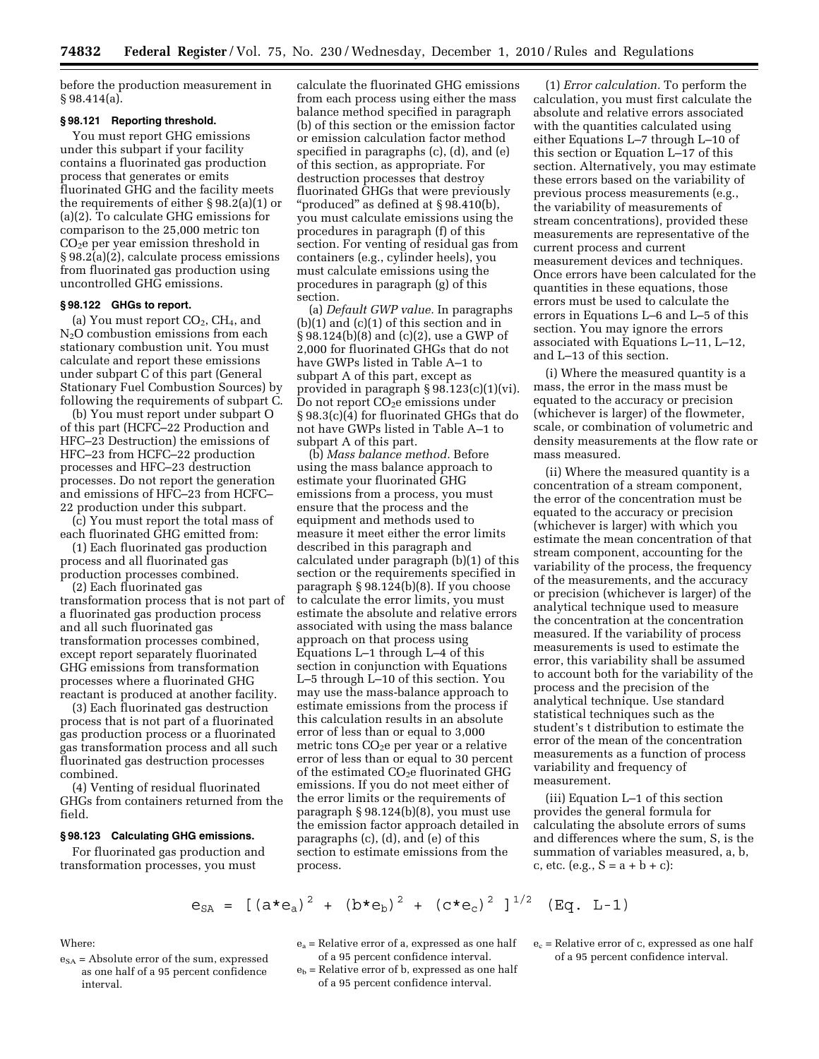before the production measurement in § 98.414(a).

### § 98.121 Reporting threshold.

You must report GHG emissions under this subpart if your facility contains a fluorinated gas production process that generates or emits fluorinated GHG and the facility meets the requirements of either § 98.2(a)(1) or (a)(2). To calculate GHG emissions for comparison to the 25,000 metric ton $CO_2e$ per year emission threshold in § 98.2(a)(2), calculate process emissions from fluorinated gas production using uncontrolled GHG emissions.

### § 98.122 GHGs to report.

(a) You must report $CO_2$, $CH_4$, and $N_2O$ combustion emissions from each stationary combustion unit. You must calculate and report these emissions under subpart C of this part (General Stationary Fuel Combustion Sources) by following the requirements of subpart C.

(b) You must report under subpart O of this part (HCFC–22 Production and HFC–23 Destruction) the emissions of HFC–23 from HCFC–22 production processes and HFC–23 destruction processes. Do not report the generation and emissions of HFC–23 from HCFC–22 production under this subpart.

(c) You must report the total mass of each fluorinated GHG emitted from:

(1) Each fluorinated gas production process and all fluorinated gas production processes combined.

(2) Each fluorinated gas transformation process that is not part of a fluorinated gas production process and all such fluorinated gas transformation processes combined, except report separately fluorinated GHG emissions from transformation processes where a fluorinated GHG reactant is produced at another facility.

(3) Each fluorinated gas destruction process that is not part of a fluorinated gas production process or a fluorinated gas transformation process and all such fluorinated gas destruction processes combined.

(4) Venting of residual fluorinated GHGs from containers returned from the field.

### § 98.123 Calculating GHG emissions.

For fluorinated gas production and transformation processes, you must calculate the fluorinated GHG emissions from each process using either the mass balance method specified in paragraph (b) of this section or the emission factor or emission calculation factor method specified in paragraphs (c), (d), and (e) of this section, as appropriate. For destruction processes that destroy fluorinated GHGs that were previously "produced" as defined at § 98.410(b), you must calculate emissions using the procedures in paragraph (f) of this section. For venting of residual gas from containers (e.g., cylinder heels), you must calculate emissions using the procedures in paragraph (g) of this section.

(a) *Default GWP value.* In paragraphs (b)(1) and (c)(1) of this section and in § 98.124(b)(8) and (c)(2), use a GWP of 2,000 for fluorinated GHGs that do not have GWPs listed in Table A–1 to subpart A of this part, except as provided in paragraph § 98.123(c)(1)(vi). Do not report $CO_2e$ emissions under § 98.3(c)(4) for fluorinated GHGs that do not have GWPs listed in Table A–1 to subpart A of this part.

(b) *Mass balance method.* Before using the mass balance approach to estimate your fluorinated GHG emissions from a process, you must ensure that the process and the equipment and methods used to measure it meet either the error limits described in this paragraph and calculated under paragraph (b)(1) of this section or the requirements specified in paragraph § 98.124(b)(8). If you choose to calculate the error limits, you must estimate the absolute and relative errors associated with using the mass balance approach on that process using Equations L–1 through L–4 of this section in conjunction with Equations L–5 through L–10 of this section. You may use the mass-balance approach to estimate emissions from the process if this calculation results in an absolute error of less than or equal to 3,000 metric tons $CO_2e$ per year or a relative error of less than or equal to 30 percent of the estimated $CO_2e$ fluorinated GHG emissions. If you do not meet either of the error limits or the requirements of paragraph § 98.124(b)(8), you must use the emission factor approach detailed in paragraphs (c), (d), and (e) of this section to estimate emissions from the process.

(1) *Error calculation.* To perform the calculation, you must first calculate the absolute and relative errors associated with the quantities calculated using either Equations L–7 through L–10 of this section or Equation L–17 of this section. Alternatively, you may estimate these errors based on the variability of previous process measurements (e.g., the variability of measurements of stream concentrations), provided these measurements are representative of the current process and current measurement devices and techniques. Once errors have been calculated for the quantities in these equations, those errors must be used to calculate the errors in Equations L–6 and L–5 of this section. You may ignore the errors associated with Equations L–11, L–12, and L–13 of this section.

(i) Where the measured quantity is a mass, the error in the mass must be equated to the accuracy or precision (whichever is larger) of the flowmeter, scale, or combination of volumetric and density measurements at the flow rate or mass measured.

(ii) Where the measured quantity is a concentration of a stream component, the error of the concentration must be equated to the accuracy or precision (whichever is larger) with which you estimate the mean concentration of that stream component, accounting for the variability of the process, the frequency of the measurements, and the accuracy or precision (whichever is larger) of the analytical technique used to measure the concentration at the concentration measured. If the variability of process measurements is used to estimate the error, this variability shall be assumed to account both for the variability of the process and the precision of the analytical technique. Use standard statistical techniques such as the student's t distribution to estimate the error of the mean of the concentration measurements as a function of process variability and frequency of measurement.

(iii) Equation L–1 of this section provides the general formula for calculating the absolute errors of sums and differences where the sum, S, is the summation of variables measured, a, b, c, etc. (e.g., S = a + b + c):

$$e_{SA} = [(a*e_a)^2 + (b*e_b)^2 + (c*e_c)^2]^{1/2} \quad \text{(Eq. L-1)}$$

Where:

$e_{SA}$ = Absolute error of the sum, expressed as one half of a 95 percent confidence interval.

$e_a$ = Relative error of a, expressed as one half of a 95 percent confidence interval.

$e_b$ = Relative error of b, expressed as one half of a 95 percent confidence interval.

$e_c$ = Relative error of c, expressed as one half of a 95 percent confidence interval.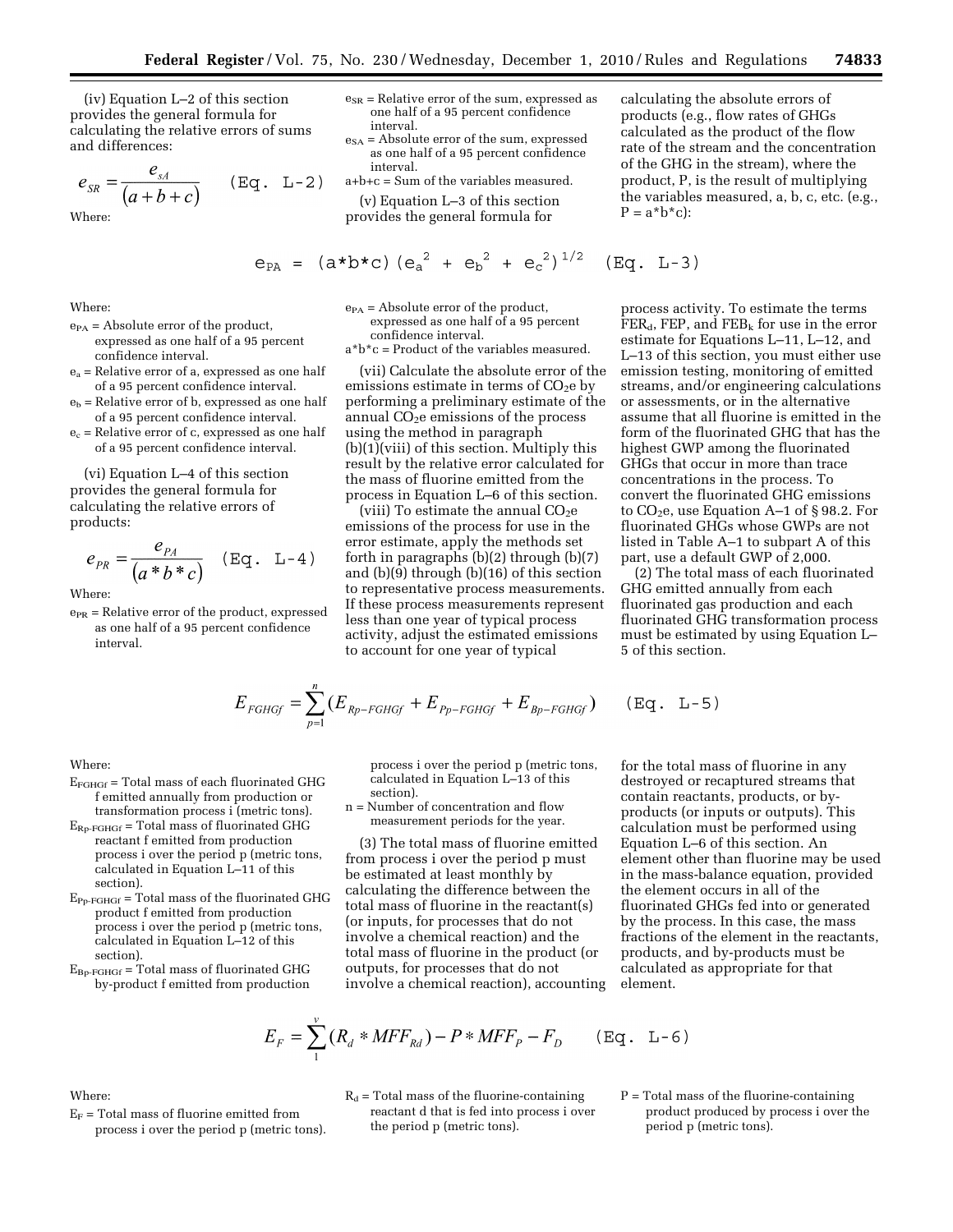(iv) Equation L–2 of this section provides the general formula for calculating the relative errors of sums and differences:

$$e_{SR} = \frac{e_{sA}}{(a+b+c)} \quad \text{(Eq. L-2)}$$

Where:

- $e_{SR}$ = Relative error of the sum, expressed as one half of a 95 percent confidence interval.
- $e_{SA}$ = Absolute error of the sum, expressed as one half of a 95 percent confidence interval.
- a+b+c = Sum of the variables measured.

(v) Equation L–3 of this section provides the general formula for calculating the absolute errors of products (e.g., flow rates of GHGs calculated as the product of the flow rate of the stream and the concentration of the GHG in the stream), where the product, P, is the result of multiplying the variables measured, a, b, c, etc. (e.g., P = a*b*c):

$$e_{PA} = (a*b*c)(e_a^2 + e_b^2 + e_c^2)^{1/2} \quad \text{(Eq. L-3)}$$

Where:

- $e_{PA}$ = Absolute error of the product, expressed as one half of a 95 percent confidence interval.
- $e_a$ = Relative error of a, expressed as one half of a 95 percent confidence interval.
- $e_b$ = Relative error of b, expressed as one half of a 95 percent confidence interval.
- $e_c$ = Relative error of c, expressed as one half of a 95 percent confidence interval.

(vi) Equation L–4 of this section provides the general formula for calculating the relative errors of products:

$$e_{PR} = \frac{e_{PA}}{(a*b*c)} \quad \text{(Eq. L-4)}$$

Where:

- $e_{PR}$ = Relative error of the product, expressed as one half of a 95 percent confidence interval.
- $e_{PA}$ = Absolute error of the product, expressed as one half of a 95 percent confidence interval.
- a*b*c = Product of the variables measured.

(vii) Calculate the absolute error of the emissions estimate in terms of $CO_2e$ by performing a preliminary estimate of the annual $CO_2e$ emissions of the process using the method in paragraph (b)(1)(viii) of this section. Multiply this result by the relative error calculated for the mass of fluorine emitted from the process in Equation L–6 of this section.

(viii) To estimate the annual $CO_2e$ emissions of the process for use in the error estimate, apply the methods set forth in paragraphs (b)(2) through (b)(7) and (b)(9) through (b)(16) of this section to representative process measurements. If these process measurements represent less than one year of typical process activity, adjust the estimated emissions to account for one year of typical process activity. To estimate the terms $FER_d$, FEP, and $FEB_k$ for use in the error estimate for Equations L–11, L–12, and L–13 of this section, you must either use emission testing, monitoring of emitted streams, and/or engineering calculations or assessments, or in the alternative assume that all fluorine is emitted in the form of the fluorinated GHG that has the highest GWP among the fluorinated GHGs that occur in more than trace concentrations in the process. To convert the fluorinated GHG emissions to $CO_2e$, use Equation A–1 of § 98.2. For fluorinated GHGs whose GWPs are not listed in Table A–1 to subpart A of this part, use a default GWP of 2,000.

(2) The total mass of each fluorinated GHG emitted annually from each fluorinated gas production and each fluorinated GHG transformation process must be estimated by using Equation L–5 of this section.

$$E_{FGHGf} = \sum_{p=1}^{n} (E_{Rp-FGHGf} + E_{Pp-FGHGf} + E_{Bp-FGHGf}) \quad \text{(Eq. L-5)}$$

Where:

- $E_{FGHGf}$ = Total mass of each fluorinated GHG f emitted annually from production or transformation process i (metric tons).
- $E_{Rp-FGHGf}$ = Total mass of fluorinated GHG reactant f emitted from production process i over the period p (metric tons, calculated in Equation L–11 of this section).
- $E_{Pp-FGHGf}$ = Total mass of the fluorinated GHG product f emitted from production process i over the period p (metric tons, calculated in Equation L–12 of this section).
- $E_{Bp-FGHGf}$ = Total mass of fluorinated GHG by-product f emitted from production process i over the period p (metric tons, calculated in Equation L–13 of this section).
- n = Number of concentration and flow measurement periods for the year.

(3) The total mass of fluorine emitted from process i over the period p must be estimated at least monthly by calculating the difference between the total mass of fluorine in the reactant(s) (or inputs, for processes that do not involve a chemical reaction) and the total mass of fluorine in the product (or outputs, for processes that do not involve a chemical reaction), accounting for the total mass of fluorine in any destroyed or recaptured streams that contain reactants, products, or by-products (or inputs or outputs). This calculation must be performed using Equation L–6 of this section. An element other than fluorine may be used in the mass-balance equation, provided the element occurs in all of the fluorinated GHGs fed into or generated by the process. In this case, the mass fractions of the element in the reactants, products, and by-products must be calculated as appropriate for that element.

$$E_F = \sum_{1}^{v} (R_d * MFF_{Rd}) - P * MFF_P - F_D \quad \text{(Eq. L-6)}$$

Where:

- $E_F$ = Total mass of fluorine emitted from process i over the period p (metric tons).
- $R_d$ = Total mass of the fluorine-containing reactant d that is fed into process i over the period p (metric tons).
- P = Total mass of the fluorine-containing product produced by process i over the period p (metric tons).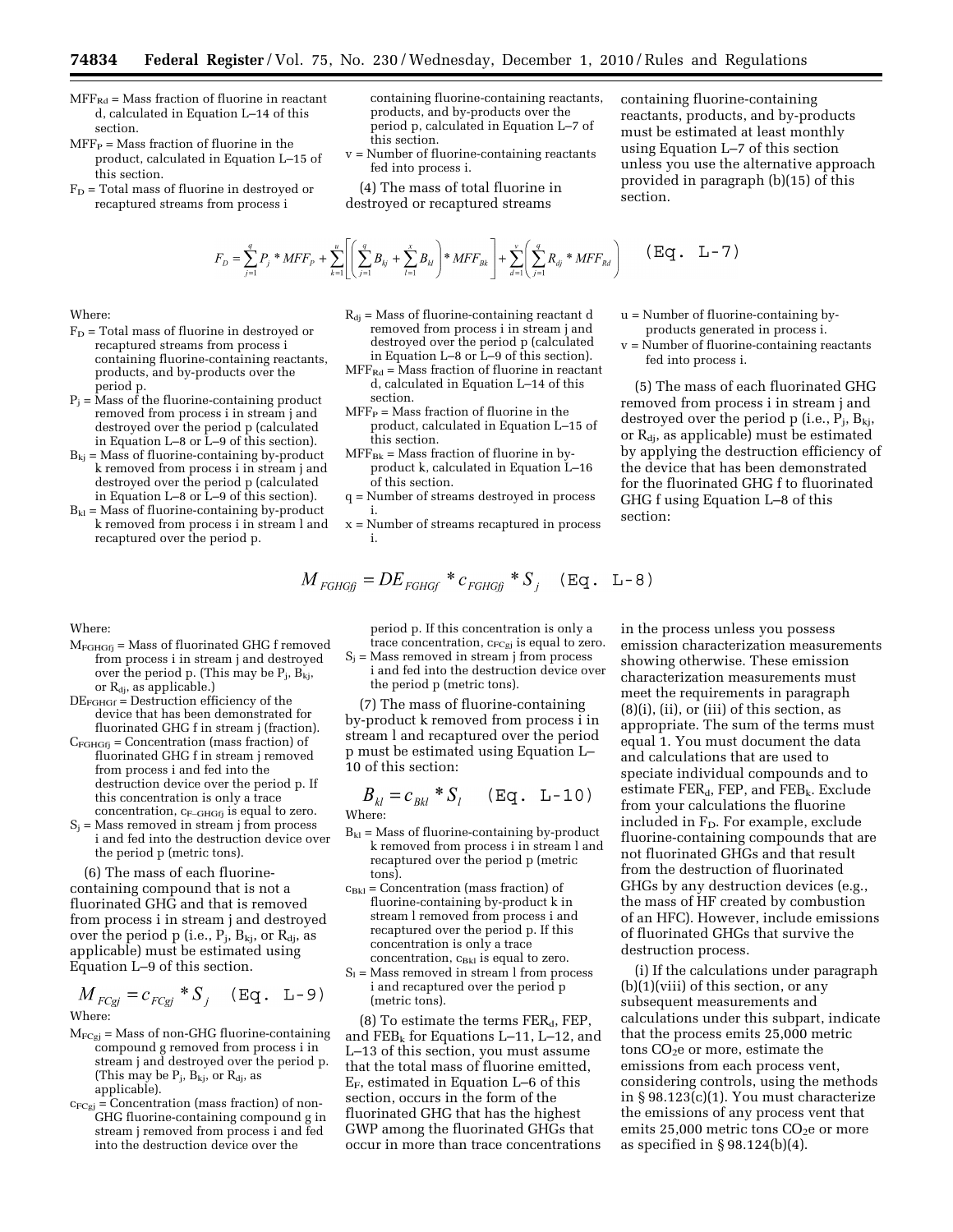$MFF_{Rd}$ = Mass fraction of fluorine in reactant d, calculated in Equation L–14 of this section.

$MFF_P$ = Mass fraction of fluorine in the product, calculated in Equation L–15 of this section.

$F_D$ = Total mass of fluorine in destroyed or recaptured streams from process i containing fluorine-containing reactants, products, and by-products over the period p, calculated in Equation L–7 of this section.

v = Number of fluorine-containing reactants fed into process i.

(4) The mass of total fluorine in destroyed or recaptured streams containing fluorine-containing reactants, products, and by-products must be estimated at least monthly using Equation L–7 of this section unless you use the alternative approach provided in paragraph (b)(15) of this section.

$$F_D = \sum_{j=1}^{q} P_j * MFF_P + \sum_{k=1}^{u}\left[\left(\sum_{j=1}^{q} B_{kj} + \sum_{l=1}^{x} B_{kl}\right) * MFF_{Bk}\right] + \sum_{d=1}^{v}\left(\sum_{j=1}^{q} R_{dj} * MFF_{Rd}\right) \quad \text{(Eq. L-7)}$$

Where:

$F_D$ = Total mass of fluorine in destroyed or recaptured streams from process i containing fluorine-containing reactants, products, and by-products over the period p.

$P_j$ = Mass of the fluorine-containing product removed from process i in stream j and destroyed over the period p (calculated in Equation L–8 or L–9 of this section).

$B_{kj}$ = Mass of fluorine-containing by-product k removed from process i in stream j and destroyed over the period p (calculated in Equation L–8 or L–9 of this section).

$B_{kl}$ = Mass of fluorine-containing by-product k removed from process i in stream l and recaptured over the period p.

$R_{dj}$ = Mass of fluorine-containing reactant d removed from process i in stream j and destroyed over the period p (calculated in Equation L–8 or L–9 of this section).

$MFF_{Rd}$ = Mass fraction of fluorine in reactant d, calculated in Equation L–14 of this section.

$MFF_P$ = Mass fraction of fluorine in the product, calculated in Equation L–15 of this section.

$MFF_{Bk}$ = Mass fraction of fluorine in by-product k, calculated in Equation L–16 of this section.

q = Number of streams destroyed in process i.

x = Number of streams recaptured in process i.

u = Number of fluorine-containing by-products generated in process i.

v = Number of fluorine-containing reactants fed into process i.

(5) The mass of each fluorinated GHG removed from process i in stream j and destroyed over the period p (i.e., $P_j$, $B_{kj}$, or $R_{dj}$, as applicable) must be estimated by applying the destruction efficiency of the device that has been demonstrated for the fluorinated GHG f to fluorinated GHG f using Equation L–8 of this section:

$$M_{FGHGfj} = DE_{FGHGf} * c_{FGHGfj} * S_j \quad \text{(Eq. L-8)}$$

Where:

$M_{FGHGfj}$ = Mass of fluorinated GHG f removed from process i in stream j and destroyed over the period p. (This may be $P_j$, $B_{kj}$, or $R_{dj}$, as applicable.)

$DE_{FGHGf}$ = Destruction efficiency of the device that has been demonstrated for fluorinated GHG f in stream j (fraction).

$C_{FGHGfj}$ = Concentration (mass fraction) of fluorinated GHG f in stream j removed from process i and fed into the destruction device over the period p. If this concentration is only a trace concentration, $c_{F-GHGfj}$ is equal to zero.

$S_j$ = Mass removed in stream j from process i and fed into the destruction device over the period p (metric tons).

(6) The mass of each fluorine-containing compound that is not a fluorinated GHG and that is removed from process i in stream j and destroyed over the period p (i.e., $P_j$, $B_{kj}$, or $R_{dj}$, as applicable) must be estimated using Equation L–9 of this section.

$$M_{FCgj} = c_{FCgj} * S_j \quad \text{(Eq. L-9)}$$

Where:

$M_{FCgj}$ = Mass of non-GHG fluorine-containing compound g removed from process i in stream j and destroyed over the period p. (This may be $P_j$, $B_{kj}$, or $R_{dj}$, as applicable).

$c_{FCgj}$ = Concentration (mass fraction) of non-GHG fluorine-containing compound g in stream j removed from process i and fed into the destruction device over the period p. If this concentration is only a trace concentration, $c_{FCgj}$ is equal to zero.

$S_j$ = Mass removed in stream j from process i and fed into the destruction device over the period p (metric tons).

(7) The mass of fluorine-containing by-product k removed from process i in stream l and recaptured over the period p must be estimated using Equation L–10 of this section:

$$B_{kl} = c_{Bkl} * S_l \quad \text{(Eq. L-10)}$$

Where:

$B_{kl}$ = Mass of fluorine-containing by-product k removed from process i in stream l and recaptured over the period p (metric tons).

$c_{Bkl}$ = Concentration (mass fraction) of fluorine-containing by-product k in stream l removed from process i and recaptured over the period p. If this concentration is only a trace concentration, $c_{Bkl}$ is equal to zero.

$S_l$ = Mass removed in stream l from process i and recaptured over the period p (metric tons).

(8) To estimate the terms $FER_d$, FEP, and $FEB_k$ for Equations L–11, L–12, and L–13 of this section, you must assume that the total mass of fluorine emitted, $E_F$, estimated in Equation L–6 of this section, occurs in the form of the fluorinated GHG that has the highest GWP among the fluorinated GHGs that occur in more than trace concentrations in the process unless you possess emission characterization measurements showing otherwise. These emission characterization measurements must meet the requirements in paragraph (8)(i), (ii), or (iii) of this section, as appropriate. The sum of the terms must equal 1. You must document the data and calculations that are used to speciate individual compounds and to estimate $FER_d$, FEP, and $FEB_k$. Exclude from your calculations the fluorine included in $F_D$. For example, exclude fluorine-containing compounds that are not fluorinated GHGs and that result from the destruction of fluorinated GHGs by any destruction devices (e.g., the mass of HF created by combustion of an HFC). However, include emissions of fluorinated GHGs that survive the destruction process.

(i) If the calculations under paragraph (b)(1)(viii) of this section, or any subsequent measurements and calculations under this subpart, indicate that the process emits 25,000 metric tons $CO_2e$ or more, estimate the emissions from each process vent, considering controls, using the methods in § 98.123(c)(1). You must characterize the emissions of any process vent that emits 25,000 metric tons $CO_2e$ or more as specified in § 98.124(b)(4).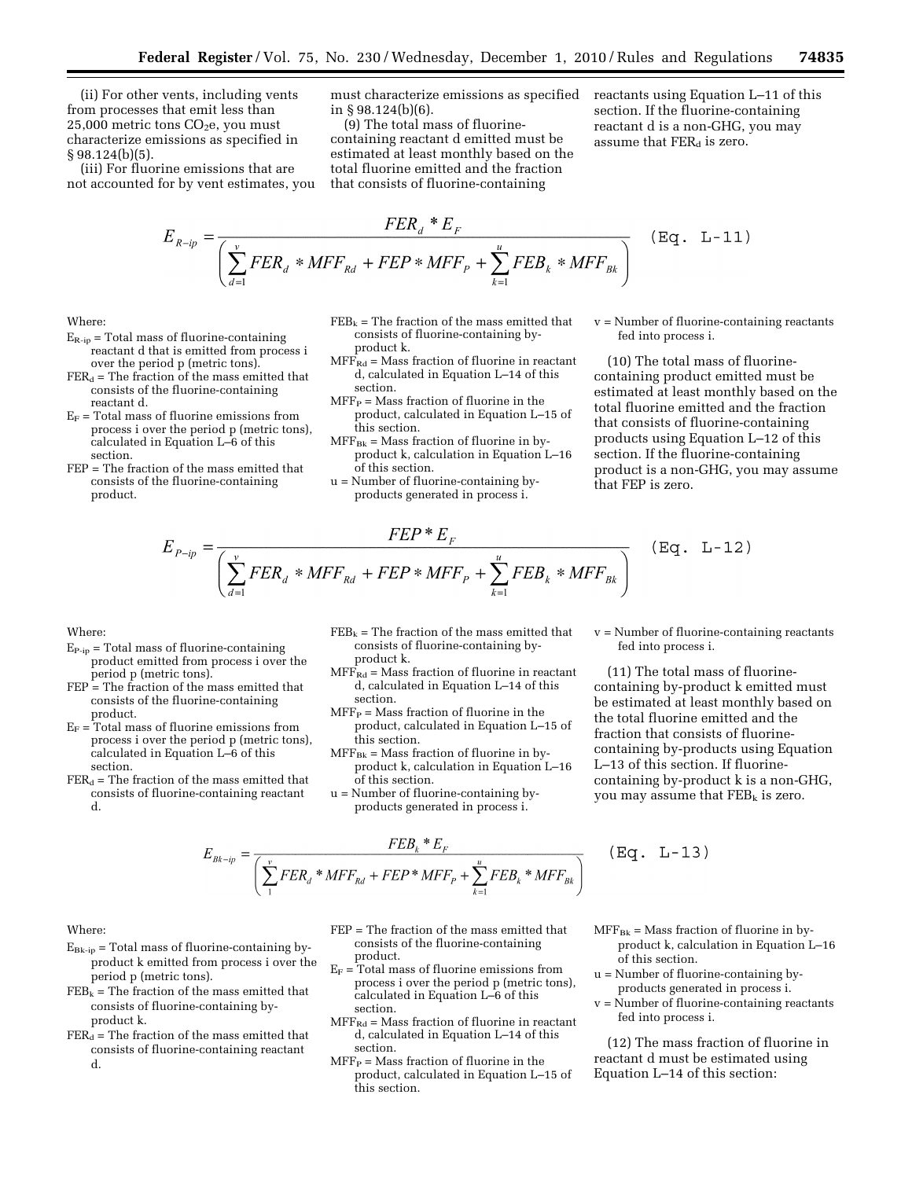(ii) For other vents, including vents from processes that emit less than 25,000 metric tons $CO_2e$, you must characterize emissions as specified in § 98.124(b)(5).

(iii) For fluorine emissions that are not accounted for by vent estimates, you must characterize emissions as specified in § 98.124(b)(6).

(9) The total mass of fluorine-containing reactant d emitted must be estimated at least monthly based on the total fluorine emitted and the fraction that consists of fluorine-containing reactants using Equation L–11 of this section. If the fluorine-containing reactant d is a non-GHG, you may assume that $FER_d$ is zero.

$$E_{R-ip} = \frac{FER_d * E_F}{\left(\sum_{d=1}^{v} FER_d * MFF_{Rd} + FEP * MFF_P + \sum_{k=1}^{u} FEB_k * MFF_{Bk}\right)} \quad \text{(Eq. L-11)}$$

Where:

$E_{R-ip}$ = Total mass of fluorine-containing reactant d that is emitted from process i over the period p (metric tons).

$FER_d$ = The fraction of the mass emitted that consists of the fluorine-containing reactant d.

$E_F$ = Total mass of fluorine emissions from process i over the period p (metric tons), calculated in Equation L–6 of this section.

FEP = The fraction of the mass emitted that consists of the fluorine-containing product.

$FEB_k$ = The fraction of the mass emitted that consists of fluorine-containing by-product k.

$MFF_{Rd}$ = Mass fraction of fluorine in reactant d, calculated in Equation L–14 of this section.

$MFF_P$ = Mass fraction of fluorine in the product, calculated in Equation L–15 of this section.

$MFF_{Bk}$ = Mass fraction of fluorine in by-product k, calculation in Equation L–16 of this section.

u = Number of fluorine-containing by-products generated in process i.

v = Number of fluorine-containing reactants fed into process i.

(10) The total mass of fluorine-containing product emitted must be estimated at least monthly based on the total fluorine emitted and the fraction that consists of fluorine-containing products using Equation L–12 of this section. If the fluorine-containing product is a non-GHG, you may assume that FEP is zero.

$$E_{P-ip} = \frac{FEP * E_F}{\left(\sum_{d=1}^{v} FER_d * MFF_{Rd} + FEP * MFF_P + \sum_{k=1}^{u} FEB_k * MFF_{Bk}\right)} \quad \text{(Eq. L-12)}$$

Where:

$E_{P-ip}$ = Total mass of fluorine-containing product emitted from process i over the period p (metric tons).

FEP = The fraction of the mass emitted that consists of the fluorine-containing product.

$E_F$ = Total mass of fluorine emissions from process i over the period p (metric tons), calculated in Equation L–6 of this section.

$FER_d$ = The fraction of the mass emitted that consists of fluorine-containing reactant d.

$FEB_k$ = The fraction of the mass emitted that consists of fluorine-containing by-product k.

$MFF_{Rd}$ = Mass fraction of fluorine in reactant d, calculated in Equation L–14 of this section.

$MFF_P$ = Mass fraction of fluorine in the product, calculated in Equation L–15 of this section.

$MFF_{Bk}$ = Mass fraction of fluorine in by-product k, calculation in Equation L–16 of this section.

u = Number of fluorine-containing by-products generated in process i.

v = Number of fluorine-containing reactants fed into process i.

(11) The total mass of fluorine-containing by-product k emitted must be estimated at least monthly based on the total fluorine emitted and the fraction that consists of fluorine-containing by-products using Equation L–13 of this section. If fluorine-containing by-product k is a non-GHG, you may assume that $FEB_k$ is zero.

$$E_{Bk-ip} = \frac{FEB_k * E_F}{\left(\sum_{1}^{v} FER_d * MFF_{Rd} + FEP * MFF_P + \sum_{k=1}^{u} FEB_k * MFF_{Bk}\right)} \quad \text{(Eq. L-13)}$$

Where:

$E_{Bk-ip}$ = Total mass of fluorine-containing by-product k emitted from process i over the period p (metric tons).

$FEB_k$ = The fraction of the mass emitted that consists of fluorine-containing by-product k.

$FER_d$ = The fraction of the mass emitted that consists of fluorine-containing reactant d.

FEP = The fraction of the mass emitted that consists of the fluorine-containing product.

$E_F$ = Total mass of fluorine emissions from process i over the period p (metric tons), calculated in Equation L–6 of this section.

$MFF_{Rd}$ = Mass fraction of fluorine in reactant d, calculated in Equation L–14 of this section.

$MFF_P$ = Mass fraction of fluorine in the product, calculated in Equation L–15 of this section.

$MFF_{Bk}$ = Mass fraction of fluorine in by-product k, calculation in Equation L–16 of this section.

u = Number of fluorine-containing by-products generated in process i.

v = Number of fluorine-containing reactants fed into process i.

(12) The mass fraction of fluorine in reactant d must be estimated using Equation L–14 of this section: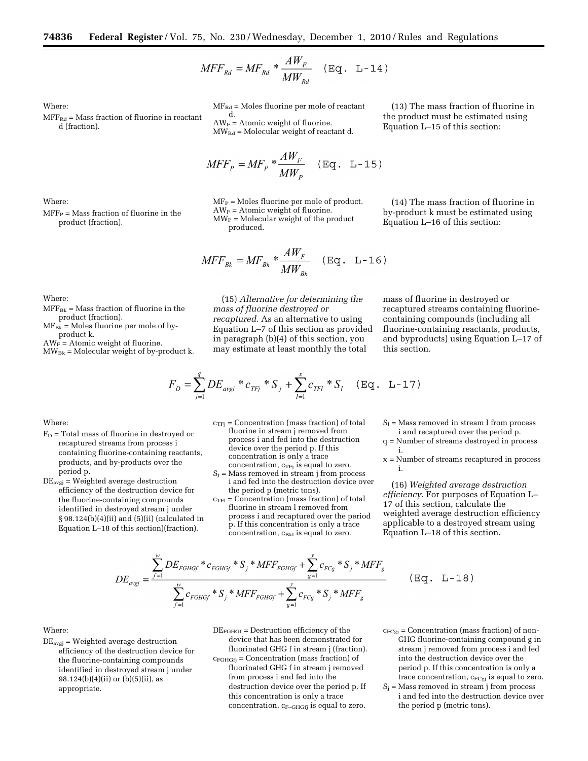$$MFF_{Rd} = MF_{Rd} * \frac{AW_F}{MW_{Rd}} \quad \text{(Eq. L-14)}$$

Where:

$MFF_{Rd}$ = Mass fraction of fluorine in reactant d (fraction).

$MF_{Rd}$ = Moles fluorine per mole of reactant d.

$AW_F$ = Atomic weight of fluorine.

$MW_{Rd}$ = Molecular weight of reactant d.

(13) The mass fraction of fluorine in the product must be estimated using Equation L–15 of this section:

$$MFF_P = MF_P * \frac{AW_F}{MW_P} \quad \text{(Eq. L-15)}$$

Where:

$MFF_P$ = Mass fraction of fluorine in the product (fraction).

$MF_P$ = Moles fluorine per mole of product.

$AW_F$ = Atomic weight of fluorine.

$MW_P$ = Molecular weight of the product produced.

(14) The mass fraction of fluorine in by-product k must be estimated using Equation L–16 of this section:

$$MFF_{Bk} = MF_{Bk} * \frac{AW_F}{MW_{Bk}} \quad \text{(Eq. L-16)}$$

Where:

$MFF_{Bk}$ = Mass fraction of fluorine in the product (fraction).

$MF_{Bk}$ = Moles fluorine per mole of by-product k.

$AW_F$ = Atomic weight of fluorine.

$MW_{Bk}$ = Molecular weight of by-product k.

(15) *Alternative for determining the mass of fluorine destroyed or recaptured.* As an alternative to using Equation L–7 of this section as provided in paragraph (b)(4) of this section, you may estimate at least monthly the total mass of fluorine in destroyed or recaptured streams containing fluorine-containing compounds (including all fluorine-containing reactants, products, and byproducts) using Equation L–17 of this section.

$$F_D = \sum_{j=1}^{q} DE_{avgj} * c_{TFj} * S_j + \sum_{l=1}^{x} c_{TFl} * S_l \quad \text{(Eq. L-17)}$$

Where:

$F_D$ = Total mass of fluorine in destroyed or recaptured streams from process i containing fluorine-containing reactants, products, and by-products over the period p.

$DE_{avgj}$ = Weighted average destruction efficiency of the destruction device for the fluorine-containing compounds identified in destroyed stream j under § 98.124(b)(4)(ii) and (5)(ii) (calculated in Equation L–18 of this section)(fraction).

$c_{TFj}$ = Concentration (mass fraction) of total fluorine in stream j removed from process i and fed into the destruction device over the period p. If this concentration is only a trace concentration, $c_{TFj}$ is equal to zero.

$S_j$ = Mass removed in stream j from process i and fed into the destruction device over the period p (metric tons).

$c_{TFl}$ = Concentration (mass fraction) of total fluorine in stream l removed from process i and recaptured over the period p. If this concentration is only a trace concentration, $c_{Bkl}$ is equal to zero.

$S_l$ = Mass removed in stream l from process i and recaptured over the period p.

q = Number of streams destroyed in process i.

x = Number of streams recaptured in process i.

(16) *Weighted average destruction efficiency.* For purposes of Equation L–17 of this section, calculate the weighted average destruction efficiency applicable to a destroyed stream using Equation L–18 of this section.

$$DE_{avgj} = \frac{\sum_{f=1}^{w} DE_{FGHGf} * c_{FGHGf} * S_j * MFF_{FGHGf} + \sum_{g=1}^{y} c_{FCg} * S_j * MFF_g}{\sum_{f=1}^{w} c_{FGHGf} * S_j * MFF_{FGHGf} + \sum_{g=1}^{y} c_{FCg} * S_j * MFF_g} \quad \text{(Eq. L-18)}$$

Where:

$DE_{avgj}$ = Weighted average destruction efficiency of the destruction device for the fluorine-containing compounds identified in destroyed stream j under 98.124(b)(4)(ii) or (b)(5)(ii), as appropriate.

$DE_{FGHGf}$ = Destruction efficiency of the device that has been demonstrated for fluorinated GHG f in stream j (fraction).

$c_{FGHGfj}$ = Concentration (mass fraction) of fluorinated GHG f in stream j removed from process i and fed into the destruction device over the period p. If this concentration is only a trace concentration, $c_{F\text{–}GHGfj}$ is equal to zero.

$c_{FCgj}$ = Concentration (mass fraction) of non-GHG fluorine-containing compound g in stream j removed from process i and fed into the destruction device over the period p. If this concentration is only a trace concentration, $c_{FCgj}$ is equal to zero.

$S_j$ = Mass removed in stream j from process i and fed into the destruction device over the period p (metric tons).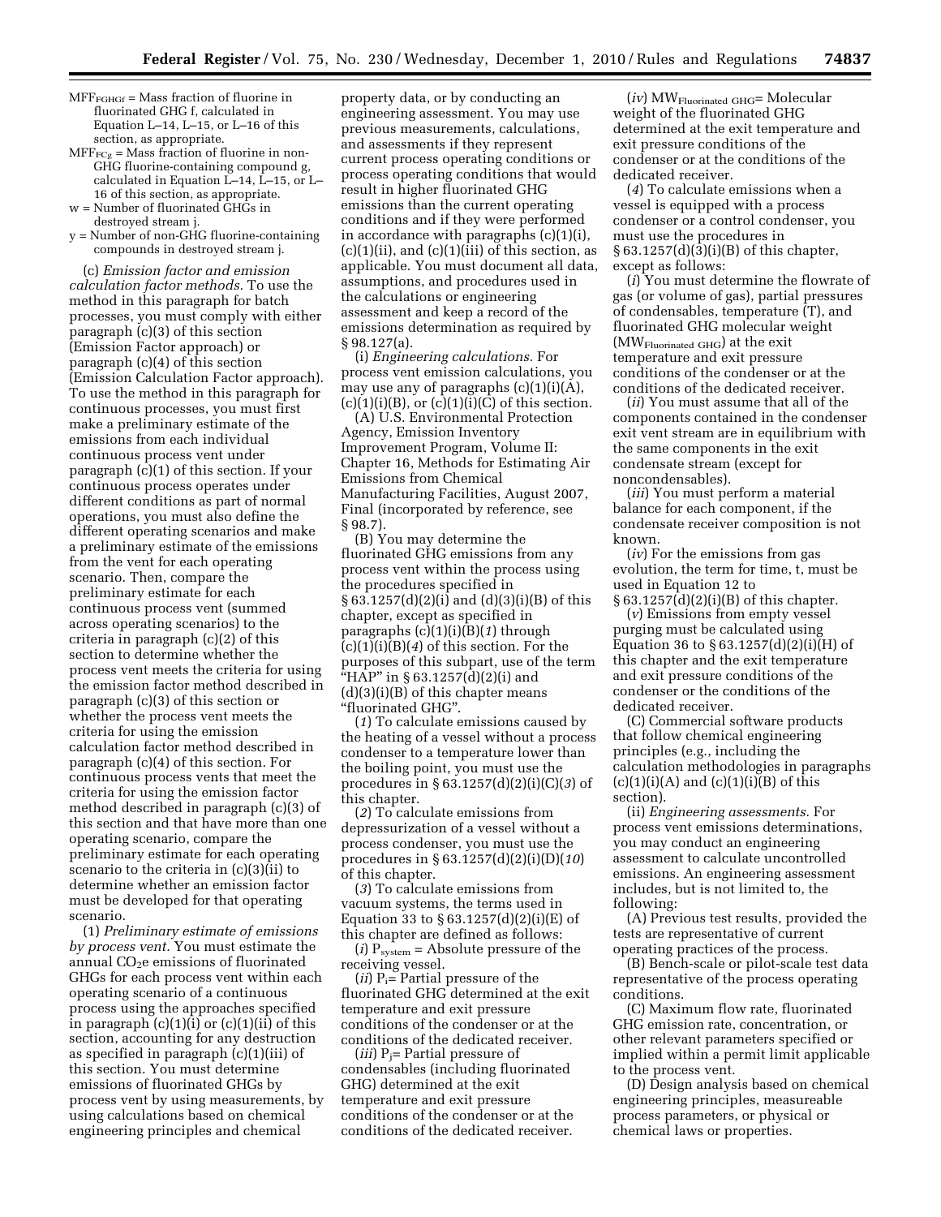$MFF_{FGHGf}$ = Mass fraction of fluorine in fluorinated GHG f, calculated in Equation L–14, L–15, or L–16 of this section, as appropriate.

$MFF_{FCg}$ = Mass fraction of fluorine in non-GHG fluorine-containing compound g, calculated in Equation L–14, L–15, or L–16 of this section, as appropriate.

w = Number of fluorinated GHGs in destroyed stream j.

y = Number of non-GHG fluorine-containing compounds in destroyed stream j.

(c) *Emission factor and emission calculation factor methods.* To use the method in this paragraph for batch processes, you must comply with either paragraph (c)(3) of this section (Emission Factor approach) or paragraph (c)(4) of this section (Emission Calculation Factor approach). To use the method in this paragraph for continuous processes, you must first make a preliminary estimate of the emissions from each individual continuous process vent under paragraph (c)(1) of this section. If your continuous process operates under different conditions as part of normal operations, you must also define the different operating scenarios and make a preliminary estimate of the emissions from the vent for each operating scenario. Then, compare the preliminary estimate for each continuous process vent (summed across operating scenarios) to the criteria in paragraph (c)(2) of this section to determine whether the process vent meets the criteria for using the emission factor method described in paragraph (c)(3) of this section or whether the process vent meets the criteria for using the emission calculation factor method described in paragraph (c)(4) of this section. For continuous process vents that meet the criteria for using the emission factor method described in paragraph (c)(3) of this section and that have more than one operating scenario, compare the preliminary estimate for each operating scenario to the criteria in (c)(3)(ii) to determine whether an emission factor must be developed for that operating scenario.

(1) *Preliminary estimate of emissions by process vent.* You must estimate the annual $CO_2e$ emissions of fluorinated GHGs for each process vent within each operating scenario of a continuous process using the approaches specified in paragraph (c)(1)(i) or (c)(1)(ii) of this section, accounting for any destruction as specified in paragraph (c)(1)(iii) of this section. You must determine emissions of fluorinated GHGs by process vent by using measurements, by using calculations based on chemical engineering principles and chemical property data, or by conducting an engineering assessment. You may use previous measurements, calculations, and assessments if they represent current process operating conditions or process operating conditions that would result in higher fluorinated GHG emissions than the current operating conditions and if they were performed in accordance with paragraphs (c)(1)(i), (c)(1)(ii), and (c)(1)(iii) of this section, as applicable. You must document all data, assumptions, and procedures used in the calculations or engineering assessment and keep a record of the emissions determination as required by § 98.127(a).

(i) *Engineering calculations.* For process vent emission calculations, you may use any of paragraphs (c)(1)(i)(A), (c)(1)(i)(B), or (c)(1)(i)(C) of this section.

(A) U.S. Environmental Protection Agency, Emission Inventory Improvement Program, Volume II: Chapter 16, Methods for Estimating Air Emissions from Chemical Manufacturing Facilities, August 2007, Final (incorporated by reference, see § 98.7).

(B) You may determine the fluorinated GHG emissions from any process vent within the process using the procedures specified in § 63.1257(d)(2)(i) and (d)(3)(i)(B) of this chapter, except as specified in paragraphs (c)(1)(i)(B)(*1*) through (c)(1)(i)(B)(*4*) of this section. For the purposes of this subpart, use of the term "HAP" in § 63.1257(d)(2)(i) and (d)(3)(i)(B) of this chapter means "fluorinated GHG".

(*1*) To calculate emissions caused by the heating of a vessel without a process condenser to a temperature lower than the boiling point, you must use the procedures in § 63.1257(d)(2)(i)(C)(*3*) of this chapter.

(*2*) To calculate emissions from depressurization of a vessel without a process condenser, you must use the procedures in § 63.1257(d)(2)(i)(D)(*10*) of this chapter.

(*3*) To calculate emissions from vacuum systems, the terms used in Equation 33 to § 63.1257(d)(2)(i)(E) of this chapter are defined as follows:

(*i*) $P_{system}$ = Absolute pressure of the receiving vessel.

(*ii*) $P_i$= Partial pressure of the fluorinated GHG determined at the exit temperature and exit pressure conditions of the condenser or at the conditions of the dedicated receiver.

(*iii*) $P_j$= Partial pressure of condensables (including fluorinated GHG) determined at the exit temperature and exit pressure conditions of the condenser or at the conditions of the dedicated receiver.

(*iv*) $MW_{Fluorinated\ GHG}$= Molecular weight of the fluorinated GHG determined at the exit temperature and exit pressure conditions of the condenser or at the conditions of the dedicated receiver.

(*4*) To calculate emissions when a vessel is equipped with a process condenser or a control condenser, you must use the procedures in § 63.1257(d)(3)(i)(B) of this chapter, except as follows:

(*i*) You must determine the flowrate of gas (or volume of gas), partial pressures of condensables, temperature (T), and fluorinated GHG molecular weight ($MW_{Fluorinated\ GHG}$) at the exit temperature and exit pressure conditions of the condenser or at the conditions of the dedicated receiver.

(*ii*) You must assume that all of the components contained in the condenser exit vent stream are in equilibrium with the same components in the exit condensate stream (except for noncondensables).

(*iii*) You must perform a material balance for each component, if the condensate receiver composition is not known.

(*iv*) For the emissions from gas evolution, the term for time, t, must be used in Equation 12 to § 63.1257(d)(2)(i)(B) of this chapter.

(*v*) Emissions from empty vessel purging must be calculated using Equation 36 to § 63.1257(d)(2)(i)(H) of this chapter and the exit temperature and exit pressure conditions of the condenser or the conditions of the dedicated receiver.

(C) Commercial software products that follow chemical engineering principles (e.g., including the calculation methodologies in paragraphs (c)(1)(i)(A) and (c)(1)(i)(B) of this section).

(ii) *Engineering assessments.* For process vent emissions determinations, you may conduct an engineering assessment to calculate uncontrolled emissions. An engineering assessment includes, but is not limited to, the following:

(A) Previous test results, provided the tests are representative of current operating practices of the process.

(B) Bench-scale or pilot-scale test data representative of the process operating conditions.

(C) Maximum flow rate, fluorinated GHG emission rate, concentration, or other relevant parameters specified or implied within a permit limit applicable to the process vent.

(D) Design analysis based on chemical engineering principles, measureable process parameters, or physical or chemical laws or properties.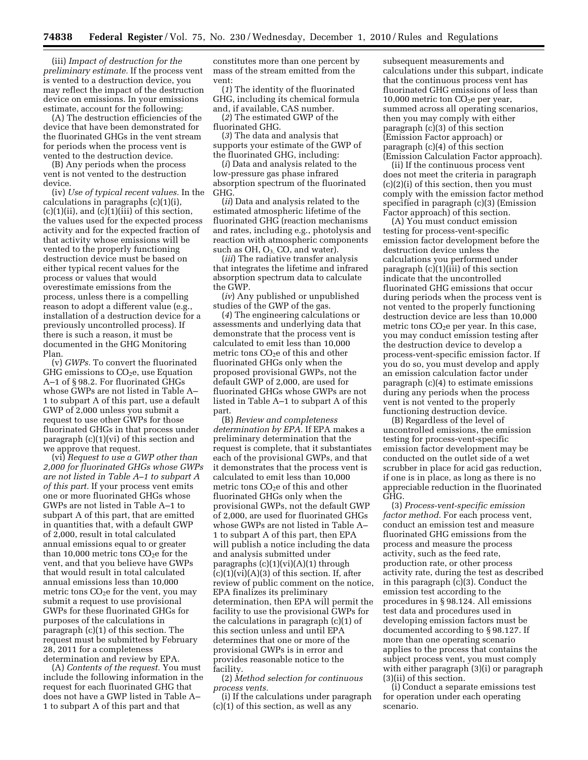(iii) *Impact of destruction for the preliminary estimate.* If the process vent is vented to a destruction device, you may reflect the impact of the destruction device on emissions. In your emissions estimate, account for the following:

(A) The destruction efficiencies of the device that have been demonstrated for the fluorinated GHGs in the vent stream for periods when the process vent is vented to the destruction device.

(B) Any periods when the process vent is not vented to the destruction device.

(iv) *Use of typical recent values.* In the calculations in paragraphs (c)(1)(i), (c)(1)(ii), and (c)(1)(iii) of this section, the values used for the expected process activity and for the expected fraction of that activity whose emissions will be vented to the properly functioning destruction device must be based on either typical recent values for the process or values that would overestimate emissions from the process, unless there is a compelling reason to adopt a different value (e.g., installation of a destruction device for a previously uncontrolled process). If there is such a reason, it must be documented in the GHG Monitoring Plan.

(v) *GWPs.* To convert the fluorinated GHG emissions to $CO_2e$, use Equation A–1 of § 98.2. For fluorinated GHGs whose GWPs are not listed in Table A–1 to subpart A of this part, use a default GWP of 2,000 unless you submit a request to use other GWPs for those fluorinated GHGs in that process under paragraph (c)(1)(vi) of this section and we approve that request.

(vi) *Request to use a GWP other than 2,000 for fluorinated GHGs whose GWPs are not listed in Table A–1 to subpart A of this part.* If your process vent emits one or more fluorinated GHGs whose GWPs are not listed in Table A–1 to subpart A of this part, that are emitted in quantities that, with a default GWP of 2,000, result in total calculated annual emissions equal to or greater than 10,000 metric tons $CO_2e$ for the vent, and that you believe have GWPs that would result in total calculated annual emissions less than 10,000 metric tons $CO_2e$ for the vent, you may submit a request to use provisional GWPs for these fluorinated GHGs for purposes of the calculations in paragraph (c)(1) of this section. The request must be submitted by February 28, 2011 for a completeness determination and review by EPA.

(A) *Contents of the request.* You must include the following information in the request for each fluorinated GHG that does not have a GWP listed in Table A–1 to subpart A of this part and that constitutes more than one percent by mass of the stream emitted from the vent:

(*1*) The identity of the fluorinated GHG, including its chemical formula and, if available, CAS number.

(*2*) The estimated GWP of the fluorinated GHG.

(*3*) The data and analysis that supports your estimate of the GWP of the fluorinated GHG, including:

(*i*) Data and analysis related to the low-pressure gas phase infrared absorption spectrum of the fluorinated GHG.

(*ii*) Data and analysis related to the estimated atmospheric lifetime of the fluorinated GHG (reaction mechanisms and rates, including e.g., photolysis and reaction with atmospheric components such as OH, $O_3$, CO, and water).

(*iii*) The radiative transfer analysis that integrates the lifetime and infrared absorption spectrum data to calculate the GWP.

(*iv*) Any published or unpublished studies of the GWP of the gas.

(*4*) The engineering calculations or assessments and underlying data that demonstrate that the process vent is calculated to emit less than 10,000 metric tons $CO_2e$ of this and other fluorinated GHGs only when the proposed provisional GWPs, not the default GWP of 2,000, are used for fluorinated GHGs whose GWPs are not listed in Table A–1 to subpart A of this part.

(B) *Review and completeness determination by EPA.* If EPA makes a preliminary determination that the request is complete, that it substantiates each of the provisional GWPs, and that it demonstrates that the process vent is calculated to emit less than 10,000 metric tons $CO_2e$ of this and other fluorinated GHGs only when the provisional GWPs, not the default GWP of 2,000, are used for fluorinated GHGs whose GWPs are not listed in Table A–1 to subpart A of this part, then EPA will publish a notice including the data and analysis submitted under paragraphs (c)(1)(vi)(A)(*1*) through (c)(1)(vi)(A)(*3*) of this section. If, after review of public comment on the notice, EPA finalizes its preliminary determination, then EPA will permit the facility to use the provisional GWPs for the calculations in paragraph (c)(1) of this section unless and until EPA determines that one or more of the provisional GWPs is in error and provides reasonable notice to the facility.

(2) *Method selection for continuous process vents.*

(i) If the calculations under paragraph (c)(1) of this section, as well as any subsequent measurements and calculations under this subpart, indicate that the continuous process vent has fluorinated GHG emissions of less than 10,000 metric ton $CO_2e$ per year, summed across all operating scenarios, then you may comply with either paragraph (c)(3) of this section (Emission Factor approach) or paragraph (c)(4) of this section (Emission Calculation Factor approach).

(ii) If the continuous process vent does not meet the criteria in paragraph (c)(2)(i) of this section, then you must comply with the emission factor method specified in paragraph (c)(3) (Emission Factor approach) of this section.

(A) You must conduct emission testing for process-vent-specific emission factor development before the destruction device unless the calculations you performed under paragraph (c)(1)(iii) of this section indicate that the uncontrolled fluorinated GHG emissions that occur during periods when the process vent is not vented to the properly functioning destruction device are less than 10,000 metric tons $CO_2e$ per year. In this case, you may conduct emission testing after the destruction device to develop a process-vent-specific emission factor. If you do so, you must develop and apply an emission calculation factor under paragraph (c)(4) to estimate emissions during any periods when the process vent is not vented to the properly functioning destruction device.

(B) Regardless of the level of uncontrolled emissions, the emission testing for process-vent-specific emission factor development may be conducted on the outlet side of a wet scrubber in place for acid gas reduction, if one is in place, as long as there is no appreciable reduction in the fluorinated GHG.

(3) *Process-vent-specific emission factor method.* For each process vent, conduct an emission test and measure fluorinated GHG emissions from the process and measure the process activity, such as the feed rate, production rate, or other process activity rate, during the test as described in this paragraph (c)(3). Conduct the emission test according to the procedures in § 98.124. All emissions test data and procedures used in developing emission factors must be documented according to § 98.127. If more than one operating scenario applies to the process that contains the subject process vent, you must comply with either paragraph (3)(i) or paragraph (3)(ii) of this section.

(i) Conduct a separate emissions test for operation under each operating scenario.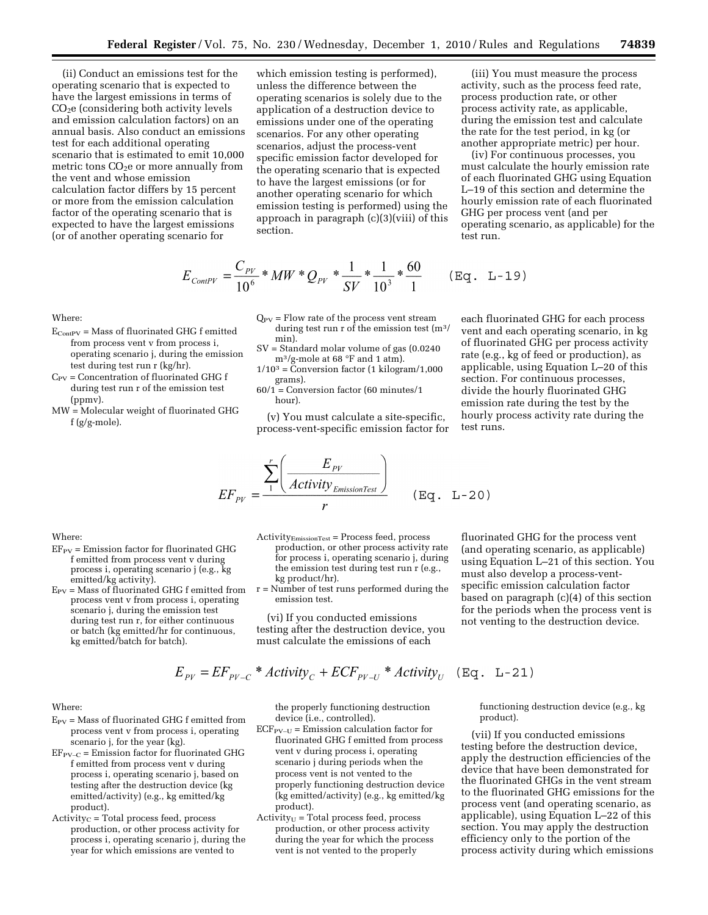(ii) Conduct an emissions test for the operating scenario that is expected to have the largest emissions in terms of $CO_2$e (considering both activity levels and emission calculation factors) on an annual basis. Also conduct an emissions test for each additional operating scenario that is estimated to emit 10,000 metric tons $CO_2$e or more annually from the vent and whose emission calculation factor differs by 15 percent or more from the emission calculation factor of the operating scenario that is expected to have the largest emissions (or of another operating scenario for which emission testing is performed), unless the difference between the operating scenarios is solely due to the application of a destruction device to emissions under one of the operating scenarios. For any other operating scenarios, adjust the process-vent specific emission factor developed for the operating scenario that is expected to have the largest emissions (or for another operating scenario for which emission testing is performed) using the approach in paragraph (c)(3)(viii) of this section.

(iii) You must measure the process activity, such as the process feed rate, process production rate, or other process activity rate, as applicable, during the emission test and calculate the rate for the test period, in kg (or another appropriate metric) per hour.

(iv) For continuous processes, you must calculate the hourly emission rate of each fluorinated GHG using Equation L–19 of this section and determine the hourly emission rate of each fluorinated GHG per process vent (and per operating scenario, as applicable) for the test run.

$$E_{ContPV} = \frac{C_{PV}}{10^6} * MW * Q_{PV} * \frac{1}{SV} * \frac{1}{10^3} * \frac{60}{1} \quad \text{(Eq. L-19)}$$

Where:

$E_{ContPV}$ = Mass of fluorinated GHG f emitted from process vent v from process i, operating scenario j, during the emission test during test run r (kg/hr).

$C_{PV}$ = Concentration of fluorinated GHG f during test run r of the emission test (ppmv).

MW = Molecular weight of fluorinated GHG f (g/g-mole).

$Q_{PV}$ = Flow rate of the process vent stream during test run r of the emission test ($m^3$/min).

SV = Standard molar volume of gas (0.0240 $m^3$/g-mole at 68 °F and 1 atm).

$1/10^3$ = Conversion factor (1 kilogram/1,000 grams).

60/1 = Conversion factor (60 minutes/1 hour).

(v) You must calculate a site-specific, process-vent-specific emission factor for each fluorinated GHG for each process vent and each operating scenario, in kg of fluorinated GHG per process activity rate (e.g., kg of feed or production), as applicable, using Equation L–20 of this section. For continuous processes, divide the hourly fluorinated GHG emission rate during the test by the hourly process activity rate during the test runs.

$$EF_{PV} = \frac{\sum_{1}^{r}\left(\frac{E_{PV}}{Activity_{EmissionTest}}\right)}{r} \quad \text{(Eq. L-20)}$$

Where:

$EF_{PV}$ = Emission factor for fluorinated GHG f emitted from process vent v during process i, operating scenario j (e.g., kg emitted/kg activity).

$E_{PV}$ = Mass of fluorinated GHG f emitted from process vent v from process i, operating scenario j, during the emission test during test run r, for either continuous or batch (kg emitted/hr for continuous, kg emitted/batch for batch).

$Activity_{EmissionTest}$ = Process feed, process production, or other process activity rate for process i, operating scenario j, during the emission test during test run r (e.g., kg product/hr).

r = Number of test runs performed during the emission test.

(vi) If you conducted emissions testing after the destruction device, you must calculate the emissions of each fluorinated GHG for the process vent (and operating scenario, as applicable) using Equation L–21 of this section. You must also develop a process-vent-specific emission calculation factor based on paragraph (c)(4) of this section for the periods when the process vent is not venting to the destruction device.

$$E_{PV} = EF_{PV-C} * Activity_C + ECF_{PV-U} * Activity_U \quad \text{(Eq. L-21)}$$

Where:

$E_{PV}$ = Mass of fluorinated GHG f emitted from process vent v from process i, operating scenario j, for the year (kg).

$EF_{PV-C}$ = Emission factor for fluorinated GHG f emitted from process vent v during process i, operating scenario j, based on testing after the destruction device (kg emitted/activity) (e.g., kg emitted/kg product).

$Activity_C$ = Total process feed, process production, or other process activity for process i, operating scenario j, during the year for which emissions are vented to the properly functioning destruction device (i.e., controlled).

$ECF_{PV-U}$ = Emission calculation factor for fluorinated GHG f emitted from process vent v during process i, operating scenario j during periods when the process vent is not vented to the properly functioning destruction device (kg emitted/activity) (e.g., kg emitted/kg product).

$Activity_U$ = Total process feed, process production, or other process activity during the year for which the process vent is not vented to the properly functioning destruction device (e.g., kg product).

(vii) If you conducted emissions testing before the destruction device, apply the destruction efficiencies of the device that have been demonstrated for the fluorinated GHGs in the vent stream to the fluorinated GHG emissions for the process vent (and operating scenario, as applicable), using Equation L–22 of this section. You may apply the destruction efficiency only to the portion of the process activity during which emissions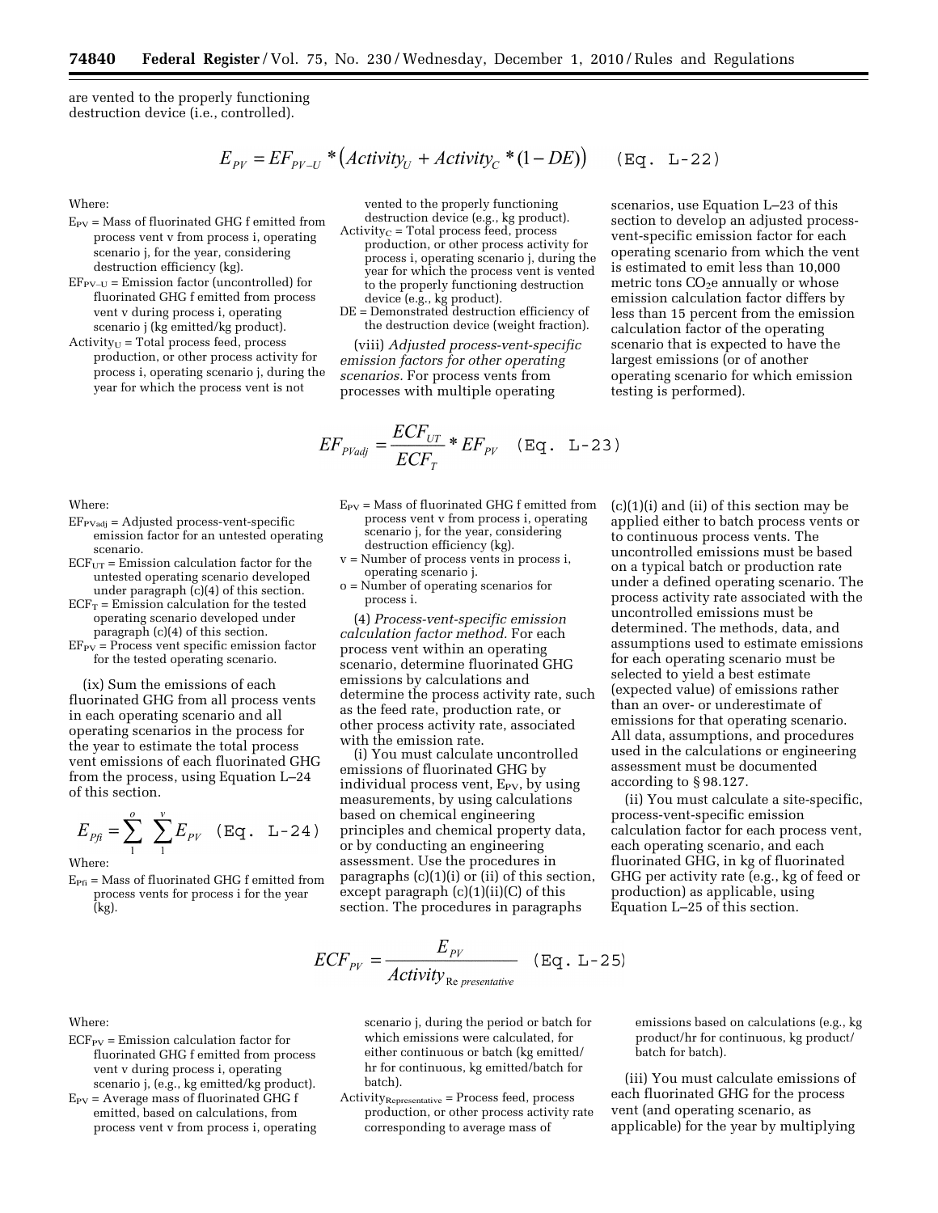are vented to the properly functioning destruction device (i.e., controlled).

$$E_{PV} = EF_{PV-U} * \left(Activity_U + Activity_C * (1 - DE)\right) \quad \text{(Eq. L-22)}$$

Where:

$E_{PV}$ = Mass of fluorinated GHG f emitted from process vent v from process i, operating scenario j, for the year, considering destruction efficiency (kg).

$EF_{PV-U}$ = Emission factor (uncontrolled) for fluorinated GHG f emitted from process vent v during process i, operating scenario j (kg emitted/kg product).

$Activity_U$ = Total process feed, process production, or other process activity for process i, operating scenario j, during the year for which the process vent is not vented to the properly functioning destruction device (e.g., kg product).

$Activity_C$ = Total process feed, process production, or other process activity for process i, operating scenario j, during the year for which the process vent is vented to the properly functioning destruction device (e.g., kg product).

DE = Demonstrated destruction efficiency of the destruction device (weight fraction).

(viii) *Adjusted process-vent-specific emission factors for other operating scenarios.* For process vents from processes with multiple operating scenarios, use Equation L–23 of this section to develop an adjusted process-vent-specific emission factor for each operating scenario from which the vent is estimated to emit less than 10,000 metric tons $CO_2e$ annually or whose emission calculation factor differs by less than 15 percent from the emission calculation factor of the operating scenario that is expected to have the largest emissions (or of another operating scenario for which emission testing is performed).

$$EF_{PVadj} = \frac{ECF_{UT}}{ECF_T} * EF_{PV} \quad \text{(Eq. L-23)}$$

Where:

$EF_{PVadj}$ = Adjusted process-vent-specific emission factor for an untested operating scenario.

$ECF_{UT}$ = Emission calculation factor for the untested operating scenario developed under paragraph (c)(4) of this section.

$ECF_T$ = Emission calculation for the tested operating scenario developed under paragraph (c)(4) of this section.

$EF_{PV}$ = Process vent specific emission factor for the tested operating scenario.

(ix) Sum the emissions of each fluorinated GHG from all process vents in each operating scenario and all operating scenarios in the process for the year to estimate the total process vent emissions of each fluorinated GHG from the process, using Equation L–24 of this section.

$$E_{Pfi} = \sum_{1}^{o} \sum_{1}^{v} E_{PV} \quad \text{(Eq. L-24)}$$

Where:

$E_{Pfi}$ = Mass of fluorinated GHG f emitted from process vents for process i for the year (kg).

$E_{PV}$ = Mass of fluorinated GHG f emitted from process vent v from process i, operating scenario j, for the year, considering destruction efficiency (kg).

v = Number of process vents in process i, operating scenario j.

o = Number of operating scenarios for process i.

(4) *Process-vent-specific emission calculation factor method.* For each process vent within an operating scenario, determine fluorinated GHG emissions by calculations and determine the process activity rate, such as the feed rate, production rate, or other process activity rate, associated with the emission rate.

(i) You must calculate uncontrolled emissions of fluorinated GHG by individual process vent, $E_{PV}$, by using measurements, by using calculations based on chemical engineering principles and chemical property data, or by conducting an engineering assessment. Use the procedures in paragraphs (c)(1)(i) or (ii) of this section, except paragraph (c)(1)(ii)(C) of this section. The procedures in paragraphs (c)(1)(i) and (ii) of this section may be applied either to batch process vents or to continuous process vents. The uncontrolled emissions must be based on a typical batch or production rate under a defined operating scenario. The process activity rate associated with the uncontrolled emissions must be determined. The methods, data, and assumptions used to estimate emissions for each operating scenario must be selected to yield a best estimate (expected value) of emissions rather than an over- or underestimate of emissions for that operating scenario. All data, assumptions, and procedures used in the calculations or engineering assessment must be documented according to § 98.127.

(ii) You must calculate a site-specific, process-vent-specific emission calculation factor for each process vent, each operating scenario, and each fluorinated GHG, in kg of fluorinated GHG per activity rate (e.g., kg of feed or production) as applicable, using Equation L–25 of this section.

$$ECF_{PV} = \frac{E_{PV}}{Activity_{Representative}} \quad \text{(Eq. L-25)}$$

Where:

$ECF_{PV}$ = Emission calculation factor for fluorinated GHG f emitted from process vent v during process i, operating scenario j, (e.g., kg emitted/kg product).

$E_{PV}$ = Average mass of fluorinated GHG f emitted, based on calculations, from process vent v from process i, operating scenario j, during the period or batch for which emissions were calculated, for either continuous or batch (kg emitted/hr for continuous, kg emitted/batch for batch).

$Activity_{Representative}$ = Process feed, process production, or other process activity rate corresponding to average mass of emissions based on calculations (e.g., kg product/hr for continuous, kg product/batch for batch).

(iii) You must calculate emissions of each fluorinated GHG for the process vent (and operating scenario, as applicable) for the year by multiplying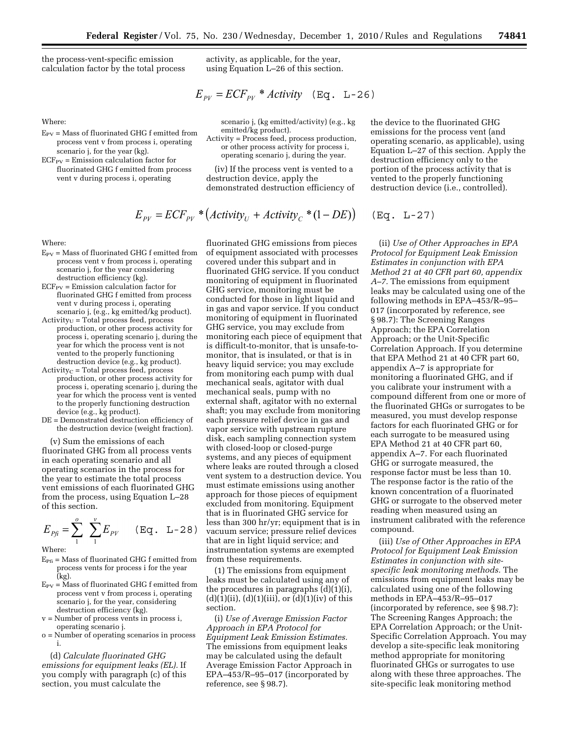the process-vent-specific emission calculation factor by the total process activity, as applicable, for the year, using Equation L–26 of this section.

$$E_{PV} = ECF_{PV} * Activity \quad \text{(Eq. L-26)}$$

Where:

$E_{PV}$ = Mass of fluorinated GHG f emitted from process vent v from process i, operating scenario j, for the year (kg).

$ECF_{PV}$ = Emission calculation factor for fluorinated GHG f emitted from process vent v during process i, operating scenario j, (kg emitted/activity) (e.g., kg emitted/kg product).

Activity = Process feed, process production, or other process activity for process i, operating scenario j, during the year.

(iv) If the process vent is vented to a destruction device, apply the demonstrated destruction efficiency of the device to the fluorinated GHG emissions for the process vent (and operating scenario, as applicable), using Equation L–27 of this section. Apply the destruction efficiency only to the portion of the process activity that is vented to the properly functioning destruction device (i.e., controlled).

$$E_{PV} = ECF_{PV} * \left(Activity_U + Activity_C * (1 - DE)\right) \quad \text{(Eq. L-27)}$$

Where:

$E_{PV}$ = Mass of fluorinated GHG f emitted from process vent v from process i, operating scenario j, for the year considering destruction efficiency (kg).

$ECF_{PV}$ = Emission calculation factor for fluorinated GHG f emitted from process vent v during process i, operating scenario j, (e.g., kg emitted/kg product).

$Activity_U$ = Total process feed, process production, or other process activity for process i, operating scenario j, during the year for which the process vent is not vented to the properly functioning destruction device (e.g., kg product).

$Activity_C$ = Total process feed, process production, or other process activity for process i, operating scenario j, during the year for which the process vent is vented to the properly functioning destruction device (e.g., kg product).

DE = Demonstrated destruction efficiency of the destruction device (weight fraction).

(v) Sum the emissions of each fluorinated GHG from all process vents in each operating scenario and all operating scenarios in the process for the year to estimate the total process vent emissions of each fluorinated GHG from the process, using Equation L–28 of this section.

$$E_{Pfi} = \sum_{1}^{o} \sum_{1}^{v} E_{PV} \quad \text{(Eq. L-28)}$$

Where:

$E_{Pfi}$ = Mass of fluorinated GHG f emitted from process vents for process i for the year (kg).

$E_{PV}$ = Mass of fluorinated GHG f emitted from process vent v from process i, operating scenario j, for the year, considering destruction efficiency (kg).

v = Number of process vents in process i, operating scenario j.

o = Number of operating scenarios in process i.

(d) *Calculate fluorinated GHG emissions for equipment leaks (EL).* If you comply with paragraph (c) of this section, you must calculate the fluorinated GHG emissions from pieces of equipment associated with processes covered under this subpart and in fluorinated GHG service. If you conduct monitoring of equipment in fluorinated GHG service, monitoring must be conducted for those in light liquid and in gas and vapor service. If you conduct monitoring of equipment in fluorinated GHG service, you may exclude from monitoring each piece of equipment that is difficult-to-monitor, that is unsafe-to-monitor, that is insulated, or that is in heavy liquid service; you may exclude from monitoring each pump with dual mechanical seals, agitator with dual mechanical seals, pump with no external shaft, agitator with no external shaft; you may exclude from monitoring each pressure relief device in gas and vapor service with upstream rupture disk, each sampling connection system with closed-loop or closed-purge systems, and any pieces of equipment where leaks are routed through a closed vent system to a destruction device. You must estimate emissions using another approach for those pieces of equipment excluded from monitoring. Equipment that is in fluorinated GHG service for less than 300 hr/yr; equipment that is in vacuum service; pressure relief devices that are in light liquid service; and instrumentation systems are exempted from these requirements.

(1) The emissions from equipment leaks must be calculated using any of the procedures in paragraphs (d)(1)(i), (d)(1)(ii), (d)(1)(iii), or (d)(1)(iv) of this section.

(i) *Use of Average Emission Factor Approach in EPA Protocol for Equipment Leak Emission Estimates.* The emissions from equipment leaks may be calculated using the default Average Emission Factor Approach in EPA–453/R–95–017 (incorporated by reference, see § 98.7).

(ii) *Use of Other Approaches in EPA Protocol for Equipment Leak Emission Estimates in conjunction with EPA Method 21 at 40 CFR part 60, appendix A–7.* The emissions from equipment leaks may be calculated using one of the following methods in EPA–453/R–95–017 (incorporated by reference, see § 98.7): The Screening Ranges Approach; the EPA Correlation Approach; or the Unit-Specific Correlation Approach. If you determine that EPA Method 21 at 40 CFR part 60, appendix A–7 is appropriate for monitoring a fluorinated GHG, and if you calibrate your instrument with a compound different from one or more of the fluorinated GHGs or surrogates to be measured, you must develop response factors for each fluorinated GHG or for each surrogate to be measured using EPA Method 21 at 40 CFR part 60, appendix A–7. For each fluorinated GHG or surrogate measured, the response factor must be less than 10. The response factor is the ratio of the known concentration of a fluorinated GHG or surrogate to the observed meter reading when measured using an instrument calibrated with the reference compound.

(iii) *Use of Other Approaches in EPA Protocol for Equipment Leak Emission Estimates in conjunction with site-specific leak monitoring methods.* The emissions from equipment leaks may be calculated using one of the following methods in EPA–453/R–95–017 (incorporated by reference, see § 98.7): The Screening Ranges Approach; the EPA Correlation Approach; or the Unit-Specific Correlation Approach. You may develop a site-specific leak monitoring method appropriate for monitoring fluorinated GHGs or surrogates to use along with these three approaches. The site-specific leak monitoring method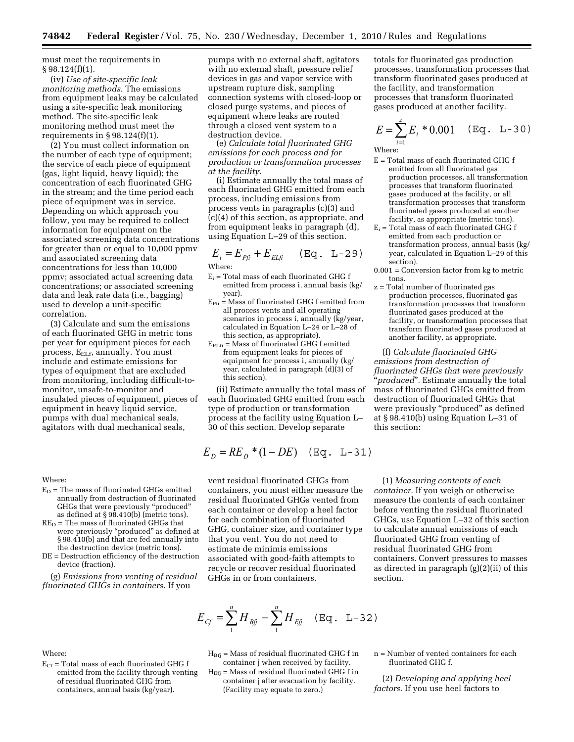must meet the requirements in § 98.124(f)(1).

(iv) *Use of site-specific leak monitoring methods.* The emissions from equipment leaks may be calculated using a site-specific leak monitoring method. The site-specific leak monitoring method must meet the requirements in § 98.124(f)(1).

(2) You must collect information on the number of each type of equipment; the service of each piece of equipment (gas, light liquid, heavy liquid); the concentration of each fluorinated GHG in the stream; and the time period each piece of equipment was in service. Depending on which approach you follow, you may be required to collect information for equipment on the associated screening data concentrations for greater than or equal to 10,000 ppmv and associated screening data concentrations for less than 10,000 ppmv; associated actual screening data concentrations; or associated screening data and leak rate data (i.e., bagging) used to develop a unit-specific correlation.

(3) Calculate and sum the emissions of each fluorinated GHG in metric tons per year for equipment pieces for each process, $E_{ELf}$, annually. You must include and estimate emissions for types of equipment that are excluded from monitoring, including difficult-to-monitor, unsafe-to-monitor and insulated pieces of equipment, pieces of equipment in heavy liquid service, pumps with dual mechanical seals, agitators with dual mechanical seals, pumps with no external shaft, agitators with no external shaft, pressure relief devices in gas and vapor service with upstream rupture disk, sampling connection systems with closed-loop or closed purge systems, and pieces of equipment where leaks are routed through a closed vent system to a destruction device.

(e) *Calculate total fluorinated GHG emissions for each process and for production or transformation processes at the facility.*

(i) Estimate annually the total mass of each fluorinated GHG emitted from each process, including emissions from process vents in paragraphs (c)(3) and (c)(4) of this section, as appropriate, and from equipment leaks in paragraph (d), using Equation L–29 of this section.

$$E_i = E_{Pfi} + E_{ELfi} \quad \text{(Eq. L-29)}$$

Where:

$E_i$ = Total mass of each fluorinated GHG f emitted from process i, annual basis (kg/year).

$E_{Pfi}$ = Mass of fluorinated GHG f emitted from all process vents and all operating scenarios in process i, annually (kg/year, calculated in Equation L–24 or L–28 of this section, as appropriate).

$E_{ELfi}$ = Mass of fluorinated GHG f emitted from equipment leaks for pieces of equipment for process i, annually (kg/year, calculated in paragraph (d)(3) of this section).

(ii) Estimate annually the total mass of each fluorinated GHG emitted from each type of production or transformation process at the facility using Equation L–30 of this section. Develop separate totals for fluorinated gas production processes, transformation processes that transform fluorinated gases produced at the facility, and transformation processes that transform fluorinated gases produced at another facility.

$$E = \sum_{i=1}^{z} E_i * 0.001 \quad \text{(Eq. L-30)}$$

Where:

E = Total mass of each fluorinated GHG f emitted from all fluorinated gas production processes, all transformation processes that transform fluorinated gases produced at the facility, or all transformation processes that transform fluorinated gases produced at another facility, as appropriate (metric tons).

$E_i$ = Total mass of each fluorinated GHG f emitted from each production or transformation process, annual basis (kg/year, calculated in Equation L–29 of this section).

0.001 = Conversion factor from kg to metric tons.

z = Total number of fluorinated gas production processes, fluorinated gas transformation processes that transform fluorinated gases produced at the facility, or transformation processes that transform fluorinated gases produced at another facility, as appropriate.

(f) *Calculate fluorinated GHG emissions from destruction of fluorinated GHGs that were previously "produced".* Estimate annually the total mass of fluorinated GHGs emitted from destruction of fluorinated GHGs that were previously "produced" as defined at § 98.410(b) using Equation L–31 of this section:

$$E_D = RE_D * (1 - DE) \quad \text{(Eq. L-31)}$$

Where:

$E_D$ = The mass of fluorinated GHGs emitted annually from destruction of fluorinated GHGs that were previously "produced" as defined at § 98.410(b) (metric tons).

$RE_D$ = The mass of fluorinated GHGs that were previously "produced" as defined at § 98.410(b) and that are fed annually into the destruction device (metric tons).

DE = Destruction efficiency of the destruction device (fraction).

(g) *Emissions from venting of residual fluorinated GHGs in containers.* If you vent residual fluorinated GHGs from containers, you must either measure the residual fluorinated GHGs vented from each container or develop a heel factor for each combination of fluorinated GHG, container size, and container type that you vent. You do not need to estimate de minimis emissions associated with good-faith attempts to recycle or recover residual fluorinated GHGs in or from containers.

(1) *Measuring contents of each container.* If you weigh or otherwise measure the contents of each container before venting the residual fluorinated GHGs, use Equation L–32 of this section to calculate annual emissions of each fluorinated GHG from venting of residual fluorinated GHG from containers. Convert pressures to masses as directed in paragraph (g)(2)(ii) of this section.

$$E_{Cf} = \sum_{1}^{n} H_{Bfj} - \sum_{1}^{n} H_{Efj} \quad \text{(Eq. L-32)}$$

Where:

$E_{Cf}$ = Total mass of each fluorinated GHG f emitted from the facility through venting of residual fluorinated GHG from containers, annual basis (kg/year).

$H_{Bfj}$ = Mass of residual fluorinated GHG f in container j when received by facility.

$H_{Efj}$ = Mass of residual fluorinated GHG f in container j after evacuation by facility. (Facility may equate to zero.)

n = Number of vented containers for each fluorinated GHG f.

(2) *Developing and applying heel factors.* If you use heel factors to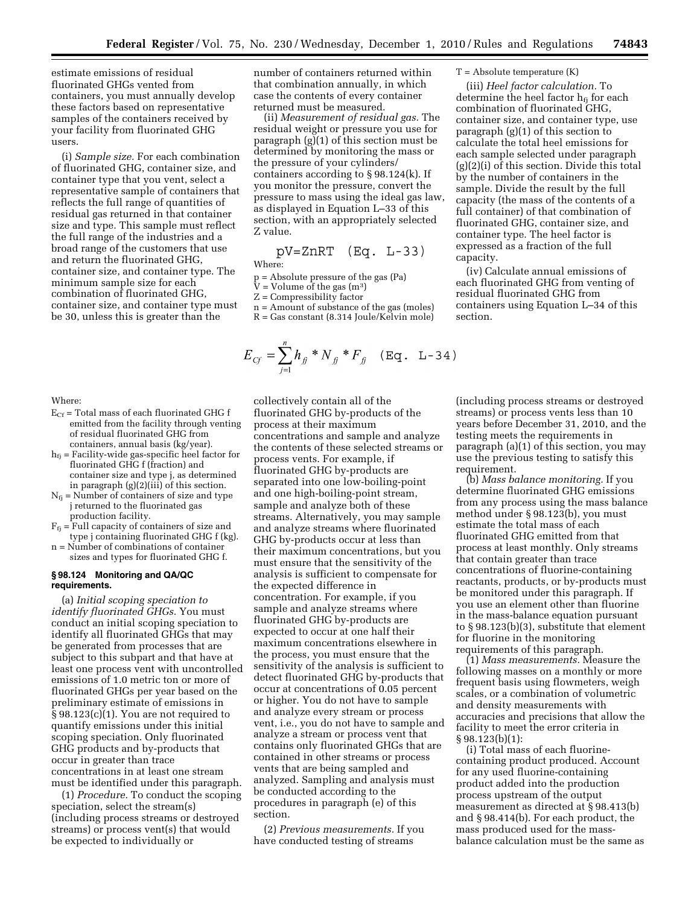estimate emissions of residual fluorinated GHGs vented from containers, you must annually develop these factors based on representative samples of the containers received by your facility from fluorinated GHG users.

(i) *Sample size.* For each combination of fluorinated GHG, container size, and container type that you vent, select a representative sample of containers that reflects the full range of quantities of residual gas returned in that container size and type. This sample must reflect the full range of the industries and a broad range of the customers that use and return the fluorinated GHG, container size, and container type. The minimum sample size for each combination of fluorinated GHG, container size, and container type must be 30, unless this is greater than the number of containers returned within that combination annually, in which case the contents of every container returned must be measured.

(ii) *Measurement of residual gas.* The residual weight or pressure you use for paragraph (g)(1) of this section must be determined by monitoring the mass or the pressure of your cylinders/containers according to § 98.124(k). If you monitor the pressure, convert the pressure to mass using the ideal gas law, as displayed in Equation L–33 of this section, with an appropriately selected Z value.

$$pV = ZnRT \quad \text{(Eq. L-33)}$$

Where:

p = Absolute pressure of the gas (Pa)
V = Volume of the gas ($m^3$)
Z = Compressibility factor
n = Amount of substance of the gas (moles)
R = Gas constant (8.314 Joule/Kelvin mole)
T = Absolute temperature (K)

(iii) *Heel factor calculation.* To determine the heel factor $h_{fj}$ for each combination of fluorinated GHG, container size, and container type, use paragraph (g)(1) of this section to calculate the total heel emissions for each sample selected under paragraph (g)(2)(i) of this section. Divide this total by the number of containers in the sample. Divide the result by the full capacity (the mass of the contents of a full container) of that combination of fluorinated GHG, container size, and container type. The heel factor is expressed as a fraction of the full capacity.

(iv) Calculate annual emissions of each fluorinated GHG from venting of residual fluorinated GHG from containers using Equation L–34 of this section.

$$E_{Cf} = \sum_{j=1}^{n} h_{fj} * N_{fj} * F_{fj} \quad \text{(Eq. L-34)}$$

Where:

$E_{Cf}$ = Total mass of each fluorinated GHG f emitted from the facility through venting of residual fluorinated GHG from containers, annual basis (kg/year).
$h_{fj}$ = Facility-wide gas-specific heel factor for fluorinated GHG f (fraction) and container size and type j, as determined in paragraph (g)(2)(iii) of this section.
$N_{fj}$ = Number of containers of size and type j returned to the fluorinated gas production facility.
$F_{fj}$ = Full capacity of containers of size and type j containing fluorinated GHG f (kg).
n = Number of combinations of container sizes and types for fluorinated GHG f.

**§ 98.124 Monitoring and QA/QC requirements.**

(a) *Initial scoping speciation to identify fluorinated GHGs.* You must conduct an initial scoping speciation to identify all fluorinated GHGs that may be generated from processes that are subject to this subpart and that have at least one process vent with uncontrolled emissions of 1.0 metric ton or more of fluorinated GHGs per year based on the preliminary estimate of emissions in § 98.123(c)(1). You are not required to quantify emissions under this initial scoping speciation. Only fluorinated GHG products and by-products that occur in greater than trace concentrations in at least one stream must be identified under this paragraph.

(1) *Procedure.* To conduct the scoping speciation, select the stream(s) (including process streams or destroyed streams) or process vent(s) that would be expected to individually or collectively contain all of the fluorinated GHG by-products of the process at their maximum concentrations and sample and analyze the contents of these selected streams or process vents. For example, if fluorinated GHG by-products are separated into one low-boiling-point and one high-boiling-point stream, sample and analyze both of these streams. Alternatively, you may sample and analyze streams where fluorinated GHG by-products occur at less than their maximum concentrations, but you must ensure that the sensitivity of the analysis is sufficient to compensate for the expected difference in concentration. For example, if you sample and analyze streams where fluorinated GHG by-products are expected to occur at one half their maximum concentrations elsewhere in the process, you must ensure that the sensitivity of the analysis is sufficient to detect fluorinated GHG by-products that occur at concentrations of 0.05 percent or higher. You do not have to sample and analyze every stream or process vent, i.e., you do not have to sample and analyze a stream or process vent that contains only fluorinated GHGs that are contained in other streams or process vents that are being sampled and analyzed. Sampling and analysis must be conducted according to the procedures in paragraph (e) of this section.

(2) *Previous measurements.* If you have conducted testing of streams (including process streams or destroyed streams) or process vents less than 10 years before December 31, 2010, and the testing meets the requirements in paragraph (a)(1) of this section, you may use the previous testing to satisfy this requirement.

(b) *Mass balance monitoring.* If you determine fluorinated GHG emissions from any process using the mass balance method under § 98.123(b), you must estimate the total mass of each fluorinated GHG emitted from that process at least monthly. Only streams that contain greater than trace concentrations of fluorine-containing reactants, products, or by-products must be monitored under this paragraph. If you use an element other than fluorine in the mass-balance equation pursuant to § 98.123(b)(3), substitute that element for fluorine in the monitoring requirements of this paragraph.

(1) *Mass measurements.* Measure the following masses on a monthly or more frequent basis using flowmeters, weigh scales, or a combination of volumetric and density measurements with accuracies and precisions that allow the facility to meet the error criteria in § 98.123(b)(1):

(i) Total mass of each fluorine-containing product produced. Account for any used fluorine-containing product added into the production process upstream of the output measurement as directed at § 98.413(b) and § 98.414(b). For each product, the mass produced used for the mass-balance calculation must be the same as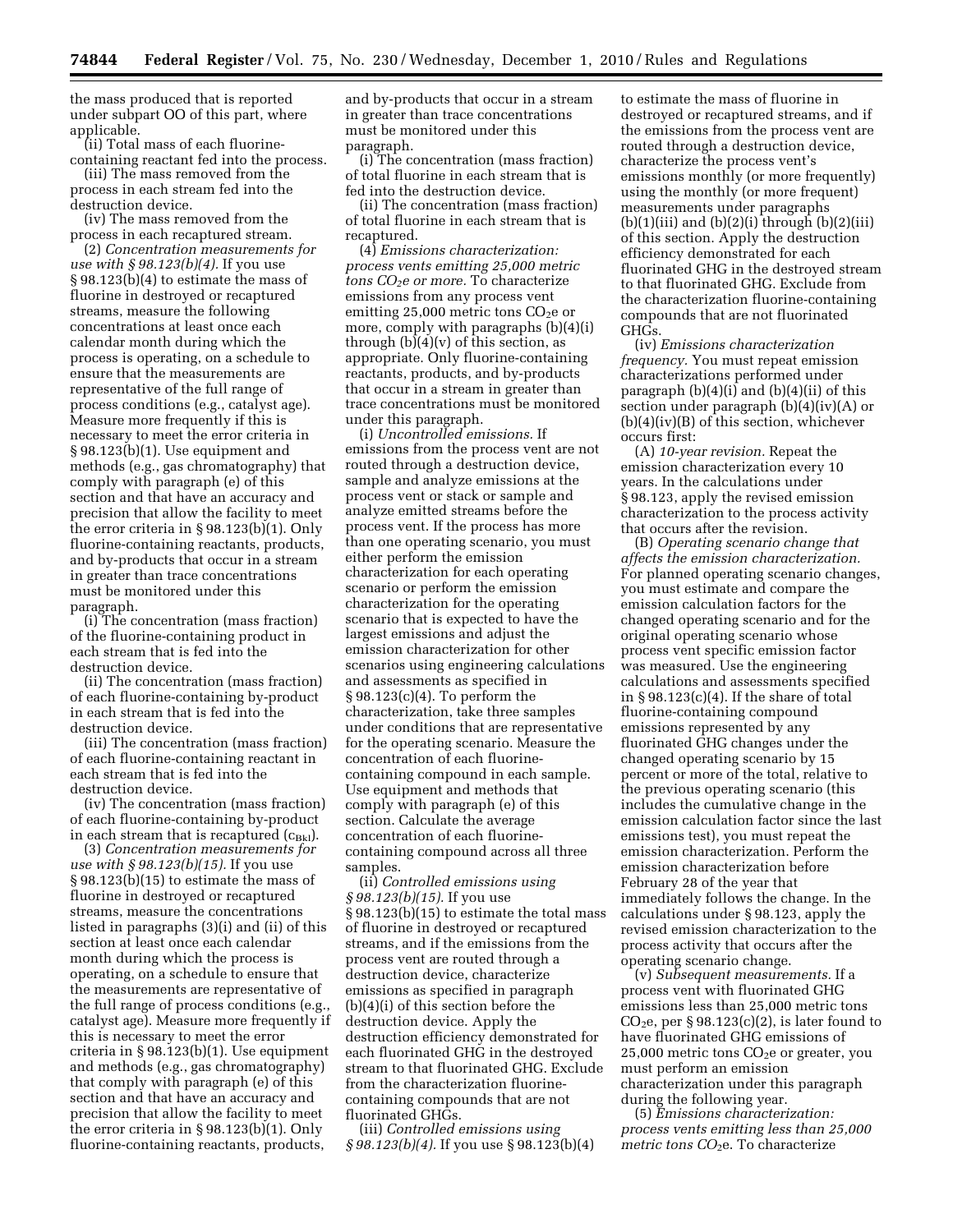the mass produced that is reported under subpart OO of this part, where applicable.

(ii) Total mass of each fluorine-containing reactant fed into the process.

(iii) The mass removed from the process in each stream fed into the destruction device.

(iv) The mass removed from the process in each recaptured stream.

(2) *Concentration measurements for use with § 98.123(b)(4).* If you use § 98.123(b)(4) to estimate the mass of fluorine in destroyed or recaptured streams, measure the following concentrations at least once each calendar month during which the process is operating, on a schedule to ensure that the measurements are representative of the full range of process conditions (e.g., catalyst age). Measure more frequently if this is necessary to meet the error criteria in § 98.123(b)(1). Use equipment and methods (e.g., gas chromatography) that comply with paragraph (e) of this section and that have an accuracy and precision that allow the facility to meet the error criteria in § 98.123(b)(1). Only fluorine-containing reactants, products, and by-products that occur in a stream in greater than trace concentrations must be monitored under this paragraph.

(i) The concentration (mass fraction) of the fluorine-containing product in each stream that is fed into the destruction device.

(ii) The concentration (mass fraction) of each fluorine-containing by-product in each stream that is fed into the destruction device.

(iii) The concentration (mass fraction) of each fluorine-containing reactant in each stream that is fed into the destruction device.

(iv) The concentration (mass fraction) of each fluorine-containing by-product in each stream that is recaptured ($c_{Bkl}$).

(3) *Concentration measurements for use with § 98.123(b)(15).* If you use § 98.123(b)(15) to estimate the mass of fluorine in destroyed or recaptured streams, measure the concentrations listed in paragraphs (3)(i) and (ii) of this section at least once each calendar month during which the process is operating, on a schedule to ensure that the measurements are representative of the full range of process conditions (e.g., catalyst age). Measure more frequently if this is necessary to meet the error criteria in § 98.123(b)(1). Use equipment and methods (e.g., gas chromatography) that comply with paragraph (e) of this section and that have an accuracy and precision that allow the facility to meet the error criteria in § 98.123(b)(1). Only fluorine-containing reactants, products, and by-products that occur in a stream in greater than trace concentrations must be monitored under this paragraph.

(i) The concentration (mass fraction) of total fluorine in each stream that is fed into the destruction device.

(ii) The concentration (mass fraction) of total fluorine in each stream that is recaptured.

(4) *Emissions characterization: process vents emitting 25,000 metric tons $CO_2e$ or more.* To characterize emissions from any process vent emitting 25,000 metric tons $CO_2e$ or more, comply with paragraphs (b)(4)(i) through (b)(4)(v) of this section, as appropriate. Only fluorine-containing reactants, products, and by-products that occur in a stream in greater than trace concentrations must be monitored under this paragraph.

(i) *Uncontrolled emissions.* If emissions from the process vent are not routed through a destruction device, sample and analyze emissions at the process vent or stack or sample and analyze emitted streams before the process vent. If the process has more than one operating scenario, you must either perform the emission characterization for each operating scenario or perform the emission characterization for the operating scenario that is expected to have the largest emissions and adjust the emission characterization for other scenarios using engineering calculations and assessments as specified in § 98.123(c)(4). To perform the characterization, take three samples under conditions that are representative for the operating scenario. Measure the concentration of each fluorine-containing compound in each sample. Use equipment and methods that comply with paragraph (e) of this section. Calculate the average concentration of each fluorine-containing compound across all three samples.

(ii) *Controlled emissions using § 98.123(b)(15).* If you use § 98.123(b)(15) to estimate the total mass of fluorine in destroyed or recaptured streams, and if the emissions from the process vent are routed through a destruction device, characterize emissions as specified in paragraph (b)(4)(i) of this section before the destruction device. Apply the destruction efficiency demonstrated for each fluorinated GHG in the destroyed stream to that fluorinated GHG. Exclude from the characterization fluorine-containing compounds that are not fluorinated GHGs.

(iii) *Controlled emissions using § 98.123(b)(4).* If you use § 98.123(b)(4) to estimate the mass of fluorine in destroyed or recaptured streams, and if the emissions from the process vent are routed through a destruction device, characterize the process vent's emissions monthly (or more frequently) using the monthly (or more frequent) measurements under paragraphs (b)(1)(iii) and (b)(2)(i) through (b)(2)(iii) of this section. Apply the destruction efficiency demonstrated for each fluorinated GHG in the destroyed stream to that fluorinated GHG. Exclude from the characterization fluorine-containing compounds that are not fluorinated GHGs.

(iv) *Emissions characterization frequency.* You must repeat emission characterizations performed under paragraph (b)(4)(i) and (b)(4)(ii) of this section under paragraph (b)(4)(iv)(A) or (b)(4)(iv)(B) of this section, whichever occurs first:

(A) *10-year revision.* Repeat the emission characterization every 10 years. In the calculations under § 98.123, apply the revised emission characterization to the process activity that occurs after the revision.

(B) *Operating scenario change that affects the emission characterization.* For planned operating scenario changes, you must estimate and compare the emission calculation factors for the changed operating scenario and for the original operating scenario whose process vent specific emission factor was measured. Use the engineering calculations and assessments specified in § 98.123(c)(4). If the share of total fluorine-containing compound emissions represented by any fluorinated GHG changes under the changed operating scenario by 15 percent or more of the total, relative to the previous operating scenario (this includes the cumulative change in the emission calculation factor since the last emissions test), you must repeat the emission characterization. Perform the emission characterization before February 28 of the year that immediately follows the change. In the calculations under § 98.123, apply the revised emission characterization to the process activity that occurs after the operating scenario change.

(v) *Subsequent measurements.* If a process vent with fluorinated GHG emissions less than 25,000 metric tons $CO_2e$, per § 98.123(c)(2), is later found to have fluorinated GHG emissions of 25,000 metric tons $CO_2e$ or greater, you must perform an emission characterization under this paragraph during the following year.

(5) *Emissions characterization: process vents emitting less than 25,000 metric tons $CO_2e$.* To characterize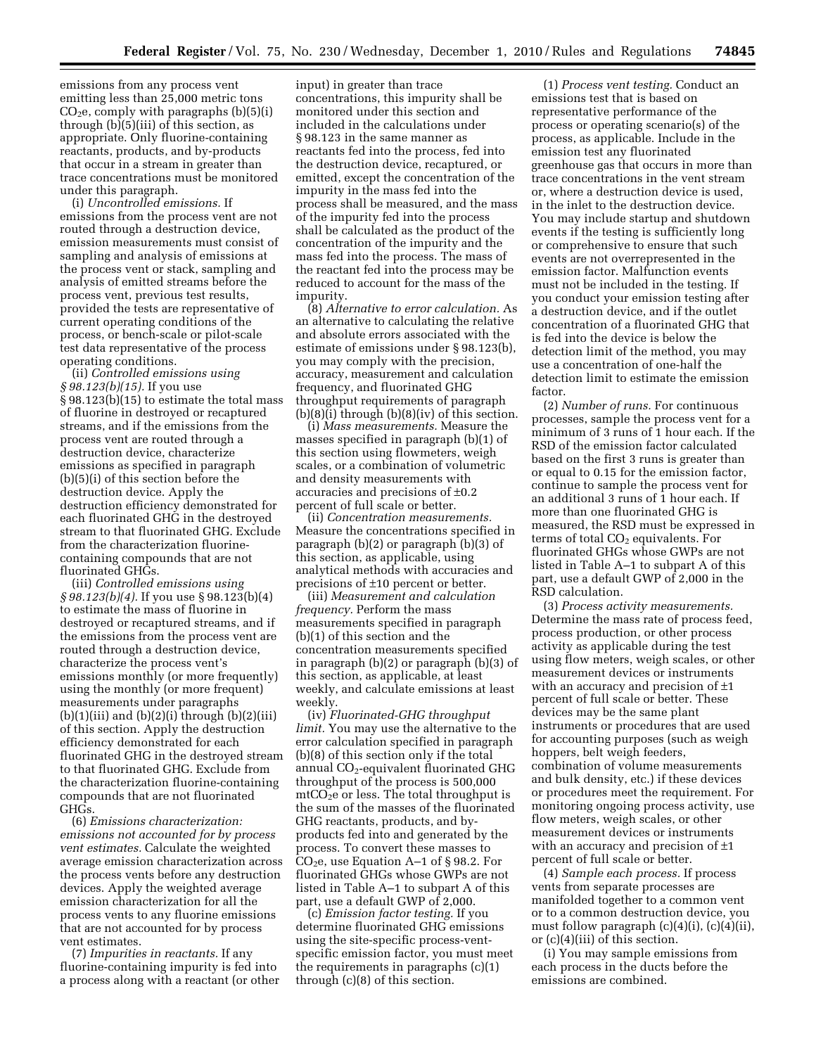emissions from any process vent emitting less than 25,000 metric tons $CO_2e$, comply with paragraphs (b)(5)(i) through (b)(5)(iii) of this section, as appropriate. Only fluorine-containing reactants, products, and by-products that occur in a stream in greater than trace concentrations must be monitored under this paragraph.

(i) *Uncontrolled emissions.* If emissions from the process vent are not routed through a destruction device, emission measurements must consist of sampling and analysis of emissions at the process vent or stack, sampling and analysis of emitted streams before the process vent, previous test results, provided the tests are representative of current operating conditions of the process, or bench-scale or pilot-scale test data representative of the process operating conditions.

(ii) *Controlled emissions using § 98.123(b)(15).* If you use § 98.123(b)(15) to estimate the total mass of fluorine in destroyed or recaptured streams, and if the emissions from the process vent are routed through a destruction device, characterize emissions as specified in paragraph (b)(5)(i) of this section before the destruction device. Apply the destruction efficiency demonstrated for each fluorinated GHG in the destroyed stream to that fluorinated GHG. Exclude from the characterization fluorine-containing compounds that are not fluorinated GHGs.

(iii) *Controlled emissions using § 98.123(b)(4).* If you use § 98.123(b)(4) to estimate the mass of fluorine in destroyed or recaptured streams, and if the emissions from the process vent are routed through a destruction device, characterize the process vent's emissions monthly (or more frequently) using the monthly (or more frequent) measurements under paragraphs (b)(1)(iii) and (b)(2)(i) through (b)(2)(iii) of this section. Apply the destruction efficiency demonstrated for each fluorinated GHG in the destroyed stream to that fluorinated GHG. Exclude from the characterization fluorine-containing compounds that are not fluorinated GHGs.

(6) *Emissions characterization: emissions not accounted for by process vent estimates.* Calculate the weighted average emission characterization across the process vents before any destruction devices. Apply the weighted average emission characterization for all the process vents to any fluorine emissions that are not accounted for by process vent estimates.

(7) *Impurities in reactants.* If any fluorine-containing impurity is fed into a process along with a reactant (or other input) in greater than trace concentrations, this impurity shall be monitored under this section and included in the calculations under § 98.123 in the same manner as reactants fed into the process, fed into the destruction device, recaptured, or emitted, except the concentration of the impurity in the mass fed into the process shall be measured, and the mass of the impurity fed into the process shall be calculated as the product of the concentration of the impurity and the mass fed into the process. The mass of the reactant fed into the process may be reduced to account for the mass of the impurity.

(8) *Alternative to error calculation.* As an alternative to calculating the relative and absolute errors associated with the estimate of emissions under § 98.123(b), you may comply with the precision, accuracy, measurement and calculation frequency, and fluorinated GHG throughput requirements of paragraph (b)(8)(i) through (b)(8)(iv) of this section.

(i) *Mass measurements.* Measure the masses specified in paragraph (b)(1) of this section using flowmeters, weigh scales, or a combination of volumetric and density measurements with accuracies and precisions of ±0.2 percent of full scale or better.

(ii) *Concentration measurements.* Measure the concentrations specified in paragraph (b)(2) or paragraph (b)(3) of this section, as applicable, using analytical methods with accuracies and precisions of ±10 percent or better.

(iii) *Measurement and calculation frequency.* Perform the mass measurements specified in paragraph (b)(1) of this section and the concentration measurements specified in paragraph (b)(2) or paragraph (b)(3) of this section, as applicable, at least weekly, and calculate emissions at least weekly.

(iv) *Fluorinated-GHG throughput limit.* You may use the alternative to the error calculation specified in paragraph (b)(8) of this section only if the total annual $CO_2$-equivalent fluorinated GHG throughput of the process is 500,000 $mtCO_2e$ or less. The total throughput is the sum of the masses of the fluorinated GHG reactants, products, and by-products fed into and generated by the process. To convert these masses to $CO_2e$, use Equation A–1 of § 98.2. For fluorinated GHGs whose GWPs are not listed in Table A–1 to subpart A of this part, use a default GWP of 2,000.

(c) *Emission factor testing.* If you determine fluorinated GHG emissions using the site-specific process-vent-specific emission factor, you must meet the requirements in paragraphs (c)(1) through (c)(8) of this section.

(1) *Process vent testing.* Conduct an emissions test that is based on representative performance of the process or operating scenario(s) of the process, as applicable. Include in the emission test any fluorinated greenhouse gas that occurs in more than trace concentrations in the vent stream or, where a destruction device is used, in the inlet to the destruction device. You may include startup and shutdown events if the testing is sufficiently long or comprehensive to ensure that such events are not overrepresented in the emission factor. Malfunction events must not be included in the testing. If you conduct your emission testing after a destruction device, and if the outlet concentration of a fluorinated GHG that is fed into the device is below the detection limit of the method, you may use a concentration of one-half the detection limit to estimate the emission factor.

(2) *Number of runs.* For continuous processes, sample the process vent for a minimum of 3 runs of 1 hour each. If the RSD of the emission factor calculated based on the first 3 runs is greater than or equal to 0.15 for the emission factor, continue to sample the process vent for an additional 3 runs of 1 hour each. If more than one fluorinated GHG is measured, the RSD must be expressed in terms of total $CO_2$ equivalents. For fluorinated GHGs whose GWPs are not listed in Table A–1 to subpart A of this part, use a default GWP of 2,000 in the RSD calculation.

(3) *Process activity measurements.* Determine the mass rate of process feed, process production, or other process activity as applicable during the test using flow meters, weigh scales, or other measurement devices or instruments with an accuracy and precision of ±1 percent of full scale or better. These devices may be the same plant instruments or procedures that are used for accounting purposes (such as weigh hoppers, belt weigh feeders, combination of volume measurements and bulk density, etc.) if these devices or procedures meet the requirement. For monitoring ongoing process activity, use flow meters, weigh scales, or other measurement devices or instruments with an accuracy and precision of ±1 percent of full scale or better.

(4) *Sample each process.* If process vents from separate processes are manifolded together to a common vent or to a common destruction device, you must follow paragraph (c)(4)(i), (c)(4)(ii), or (c)(4)(iii) of this section.

(i) You may sample emissions from each process in the ducts before the emissions are combined.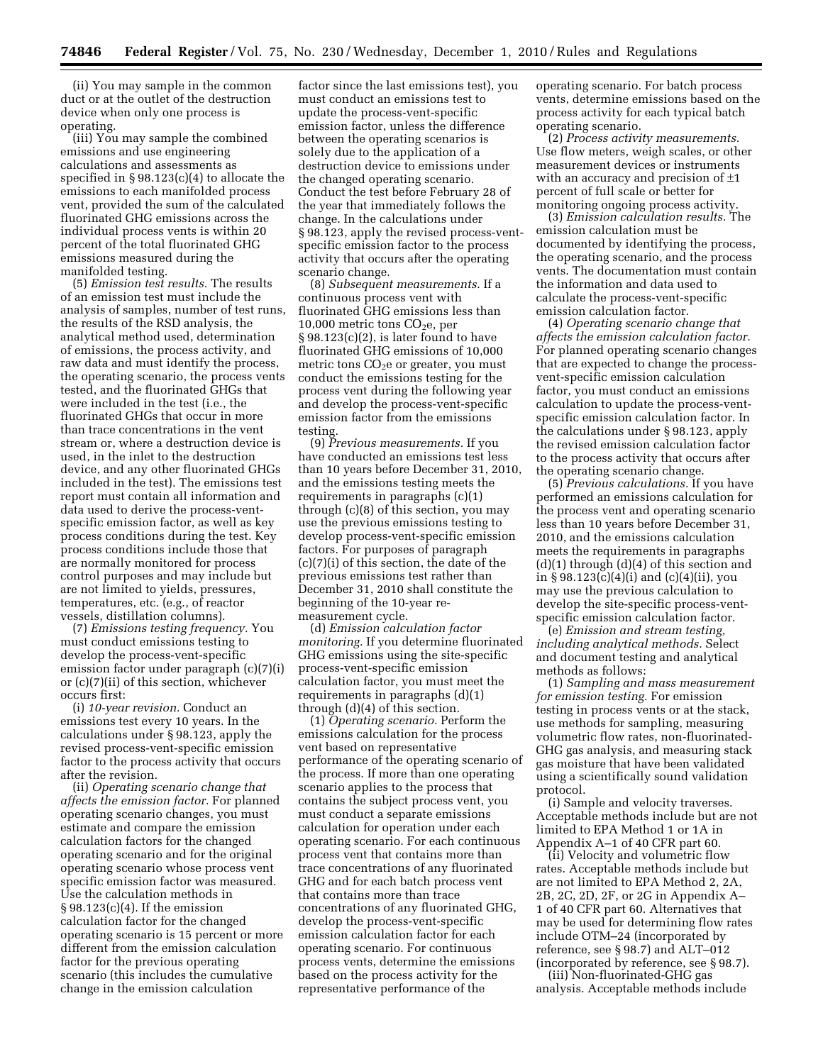(ii) You may sample in the common duct or at the outlet of the destruction device when only one process is operating.

(iii) You may sample the combined emissions and use engineering calculations and assessments as specified in § 98.123(c)(4) to allocate the emissions to each manifolded process vent, provided the sum of the calculated fluorinated GHG emissions across the individual process vents is within 20 percent of the total fluorinated GHG emissions measured during the manifolded testing.

(5) *Emission test results.* The results of an emission test must include the analysis of samples, number of test runs, the results of the RSD analysis, the analytical method used, determination of emissions, the process activity, and raw data and must identify the process, the operating scenario, the process vents tested, and the fluorinated GHGs that were included in the test (i.e., the fluorinated GHGs that occur in more than trace concentrations in the vent stream or, where a destruction device is used, in the inlet to the destruction device, and any other fluorinated GHGs included in the test). The emissions test report must contain all information and data used to derive the process-vent-specific emission factor, as well as key process conditions during the test. Key process conditions include those that are normally monitored for process control purposes and may include but are not limited to yields, pressures, temperatures, etc. (e.g., of reactor vessels, distillation columns).

(7) *Emissions testing frequency.* You must conduct emissions testing to develop the process-vent-specific emission factor under paragraph (c)(7)(i) or (c)(7)(ii) of this section, whichever occurs first:

(i) *10-year revision.* Conduct an emissions test every 10 years. In the calculations under § 98.123, apply the revised process-vent-specific emission factor to the process activity that occurs after the revision.

(ii) *Operating scenario change that affects the emission factor.* For planned operating scenario changes, you must estimate and compare the emission calculation factors for the changed operating scenario and for the original operating scenario whose process vent specific emission factor was measured. Use the calculation methods in § 98.123(c)(4). If the emission calculation factor for the changed operating scenario is 15 percent or more different from the emission calculation factor for the previous operating scenario (this includes the cumulative change in the emission calculation factor since the last emissions test), you must conduct an emissions test to update the process-vent-specific emission factor, unless the difference between the operating scenarios is solely due to the application of a destruction device to emissions under the changed operating scenario. Conduct the test before February 28 of the year that immediately follows the change. In the calculations under § 98.123, apply the revised process-vent-specific emission factor to the process activity that occurs after the operating scenario change.

(8) *Subsequent measurements.* If a continuous process vent with fluorinated GHG emissions less than 10,000 metric tons $CO_2e$, per § 98.123(c)(2), is later found to have fluorinated GHG emissions of 10,000 metric tons $CO_2e$ or greater, you must conduct the emissions testing for the process vent during the following year and develop the process-vent-specific emission factor from the emissions testing.

(9) *Previous measurements.* If you have conducted an emissions test less than 10 years before December 31, 2010, and the emissions testing meets the requirements in paragraphs (c)(1) through (c)(8) of this section, you may use the previous emissions testing to develop process-vent-specific emission factors. For purposes of paragraph (c)(7)(i) of this section, the date of the previous emissions test rather than December 31, 2010 shall constitute the beginning of the 10-year re-measurement cycle.

(d) *Emission calculation factor monitoring.* If you determine fluorinated GHG emissions using the site-specific process-vent-specific emission calculation factor, you must meet the requirements in paragraphs (d)(1) through (d)(4) of this section.

(1) *Operating scenario.* Perform the emissions calculation for the process vent based on representative performance of the operating scenario of the process. If more than one operating scenario applies to the process that contains the subject process vent, you must conduct a separate emissions calculation for operation under each operating scenario. For each continuous process vent that contains more than trace concentrations of any fluorinated GHG and for each batch process vent that contains more than trace concentrations of any fluorinated GHG, develop the process-vent-specific emission calculation factor for each operating scenario. For continuous process vents, determine the emissions based on the process activity for the representative performance of the operating scenario. For batch process vents, determine emissions based on the process activity for each typical batch operating scenario.

(2) *Process activity measurements.* Use flow meters, weigh scales, or other measurement devices or instruments with an accuracy and precision of ±1 percent of full scale or better for monitoring ongoing process activity.

(3) *Emission calculation results.* The emission calculation must be documented by identifying the process, the operating scenario, and the process vents. The documentation must contain the information and data used to calculate the process-vent-specific emission calculation factor.

(4) *Operating scenario change that affects the emission calculation factor.* For planned operating scenario changes that are expected to change the process-vent-specific emission calculation factor, you must conduct an emissions calculation to update the process-vent-specific emission calculation factor. In the calculations under § 98.123, apply the revised emission calculation factor to the process activity that occurs after the operating scenario change.

(5) *Previous calculations.* If you have performed an emissions calculation for the process vent and operating scenario less than 10 years before December 31, 2010, and the emissions calculation meets the requirements in paragraphs (d)(1) through (d)(4) of this section and in § 98.123(c)(4)(i) and (c)(4)(ii), you may use the previous calculation to develop the site-specific process-vent-specific emission calculation factor.

(e) *Emission and stream testing, including analytical methods.* Select and document testing and analytical methods as follows:

(1) *Sampling and mass measurement for emission testing.* For emission testing in process vents or at the stack, use methods for sampling, measuring volumetric flow rates, non-fluorinated-GHG gas analysis, and measuring stack gas moisture that have been validated using a scientifically sound validation protocol.

(i) Sample and velocity traverses. Acceptable methods include but are not limited to EPA Method 1 or 1A in Appendix A–1 of 40 CFR part 60.

(ii) Velocity and volumetric flow rates. Acceptable methods include but are not limited to EPA Method 2, 2A, 2B, 2C, 2D, 2F, or 2G in Appendix A–1 of 40 CFR part 60. Alternatives that may be used for determining flow rates include OTM–24 (incorporated by reference, see § 98.7) and ALT–012 (incorporated by reference, see § 98.7).

(iii) Non-fluorinated-GHG gas analysis. Acceptable methods include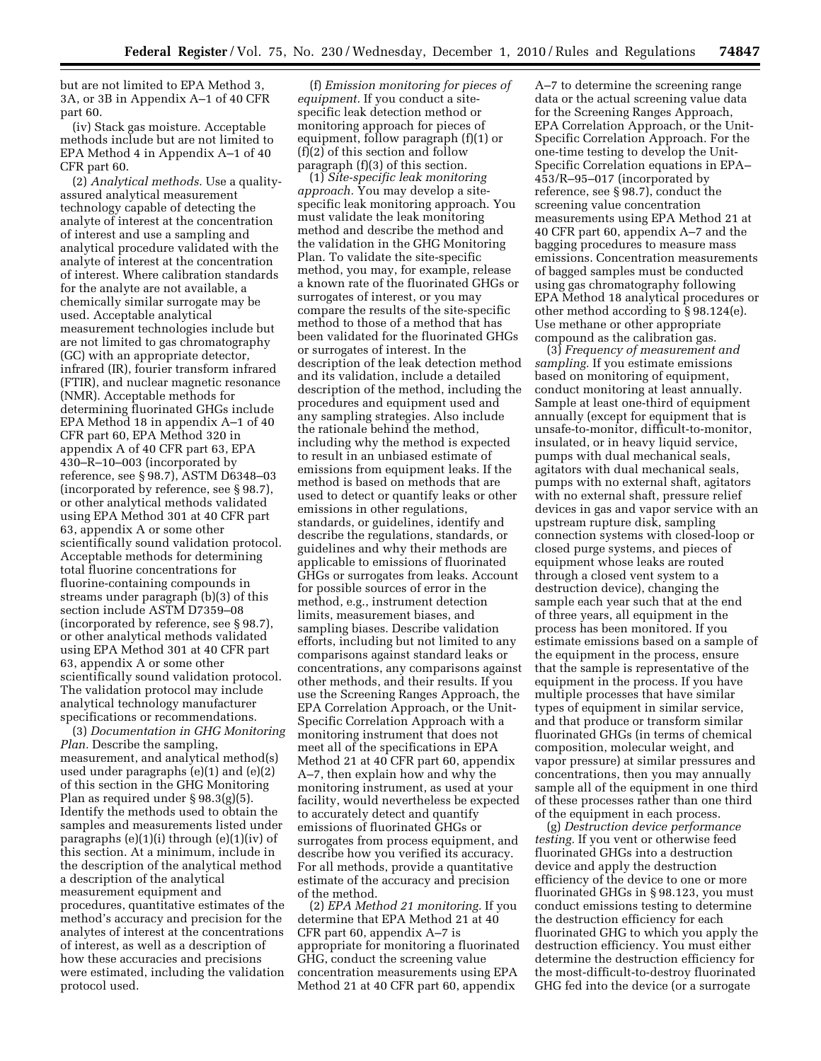but are not limited to EPA Method 3, 3A, or 3B in Appendix A–1 of 40 CFR part 60.

(iv) Stack gas moisture. Acceptable methods include but are not limited to EPA Method 4 in Appendix A–1 of 40 CFR part 60.

(2) *Analytical methods.* Use a quality-assured analytical measurement technology capable of detecting the analyte of interest at the concentration of interest and use a sampling and analytical procedure validated with the analyte of interest at the concentration of interest. Where calibration standards for the analyte are not available, a chemically similar surrogate may be used. Acceptable analytical measurement technologies include but are not limited to gas chromatography (GC) with an appropriate detector, infrared (IR), fourier transform infrared (FTIR), and nuclear magnetic resonance (NMR). Acceptable methods for determining fluorinated GHGs include EPA Method 18 in appendix A–1 of 40 CFR part 60, EPA Method 320 in appendix A of 40 CFR part 63, EPA 430–R–10–003 (incorporated by reference, see § 98.7), ASTM D6348–03 (incorporated by reference, see § 98.7), or other analytical methods validated using EPA Method 301 at 40 CFR part 63, appendix A or some other scientifically sound validation protocol. Acceptable methods for determining total fluorine concentrations for fluorine-containing compounds in streams under paragraph (b)(3) of this section include ASTM D7359–08 (incorporated by reference, see § 98.7), or other analytical methods validated using EPA Method 301 at 40 CFR part 63, appendix A or some other scientifically sound validation protocol. The validation protocol may include analytical technology manufacturer specifications or recommendations.

(3) *Documentation in GHG Monitoring Plan.* Describe the sampling, measurement, and analytical method(s) used under paragraphs (e)(1) and (e)(2) of this section in the GHG Monitoring Plan as required under § 98.3(g)(5). Identify the methods used to obtain the samples and measurements listed under paragraphs (e)(1)(i) through (e)(1)(iv) of this section. At a minimum, include in the description of the analytical method a description of the analytical measurement equipment and procedures, quantitative estimates of the method's accuracy and precision for the analytes of interest at the concentrations of interest, as well as a description of how these accuracies and precisions were estimated, including the validation protocol used.

(f) *Emission monitoring for pieces of equipment.* If you conduct a site-specific leak detection method or monitoring approach for pieces of equipment, follow paragraph (f)(1) or (f)(2) of this section and follow paragraph (f)(3) of this section.

(1) *Site-specific leak monitoring approach.* You may develop a site-specific leak monitoring approach. You must validate the leak monitoring method and describe the method and the validation in the GHG Monitoring Plan. To validate the site-specific method, you may, for example, release a known rate of the fluorinated GHGs or surrogates of interest, or you may compare the results of the site-specific method to those of a method that has been validated for the fluorinated GHGs or surrogates of interest. In the description of the leak detection method and its validation, include a detailed description of the method, including the procedures and equipment used and any sampling strategies. Also include the rationale behind the method, including why the method is expected to result in an unbiased estimate of emissions from equipment leaks. If the method is based on methods that are used to detect or quantify leaks or other emissions in other regulations, standards, or guidelines, identify and describe the regulations, standards, or guidelines and why their methods are applicable to emissions of fluorinated GHGs or surrogates from leaks. Account for possible sources of error in the method, e.g., instrument detection limits, measurement biases, and sampling biases. Describe validation efforts, including but not limited to any comparisons against standard leaks or concentrations, any comparisons against other methods, and their results. If you use the Screening Ranges Approach, the EPA Correlation Approach, or the Unit-Specific Correlation Approach with a monitoring instrument that does not meet all of the specifications in EPA Method 21 at 40 CFR part 60, appendix A–7, then explain how and why the monitoring instrument, as used at your facility, would nevertheless be expected to accurately detect and quantify emissions of fluorinated GHGs or surrogates from process equipment, and describe how you verified its accuracy. For all methods, provide a quantitative estimate of the accuracy and precision of the method.

(2) *EPA Method 21 monitoring.* If you determine that EPA Method 21 at 40 CFR part 60, appendix A–7 is appropriate for monitoring a fluorinated GHG, conduct the screening value concentration measurements using EPA Method 21 at 40 CFR part 60, appendix A–7 to determine the screening range data or the actual screening value data for the Screening Ranges Approach, EPA Correlation Approach, or the Unit-Specific Correlation Approach. For the one-time testing to develop the Unit-Specific Correlation equations in EPA–453/R–95–017 (incorporated by reference, see § 98.7), conduct the screening value concentration measurements using EPA Method 21 at 40 CFR part 60, appendix A–7 and the bagging procedures to measure mass emissions. Concentration measurements of bagged samples must be conducted using gas chromatography following EPA Method 18 analytical procedures or other method according to § 98.124(e). Use methane or other appropriate compound as the calibration gas.

(3) *Frequency of measurement and sampling.* If you estimate emissions based on monitoring of equipment, conduct monitoring at least annually. Sample at least one-third of equipment annually (except for equipment that is unsafe-to-monitor, difficult-to-monitor, insulated, or in heavy liquid service, pumps with dual mechanical seals, agitators with dual mechanical seals, pumps with no external shaft, agitators with no external shaft, pressure relief devices in gas and vapor service with an upstream rupture disk, sampling connection systems with closed-loop or closed purge systems, and pieces of equipment whose leaks are routed through a closed vent system to a destruction device), changing the sample each year such that at the end of three years, all equipment in the process has been monitored. If you estimate emissions based on a sample of the equipment in the process, ensure that the sample is representative of the equipment in the process. If you have multiple processes that have similar types of equipment in similar service, and that produce or transform similar fluorinated GHGs (in terms of chemical composition, molecular weight, and vapor pressure) at similar pressures and concentrations, then you may annually sample all of the equipment in one third of these processes rather than one third of the equipment in each process.

(g) *Destruction device performance testing.* If you vent or otherwise feed fluorinated GHGs into a destruction device and apply the destruction efficiency of the device to one or more fluorinated GHGs in § 98.123, you must conduct emissions testing to determine the destruction efficiency for each fluorinated GHG to which you apply the destruction efficiency. You must either determine the destruction efficiency for the most-difficult-to-destroy fluorinated GHG fed into the device (or a surrogate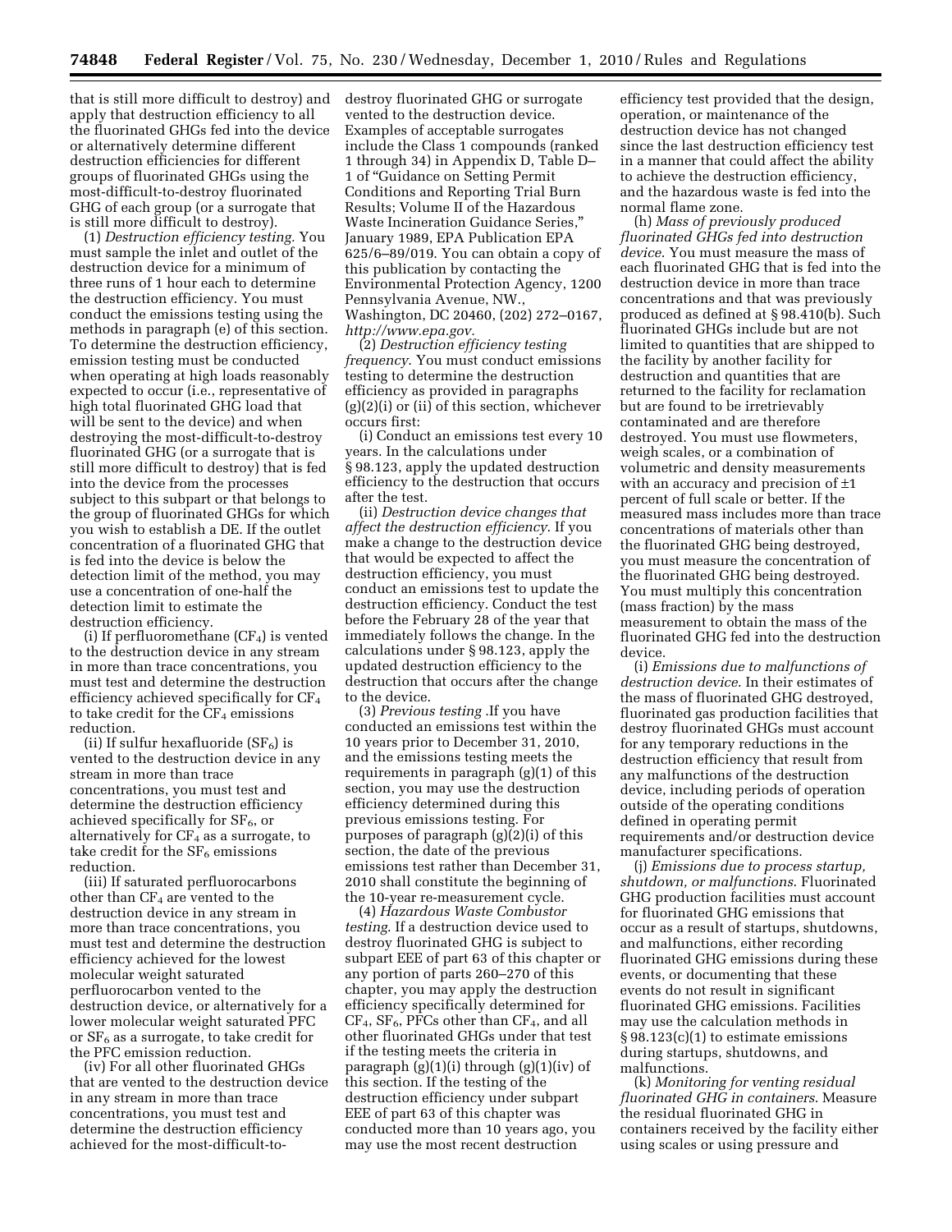that is still more difficult to destroy) and apply that destruction efficiency to all the fluorinated GHGs fed into the device or alternatively determine different destruction efficiencies for different groups of fluorinated GHGs using the most-difficult-to-destroy fluorinated GHG of each group (or a surrogate that is still more difficult to destroy).

(1) *Destruction efficiency testing.* You must sample the inlet and outlet of the destruction device for a minimum of three runs of 1 hour each to determine the destruction efficiency. You must conduct the emissions testing using the methods in paragraph (e) of this section. To determine the destruction efficiency, emission testing must be conducted when operating at high loads reasonably expected to occur (i.e., representative of high total fluorinated GHG load that will be sent to the device) and when destroying the most-difficult-to-destroy fluorinated GHG (or a surrogate that is still more difficult to destroy) that is fed into the device from the processes subject to this subpart or that belongs to the group of fluorinated GHGs for which you wish to establish a DE. If the outlet concentration of a fluorinated GHG that is fed into the device is below the detection limit of the method, you may use a concentration of one-half the detection limit to estimate the destruction efficiency.

(i) If perfluoromethane ($CF_4$) is vented to the destruction device in any stream in more than trace concentrations, you must test and determine the destruction efficiency achieved specifically for $CF_4$ to take credit for the $CF_4$ emissions reduction.

(ii) If sulfur hexafluoride ($SF_6$) is vented to the destruction device in any stream in more than trace concentrations, you must test and determine the destruction efficiency achieved specifically for $SF_6$, or alternatively for $CF_4$ as a surrogate, to take credit for the $SF_6$ emissions reduction.

(iii) If saturated perfluorocarbons other than $CF_4$ are vented to the destruction device in any stream in more than trace concentrations, you must test and determine the destruction efficiency achieved for the lowest molecular weight saturated perfluorocarbon vented to the destruction device, or alternatively for a lower molecular weight saturated PFC or $SF_6$ as a surrogate, to take credit for the PFC emission reduction.

(iv) For all other fluorinated GHGs that are vented to the destruction device in any stream in more than trace concentrations, you must test and determine the destruction efficiency achieved for the most-difficult-to-destroy fluorinated GHG or surrogate vented to the destruction device. Examples of acceptable surrogates include the Class 1 compounds (ranked 1 through 34) in Appendix D, Table D–1 of "Guidance on Setting Permit Conditions and Reporting Trial Burn Results; Volume II of the Hazardous Waste Incineration Guidance Series," January 1989, EPA Publication EPA 625/6–89/019. You can obtain a copy of this publication by contacting the Environmental Protection Agency, 1200 Pennsylvania Avenue, NW., Washington, DC 20460, (202) 272–0167, *http://www.epa.gov.*

(2) *Destruction efficiency testing frequency*. You must conduct emissions testing to determine the destruction efficiency as provided in paragraphs (g)(2)(i) or (ii) of this section, whichever occurs first:

(i) Conduct an emissions test every 10 years. In the calculations under § 98.123, apply the updated destruction efficiency to the destruction that occurs after the test.

(ii) *Destruction device changes that affect the destruction efficiency*. If you make a change to the destruction device that would be expected to affect the destruction efficiency, you must conduct an emissions test to update the destruction efficiency. Conduct the test before the February 28 of the year that immediately follows the change. In the calculations under § 98.123, apply the updated destruction efficiency to the destruction that occurs after the change to the device.

(3) *Previous testing* .If you have conducted an emissions test within the 10 years prior to December 31, 2010, and the emissions testing meets the requirements in paragraph (g)(1) of this section, you may use the destruction efficiency determined during this previous emissions testing. For purposes of paragraph (g)(2)(i) of this section, the date of the previous emissions test rather than December 31, 2010 shall constitute the beginning of the 10-year re-measurement cycle.

(4) *Hazardous Waste Combustor testing*. If a destruction device used to destroy fluorinated GHG is subject to subpart EEE of part 63 of this chapter or any portion of parts 260–270 of this chapter, you may apply the destruction efficiency specifically determined for $CF_4$, $SF_6$, PFCs other than $CF_4$, and all other fluorinated GHGs under that test if the testing meets the criteria in paragraph (g)(1)(i) through (g)(1)(iv) of this section. If the testing of the destruction efficiency under subpart EEE of part 63 of this chapter was conducted more than 10 years ago, you may use the most recent destruction efficiency test provided that the design, operation, or maintenance of the destruction device has not changed since the last destruction efficiency test in a manner that could affect the ability to achieve the destruction efficiency, and the hazardous waste is fed into the normal flame zone.

(h) *Mass of previously produced fluorinated GHGs fed into destruction device*. You must measure the mass of each fluorinated GHG that is fed into the destruction device in more than trace concentrations and that was previously produced as defined at § 98.410(b). Such fluorinated GHGs include but are not limited to quantities that are shipped to the facility by another facility for destruction and quantities that are returned to the facility for reclamation but are found to be irretrievably contaminated and are therefore destroyed. You must use flowmeters, weigh scales, or a combination of volumetric and density measurements with an accuracy and precision of ±1 percent of full scale or better. If the measured mass includes more than trace concentrations of materials other than the fluorinated GHG being destroyed, you must measure the concentration of the fluorinated GHG being destroyed. You must multiply this concentration (mass fraction) by the mass measurement to obtain the mass of the fluorinated GHG fed into the destruction device.

(i) *Emissions due to malfunctions of destruction device*. In their estimates of the mass of fluorinated GHG destroyed, fluorinated gas production facilities that destroy fluorinated GHGs must account for any temporary reductions in the destruction efficiency that result from any malfunctions of the destruction device, including periods of operation outside of the operating conditions defined in operating permit requirements and/or destruction device manufacturer specifications.

(j) *Emissions due to process startup, shutdown, or malfunctions*. Fluorinated GHG production facilities must account for fluorinated GHG emissions that occur as a result of startups, shutdowns, and malfunctions, either recording fluorinated GHG emissions during these events, or documenting that these events do not result in significant fluorinated GHG emissions. Facilities may use the calculation methods in § 98.123(c)(1) to estimate emissions during startups, shutdowns, and malfunctions.

(k) *Monitoring for venting residual fluorinated GHG in containers*. Measure the residual fluorinated GHG in containers received by the facility either using scales or using pressure and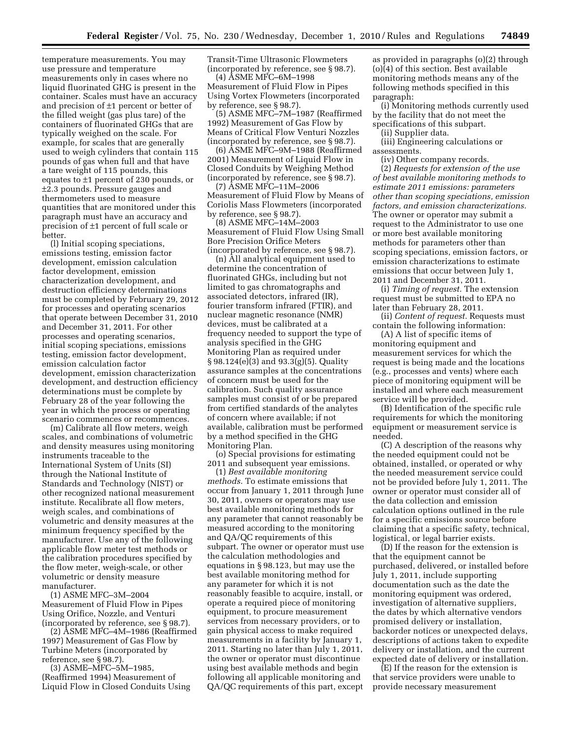temperature measurements. You may use pressure and temperature measurements only in cases where no liquid fluorinated GHG is present in the container. Scales must have an accuracy and precision of ±1 percent or better of the filled weight (gas plus tare) of the containers of fluorinated GHGs that are typically weighed on the scale. For example, for scales that are generally used to weigh cylinders that contain 115 pounds of gas when full and that have a tare weight of 115 pounds, this equates to ±1 percent of 230 pounds, or ±2.3 pounds. Pressure gauges and thermometers used to measure quantities that are monitored under this paragraph must have an accuracy and precision of ±1 percent of full scale or better.

(l) Initial scoping speciations, emissions testing, emission factor development, emission calculation factor development, emission characterization development, and destruction efficiency determinations must be completed by February 29, 2012 for processes and operating scenarios that operate between December 31, 2010 and December 31, 2011. For other processes and operating scenarios, initial scoping speciations, emissions testing, emission factor development, emission calculation factor development, emission characterization development, and destruction efficiency determinations must be complete by February 28 of the year following the year in which the process or operating scenario commences or recommences.

(m) Calibrate all flow meters, weigh scales, and combinations of volumetric and density measures using monitoring instruments traceable to the International System of Units (SI) through the National Institute of Standards and Technology (NIST) or other recognized national measurement institute. Recalibrate all flow meters, weigh scales, and combinations of volumetric and density measures at the minimum frequency specified by the manufacturer. Use any of the following applicable flow meter test methods or the calibration procedures specified by the flow meter, weigh-scale, or other volumetric or density measure manufacturer.

(1) ASME MFC–3M–2004 Measurement of Fluid Flow in Pipes Using Orifice, Nozzle, and Venturi (incorporated by reference, see § 98.7).

(2) ASME MFC–4M–1986 (Reaffirmed 1997) Measurement of Gas Flow by Turbine Meters (incorporated by reference, see § 98.7).

(3) ASME–MFC–5M–1985, (Reaffirmed 1994) Measurement of Liquid Flow in Closed Conduits Using Transit-Time Ultrasonic Flowmeters (incorporated by reference, see § 98.7).

(4) ASME MFC–6M–1998 Measurement of Fluid Flow in Pipes Using Vortex Flowmeters (incorporated by reference, see § 98.7).

(5) ASME MFC–7M–1987 (Reaffirmed 1992) Measurement of Gas Flow by Means of Critical Flow Venturi Nozzles (incorporated by reference, see § 98.7).

(6) ASME MFC–9M–1988 (Reaffirmed 2001) Measurement of Liquid Flow in Closed Conduits by Weighing Method (incorporated by reference, see § 98.7).

(7) ASME MFC–11M–2006 Measurement of Fluid Flow by Means of Coriolis Mass Flowmeters (incorporated by reference, see § 98.7).

(8) ASME MFC–14M–2003 Measurement of Fluid Flow Using Small Bore Precision Orifice Meters (incorporated by reference, see § 98.7).

(n) All analytical equipment used to determine the concentration of fluorinated GHGs, including but not limited to gas chromatographs and associated detectors, infrared (IR), fourier transform infrared (FTIR), and nuclear magnetic resonance (NMR) devices, must be calibrated at a frequency needed to support the type of analysis specified in the GHG Monitoring Plan as required under § 98.124(e)(3) and 93.3(g)(5). Quality assurance samples at the concentrations of concern must be used for the calibration. Such quality assurance samples must consist of or be prepared from certified standards of the analytes of concern where available; if not available, calibration must be performed by a method specified in the GHG Monitoring Plan.

(o) Special provisions for estimating 2011 and subsequent year emissions.

(1) *Best available monitoring methods.* To estimate emissions that occur from January 1, 2011 through June 30, 2011, owners or operators may use best available monitoring methods for any parameter that cannot reasonably be measured according to the monitoring and QA/QC requirements of this subpart. The owner or operator must use the calculation methodologies and equations in § 98.123, but may use the best available monitoring method for any parameter for which it is not reasonably feasible to acquire, install, or operate a required piece of monitoring equipment, to procure measurement services from necessary providers, or to gain physical access to make required measurements in a facility by January 1, 2011. Starting no later than July 1, 2011, the owner or operator must discontinue using best available methods and begin following all applicable monitoring and QA/QC requirements of this part, except as provided in paragraphs (o)(2) through (o)(4) of this section. Best available monitoring methods means any of the following methods specified in this paragraph:

(i) Monitoring methods currently used by the facility that do not meet the specifications of this subpart.

(ii) Supplier data.

(iii) Engineering calculations or assessments.

(iv) Other company records.

(2) *Requests for extension of the use of best available monitoring methods to estimate 2011 emissions: parameters other than scoping speciations, emission factors, and emission characterizations.* The owner or operator may submit a request to the Administrator to use one or more best available monitoring methods for parameters other than scoping speciations, emission factors, or emission characterizations to estimate emissions that occur between July 1, 2011 and December 31, 2011.

(i) *Timing of request.* The extension request must be submitted to EPA no later than February 28, 2011.

(ii) *Content of request.* Requests must contain the following information:

(A) A list of specific items of monitoring equipment and measurement services for which the request is being made and the locations (e.g., processes and vents) where each piece of monitoring equipment will be installed and where each measurement service will be provided.

(B) Identification of the specific rule requirements for which the monitoring equipment or measurement service is needed.

(C) A description of the reasons why the needed equipment could not be obtained, installed, or operated or why the needed measurement service could not be provided before July 1, 2011. The owner or operator must consider all of the data collection and emission calculation options outlined in the rule for a specific emissions source before claiming that a specific safety, technical, logistical, or legal barrier exists.

(D) If the reason for the extension is that the equipment cannot be purchased, delivered, or installed before July 1, 2011, include supporting documentation such as the date the monitoring equipment was ordered, investigation of alternative suppliers, the dates by which alternative vendors promised delivery or installation, backorder notices or unexpected delays, descriptions of actions taken to expedite delivery or installation, and the current expected date of delivery or installation.

(E) If the reason for the extension is that service providers were unable to provide necessary measurement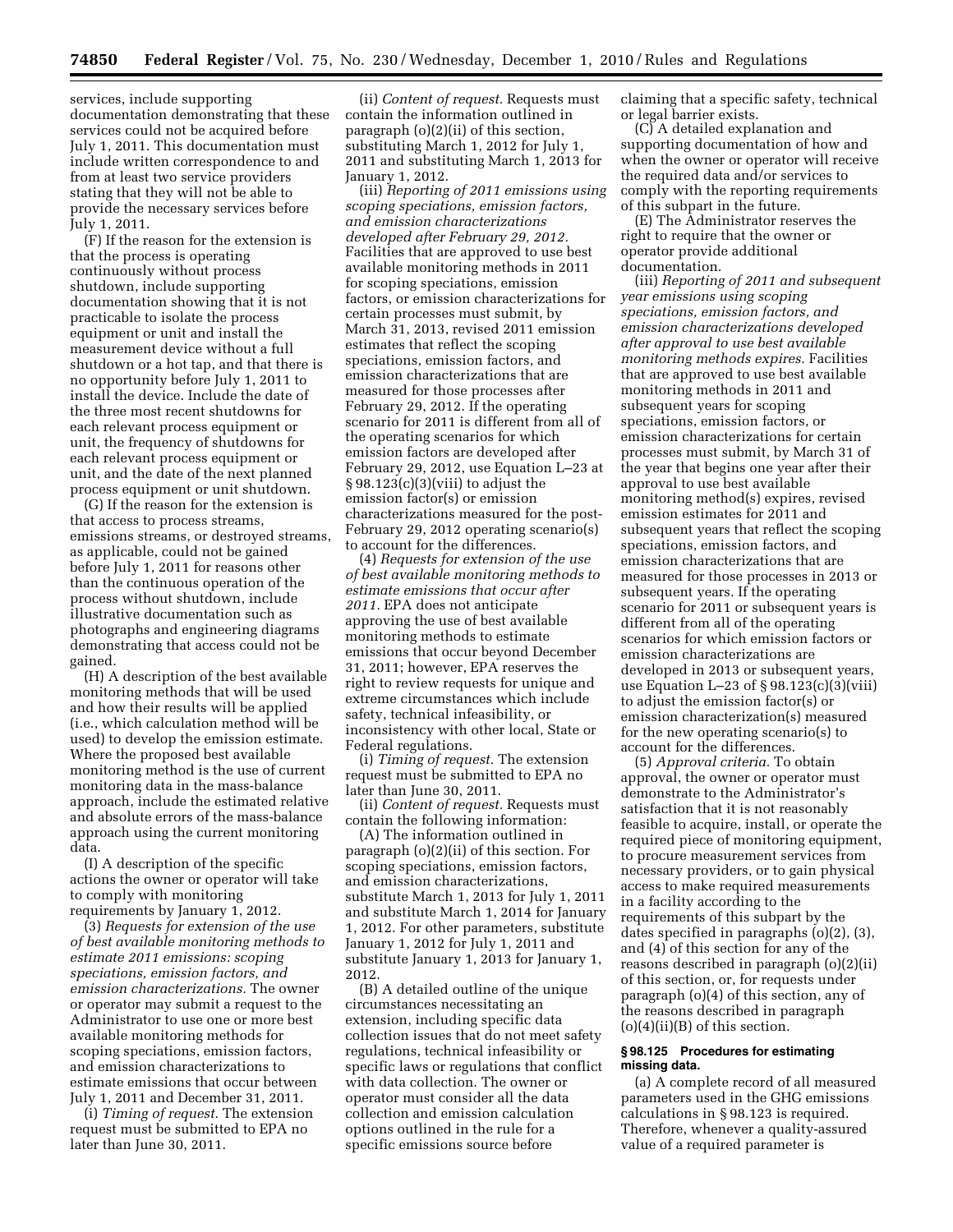services, include supporting documentation demonstrating that these services could not be acquired before July 1, 2011. This documentation must include written correspondence to and from at least two service providers stating that they will not be able to provide the necessary services before July 1, 2011.

(F) If the reason for the extension is that the process is operating continuously without process shutdown, include supporting documentation showing that it is not practicable to isolate the process equipment or unit and install the measurement device without a full shutdown or a hot tap, and that there is no opportunity before July 1, 2011 to install the device. Include the date of the three most recent shutdowns for each relevant process equipment or unit, the frequency of shutdowns for each relevant process equipment or unit, and the date of the next planned process equipment or unit shutdown.

(G) If the reason for the extension is that access to process streams, emissions streams, or destroyed streams, as applicable, could not be gained before July 1, 2011 for reasons other than the continuous operation of the process without shutdown, include illustrative documentation such as photographs and engineering diagrams demonstrating that access could not be gained.

(H) A description of the best available monitoring methods that will be used and how their results will be applied (i.e., which calculation method will be used) to develop the emission estimate. Where the proposed best available monitoring method is the use of current monitoring data in the mass-balance approach, include the estimated relative and absolute errors of the mass-balance approach using the current monitoring data.

(I) A description of the specific actions the owner or operator will take to comply with monitoring requirements by January 1, 2012.

(3) *Requests for extension of the use of best available monitoring methods to estimate 2011 emissions: scoping speciations, emission factors, and emission characterizations.* The owner or operator may submit a request to the Administrator to use one or more best available monitoring methods for scoping speciations, emission factors, and emission characterizations to estimate emissions that occur between July 1, 2011 and December 31, 2011.

(i) *Timing of request.* The extension request must be submitted to EPA no later than June 30, 2011.

(ii) *Content of request.* Requests must contain the information outlined in paragraph (o)(2)(ii) of this section, substituting March 1, 2012 for July 1, 2011 and substituting March 1, 2013 for January 1, 2012.

(iii) *Reporting of 2011 emissions using scoping speciations, emission factors, and emission characterizations developed after February 29, 2012.* Facilities that are approved to use best available monitoring methods in 2011 for scoping speciations, emission factors, or emission characterizations for certain processes must submit, by March 31, 2013, revised 2011 emission estimates that reflect the scoping speciations, emission factors, and emission characterizations that are measured for those processes after February 29, 2012. If the operating scenario for 2011 is different from all of the operating scenarios for which emission factors are developed after February 29, 2012, use Equation L–23 at § 98.123(c)(3)(viii) to adjust the emission factor(s) or emission characterizations measured for the post-February 29, 2012 operating scenario(s) to account for the differences.

(4) *Requests for extension of the use of best available monitoring methods to estimate emissions that occur after 2011.* EPA does not anticipate approving the use of best available monitoring methods to estimate emissions that occur beyond December 31, 2011; however, EPA reserves the right to review requests for unique and extreme circumstances which include safety, technical infeasibility, or inconsistency with other local, State or Federal regulations.

(i) *Timing of request.* The extension request must be submitted to EPA no later than June 30, 2011.

(ii) *Content of request.* Requests must contain the following information:

(A) The information outlined in paragraph (o)(2)(ii) of this section. For scoping speciations, emission factors, and emission characterizations, substitute March 1, 2013 for July 1, 2011 and substitute March 1, 2014 for January 1, 2012. For other parameters, substitute January 1, 2012 for July 1, 2011 and substitute January 1, 2013 for January 1, 2012.

(B) A detailed outline of the unique circumstances necessitating an extension, including specific data collection issues that do not meet safety regulations, technical infeasibility or specific laws or regulations that conflict with data collection. The owner or operator must consider all the data collection and emission calculation options outlined in the rule for a specific emissions source before claiming that a specific safety, technical or legal barrier exists.

(C) A detailed explanation and supporting documentation of how and when the owner or operator will receive the required data and/or services to comply with the reporting requirements of this subpart in the future.

(E) The Administrator reserves the right to require that the owner or operator provide additional documentation.

(iii) *Reporting of 2011 and subsequent year emissions using scoping speciations, emission factors, and emission characterizations developed after approval to use best available monitoring methods expires.* Facilities that are approved to use best available monitoring methods in 2011 and subsequent years for scoping speciations, emission factors, or emission characterizations for certain processes must submit, by March 31 of the year that begins one year after their approval to use best available monitoring method(s) expires, revised emission estimates for 2011 and subsequent years that reflect the scoping speciations, emission factors, and emission characterizations that are measured for those processes in 2013 or subsequent years. If the operating scenario for 2011 or subsequent years is different from all of the operating scenarios for which emission factors or emission characterizations are developed in 2013 or subsequent years, use Equation L–23 of § 98.123(c)(3)(viii) to adjust the emission factor(s) or emission characterization(s) measured for the new operating scenario(s) to account for the differences.

(5) *Approval criteria.* To obtain approval, the owner or operator must demonstrate to the Administrator's satisfaction that it is not reasonably feasible to acquire, install, or operate the required piece of monitoring equipment, to procure measurement services from necessary providers, or to gain physical access to make required measurements in a facility according to the requirements of this subpart by the dates specified in paragraphs (o)(2), (3), and (4) of this section for any of the reasons described in paragraph (o)(2)(ii) of this section, or, for requests under paragraph (o)(4) of this section, any of the reasons described in paragraph (o)(4)(ii)(B) of this section.

**§ 98.125 Procedures for estimating missing data.**

(a) A complete record of all measured parameters used in the GHG emissions calculations in § 98.123 is required. Therefore, whenever a quality-assured value of a required parameter is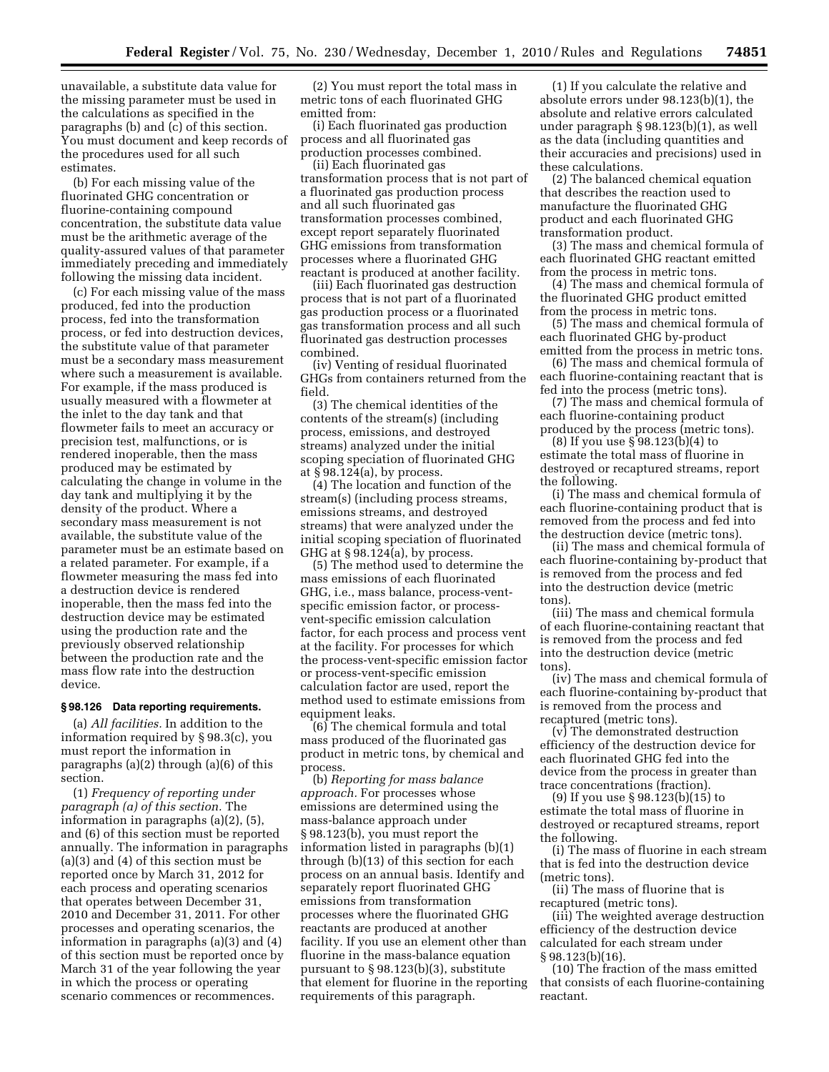unavailable, a substitute data value for the missing parameter must be used in the calculations as specified in the paragraphs (b) and (c) of this section. You must document and keep records of the procedures used for all such estimates.

(b) For each missing value of the fluorinated GHG concentration or fluorine-containing compound concentration, the substitute data value must be the arithmetic average of the quality-assured values of that parameter immediately preceding and immediately following the missing data incident.

(c) For each missing value of the mass produced, fed into the production process, fed into the transformation process, or fed into destruction devices, the substitute value of that parameter must be a secondary mass measurement where such a measurement is available. For example, if the mass produced is usually measured with a flowmeter at the inlet to the day tank and that flowmeter fails to meet an accuracy or precision test, malfunctions, or is rendered inoperable, then the mass produced may be estimated by calculating the change in volume in the day tank and multiplying it by the density of the product. Where a secondary mass measurement is not available, the substitute value of the parameter must be an estimate based on a related parameter. For example, if a flowmeter measuring the mass fed into a destruction device is rendered inoperable, then the mass fed into the destruction device may be estimated using the production rate and the previously observed relationship between the production rate and the mass flow rate into the destruction device.

### § 98.126 Data reporting requirements.

(a) *All facilities.* In addition to the information required by § 98.3(c), you must report the information in paragraphs (a)(2) through (a)(6) of this section.

(1) *Frequency of reporting under paragraph (a) of this section.* The information in paragraphs (a)(2), (5), and (6) of this section must be reported annually. The information in paragraphs (a)(3) and (4) of this section must be reported once by March 31, 2012 for each process and operating scenarios that operates between December 31, 2010 and December 31, 2011. For other processes and operating scenarios, the information in paragraphs (a)(3) and (4) of this section must be reported once by March 31 of the year following the year in which the process or operating scenario commences or recommences.

(2) You must report the total mass in metric tons of each fluorinated GHG emitted from:

(i) Each fluorinated gas production process and all fluorinated gas production processes combined.

(ii) Each fluorinated gas transformation process that is not part of a fluorinated gas production process and all such fluorinated gas transformation processes combined, except report separately fluorinated GHG emissions from transformation processes where a fluorinated GHG reactant is produced at another facility.

(iii) Each fluorinated gas destruction process that is not part of a fluorinated gas production process or a fluorinated gas transformation process and all such fluorinated gas destruction processes combined.

(iv) Venting of residual fluorinated GHGs from containers returned from the field.

(3) The chemical identities of the contents of the stream(s) (including process, emissions, and destroyed streams) analyzed under the initial scoping speciation of fluorinated GHG at § 98.124(a), by process.

(4) The location and function of the stream(s) (including process streams, emissions streams, and destroyed streams) that were analyzed under the initial scoping speciation of fluorinated GHG at § 98.124(a), by process.

(5) The method used to determine the mass emissions of each fluorinated GHG, i.e., mass balance, process-vent-specific emission factor, or process-vent-specific emission calculation factor, for each process and process vent at the facility. For processes for which the process-vent-specific emission factor or process-vent-specific emission calculation factor are used, report the method used to estimate emissions from equipment leaks.

(6) The chemical formula and total mass produced of the fluorinated gas product in metric tons, by chemical and process.

(b) *Reporting for mass balance approach.* For processes whose emissions are determined using the mass-balance approach under § 98.123(b), you must report the information listed in paragraphs (b)(1) through (b)(13) of this section for each process on an annual basis. Identify and separately report fluorinated GHG emissions from transformation processes where the fluorinated GHG reactants are produced at another facility. If you use an element other than fluorine in the mass-balance equation pursuant to § 98.123(b)(3), substitute that element for fluorine in the reporting requirements of this paragraph.

(1) If you calculate the relative and absolute errors under 98.123(b)(1), the absolute and relative errors calculated under paragraph § 98.123(b)(1), as well as the data (including quantities and their accuracies and precisions) used in these calculations.

(2) The balanced chemical equation that describes the reaction used to manufacture the fluorinated GHG product and each fluorinated GHG transformation product.

(3) The mass and chemical formula of each fluorinated GHG reactant emitted from the process in metric tons.

(4) The mass and chemical formula of the fluorinated GHG product emitted from the process in metric tons.

(5) The mass and chemical formula of each fluorinated GHG by-product emitted from the process in metric tons.

(6) The mass and chemical formula of each fluorine-containing reactant that is fed into the process (metric tons).

(7) The mass and chemical formula of each fluorine-containing product produced by the process (metric tons).

(8) If you use § 98.123(b)(4) to estimate the total mass of fluorine in destroyed or recaptured streams, report the following.

(i) The mass and chemical formula of each fluorine-containing product that is removed from the process and fed into the destruction device (metric tons).

(ii) The mass and chemical formula of each fluorine-containing by-product that is removed from the process and fed into the destruction device (metric tons).

(iii) The mass and chemical formula of each fluorine-containing reactant that is removed from the process and fed into the destruction device (metric tons).

(iv) The mass and chemical formula of each fluorine-containing by-product that is removed from the process and recaptured (metric tons).

(v) The demonstrated destruction efficiency of the destruction device for each fluorinated GHG fed into the device from the process in greater than trace concentrations (fraction).

(9) If you use § 98.123(b)(15) to estimate the total mass of fluorine in destroyed or recaptured streams, report the following.

(i) The mass of fluorine in each stream that is fed into the destruction device (metric tons).

(ii) The mass of fluorine that is recaptured (metric tons).

(iii) The weighted average destruction efficiency of the destruction device calculated for each stream under § 98.123(b)(16).

(10) The fraction of the mass emitted that consists of each fluorine-containing reactant.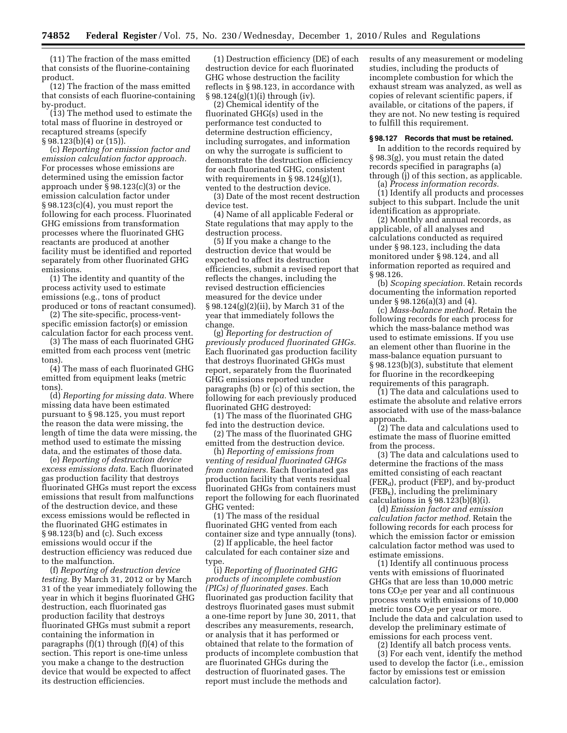(11) The fraction of the mass emitted that consists of the fluorine-containing product.

(12) The fraction of the mass emitted that consists of each fluorine-containing by-product.

(13) The method used to estimate the total mass of fluorine in destroyed or recaptured streams (specify § 98.123(b)(4) or (15)).

(c) *Reporting for emission factor and emission calculation factor approach.* For processes whose emissions are determined using the emission factor approach under § 98.123(c)(3) or the emission calculation factor under § 98.123(c)(4), you must report the following for each process. Fluorinated GHG emissions from transformation processes where the fluorinated GHG reactants are produced at another facility must be identified and reported separately from other fluorinated GHG emissions.

(1) The identity and quantity of the process activity used to estimate emissions (e.g., tons of product produced or tons of reactant consumed).

(2) The site-specific, process-vent-specific emission factor(s) or emission calculation factor for each process vent.

(3) The mass of each fluorinated GHG emitted from each process vent (metric tons).

(4) The mass of each fluorinated GHG emitted from equipment leaks (metric tons).

(d) *Reporting for missing data.* Where missing data have been estimated pursuant to § 98.125, you must report the reason the data were missing, the length of time the data were missing, the method used to estimate the missing data, and the estimates of those data.

(e) *Reporting of destruction device excess emissions data.* Each fluorinated gas production facility that destroys fluorinated GHGs must report the excess emissions that result from malfunctions of the destruction device, and these excess emissions would be reflected in the fluorinated GHG estimates in § 98.123(b) and (c). Such excess emissions would occur if the destruction efficiency was reduced due to the malfunction.

(f) *Reporting of destruction device testing.* By March 31, 2012 or by March 31 of the year immediately following the year in which it begins fluorinated GHG destruction, each fluorinated gas production facility that destroys fluorinated GHGs must submit a report containing the information in paragraphs (f)(1) through (f)(4) of this section. This report is one-time unless you make a change to the destruction device that would be expected to affect its destruction efficiencies.

(1) Destruction efficiency (DE) of each destruction device for each fluorinated GHG whose destruction the facility reflects in § 98.123, in accordance with § 98.124(g)(1)(i) through (iv).

(2) Chemical identity of the fluorinated GHG(s) used in the performance test conducted to determine destruction efficiency, including surrogates, and information on why the surrogate is sufficient to demonstrate the destruction efficiency for each fluorinated GHG, consistent with requirements in § 98.124(g)(1), vented to the destruction device.

(3) Date of the most recent destruction device test.

(4) Name of all applicable Federal or State regulations that may apply to the destruction process.

(5) If you make a change to the destruction device that would be expected to affect its destruction efficiencies, submit a revised report that reflects the changes, including the revised destruction efficiencies measured for the device under § 98.124(g)(2)(ii), by March 31 of the year that immediately follows the change.

(g) *Reporting for destruction of previously produced fluorinated GHGs.* Each fluorinated gas production facility that destroys fluorinated GHGs must report, separately from the fluorinated GHG emissions reported under paragraphs (b) or (c) of this section, the following for each previously produced fluorinated GHG destroyed:

(1) The mass of the fluorinated GHG fed into the destruction device.

(2) The mass of the fluorinated GHG emitted from the destruction device.

(h) *Reporting of emissions from venting of residual fluorinated GHGs from containers.* Each fluorinated gas production facility that vents residual fluorinated GHGs from containers must report the following for each fluorinated GHG vented:

(1) The mass of the residual fluorinated GHG vented from each container size and type annually (tons).

(2) If applicable, the heel factor calculated for each container size and type.

(i) *Reporting of fluorinated GHG products of incomplete combustion (PICs) of fluorinated gases.* Each fluorinated gas production facility that destroys fluorinated gases must submit a one-time report by June 30, 2011, that describes any measurements, research, or analysis that it has performed or obtained that relate to the formation of products of incomplete combustion that are fluorinated GHGs during the destruction of fluorinated gases. The report must include the methods and results of any measurement or modeling studies, including the products of incomplete combustion for which the exhaust stream was analyzed, as well as copies of relevant scientific papers, if available, or citations of the papers, if they are not. No new testing is required to fulfill this requirement.

### § 98.127 Records that must be retained.

In addition to the records required by § 98.3(g), you must retain the dated records specified in paragraphs (a) through (j) of this section, as applicable.

(a) *Process information records.*

(1) Identify all products and processes subject to this subpart. Include the unit identification as appropriate.

(2) Monthly and annual records, as applicable, of all analyses and calculations conducted as required under § 98.123, including the data monitored under § 98.124, and all information reported as required and § 98.126.

(b) *Scoping speciation.* Retain records documenting the information reported under § 98.126(a)(3) and (4).

(c) *Mass-balance method.* Retain the following records for each process for which the mass-balance method was used to estimate emissions. If you use an element other than fluorine in the mass-balance equation pursuant to § 98.123(b)(3), substitute that element for fluorine in the recordkeeping requirements of this paragraph.

(1) The data and calculations used to estimate the absolute and relative errors associated with use of the mass-balance approach.

(2) The data and calculations used to estimate the mass of fluorine emitted from the process.

(3) The data and calculations used to determine the fractions of the mass emitted consisting of each reactant ($FER_d$), product (FEP), and by-product ($FEB_k$), including the preliminary calculations in § 98.123(b)(8)(i).

(d) *Emission factor and emission calculation factor method.* Retain the following records for each process for which the emission factor or emission calculation factor method was used to estimate emissions.

(1) Identify all continuous process vents with emissions of fluorinated GHGs that are less than 10,000 metric tons $CO_2e$ per year and all continuous process vents with emissions of 10,000 metric tons $CO_2e$ per year or more. Include the data and calculation used to develop the preliminary estimate of emissions for each process vent.

(2) Identify all batch process vents.

(3) For each vent, identify the method used to develop the factor (i.e., emission factor by emissions test or emission calculation factor).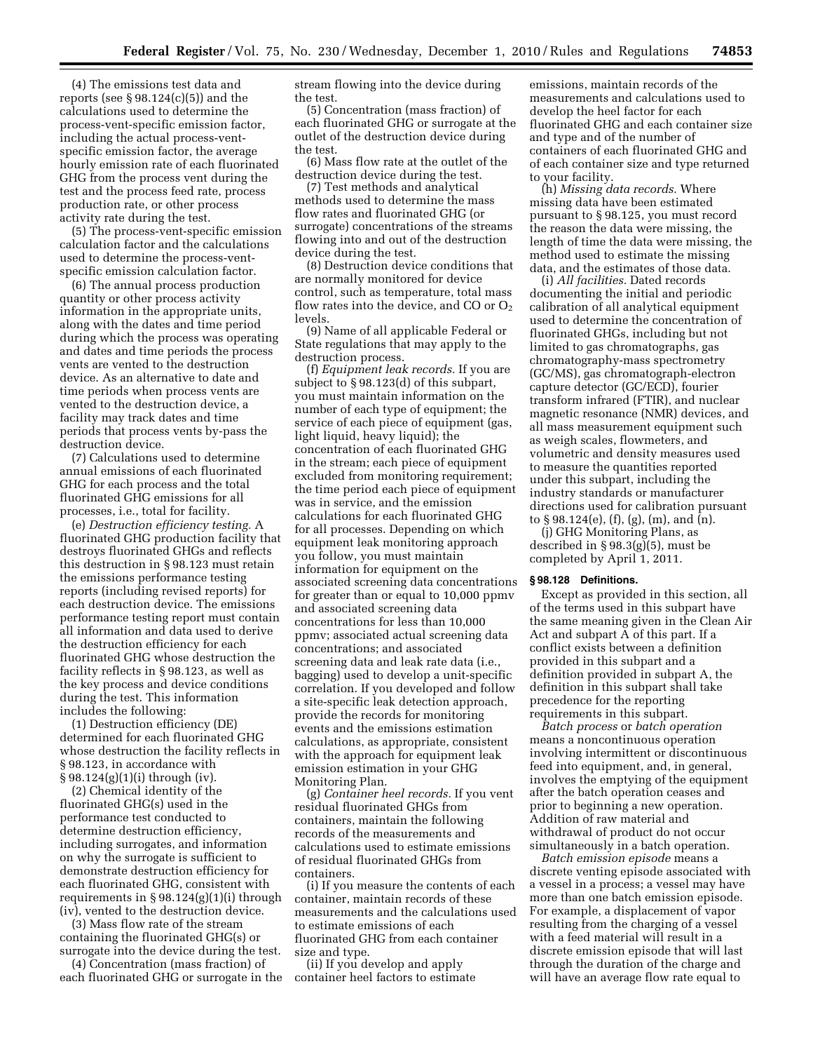(4) The emissions test data and reports (see § 98.124(c)(5)) and the calculations used to determine the process-vent-specific emission factor, including the actual process-vent-specific emission factor, the average hourly emission rate of each fluorinated GHG from the process vent during the test and the process feed rate, process production rate, or other process activity rate during the test.

(5) The process-vent-specific emission calculation factor and the calculations used to determine the process-vent-specific emission calculation factor.

(6) The annual process production quantity or other process activity information in the appropriate units, along with the dates and time period during which the process was operating and dates and time periods the process vents are vented to the destruction device. As an alternative to date and time periods when process vents are vented to the destruction device, a facility may track dates and time periods that process vents by-pass the destruction device.

(7) Calculations used to determine annual emissions of each fluorinated GHG for each process and the total fluorinated GHG emissions for all processes, i.e., total for facility.

(e) *Destruction efficiency testing.* A fluorinated GHG production facility that destroys fluorinated GHGs and reflects this destruction in § 98.123 must retain the emissions performance testing reports (including revised reports) for each destruction device. The emissions performance testing report must contain all information and data used to derive the destruction efficiency for each fluorinated GHG whose destruction the facility reflects in § 98.123, as well as the key process and device conditions during the test. This information includes the following:

(1) Destruction efficiency (DE) determined for each fluorinated GHG whose destruction the facility reflects in § 98.123, in accordance with § 98.124(g)(1)(i) through (iv).

(2) Chemical identity of the fluorinated GHG(s) used in the performance test conducted to determine destruction efficiency, including surrogates, and information on why the surrogate is sufficient to demonstrate destruction efficiency for each fluorinated GHG, consistent with requirements in § 98.124(g)(1)(i) through (iv), vented to the destruction device.

(3) Mass flow rate of the stream containing the fluorinated GHG(s) or surrogate into the device during the test.

(4) Concentration (mass fraction) of each fluorinated GHG or surrogate in the stream flowing into the device during the test.

(5) Concentration (mass fraction) of each fluorinated GHG or surrogate at the outlet of the destruction device during the test.

(6) Mass flow rate at the outlet of the destruction device during the test.

(7) Test methods and analytical methods used to determine the mass flow rates and fluorinated GHG (or surrogate) concentrations of the streams flowing into and out of the destruction device during the test.

(8) Destruction device conditions that are normally monitored for device control, such as temperature, total mass flow rates into the device, and CO or $O_2$ levels.

(9) Name of all applicable Federal or State regulations that may apply to the destruction process.

(f) *Equipment leak records.* If you are subject to § 98.123(d) of this subpart, you must maintain information on the number of each type of equipment; the service of each piece of equipment (gas, light liquid, heavy liquid); the concentration of each fluorinated GHG in the stream; each piece of equipment excluded from monitoring requirement; the time period each piece of equipment was in service, and the emission calculations for each fluorinated GHG for all processes. Depending on which equipment leak monitoring approach you follow, you must maintain information for equipment on the associated screening data concentrations for greater than or equal to 10,000 ppmv and associated screening data concentrations for less than 10,000 ppmv; associated actual screening data concentrations; and associated screening data and leak rate data (i.e., bagging) used to develop a unit-specific correlation. If you developed and follow a site-specific leak detection approach, provide the records for monitoring events and the emissions estimation calculations, as appropriate, consistent with the approach for equipment leak emission estimation in your GHG Monitoring Plan.

(g) *Container heel records.* If you vent residual fluorinated GHGs from containers, maintain the following records of the measurements and calculations used to estimate emissions of residual fluorinated GHGs from containers.

(i) If you measure the contents of each container, maintain records of these measurements and the calculations used to estimate emissions of each fluorinated GHG from each container size and type.

(ii) If you develop and apply container heel factors to estimate emissions, maintain records of the measurements and calculations used to develop the heel factor for each fluorinated GHG and each container size and type and of the number of containers of each fluorinated GHG and of each container size and type returned to your facility.

(h) *Missing data records.* Where missing data have been estimated pursuant to § 98.125, you must record the reason the data were missing, the length of time the data were missing, the method used to estimate the missing data, and the estimates of those data.

(i) *All facilities.* Dated records documenting the initial and periodic calibration of all analytical equipment used to determine the concentration of fluorinated GHGs, including but not limited to gas chromatographs, gas chromatography-mass spectrometry (GC/MS), gas chromatograph-electron capture detector (GC/ECD), fourier transform infrared (FTIR), and nuclear magnetic resonance (NMR) devices, and all mass measurement equipment such as weigh scales, flowmeters, and volumetric and density measures used to measure the quantities reported under this subpart, including the industry standards or manufacturer directions used for calibration pursuant to § 98.124(e), (f), (g), (m), and (n).

(j) GHG Monitoring Plans, as described in § 98.3(g)(5), must be completed by April 1, 2011.

### § 98.128 Definitions.

Except as provided in this section, all of the terms used in this subpart have the same meaning given in the Clean Air Act and subpart A of this part. If a conflict exists between a definition provided in this subpart and a definition provided in subpart A, the definition in this subpart shall take precedence for the reporting requirements in this subpart.

*Batch process* or *batch operation* means a noncontinuous operation involving intermittent or discontinuous feed into equipment, and, in general, involves the emptying of the equipment after the batch operation ceases and prior to beginning a new operation. Addition of raw material and withdrawal of product do not occur simultaneously in a batch operation.

*Batch emission episode* means a discrete venting episode associated with a vessel in a process; a vessel may have more than one batch emission episode. For example, a displacement of vapor resulting from the charging of a vessel with a feed material will result in a discrete emission episode that will last through the duration of the charge and will have an average flow rate equal to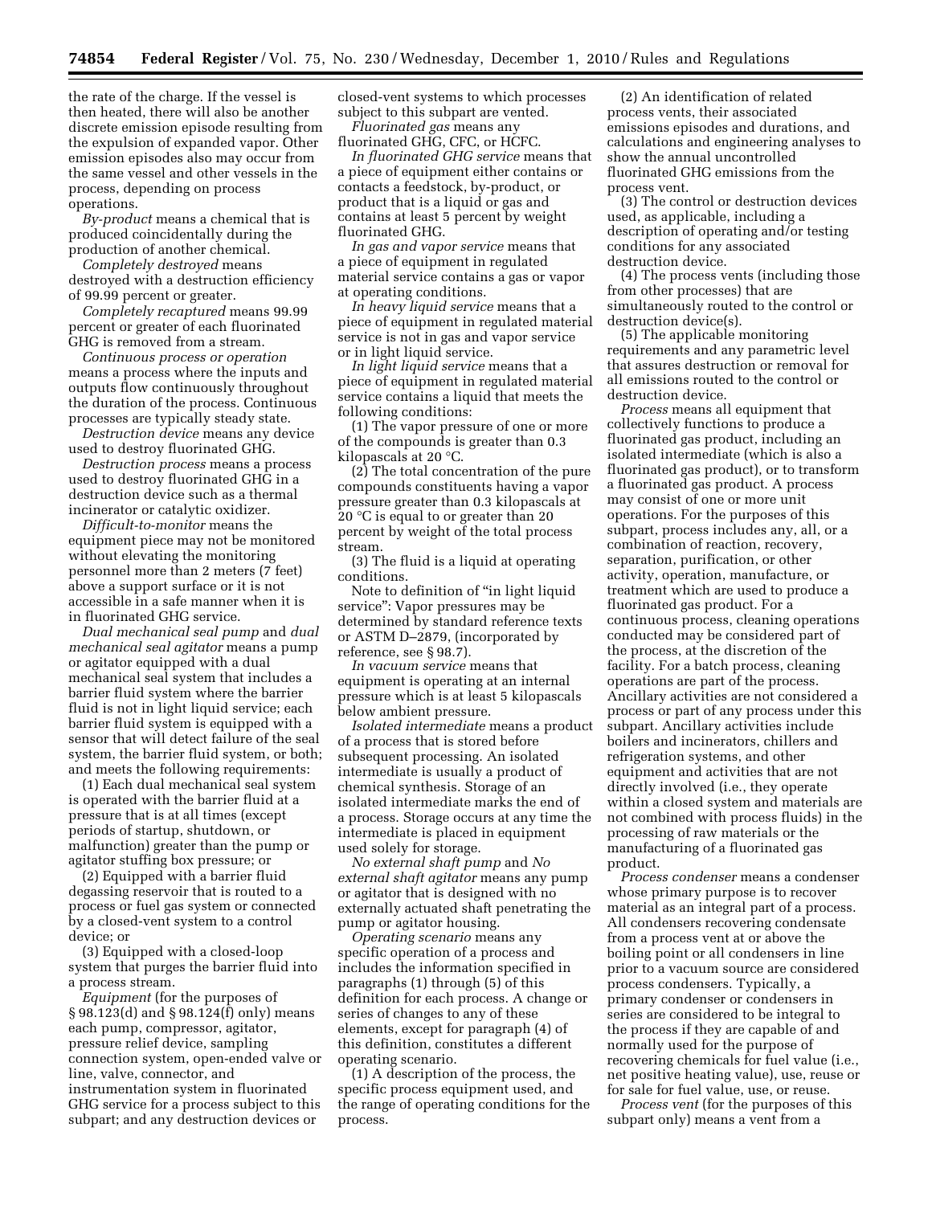the rate of the charge. If the vessel is then heated, there will also be another discrete emission episode resulting from the expulsion of expanded vapor. Other emission episodes also may occur from the same vessel and other vessels in the process, depending on process operations.

*By-product* means a chemical that is produced coincidentally during the production of another chemical.

*Completely destroyed* means destroyed with a destruction efficiency of 99.99 percent or greater.

*Completely recaptured* means 99.99 percent or greater of each fluorinated GHG is removed from a stream.

*Continuous process or operation* means a process where the inputs and outputs flow continuously throughout the duration of the process. Continuous processes are typically steady state.

*Destruction device* means any device used to destroy fluorinated GHG.

*Destruction process* means a process used to destroy fluorinated GHG in a destruction device such as a thermal incinerator or catalytic oxidizer.

*Difficult-to-monitor* means the equipment piece may not be monitored without elevating the monitoring personnel more than 2 meters (7 feet) above a support surface or it is not accessible in a safe manner when it is in fluorinated GHG service.

*Dual mechanical seal pump* and *dual mechanical seal agitator* means a pump or agitator equipped with a dual mechanical seal system that includes a barrier fluid system where the barrier fluid is not in light liquid service; each barrier fluid system is equipped with a sensor that will detect failure of the seal system, the barrier fluid system, or both; and meets the following requirements:

(1) Each dual mechanical seal system is operated with the barrier fluid at a pressure that is at all times (except periods of startup, shutdown, or malfunction) greater than the pump or agitator stuffing box pressure; or

(2) Equipped with a barrier fluid degassing reservoir that is routed to a process or fuel gas system or connected by a closed-vent system to a control device; or

(3) Equipped with a closed-loop system that purges the barrier fluid into a process stream.

*Equipment* (for the purposes of § 98.123(d) and § 98.124(f) only) means each pump, compressor, agitator, pressure relief device, sampling connection system, open-ended valve or line, valve, connector, and instrumentation system in fluorinated GHG service for a process subject to this subpart; and any destruction devices or closed-vent systems to which processes subject to this subpart are vented.

*Fluorinated gas* means any fluorinated GHG, CFC, or HCFC.

*In fluorinated GHG service* means that a piece of equipment either contains or contacts a feedstock, by-product, or product that is a liquid or gas and contains at least 5 percent by weight fluorinated GHG.

*In gas and vapor service* means that a piece of equipment in regulated material service contains a gas or vapor at operating conditions.

*In heavy liquid service* means that a piece of equipment in regulated material service is not in gas and vapor service or in light liquid service.

*In light liquid service* means that a piece of equipment in regulated material service contains a liquid that meets the following conditions:

(1) The vapor pressure of one or more of the compounds is greater than 0.3 kilopascals at 20 °C.

(2) The total concentration of the pure compounds constituents having a vapor pressure greater than 0.3 kilopascals at 20 °C is equal to or greater than 20 percent by weight of the total process stream.

(3) The fluid is a liquid at operating conditions.

Note to definition of "in light liquid service": Vapor pressures may be determined by standard reference texts or ASTM D–2879, (incorporated by reference, see § 98.7).

*In vacuum service* means that equipment is operating at an internal pressure which is at least 5 kilopascals below ambient pressure.

*Isolated intermediate* means a product of a process that is stored before subsequent processing. An isolated intermediate is usually a product of chemical synthesis. Storage of an isolated intermediate marks the end of a process. Storage occurs at any time the intermediate is placed in equipment used solely for storage.

*No external shaft pump* and *No external shaft agitator* means any pump or agitator that is designed with no externally actuated shaft penetrating the pump or agitator housing.

*Operating scenario* means any specific operation of a process and includes the information specified in paragraphs (1) through (5) of this definition for each process. A change or series of changes to any of these elements, except for paragraph (4) of this definition, constitutes a different operating scenario.

(1) A description of the process, the specific process equipment used, and the range of operating conditions for the process.

(2) An identification of related process vents, their associated emissions episodes and durations, and calculations and engineering analyses to show the annual uncontrolled fluorinated GHG emissions from the process vent.

(3) The control or destruction devices used, as applicable, including a description of operating and/or testing conditions for any associated destruction device.

(4) The process vents (including those from other processes) that are simultaneously routed to the control or destruction device(s).

(5) The applicable monitoring requirements and any parametric level that assures destruction or removal for all emissions routed to the control or destruction device.

*Process* means all equipment that collectively functions to produce a fluorinated gas product, including an isolated intermediate (which is also a fluorinated gas product), or to transform a fluorinated gas product. A process may consist of one or more unit operations. For the purposes of this subpart, process includes any, all, or a combination of reaction, recovery, separation, purification, or other activity, operation, manufacture, or treatment which are used to produce a fluorinated gas product. For a continuous process, cleaning operations conducted may be considered part of the process, at the discretion of the facility. For a batch process, cleaning operations are part of the process. Ancillary activities are not considered a process or part of any process under this subpart. Ancillary activities include boilers and incinerators, chillers and refrigeration systems, and other equipment and activities that are not directly involved (i.e., they operate within a closed system and materials are not combined with process fluids) in the processing of raw materials or the manufacturing of a fluorinated gas product.

*Process condenser* means a condenser whose primary purpose is to recover material as an integral part of a process. All condensers recovering condensate from a process vent at or above the boiling point or all condensers in line prior to a vacuum source are considered process condensers. Typically, a primary condenser or condensers in series are considered to be integral to the process if they are capable of and normally used for the purpose of recovering chemicals for fuel value (i.e., net positive heating value), use, reuse or for sale for fuel value, use, or reuse.

*Process vent* (for the purposes of this subpart only) means a vent from a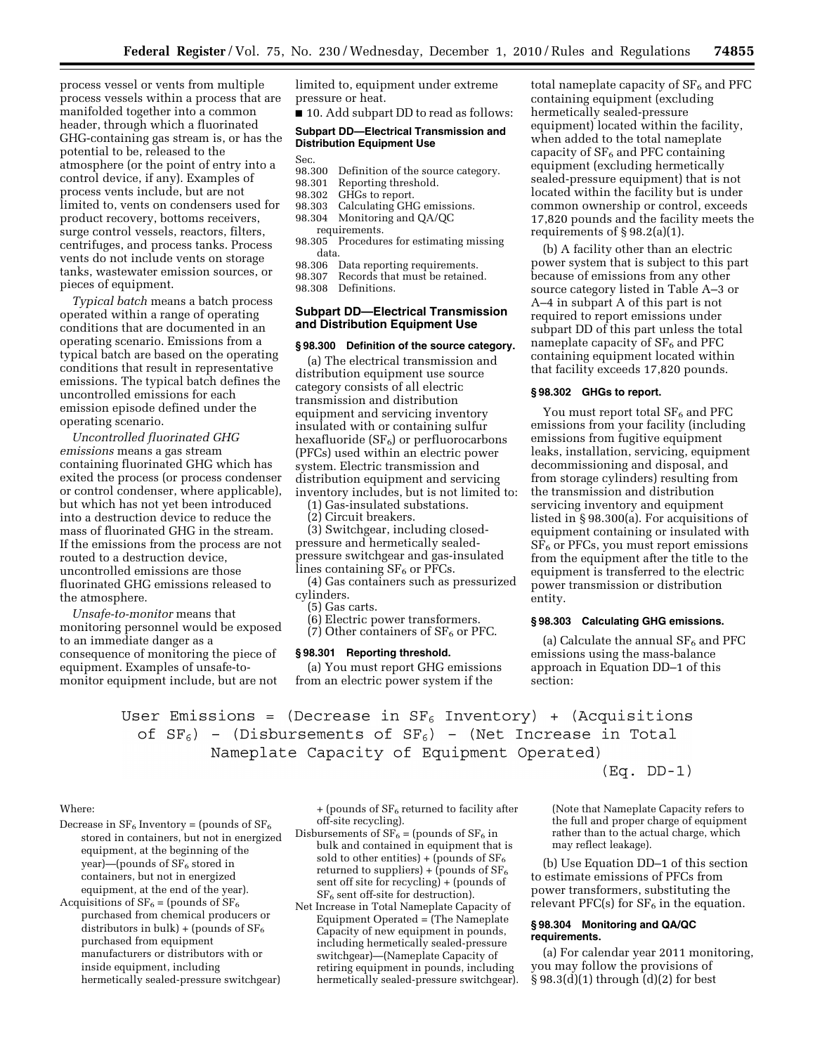process vessel or vents from multiple process vessels within a process that are manifolded together into a common header, through which a fluorinated GHG-containing gas stream is, or has the potential to be, released to the atmosphere (or the point of entry into a control device, if any). Examples of process vents include, but are not limited to, vents on condensers used for product recovery, bottoms receivers, surge control vessels, reactors, filters, centrifuges, and process tanks. Process vents do not include vents on storage tanks, wastewater emission sources, or pieces of equipment.

*Typical batch* means a batch process operated within a range of operating conditions that are documented in an operating scenario. Emissions from a typical batch are based on the operating conditions that result in representative emissions. The typical batch defines the uncontrolled emissions for each emission episode defined under the operating scenario.

*Uncontrolled fluorinated GHG emissions* means a gas stream containing fluorinated GHG which has exited the process (or process condenser or control condenser, where applicable), but which has not yet been introduced into a destruction device to reduce the mass of fluorinated GHG in the stream. If the emissions from the process are not routed to a destruction device, uncontrolled emissions are those fluorinated GHG emissions released to the atmosphere.

*Unsafe-to-monitor* means that monitoring personnel would be exposed to an immediate danger as a consequence of monitoring the piece of equipment. Examples of unsafe-to-monitor equipment include, but are not limited to, equipment under extreme pressure or heat.

■ 10. Add subpart DD to read as follows:

**Subpart DD—Electrical Transmission and Distribution Equipment Use**

Sec.
98.300 Definition of the source category.
98.301 Reporting threshold.
98.302 GHGs to report.
98.303 Calculating GHG emissions.
98.304 Monitoring and QA/QC requirements.
98.305 Procedures for estimating missing data.
98.306 Data reporting requirements.
98.307 Records that must be retained.
98.308 Definitions.

## Subpart DD—Electrical Transmission and Distribution Equipment Use

### § 98.300 Definition of the source category.

(a) The electrical transmission and distribution equipment use source category consists of all electric transmission and distribution equipment and servicing inventory insulated with or containing sulfur hexafluoride ($SF_6$) or perfluorocarbons (PFCs) used within an electric power system. Electric transmission and distribution equipment and servicing inventory includes, but is not limited to:

(1) Gas-insulated substations.

(2) Circuit breakers.

(3) Switchgear, including closed-pressure and hermetically sealed-pressure switchgear and gas-insulated lines containing $SF_6$ or PFCs.

(4) Gas containers such as pressurized cylinders.

(5) Gas carts.

(6) Electric power transformers.

(7) Other containers of $SF_6$ or PFC.

### § 98.301 Reporting threshold.

(a) You must report GHG emissions from an electric power system if the total nameplate capacity of $SF_6$ and PFC containing equipment (excluding hermetically sealed-pressure equipment) located within the facility, when added to the total nameplate capacity of $SF_6$ and PFC containing equipment (excluding hermetically sealed-pressure equipment) that is not located within the facility but is under common ownership or control, exceeds 17,820 pounds and the facility meets the requirements of § 98.2(a)(1).

(b) A facility other than an electric power system that is subject to this part because of emissions from any other source category listed in Table A–3 or A–4 in subpart A of this part is not required to report emissions under subpart DD of this part unless the total nameplate capacity of $SF_6$ and PFC containing equipment located within that facility exceeds 17,820 pounds.

### § 98.302 GHGs to report.

You must report total $SF_6$ and PFC emissions from your facility (including emissions from fugitive equipment leaks, installation, servicing, equipment decommissioning and disposal, and from storage cylinders) resulting from the transmission and distribution servicing inventory and equipment listed in § 98.300(a). For acquisitions of equipment containing or insulated with $SF_6$ or PFCs, you must report emissions from the equipment after the title to the equipment is transferred to the electric power transmission or distribution entity.

### § 98.303 Calculating GHG emissions.

(a) Calculate the annual $SF_6$ and PFC emissions using the mass-balance approach in Equation DD–1 of this section:

$$\text{User Emissions} = (\text{Decrease in } SF_6 \text{ Inventory}) + (\text{Acquisitions of } SF_6) - (\text{Disbursements of } SF_6) - (\text{Net Increase in Total Nameplate Capacity of Equipment Operated}) \quad \text{(Eq. DD-1)}$$

Where:

Decrease in $SF_6$ Inventory = (pounds of $SF_6$ stored in containers, but not in energized equipment, at the beginning of the year)—(pounds of $SF_6$ stored in containers, but not in energized equipment, at the end of the year).

Acquisitions of $SF_6$ = (pounds of $SF_6$ purchased from chemical producers or distributors in bulk) + (pounds of $SF_6$ purchased from equipment manufacturers or distributors with or inside equipment, including hermetically sealed-pressure switchgear) + (pounds of $SF_6$ returned to facility after off-site recycling).

Disbursements of $SF_6$ = (pounds of $SF_6$ in bulk and contained in equipment that is sold to other entities) + (pounds of $SF_6$ returned to suppliers) + (pounds of $SF_6$ sent off site for recycling) + (pounds of $SF_6$ sent off-site for destruction).

Net Increase in Total Nameplate Capacity of Equipment Operated = (The Nameplate Capacity of new equipment in pounds, including hermetically sealed-pressure switchgear)—(Nameplate Capacity of retiring equipment in pounds, including hermetically sealed-pressure switchgear). (Note that Nameplate Capacity refers to the full and proper charge of equipment rather than to the actual charge, which may reflect leakage).

(b) Use Equation DD–1 of this section to estimate emissions of PFCs from power transformers, substituting the relevant PFC(s) for $SF_6$ in the equation.

### § 98.304 Monitoring and QA/QC requirements.

(a) For calendar year 2011 monitoring, you may follow the provisions of § 98.3(d)(1) through (d)(2) for best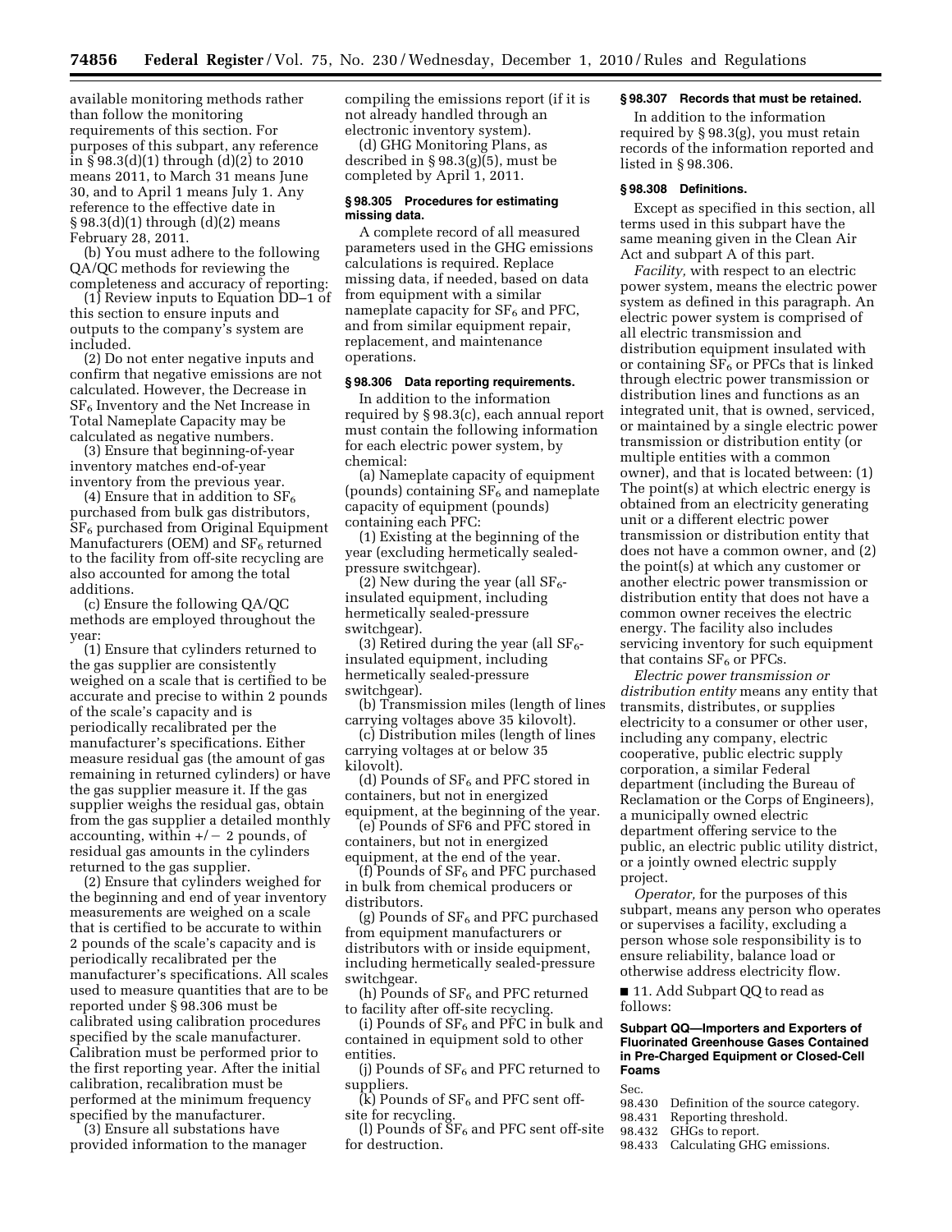available monitoring methods rather than follow the monitoring requirements of this section. For purposes of this subpart, any reference in § 98.3(d)(1) through (d)(2) to 2010 means 2011, to March 31 means June 30, and to April 1 means July 1. Any reference to the effective date in § 98.3(d)(1) through (d)(2) means February 28, 2011.

(b) You must adhere to the following QA/QC methods for reviewing the completeness and accuracy of reporting:

(1) Review inputs to Equation DD–1 of this section to ensure inputs and outputs to the company's system are included.

(2) Do not enter negative inputs and confirm that negative emissions are not calculated. However, the Decrease in $SF_6$ Inventory and the Net Increase in Total Nameplate Capacity may be calculated as negative numbers.

(3) Ensure that beginning-of-year inventory matches end-of-year inventory from the previous year.

(4) Ensure that in addition to $SF_6$ purchased from bulk gas distributors, $SF_6$ purchased from Original Equipment Manufacturers (OEM) and $SF_6$ returned to the facility from off-site recycling are also accounted for among the total additions.

(c) Ensure the following QA/QC methods are employed throughout the year:

(1) Ensure that cylinders returned to the gas supplier are consistently weighed on a scale that is certified to be accurate and precise to within 2 pounds of the scale's capacity and is periodically recalibrated per the manufacturer's specifications. Either measure residual gas (the amount of gas remaining in returned cylinders) or have the gas supplier measure it. If the gas supplier weighs the residual gas, obtain from the gas supplier a detailed monthly accounting, within +/− 2 pounds, of residual gas amounts in the cylinders returned to the gas supplier.

(2) Ensure that cylinders weighed for the beginning and end of year inventory measurements are weighed on a scale that is certified to be accurate to within 2 pounds of the scale's capacity and is periodically recalibrated per the manufacturer's specifications. All scales used to measure quantities that are to be reported under § 98.306 must be calibrated using calibration procedures specified by the scale manufacturer. Calibration must be performed prior to the first reporting year. After the initial calibration, recalibration must be performed at the minimum frequency specified by the manufacturer.

(3) Ensure all substations have provided information to the manager compiling the emissions report (if it is not already handled through an electronic inventory system).

(d) GHG Monitoring Plans, as described in § 98.3(g)(5), must be completed by April 1, 2011.

### § 98.305 Procedures for estimating missing data.

A complete record of all measured parameters used in the GHG emissions calculations is required. Replace missing data, if needed, based on data from equipment with a similar nameplate capacity for $SF_6$ and PFC, and from similar equipment repair, replacement, and maintenance operations.

### § 98.306 Data reporting requirements.

In addition to the information required by § 98.3(c), each annual report must contain the following information for each electric power system, by chemical:

(a) Nameplate capacity of equipment (pounds) containing $SF_6$ and nameplate capacity of equipment (pounds) containing each PFC:

(1) Existing at the beginning of the year (excluding hermetically sealed-pressure switchgear).

(2) New during the year (all $SF_6$-insulated equipment, including hermetically sealed-pressure switchgear).

(3) Retired during the year (all $SF_6$-insulated equipment, including hermetically sealed-pressure switchgear).

(b) Transmission miles (length of lines carrying voltages above 35 kilovolt).

(c) Distribution miles (length of lines carrying voltages at or below 35 kilovolt).

(d) Pounds of $SF_6$ and PFC stored in containers, but not in energized equipment, at the beginning of the year.

(e) Pounds of SF6 and PFC stored in containers, but not in energized equipment, at the end of the year.

(f) Pounds of $SF_6$ and PFC purchased in bulk from chemical producers or distributors.

(g) Pounds of $SF_6$ and PFC purchased from equipment manufacturers or distributors with or inside equipment, including hermetically sealed-pressure switchgear.

(h) Pounds of $SF_6$ and PFC returned to facility after off-site recycling.

(i) Pounds of $SF_6$ and PFC in bulk and contained in equipment sold to other entities.

(j) Pounds of $SF_6$ and PFC returned to suppliers.

(k) Pounds of $SF_6$ and PFC sent off-site for recycling.

(l) Pounds of $SF_6$ and PFC sent off-site for destruction.

### § 98.307 Records that must be retained.

In addition to the information required by § 98.3(g), you must retain records of the information reported and listed in § 98.306.

### § 98.308 Definitions.

Except as specified in this section, all terms used in this subpart have the same meaning given in the Clean Air Act and subpart A of this part.

*Facility,* with respect to an electric power system, means the electric power system as defined in this paragraph. An electric power system is comprised of all electric transmission and distribution equipment insulated with or containing $SF_6$ or PFCs that is linked through electric power transmission or distribution lines and functions as an integrated unit, that is owned, serviced, or maintained by a single electric power transmission or distribution entity (or multiple entities with a common owner), and that is located between: (1) The point(s) at which electric energy is obtained from an electricity generating unit or a different electric power transmission or distribution entity that does not have a common owner, and (2) the point(s) at which any customer or another electric power transmission or distribution entity that does not have a common owner receives the electric energy. The facility also includes servicing inventory for such equipment that contains $SF_6$ or PFCs.

*Electric power transmission or distribution entity* means any entity that transmits, distributes, or supplies electricity to a consumer or other user, including any company, electric cooperative, public electric supply corporation, a similar Federal department (including the Bureau of Reclamation or the Corps of Engineers), a municipally owned electric department offering service to the public, an electric public utility district, or a jointly owned electric supply project.

*Operator,* for the purposes of this subpart, means any person who operates or supervises a facility, excluding a person whose sole responsibility is to ensure reliability, balance load or otherwise address electricity flow.

■ 11. Add Subpart QQ to read as follows:

## Subpart QQ—Importers and Exporters of Fluorinated Greenhouse Gases Contained in Pre-Charged Equipment or Closed-Cell Foams

Sec.
98.430 Definition of the source category.
98.431 Reporting threshold.
98.432 GHGs to report.
98.433 Calculating GHG emissions.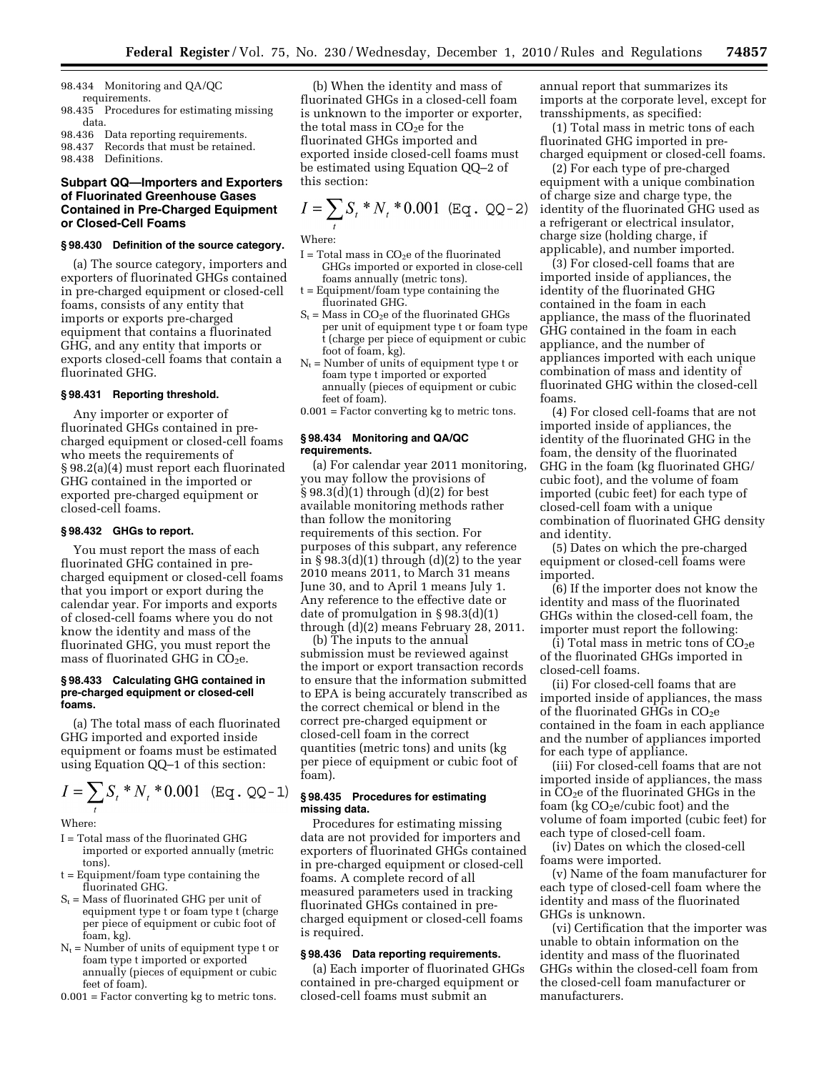98.434 Monitoring and QA/QC requirements.
98.435 Procedures for estimating missing data.
98.436 Data reporting requirements.
98.437 Records that must be retained.
98.438 Definitions.

## Subpart QQ—Importers and Exporters of Fluorinated Greenhouse Gases Contained in Pre-Charged Equipment or Closed-Cell Foams

### § 98.430 Definition of the source category.

(a) The source category, importers and exporters of fluorinated GHGs contained in pre-charged equipment or closed-cell foams, consists of any entity that imports or exports pre-charged equipment that contains a fluorinated GHG, and any entity that imports or exports closed-cell foams that contain a fluorinated GHG.

### § 98.431 Reporting threshold.

Any importer or exporter of fluorinated GHGs contained in pre-charged equipment or closed-cell foams who meets the requirements of § 98.2(a)(4) must report each fluorinated GHG contained in the imported or exported pre-charged equipment or closed-cell foams.

### § 98.432 GHGs to report.

You must report the mass of each fluorinated GHG contained in pre-charged equipment or closed-cell foams that you import or export during the calendar year. For imports and exports of closed-cell foams where you do not know the identity and mass of the fluorinated GHG, you must report the mass of fluorinated GHG in $CO_2$e.

### § 98.433 Calculating GHG contained in pre-charged equipment or closed-cell foams.

(a) The total mass of each fluorinated GHG imported and exported inside equipment or foams must be estimated using Equation QQ–1 of this section:

$$I = \sum_t S_t * N_t * 0.001 \quad \text{(Eq. QQ-1)}$$

Where:

I = Total mass of the fluorinated GHG imported or exported annually (metric tons).

t = Equipment/foam type containing the fluorinated GHG.

$S_t$ = Mass of fluorinated GHG per unit of equipment type t or foam type t (charge per piece of equipment or cubic foot of foam, kg).

$N_t$ = Number of units of equipment type t or foam type t imported or exported annually (pieces of equipment or cubic feet of foam).

0.001 = Factor converting kg to metric tons.

(b) When the identity and mass of fluorinated GHGs in a closed-cell foam is unknown to the importer or exporter, the total mass in $CO_2$e for the fluorinated GHGs imported and exported inside closed-cell foams must be estimated using Equation QQ–2 of this section:

$$I = \sum_t S_t * N_t * 0.001 \quad \text{(Eq. QQ-2)}$$

Where:

I = Total mass in $CO_2$e of the fluorinated GHGs imported or exported in close-cell foams annually (metric tons).

t = Equipment/foam type containing the fluorinated GHG.

$S_t$ = Mass in $CO_2$e of the fluorinated GHGs per unit of equipment type t or foam type t (charge per piece of equipment or cubic foot of foam, kg).

$N_t$ = Number of units of equipment type t or foam type t imported or exported annually (pieces of equipment or cubic feet of foam).

0.001 = Factor converting kg to metric tons.

### § 98.434 Monitoring and QA/QC requirements.

(a) For calendar year 2011 monitoring, you may follow the provisions of § 98.3(d)(1) through (d)(2) for best available monitoring methods rather than follow the monitoring requirements of this section. For purposes of this subpart, any reference in § 98.3(d)(1) through (d)(2) to the year 2010 means 2011, to March 31 means June 30, and to April 1 means July 1. Any reference to the effective date or date of promulgation in § 98.3(d)(1) through (d)(2) means February 28, 2011.

(b) The inputs to the annual submission must be reviewed against the import or export transaction records to ensure that the information submitted to EPA is being accurately transcribed as the correct chemical or blend in the correct pre-charged equipment or closed-cell foam in the correct quantities (metric tons) and units (kg per piece of equipment or cubic foot of foam).

### § 98.435 Procedures for estimating missing data.

Procedures for estimating missing data are not provided for importers and exporters of fluorinated GHGs contained in pre-charged equipment or closed-cell foams. A complete record of all measured parameters used in tracking fluorinated GHGs contained in pre-charged equipment or closed-cell foams is required.

### § 98.436 Data reporting requirements.

(a) Each importer of fluorinated GHGs contained in pre-charged equipment or closed-cell foams must submit an annual report that summarizes its imports at the corporate level, except for transshipments, as specified:

(1) Total mass in metric tons of each fluorinated GHG imported in pre-charged equipment or closed-cell foams.

(2) For each type of pre-charged equipment with a unique combination of charge size and charge type, the identity of the fluorinated GHG used as a refrigerant or electrical insulator, charge size (holding charge, if applicable), and number imported.

(3) For closed-cell foams that are imported inside of appliances, the identity of the fluorinated GHG contained in the foam in each appliance, the mass of the fluorinated GHG contained in the foam in each appliance, and the number of appliances imported with each unique combination of mass and identity of fluorinated GHG within the closed-cell foams.

(4) For closed cell-foams that are not imported inside of appliances, the identity of the fluorinated GHG in the foam, the density of the fluorinated GHG in the foam (kg fluorinated GHG/cubic foot), and the volume of foam imported (cubic feet) for each type of closed-cell foam with a unique combination of fluorinated GHG density and identity.

(5) Dates on which the pre-charged equipment or closed-cell foams were imported.

(6) If the importer does not know the identity and mass of the fluorinated GHGs within the closed-cell foam, the importer must report the following:

(i) Total mass in metric tons of $CO_2$e of the fluorinated GHGs imported in closed-cell foams.

(ii) For closed-cell foams that are imported inside of appliances, the mass of the fluorinated GHGs in $CO_2$e contained in the foam in each appliance and the number of appliances imported for each type of appliance.

(iii) For closed-cell foams that are not imported inside of appliances, the mass in $CO_2$e of the fluorinated GHGs in the foam (kg $CO_2$e/cubic foot) and the volume of foam imported (cubic feet) for each type of closed-cell foam.

(iv) Dates on which the closed-cell foams were imported.

(v) Name of the foam manufacturer for each type of closed-cell foam where the identity and mass of the fluorinated GHGs is unknown.

(vi) Certification that the importer was unable to obtain information on the identity and mass of the fluorinated GHGs within the closed-cell foam from the closed-cell foam manufacturer or manufacturers.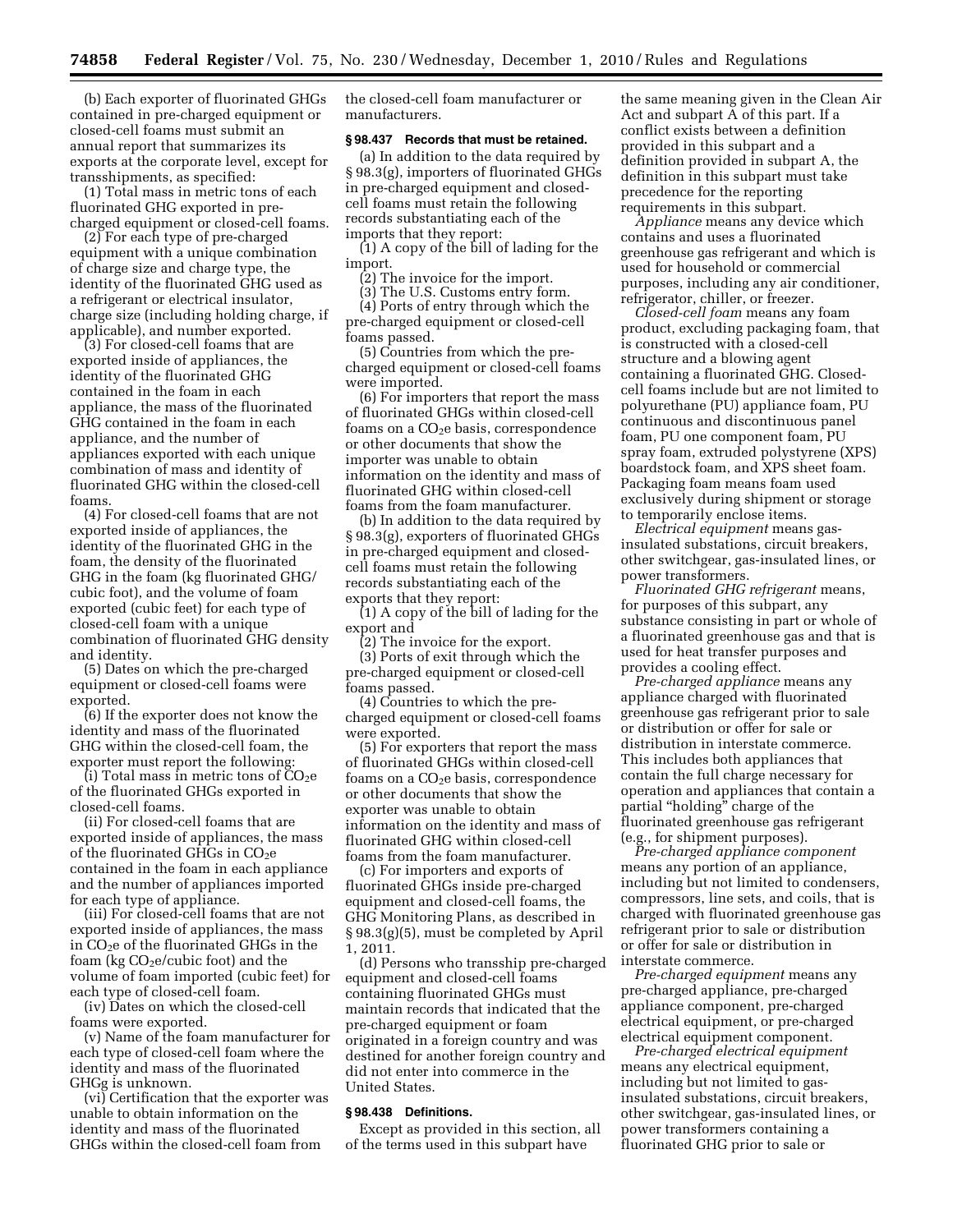(b) Each exporter of fluorinated GHGs contained in pre-charged equipment or closed-cell foams must submit an annual report that summarizes its exports at the corporate level, except for transshipments, as specified:

(1) Total mass in metric tons of each fluorinated GHG exported in pre-charged equipment or closed-cell foams.

(2) For each type of pre-charged equipment with a unique combination of charge size and charge type, the identity of the fluorinated GHG used as a refrigerant or electrical insulator, charge size (including holding charge, if applicable), and number exported.

(3) For closed-cell foams that are exported inside of appliances, the identity of the fluorinated GHG contained in the foam in each appliance, the mass of the fluorinated GHG contained in the foam in each appliance, and the number of appliances exported with each unique combination of mass and identity of fluorinated GHG within the closed-cell foams.

(4) For closed-cell foams that are not exported inside of appliances, the identity of the fluorinated GHG in the foam, the density of the fluorinated GHG in the foam (kg fluorinated GHG/ cubic foot), and the volume of foam exported (cubic feet) for each type of closed-cell foam with a unique combination of fluorinated GHG density and identity.

(5) Dates on which the pre-charged equipment or closed-cell foams were exported.

(6) If the exporter does not know the identity and mass of the fluorinated GHG within the closed-cell foam, the exporter must report the following:

(i) Total mass in metric tons of $CO_2e$ of the fluorinated GHGs exported in closed-cell foams.

(ii) For closed-cell foams that are exported inside of appliances, the mass of the fluorinated GHGs in $CO_2e$ contained in the foam in each appliance and the number of appliances imported for each type of appliance.

(iii) For closed-cell foams that are not exported inside of appliances, the mass in $CO_2e$ of the fluorinated GHGs in the foam (kg $CO_2e$/cubic foot) and the volume of foam imported (cubic feet) for each type of closed-cell foam.

(iv) Dates on which the closed-cell foams were exported.

(v) Name of the foam manufacturer for each type of closed-cell foam where the identity and mass of the fluorinated GHGg is unknown.

(vi) Certification that the exporter was unable to obtain information on the identity and mass of the fluorinated GHGs within the closed-cell foam from the closed-cell foam manufacturer or manufacturers.

### § 98.437 Records that must be retained.

(a) In addition to the data required by § 98.3(g), importers of fluorinated GHGs in pre-charged equipment and closed-cell foams must retain the following records substantiating each of the imports that they report:

(1) A copy of the bill of lading for the import.

(2) The invoice for the import.

(3) The U.S. Customs entry form.

(4) Ports of entry through which the pre-charged equipment or closed-cell foams passed.

(5) Countries from which the pre-charged equipment or closed-cell foams were imported.

(6) For importers that report the mass of fluorinated GHGs within closed-cell foams on a $CO_2e$ basis, correspondence or other documents that show the importer was unable to obtain information on the identity and mass of fluorinated GHG within closed-cell foams from the foam manufacturer.

(b) In addition to the data required by § 98.3(g), exporters of fluorinated GHGs in pre-charged equipment and closed-cell foams must retain the following records substantiating each of the exports that they report:

(1) A copy of the bill of lading for the export and

(2) The invoice for the export.

(3) Ports of exit through which the pre-charged equipment or closed-cell foams passed.

(4) Countries to which the pre-charged equipment or closed-cell foams were exported.

(5) For exporters that report the mass of fluorinated GHGs within closed-cell foams on a $CO_2e$ basis, correspondence or other documents that show the exporter was unable to obtain information on the identity and mass of fluorinated GHG within closed-cell foams from the foam manufacturer.

(c) For importers and exports of fluorinated GHGs inside pre-charged equipment and closed-cell foams, the GHG Monitoring Plans, as described in § 98.3(g)(5), must be completed by April 1, 2011.

(d) Persons who transship pre-charged equipment and closed-cell foams containing fluorinated GHGs must maintain records that indicated that the pre-charged equipment or foam originated in a foreign country and was destined for another foreign country and did not enter into commerce in the United States.

### § 98.438 Definitions.

Except as provided in this section, all of the terms used in this subpart have the same meaning given in the Clean Air Act and subpart A of this part. If a conflict exists between a definition provided in this subpart and a definition provided in subpart A, the definition in this subpart must take precedence for the reporting requirements in this subpart.

*Appliance* means any device which contains and uses a fluorinated greenhouse gas refrigerant and which is used for household or commercial purposes, including any air conditioner, refrigerator, chiller, or freezer.

*Closed-cell foam* means any foam product, excluding packaging foam, that is constructed with a closed-cell structure and a blowing agent containing a fluorinated GHG. Closed-cell foams include but are not limited to polyurethane (PU) appliance foam, PU continuous and discontinuous panel foam, PU one component foam, PU spray foam, extruded polystyrene (XPS) boardstock foam, and XPS sheet foam. Packaging foam means foam used exclusively during shipment or storage to temporarily enclose items.

*Electrical equipment* means gas-insulated substations, circuit breakers, other switchgear, gas-insulated lines, or power transformers.

*Fluorinated GHG refrigerant* means, for purposes of this subpart, any substance consisting in part or whole of a fluorinated greenhouse gas and that is used for heat transfer purposes and provides a cooling effect.

*Pre-charged appliance* means any appliance charged with fluorinated greenhouse gas refrigerant prior to sale or distribution or offer for sale or distribution in interstate commerce. This includes both appliances that contain the full charge necessary for operation and appliances that contain a partial "holding" charge of the fluorinated greenhouse gas refrigerant (e.g., for shipment purposes).

*Pre-charged appliance component* means any portion of an appliance, including but not limited to condensers, compressors, line sets, and coils, that is charged with fluorinated greenhouse gas refrigerant prior to sale or distribution or offer for sale or distribution in interstate commerce.

*Pre-charged equipment* means any pre-charged appliance, pre-charged appliance component, pre-charged electrical equipment, or pre-charged electrical equipment component.

*Pre-charged electrical equipment* means any electrical equipment, including but not limited to gas-insulated substations, circuit breakers, other switchgear, gas-insulated lines, or power transformers containing a fluorinated GHG prior to sale or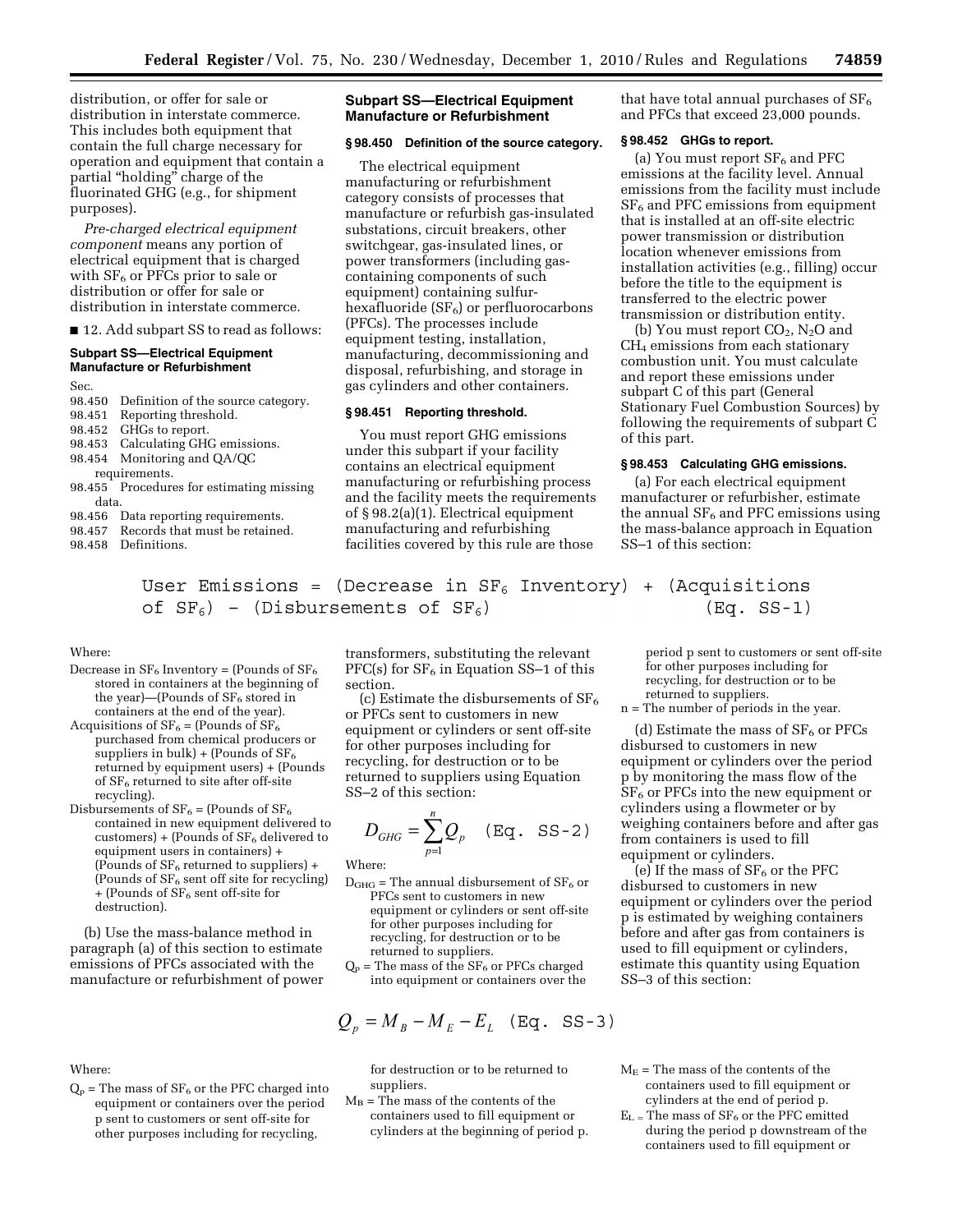distribution, or offer for sale or distribution in interstate commerce. This includes both equipment that contain the full charge necessary for operation and equipment that contain a partial "holding" charge of the fluorinated GHG (e.g., for shipment purposes).

*Pre-charged electrical equipment component* means any portion of electrical equipment that is charged with $SF_6$ or PFCs prior to sale or distribution or offer for sale or distribution in interstate commerce.

■ 12. Add subpart SS to read as follows:

**Subpart SS—Electrical Equipment Manufacture or Refurbishment**

Sec.
98.450 Definition of the source category.
98.451 Reporting threshold.
98.452 GHGs to report.
98.453 Calculating GHG emissions.
98.454 Monitoring and QA/QC requirements.
98.455 Procedures for estimating missing data.
98.456 Data reporting requirements.
98.457 Records that must be retained.
98.458 Definitions.

## Subpart SS—Electrical Equipment Manufacture or Refurbishment

### § 98.450 Definition of the source category.

The electrical equipment manufacturing or refurbishment category consists of processes that manufacture or refurbish gas-insulated substations, circuit breakers, other switchgear, gas-insulated lines, or power transformers (including gas-containing components of such equipment) containing sulfur-hexafluoride ($SF_6$) or perfluorocarbons (PFCs). The processes include equipment testing, installation, manufacturing, decommissioning and disposal, refurbishing, and storage in gas cylinders and other containers.

### § 98.451 Reporting threshold.

You must report GHG emissions under this subpart if your facility contains an electrical equipment manufacturing or refurbishing process and the facility meets the requirements of § 98.2(a)(1). Electrical equipment manufacturing and refurbishing facilities covered by this rule are those that have total annual purchases of $SF_6$ and PFCs that exceed 23,000 pounds.

### § 98.452 GHGs to report.

(a) You must report $SF_6$ and PFC emissions at the facility level. Annual emissions from the facility must include $SF_6$ and PFC emissions from equipment that is installed at an off-site electric power transmission or distribution location whenever emissions from installation activities (e.g., filling) occur before the title to the equipment is transferred to the electric power transmission or distribution entity.

(b) You must report $CO_2$, $N_2O$ and $CH_4$ emissions from each stationary combustion unit. You must calculate and report these emissions under subpart C of this part (General Stationary Fuel Combustion Sources) by following the requirements of subpart C of this part.

### § 98.453 Calculating GHG emissions.

(a) For each electrical equipment manufacturer or refurbisher, estimate the annual $SF_6$ and PFC emissions using the mass-balance in Equation SS–1 of this section:

$$\text{User Emissions} = (\text{Decrease in } SF_6 \text{ Inventory}) + (\text{Acquisitions of } SF_6) - (\text{Disbursements of } SF_6) \quad \text{(Eq. SS-1)}$$

Where:

Decrease in $SF_6$ Inventory = (Pounds of $SF_6$ stored in containers at the beginning of the year)—(Pounds of $SF_6$ stored in containers at the end of the year).

Acquisitions of $SF_6$ = (Pounds of $SF_6$ purchased from chemical producers or suppliers in bulk) + (Pounds of $SF_6$ returned by equipment users) + (Pounds of $SF_6$ returned to site after off-site recycling).

Disbursements of $SF_6$ = (Pounds of $SF_6$ contained in new equipment delivered to customers) + (Pounds of $SF_6$ delivered to equipment users in containers) + (Pounds of $SF_6$ returned to suppliers) + (Pounds of $SF_6$ sent off site for recycling) + (Pounds of $SF_6$ sent off-site for destruction).

(b) Use the mass-balance method in paragraph (a) of this section to estimate emissions of PFCs associated with the manufacture or refurbishment of power transformers, substituting the relevant PFC(s) for $SF_6$ in Equation SS–1 of this section.

(c) Estimate the disbursements of $SF_6$ or PFCs sent to customers in new equipment or cylinders or sent off-site for other purposes including for recycling, for destruction or to be returned to suppliers using Equation SS–2 of this section:

$$D_{GHG} = \sum_{p=1}^{n} Q_p \quad \text{(Eq. SS-2)}$$

Where:

$D_{GHG}$ = The annual disbursement of $SF_6$ or PFCs sent to customers in new equipment or cylinders or sent off-site for other purposes including for recycling, for destruction or to be returned to suppliers.

$Q_p$ = The mass of the $SF_6$ or PFCs charged into equipment or containers over the period p sent to customers or sent off-site for other purposes including for recycling, for destruction or to be returned to suppliers.

n = The number of periods in the year.

(d) Estimate the mass of $SF_6$ or PFCs disbursed to customers in new equipment or cylinders over the period p by monitoring the mass flow of the $SF_6$ or PFCs into the new equipment or cylinders using a flowmeter or by weighing containers before and after gas from containers is used to fill equipment or cylinders.

(e) If the mass of $SF_6$ or the PFC disbursed to customers in new equipment or cylinders over the period p is estimated by weighing containers before and after gas from containers is used to fill equipment or cylinders, estimate this quantity using Equation SS–3 of this section:

$$Q_p = M_B - M_E - E_L \quad \text{(Eq. SS-3)}$$

Where:

$Q_p$ = The mass of $SF_6$ or the PFC charged into equipment or containers over the period p sent to customers or sent off-site for other purposes including for recycling, for destruction or to be returned to suppliers.

$M_B$ = The mass of the contents of the containers used to fill equipment or cylinders at the beginning of period p.

$M_E$ = The mass of the contents of the containers used to fill equipment or cylinders at the end of period p.

$E_L$ = The mass of $SF_6$ or the PFC emitted during the period p downstream of the containers used to fill equipment or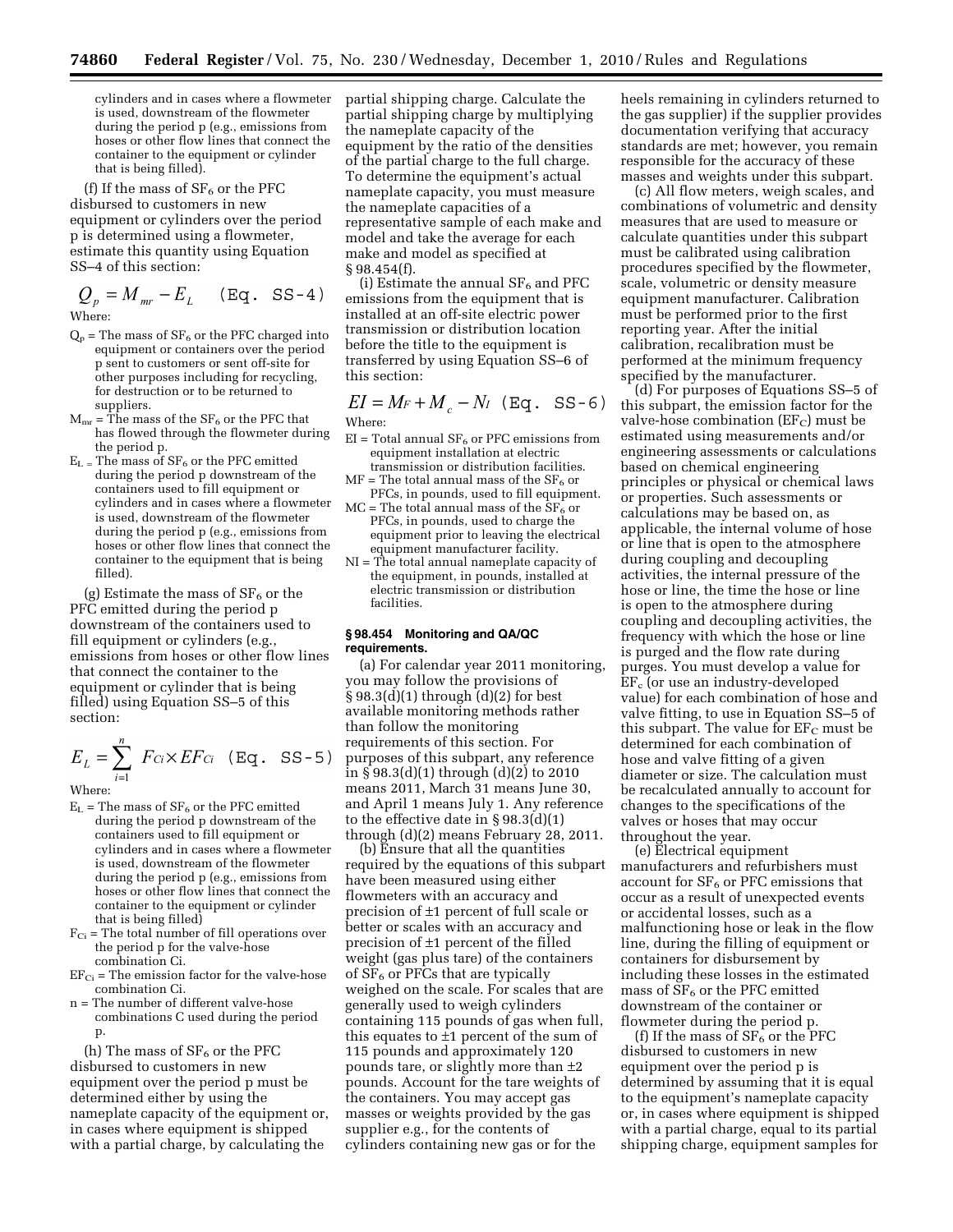cylinders and in cases where a flowmeter is used, downstream of the flowmeter during the period p (e.g., emissions from hoses or other flow lines that connect the container to the equipment or cylinder that is being filled).

(f) If the mass of $SF_6$ or the PFC disbursed to customers in new equipment or cylinders over the period p is determined using a flowmeter, estimate this quantity using Equation SS–4 of this section:

$$Q_p = M_{mr} - E_L \quad \text{(Eq. SS-4)}$$

Where:

$Q_p$ = The mass of $SF_6$ or the PFC charged into equipment or containers over the period p sent to customers or sent off-site for other purposes including for recycling, for destruction or to be returned to suppliers.

$M_{mr}$ = The mass of the $SF_6$ or the PFC that has flowed through the flowmeter during the period p.

$E_L$ = The mass of $SF_6$ or the PFC emitted during the period p downstream of the containers used to fill equipment or cylinders and in cases where a flowmeter is used, downstream of the flowmeter during the period p (e.g., emissions from hoses or other flow lines that connect the container to the equipment that is being filled).

(g) Estimate the mass of $SF_6$ or the PFC emitted during the period p downstream of the containers used to fill equipment or cylinders (e.g., emissions from hoses or other flow lines that connect the container to the equipment or cylinder that is being filled) using Equation SS–5 of this section:

$$E_L = \sum_{i=1}^{n} F_{Ci} \times EF_{Ci} \quad \text{(Eq. SS-5)}$$

Where:

$E_L$ = The mass of $SF_6$ or the PFC emitted during the period p downstream of the containers used to fill equipment or cylinders and in cases where a flowmeter is used, downstream of the flowmeter during the period p (e.g., emissions from hoses or other flow lines that connect the container to the equipment or cylinder that is being filled)

$F_{Ci}$ = The total number of fill operations over the period p for the valve-hose combination Ci.

$EF_{Ci}$ = The emission factor for the valve-hose combination Ci.

n = The number of different valve-hose combinations C used during the period p.

(h) The mass of $SF_6$ or the PFC disbursed to customers in new equipment over the period p must be determined either by using the nameplate capacity of the equipment or, in cases where equipment is shipped with a partial charge, by calculating the partial shipping charge. Calculate the partial shipping charge by multiplying the nameplate capacity of the equipment by the ratio of the densities of the partial charge to the full charge. To determine the equipment's actual nameplate capacity, you must measure the nameplate capacities of a representative sample of each make and model and take the average for each make and model as specified at § 98.454(f).

(i) Estimate the annual $SF_6$ and PFC emissions from the equipment that is installed at an off-site electric power transmission or distribution location before the title to the equipment is transferred by using Equation SS–6 of this section:

$$EI = M_F + M_c - N_I \quad \text{(Eq. SS-6)}$$

Where:

EI = Total annual $SF_6$ or PFC emissions from equipment installation at electric transmission or distribution facilities.

MF = The total annual mass of the $SF_6$ or PFCs, in pounds, used to fill equipment.

MC = The total annual mass of the $SF_6$ or PFCs, in pounds, used to charge the equipment prior to leaving the electrical equipment manufacturer facility.

NI = The total annual nameplate capacity of the equipment, in pounds, installed at electric transmission or distribution facilities.

#### § 98.454 Monitoring and QA/QC requirements.

(a) For calendar year 2011 monitoring, you may follow the provisions of § 98.3(d)(1) through (d)(2) for best available monitoring methods rather than follow the monitoring requirements of this section. For purposes of this subpart, any reference in § 98.3(d)(1) through (d)(2) to 2010 means 2011, March 31 means June 30, and April 1 means July 1. Any reference to the effective date in § 98.3(d)(1) through (d)(2) means February 28, 2011.

(b) Ensure that all the quantities required by the equations of this subpart have been measured using either flowmeters with an accuracy and precision of ±1 percent of full scale or better or scales with an accuracy and precision of ±1 percent of the filled weight (gas plus tare) of the containers of $SF_6$ or PFCs that are typically weighed on the scale. For scales that are generally used to weigh cylinders containing 115 pounds of gas when full, this equates to ±1 percent of the sum of 115 pounds and approximately 120 pounds tare, or slightly more than ±2 pounds. Account for the tare weights of the containers. You may accept gas masses or weights provided by the gas supplier e.g., for the contents of cylinders containing new gas or for the heels remaining in cylinders returned to the gas supplier) if the supplier provides documentation verifying that accuracy standards are met; however, you remain responsible for the accuracy of these masses and weights under this subpart.

(c) All flow meters, weigh scales, and combinations of volumetric and density measures that are used to measure or calculate quantities under this subpart must be calibrated using calibration procedures specified by the flowmeter, scale, volumetric or density measure equipment manufacturer. Calibration must be performed prior to the first reporting year. After the initial calibration, recalibration must be performed at the minimum frequency specified by the manufacturer.

(d) For purposes of Equations SS–5 of this subpart, the emission factor for the valve-hose combination ($EF_C$) must be estimated using measurements and/or engineering assessments or calculations based on chemical engineering principles or physical or chemical laws or properties. Such assessments or calculations may be based on, as applicable, the internal volume of hose or line that is open to the atmosphere during coupling and decoupling activities, the internal pressure of the hose or line, the time the hose or line is open to the atmosphere during coupling and decoupling activities, the frequency with which the hose or line is purged and the flow rate during purges. You must develop a value for $EF_c$ (or use an industry-developed value) for each combination of hose and valve fitting, to use in Equation SS–5 of this subpart. The value for $EF_C$ must be determined for each combination of hose and valve fitting of a given diameter or size. The calculation must be recalculated annually to account for changes to the specifications of the valves or hoses that may occur throughout the year.

(e) Electrical equipment manufacturers and refurbishers must account for $SF_6$ or PFC emissions that occur as a result of unexpected events or accidental losses, such as a malfunctioning hose or leak in the flow line, during the filling of equipment or containers for disbursement by including these losses in the estimated mass of $SF_6$ or the PFC emitted downstream of the container or flowmeter during the period p.

(f) If the mass of $SF_6$ or the PFC disbursed to customers in new equipment over the period p is determined by assuming that it is equal to the equipment's nameplate capacity or, in cases where equipment is shipped with a partial charge, equal to its partial shipping charge, equipment samples for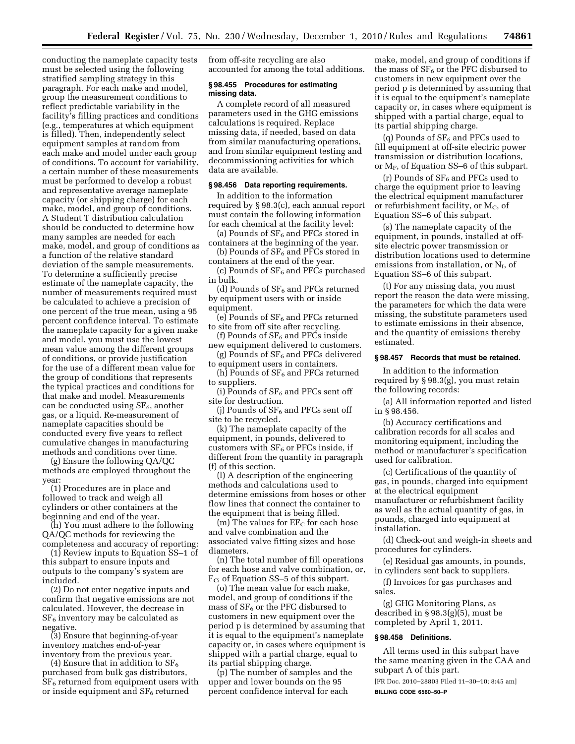conducting the nameplate capacity tests must be selected using the following stratified sampling strategy in this paragraph. For each make and model, group the measurement conditions to reflect predictable variability in the facility's filling practices and conditions (e.g., temperatures at which equipment is filled). Then, independently select equipment samples at random from each make and model under each group of conditions. To account for variability, a certain number of these measurements must be performed to develop a robust and representative average nameplate capacity (or shipping charge) for each make, model, and group of conditions. A Student T distribution calculation should be conducted to determine how many samples are needed for each make, model, and group of conditions as a function of the relative standard deviation of the sample measurements. To determine a sufficiently precise estimate of the nameplate capacity, the number of measurements required must be calculated to achieve a precision of one percent of the true mean, using a 95 percent confidence interval. To estimate the nameplate capacity for a given make and model, you must use the lowest mean value among the different groups of conditions, or provide justification for the use of a different mean value for the group of conditions that represents the typical practices and conditions for that make and model. Measurements can be conducted using $SF_6$, another gas, or a liquid. Re-measurement of nameplate capacities should be conducted every five years to reflect cumulative changes in manufacturing methods and conditions over time.

(g) Ensure the following QA/QC methods are employed throughout the year:

(1) Procedures are in place and followed to track and weigh all cylinders or other containers at the beginning and end of the year.

(h) You must adhere to the following QA/QC methods for reviewing the completeness and accuracy of reporting:

(1) Review inputs to Equation SS–1 of this subpart to ensure inputs and outputs to the company's system are included.

(2) Do not enter negative inputs and confirm that negative emissions are not calculated. However, the decrease in $SF_6$ inventory may be calculated as negative.

(3) Ensure that beginning-of-year inventory matches end-of-year inventory from the previous year.

(4) Ensure that in addition to $SF_6$ purchased from bulk gas distributors, $SF_6$ returned from equipment users with or inside equipment and $SF_6$ returned from off-site recycling are also accounted for among the total additions.

### § 98.455 Procedures for estimating missing data.

A complete record of all measured parameters used in the GHG emissions calculations is required. Replace missing data, if needed, based on data from similar manufacturing operations, and from similar equipment testing and decommissioning activities for which data are available.

### § 98.456 Data reporting requirements.

In addition to the information required by § 98.3(c), each annual report must contain the following information for each chemical at the facility level:

(a) Pounds of $SF_6$ and PFCs stored in containers at the beginning of the year.

(b) Pounds of $SF_6$ and PFCs stored in containers at the end of the year.

(c) Pounds of $SF_6$ and PFCs purchased in bulk.

(d) Pounds of $SF_6$ and PFCs returned by equipment users with or inside equipment.

(e) Pounds of $SF_6$ and PFCs returned to site from off site after recycling.

(f) Pounds of $SF_6$ and PFCs inside new equipment delivered to customers.

(g) Pounds of $SF_6$ and PFCs delivered to equipment users in containers.

(h) Pounds of $SF_6$ and PFCs returned to suppliers.

(i) Pounds of $SF_6$ and PFCs sent off site for destruction.

(j) Pounds of $SF_6$ and PFCs sent off site to be recycled.

(k) The nameplate capacity of the equipment, in pounds, delivered to customers with $SF_6$ or PFCs inside, if different from the quantity in paragraph (f) of this section.

(l) A description of the engineering methods and calculations used to determine emissions from hoses or other flow lines that connect the container to the equipment that is being filled.

(m) The values for $EF_C$ for each hose and valve combination and the associated valve fitting sizes and hose diameters.

(n) The total number of fill operations for each hose and valve combination, or, $F_{Ci}$ of Equation SS–5 of this subpart.

(o) The mean value for each make, model, and group of conditions if the mass of $SF_6$ or the PFC disbursed to customers in new equipment over the period p is determined by assuming that it is equal to the equipment's nameplate capacity or, in cases where equipment is shipped with a partial charge, equal to its partial shipping charge.

(p) The number of samples and the upper and lower bounds on the 95 percent confidence interval for each make, model, and group of conditions if the mass of $SF_6$ or the PFC disbursed to customers in new equipment over the period p is determined by assuming that it is equal to the equipment's nameplate capacity or, in cases where equipment is shipped with a partial charge, equal to its partial shipping charge.

(q) Pounds of $SF_6$ and PFCs used to fill equipment at off-site electric power transmission or distribution locations, or $M_F$, of Equation SS–6 of this subpart.

(r) Pounds of $SF_6$ and PFCs used to charge the equipment prior to leaving the electrical equipment manufacturer or refurbishment facility, or $M_C$, of Equation SS–6 of this subpart.

(s) The nameplate capacity of the equipment, in pounds, installed at off-site electric power transmission or distribution locations used to determine emissions from installation, or $N_I$, of Equation SS–6 of this subpart.

(t) For any missing data, you must report the reason the data were missing, the parameters for which the data were missing, the substitute parameters used to estimate emissions in their absence, and the quantity of emissions thereby estimated.

### § 98.457 Records that must be retained.

In addition to the information required by § 98.3(g), you must retain the following records:

(a) All information reported and listed in § 98.456.

(b) Accuracy certifications and calibration records for all scales and monitoring equipment, including the method or manufacturer's specification used for calibration.

(c) Certifications of the quantity of gas, in pounds, charged into equipment at the electrical equipment manufacturer or refurbishment facility as well as the actual quantity of gas, in pounds, charged into equipment at installation.

(d) Check-out and weigh-in sheets and procedures for cylinders.

(e) Residual gas amounts, in pounds, in cylinders sent back to suppliers.

(f) Invoices for gas purchases and sales.

(g) GHG Monitoring Plans, as described in § 98.3(g)(5), must be completed by April 1, 2011.

### § 98.458 Definitions.

All terms used in this subpart have the same meaning given in the CAA and subpart A of this part.

[FR Doc. 2010–28803 Filed 11–30–10; 8:45 am]

**BILLING CODE 6560–50–P**